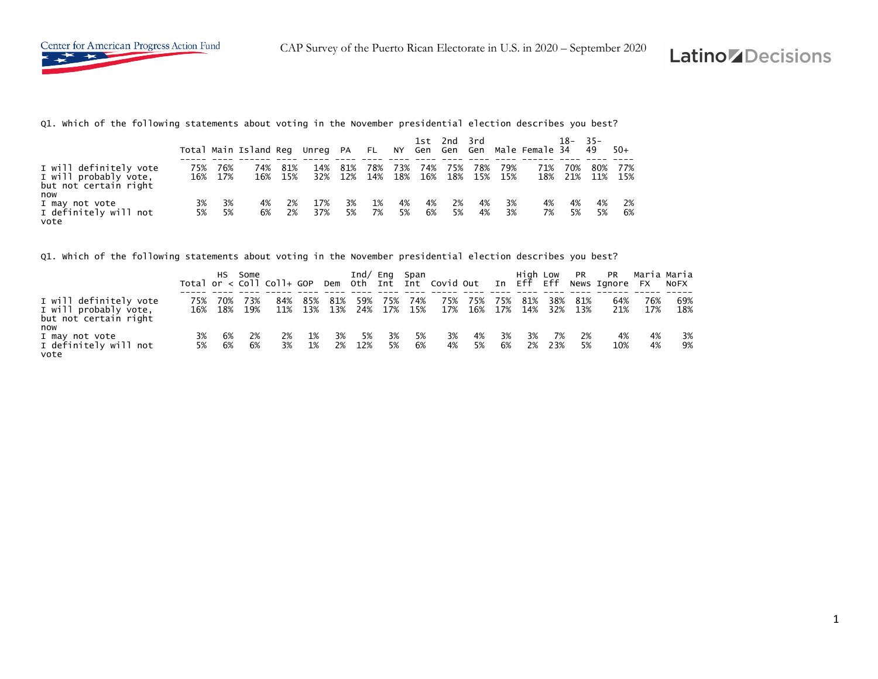Q1. Which of the following statements about voting in the November presidential election describes you best?

| | Total | Main | Island | Reg | Unreg | PA | FL | NY | 1st Gen | 2nd Gen | 3rd Gen | Male | Female | 18-34 | 35-49 | 50+ |
|---|---|---|---|---|---|---|---|---|---|---|---|---|---|---|---|---|
| I will definitely vote | 75% | 76% | 74% | 81% | 14% | 81% | 78% | 73% | 74% | 75% | 78% | 79% | 71% | 70% | 80% | 77% |
| I will probably vote, but not certain right now | 16% | 17% | 16% | 15% | 32% | 12% | 14% | 18% | 16% | 18% | 15% | 15% | 18% | 21% | 11% | 15% |
| I may not vote | 3% | 3% | 4% | 2% | 17% | 3% | 1% | 4% | 4% | 2% | 4% | 3% | 4% | 4% | 4% | 2% |
| I definitely will not vote | 5% | 5% | 6% | 2% | 37% | 5% | 7% | 5% | 6% | 5% | 4% | 3% | 7% | 5% | 5% | 6% |

Q1. Which of the following statements about voting in the November presidential election describes you best?

| | Total | HS or < | Some Coll | Coll+ | GOP | Dem | Ind/ Oth | Eng Int | Span Int | Covid | Out | In | High Eff | Low Eff | PR News | PR Ignore | Maria FX | Maria NoFX |
|---|---|---|---|---|---|---|---|---|---|---|---|---|---|---|---|---|---|---|
| I will definitely vote | 75% | 70% | 73% | 84% | 85% | 81% | 59% | 75% | 74% | 75% | 75% | 75% | 81% | 38% | 81% | 64% | 76% | 69% |
| I will probably vote, but not certain right now | 16% | 18% | 19% | 11% | 13% | 13% | 24% | 17% | 15% | 17% | 16% | 17% | 14% | 32% | 13% | 21% | 17% | 18% |
| I may not vote | 3% | 6% | 2% | 2% | 1% | 3% | 5% | 3% | 5% | 3% | 4% | 3% | 3% | 7% | 2% | 4% | 4% | 3% |
| I definitely will not vote | 5% | 6% | 6% | 3% | 1% | 2% | 12% | 5% | 6% | 4% | 5% | 6% | 2% | 23% | 5% | 10% | 4% | 9% |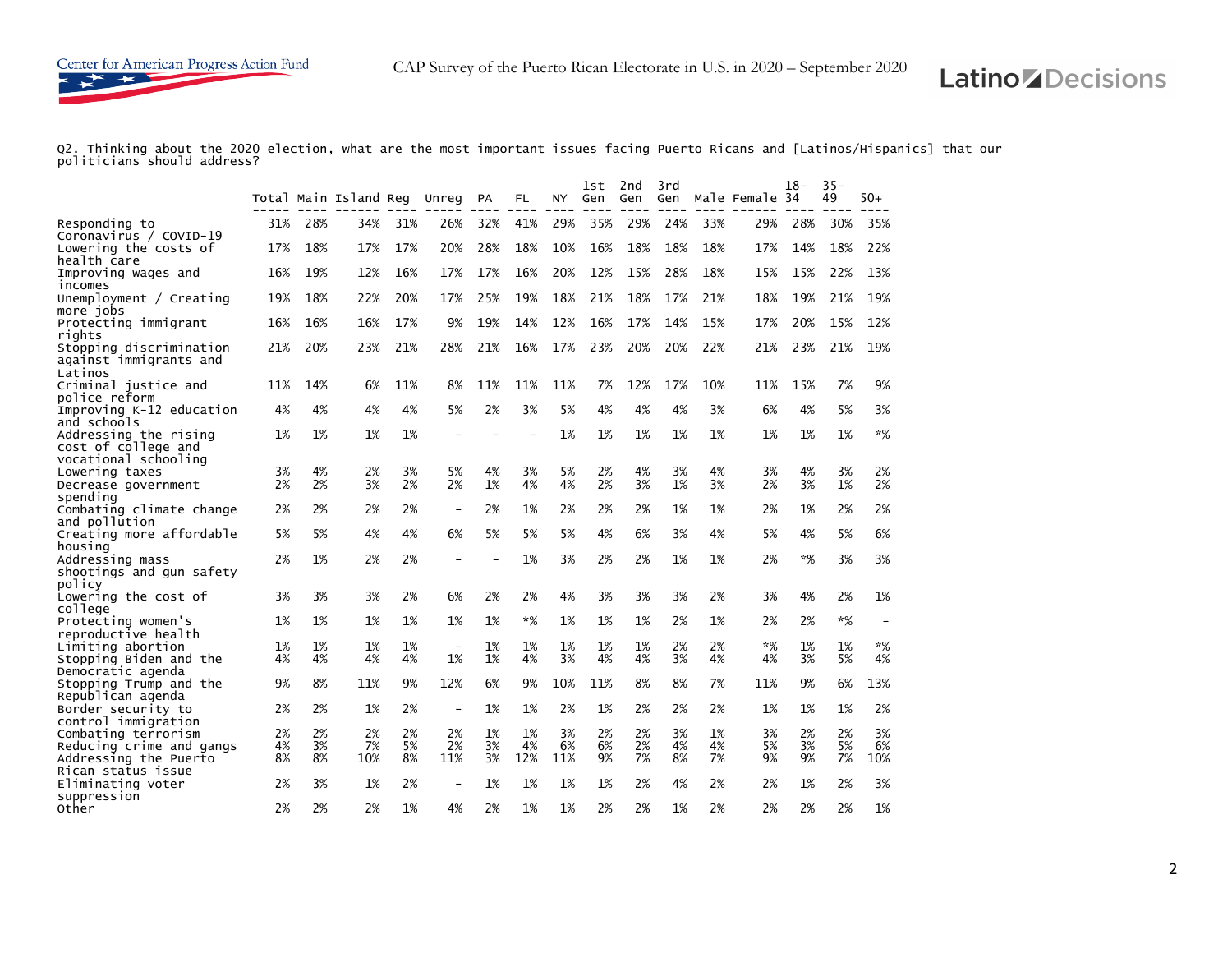Q2. Thinking about the 2020 election, what are the most important issues facing Puerto Ricans and [Latinos/Hispanics] that our politicians should address?

| | Total | Main | Island | Reg | Unreg | PA | FL | NY | 1st Gen | 2nd Gen | 3rd Gen | Male | Female | 18-34 | 35-49 | 50+ |
|---|---|---|---|---|---|---|---|---|---|---|---|---|---|---|---|---|
| Responding to Coronavirus / COVID-19 | 31% | 28% | 34% | 31% | 26% | 32% | 41% | 29% | 35% | 29% | 24% | 33% | 29% | 28% | 30% | 35% |
| Lowering the costs of health care | 17% | 18% | 17% | 17% | 20% | 28% | 18% | 10% | 16% | 18% | 18% | 18% | 17% | 14% | 18% | 22% |
| Improving wages and incomes | 16% | 19% | 12% | 16% | 17% | 17% | 16% | 20% | 12% | 15% | 28% | 18% | 15% | 15% | 22% | 13% |
| Unemployment / Creating more jobs | 19% | 18% | 22% | 20% | 17% | 25% | 19% | 18% | 21% | 18% | 17% | 21% | 18% | 19% | 21% | 19% |
| Protecting immigrant rights | 16% | 16% | 16% | 17% | 9% | 19% | 14% | 12% | 16% | 17% | 14% | 15% | 17% | 20% | 15% | 12% |
| Stopping discrimination against immigrants and Latinos | 21% | 20% | 23% | 21% | 28% | 21% | 16% | 17% | 23% | 20% | 20% | 22% | 21% | 23% | 21% | 19% |
| Criminal justice and police reform | 11% | 14% | 6% | 11% | 8% | 11% | 11% | 11% | 7% | 12% | 17% | 10% | 11% | 15% | 7% | 9% |
| Improving K-12 education and schools | 4% | 4% | 4% | 4% | 5% | 2% | 3% | 5% | 4% | 4% | 4% | 3% | 6% | 4% | 5% | 3% |
| Addressing the rising cost of college and vocational schooling | 1% | 1% | 1% | 1% | - | - | - | 1% | 1% | 1% | 1% | 1% | 1% | 1% | 1% | *% |
| Lowering taxes | 3% | 4% | 2% | 3% | 5% | 4% | 3% | 5% | 2% | 4% | 3% | 4% | 3% | 4% | 3% | 2% |
| Decrease government spending | 2% | 2% | 3% | 2% | 2% | 1% | 4% | 4% | 2% | 3% | 1% | 3% | 2% | 3% | 1% | 2% |
| Combating climate change and pollution | 2% | 2% | 2% | 2% | - | 2% | 1% | 2% | 2% | 2% | 1% | 1% | 2% | 1% | 2% | 2% |
| Creating more affordable housing | 5% | 5% | 4% | 4% | 6% | 5% | 5% | 5% | 4% | 6% | 3% | 4% | 5% | 4% | 5% | 6% |
| Addressing mass shootings and gun safety policy | 2% | 1% | 2% | 2% | - | - | 1% | 3% | 2% | 2% | 1% | 1% | 2% | *% | 3% | 3% |
| Lowering the cost of college | 3% | 3% | 3% | 2% | 6% | 2% | 2% | 4% | 3% | 3% | 3% | 2% | 3% | 4% | 2% | 1% |
| Protecting women's reproductive health | 1% | 1% | 1% | 1% | 1% | 1% | *% | 1% | 1% | 1% | 2% | 1% | 2% | 2% | *% | - |
| Limiting abortion | 1% | 1% | 1% | 1% | - | 1% | 1% | 1% | 1% | 1% | 2% | 2% | *% | 1% | 1% | *% |
| Stopping Biden and the Democratic agenda | 4% | 4% | 4% | 4% | 1% | 1% | 4% | 3% | 4% | 4% | 3% | 4% | 4% | 3% | 5% | 4% |
| Stopping Trump and the Republican agenda | 9% | 8% | 11% | 9% | 12% | 6% | 9% | 10% | 11% | 8% | 8% | 7% | 11% | 9% | 6% | 13% |
| Border security to control immigration | 2% | 2% | 1% | 2% | - | 1% | 1% | 2% | 1% | 2% | 2% | 2% | 1% | 1% | 1% | 2% |
| Combating terrorism | 2% | 2% | 2% | 2% | 2% | 1% | 1% | 3% | 2% | 2% | 3% | 1% | 3% | 2% | 2% | 3% |
| Reducing crime and gangs | 4% | 3% | 7% | 5% | 2% | 3% | 4% | 6% | 6% | 2% | 4% | 4% | 5% | 3% | 5% | 6% |
| Addressing the Puerto Rican status issue | 8% | 8% | 10% | 8% | 11% | 3% | 12% | 11% | 9% | 7% | 8% | 7% | 9% | 9% | 7% | 10% |
| Eliminating voter suppression | 2% | 3% | 1% | 2% | - | 1% | 1% | 1% | 1% | 2% | 4% | 2% | 2% | 1% | 2% | 3% |
| Other | 2% | 2% | 2% | 1% | 4% | 2% | 1% | 1% | 2% | 2% | 1% | 2% | 2% | 2% | 2% | 1% |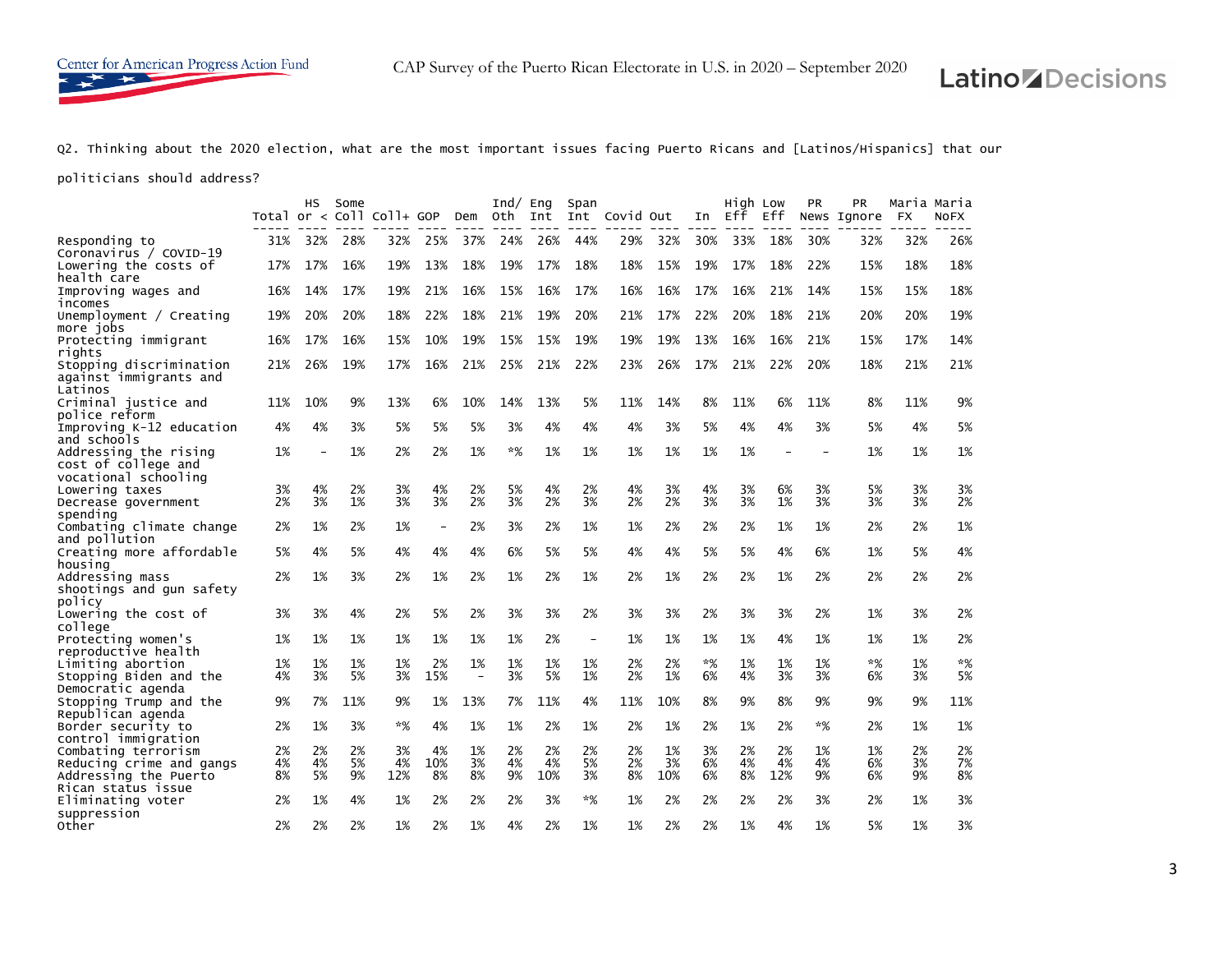Q2. Thinking about the 2020 election, what are the most important issues facing Puerto Ricans and [Latinos/Hispanics] that our politicians should address?

| | Total | HS or < | Some Coll | Coll+ | GOP | Dem | Ind/ Oth | Eng Int | Span Int | Covid | Out | In | High Eff | Low Eff | PR News | PR Ignore | Maria FX | Maria NoFX |
|---|---|---|---|---|---|---|---|---|---|---|---|---|---|---|---|---|---|---|
| Responding to Coronavirus / COVID-19 | 31% | 32% | 28% | 32% | 25% | 37% | 24% | 26% | 44% | 29% | 32% | 30% | 33% | 18% | 30% | 32% | 32% | 26% |
| Lowering the costs of health care | 17% | 17% | 16% | 19% | 13% | 18% | 19% | 17% | 18% | 18% | 15% | 19% | 17% | 18% | 22% | 15% | 18% | 18% |
| Improving wages and incomes | 16% | 14% | 17% | 19% | 21% | 16% | 15% | 16% | 17% | 16% | 16% | 17% | 16% | 21% | 14% | 15% | 15% | 18% |
| Unemployment / Creating more jobs | 19% | 20% | 20% | 18% | 22% | 18% | 21% | 19% | 20% | 21% | 17% | 22% | 20% | 18% | 21% | 20% | 20% | 19% |
| Protecting immigrant rights | 16% | 17% | 16% | 15% | 10% | 19% | 15% | 15% | 19% | 19% | 19% | 13% | 16% | 16% | 21% | 15% | 17% | 14% |
| Stopping discrimination against immigrants and Latinos | 21% | 26% | 19% | 17% | 16% | 21% | 25% | 21% | 22% | 23% | 26% | 17% | 21% | 22% | 20% | 18% | 21% | 21% |
| Criminal justice and police reform | 11% | 10% | 9% | 13% | 6% | 10% | 14% | 13% | 5% | 11% | 14% | 8% | 11% | 6% | 11% | 8% | 11% | 9% |
| Improving K-12 education and schools | 4% | 4% | 3% | 5% | 5% | 5% | 3% | 4% | 4% | 4% | 3% | 5% | 4% | 4% | 3% | 5% | 4% | 5% |
| Addressing the rising cost of college and vocational schooling | 1% | - | 1% | 2% | 2% | 1% | *% | 1% | 1% | 1% | 1% | 1% | 1% | - | - | 1% | 1% | 1% |
| Lowering taxes | 3% | 4% | 2% | 3% | 4% | 2% | 5% | 4% | 2% | 4% | 3% | 4% | 3% | 6% | 3% | 5% | 3% | 3% |
| Decrease government spending | 2% | 3% | 1% | 3% | 3% | 2% | 3% | 2% | 3% | 2% | 2% | 3% | 3% | 1% | 3% | 3% | 3% | 2% |
| Combating climate change and pollution | 2% | 1% | 2% | 1% | - | 2% | 3% | 2% | 1% | 1% | 2% | 2% | 2% | 1% | 1% | 2% | 2% | 1% |
| Creating more affordable housing | 5% | 4% | 5% | 4% | 4% | 4% | 6% | 5% | 5% | 4% | 4% | 5% | 5% | 4% | 6% | 1% | 5% | 4% |
| Addressing mass shootings and gun safety policy | 2% | 1% | 3% | 2% | 1% | 2% | 1% | 2% | 1% | 2% | 1% | 2% | 2% | 1% | 2% | 2% | 2% | 2% |
| Lowering the cost of college | 3% | 3% | 4% | 2% | 5% | 2% | 3% | 3% | 2% | 3% | 3% | 2% | 3% | 3% | 2% | 1% | 3% | 2% |
| Protecting women's reproductive health | 1% | 1% | 1% | 1% | 1% | 1% | 1% | 2% | - | 1% | 1% | 1% | 1% | 4% | 1% | 1% | 1% | 2% |
| Limiting abortion | 1% | 1% | 1% | 1% | 2% | 1% | 1% | 1% | 1% | 2% | 2% | *% | 1% | 1% | 1% | *% | 1% | *% |
| Stopping Biden and the Democratic agenda | 4% | 3% | 5% | 3% | 15% | - | 3% | 5% | 1% | 2% | 1% | 6% | 4% | 3% | 3% | 6% | 3% | 5% |
| Stopping Trump and the Republican agenda | 9% | 7% | 11% | 9% | 1% | 13% | 7% | 11% | 4% | 11% | 10% | 8% | 9% | 8% | 9% | 9% | 9% | 11% |
| Border security to control immigration | 2% | 1% | 3% | *% | 4% | 1% | 1% | 2% | 1% | 2% | 1% | 2% | 1% | 2% | *% | 2% | 1% | 1% |
| Combating terrorism | 2% | 2% | 2% | 3% | 4% | 1% | 2% | 2% | 2% | 2% | 1% | 3% | 2% | 2% | 1% | 1% | 2% | 2% |
| Reducing crime and gangs | 4% | 4% | 5% | 4% | 10% | 3% | 4% | 4% | 5% | 2% | 3% | 6% | 4% | 4% | 4% | 6% | 3% | 7% |
| Addressing the Puerto Rican status issue | 8% | 5% | 9% | 12% | 8% | 8% | 9% | 10% | 3% | 8% | 10% | 6% | 8% | 12% | 9% | 6% | 9% | 8% |
| Eliminating voter suppression | 2% | 1% | 4% | 1% | 2% | 2% | 2% | 3% | *% | 1% | 2% | 2% | 2% | 2% | 3% | 2% | 1% | 3% |
| Other | 2% | 2% | 2% | 1% | 2% | 1% | 4% | 2% | 1% | 1% | 2% | 2% | 1% | 4% | 1% | 5% | 1% | 3% |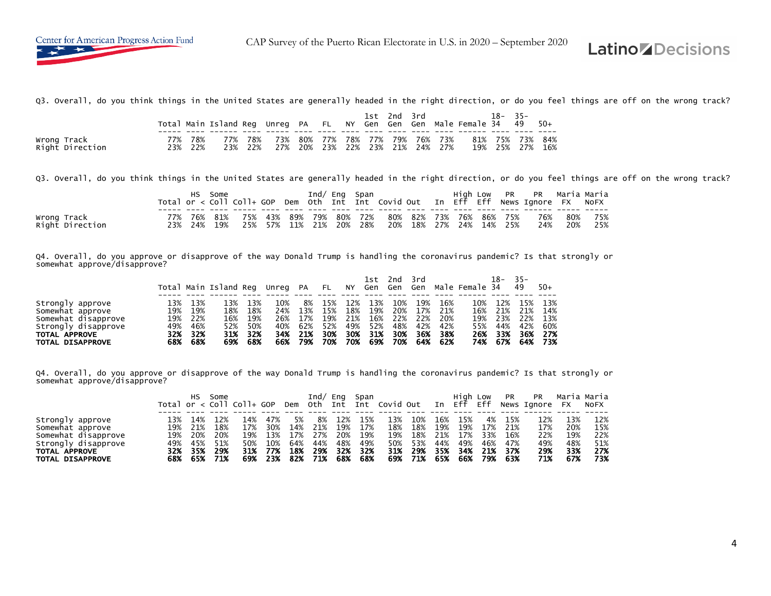Q3. Overall, do you think things in the United States are generally headed in the right direction, or do you feel things are off on the wrong track?

| | Total | Main | Island | Reg | Unreg | PA | FL | NY | 1st Gen | 2nd Gen | 3rd Gen | Male | Female | 18-34 | 35-49 | 50+ |
|---|---|---|---|---|---|---|---|---|---|---|---|---|---|---|---|---|
| Wrong Track | 77% | 78% | 77% | 78% | 73% | 80% | 77% | 78% | 77% | 79% | 76% | 73% | 81% | 75% | 73% | 84% |
| Right Direction | 23% | 22% | 23% | 22% | 27% | 20% | 23% | 22% | 23% | 21% | 24% | 27% | 19% | 25% | 27% | 16% |

Q3. Overall, do you think things in the United States are generally headed in the right direction, or do you feel things are off on the wrong track?

| | Total | HS or < | Some Coll | Coll+ | GOP | Dem | Ind/ Oth | Eng Int | Span Int | Covid | Out | In | High Eff | Low Eff | PR News | PR Ignore | Maria FX | Maria NoFX |
|---|---|---|---|---|---|---|---|---|---|---|---|---|---|---|---|---|---|---|
| Wrong Track | 77% | 76% | 81% | 75% | 43% | 89% | 79% | 80% | 72% | 80% | 82% | 73% | 76% | 86% | 75% | 76% | 80% | 75% |
| Right Direction | 23% | 24% | 19% | 25% | 57% | 11% | 21% | 20% | 28% | 20% | 18% | 27% | 24% | 14% | 25% | 24% | 20% | 25% |

Q4. Overall, do you approve or disapprove of the way Donald Trump is handling the coronavirus pandemic? Is that strongly or somewhat approve/disapprove?

| | Total | Main | Island | Reg | Unreg | PA | FL | NY | 1st Gen | 2nd Gen | 3rd Gen | Male | Female | 18-34 | 35-49 | 50+ |
|---|---|---|---|---|---|---|---|---|---|---|---|---|---|---|---|---|
| Strongly approve | 13% | 13% | 13% | 13% | 10% | 8% | 15% | 12% | 13% | 10% | 19% | 16% | 10% | 12% | 15% | 13% |
| Somewhat approve | 19% | 19% | 18% | 18% | 24% | 13% | 15% | 18% | 19% | 20% | 17% | 21% | 16% | 21% | 21% | 14% |
| Somewhat disapprove | 19% | 22% | 16% | 19% | 26% | 17% | 19% | 21% | 16% | 22% | 22% | 20% | 19% | 23% | 22% | 13% |
| Strongly disapprove | 49% | 46% | 52% | 50% | 40% | 62% | 52% | 49% | 52% | 48% | 42% | 42% | 55% | 44% | 42% | 60% |
| **TOTAL APPROVE** | **32%** | **32%** | **31%** | **32%** | **34%** | **21%** | **30%** | **30%** | **31%** | **30%** | **36%** | **38%** | **26%** | **33%** | **36%** | **27%** |
| **TOTAL DISAPPROVE** | **68%** | **68%** | **69%** | **68%** | **66%** | **79%** | **70%** | **70%** | **69%** | **70%** | **64%** | **62%** | **74%** | **67%** | **64%** | **73%** |

Q4. Overall, do you approve or disapprove of the way Donald Trump is handling the coronavirus pandemic? Is that strongly or somewhat approve/disapprove?

| | Total | HS or < | Some Coll | Coll+ | GOP | Dem | Ind/ Oth | Eng Int | Span Int | Covid | Out | In | High Eff | Low Eff | PR News | PR Ignore | Maria FX | Maria NoFX |
|---|---|---|---|---|---|---|---|---|---|---|---|---|---|---|---|---|---|---|
| Strongly approve | 13% | 14% | 12% | 14% | 47% | 5% | 8% | 12% | 15% | 13% | 10% | 16% | 15% | 4% | 15% | 12% | 13% | 12% |
| Somewhat approve | 19% | 21% | 18% | 17% | 30% | 14% | 21% | 19% | 17% | 18% | 18% | 19% | 19% | 17% | 21% | 17% | 20% | 15% |
| Somewhat disapprove | 19% | 20% | 20% | 19% | 13% | 17% | 27% | 20% | 19% | 19% | 18% | 21% | 17% | 33% | 16% | 22% | 19% | 22% |
| Strongly disapprove | 49% | 45% | 51% | 50% | 10% | 64% | 44% | 48% | 49% | 50% | 53% | 44% | 49% | 46% | 47% | 49% | 48% | 51% |
| **TOTAL APPROVE** | **32%** | **35%** | **29%** | **31%** | **77%** | **18%** | **29%** | **32%** | **32%** | **31%** | **29%** | **35%** | **34%** | **21%** | **37%** | **29%** | **33%** | **27%** |
| **TOTAL DISAPPROVE** | **68%** | **65%** | **71%** | **69%** | **23%** | **82%** | **71%** | **68%** | **68%** | **69%** | **71%** | **65%** | **66%** | **79%** | **63%** | **71%** | **67%** | **73%** |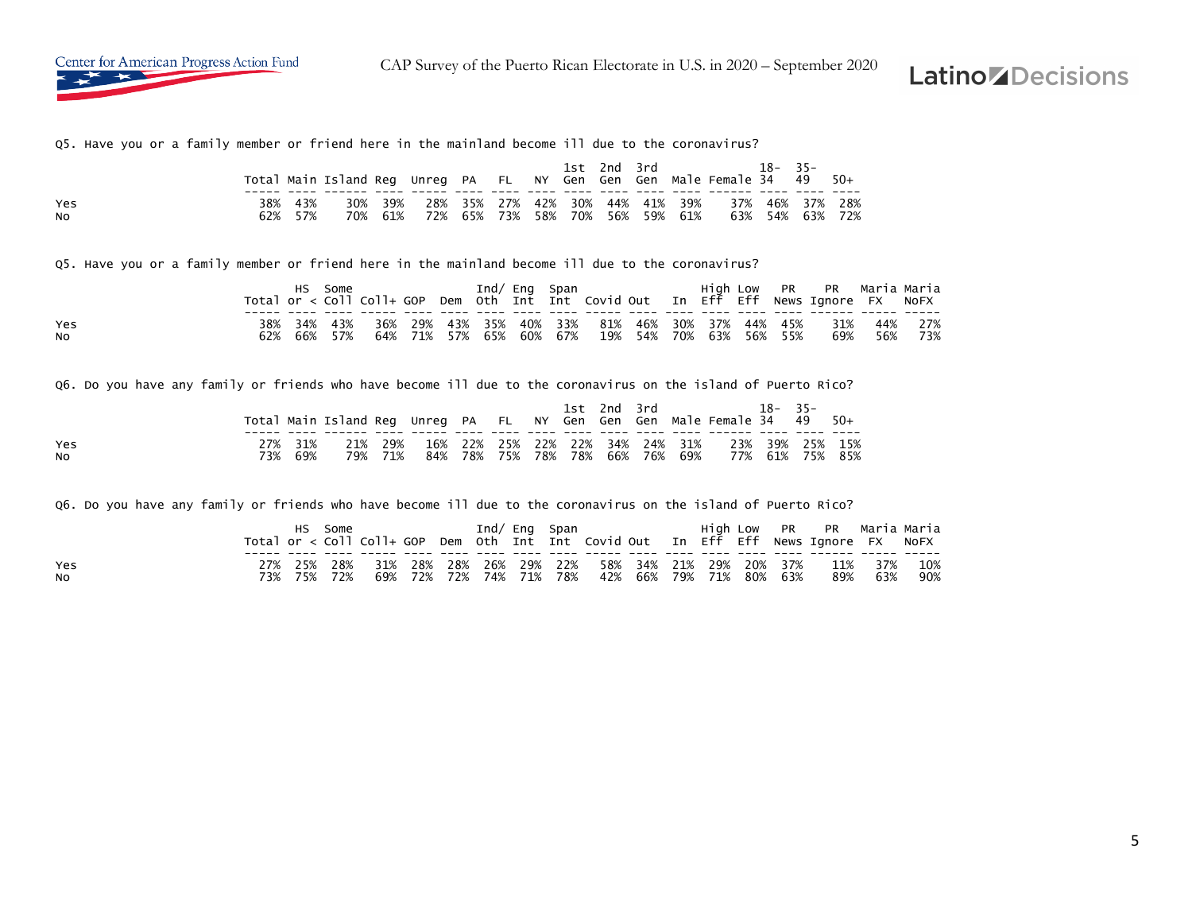Q5. Have you or a family member or friend here in the mainland become ill due to the coronavirus?

| | Total | Main | Island | Reg | Unreg | PA | FL | NY | 1st Gen | 2nd Gen | 3rd Gen | Male | Female | 18-34 | 35-49 | 50+ |
|---|---|---|---|---|---|---|---|---|---|---|---|---|---|---|---|---|
| Yes | 38% | 43% | 30% | 39% | 28% | 35% | 27% | 42% | 30% | 44% | 41% | 39% | 37% | 46% | 37% | 28% |
| No | 62% | 57% | 70% | 61% | 72% | 65% | 73% | 58% | 70% | 56% | 59% | 61% | 63% | 54% | 63% | 72% |

Q5. Have you or a family member or friend here in the mainland become ill due to the coronavirus?

| | Total | HS or < | Some Coll | Coll+ | GOP | Dem | Ind/ Oth | Eng Int | Span Int | Covid | Out | In | High Eff | Low Eff | PR News | PR Ignore | Maria FX | Maria NoFX |
|---|---|---|---|---|---|---|---|---|---|---|---|---|---|---|---|---|---|---|
| Yes | 38% | 34% | 43% | 36% | 29% | 43% | 35% | 40% | 33% | 81% | 46% | 30% | 37% | 44% | 45% | 31% | 44% | 27% |
| No | 62% | 66% | 57% | 64% | 71% | 57% | 65% | 60% | 67% | 19% | 54% | 70% | 63% | 56% | 55% | 69% | 56% | 73% |

Q6. Do you have any family or friends who have become ill due to the coronavirus on the island of Puerto Rico?

| | Total | Main | Island | Reg | Unreg | PA | FL | NY | 1st Gen | 2nd Gen | 3rd Gen | Male | Female | 18-34 | 35-49 | 50+ |
|---|---|---|---|---|---|---|---|---|---|---|---|---|---|---|---|---|
| Yes | 27% | 31% | 21% | 29% | 16% | 22% | 25% | 22% | 22% | 34% | 24% | 31% | 23% | 39% | 25% | 15% |
| No | 73% | 69% | 79% | 71% | 84% | 78% | 75% | 78% | 78% | 66% | 76% | 69% | 77% | 61% | 75% | 85% |

Q6. Do you have any family or friends who have become ill due to the coronavirus on the island of Puerto Rico?

| | Total | HS or < | Some Coll | Coll+ | GOP | Dem | Ind/ Oth | Eng Int | Span Int | Covid | Out | In | High Eff | Low Eff | PR News | PR Ignore | Maria FX | Maria NoFX |
|---|---|---|---|---|---|---|---|---|---|---|---|---|---|---|---|---|---|---|
| Yes | 27% | 25% | 28% | 31% | 28% | 28% | 26% | 29% | 22% | 58% | 34% | 21% | 29% | 20% | 37% | 11% | 37% | 10% |
| No | 73% | 75% | 72% | 69% | 72% | 72% | 74% | 71% | 78% | 42% | 66% | 79% | 71% | 80% | 63% | 89% | 63% | 90% |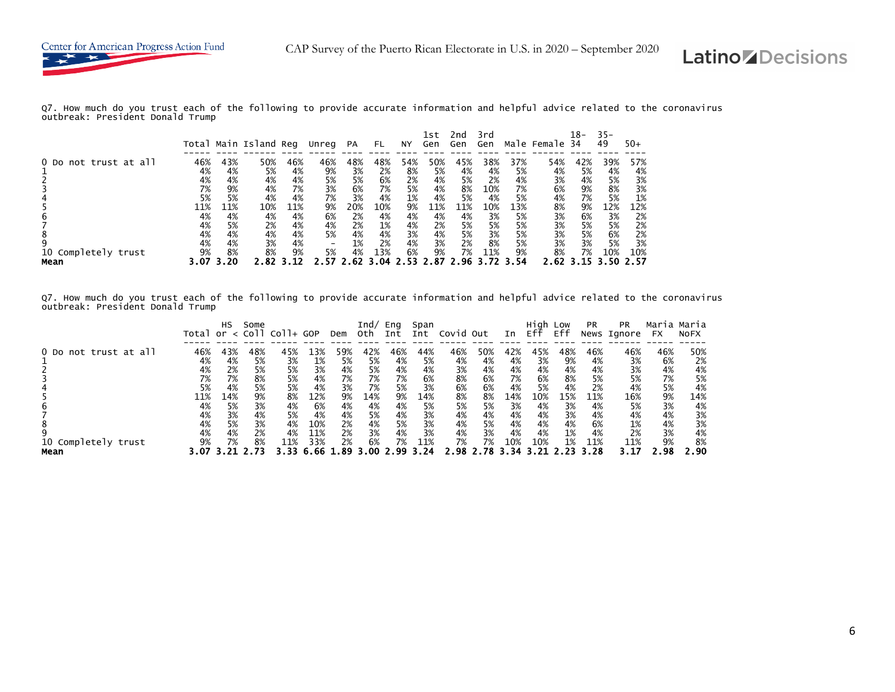Q7. How much do you trust each of the following to provide accurate information and helpful advice related to the coronavirus outbreak: President Donald Trump

| | Total | Main | Island | Reg | Unreg | PA | FL | NY | 1st Gen | 2nd Gen | 3rd Gen | Male | Female | 18-34 | 35-49 | 50+ |
|---|---|---|---|---|---|---|---|---|---|---|---|---|---|---|---|---|
| 0 Do not trust at all | 46% | 43% | 50% | 46% | 46% | 48% | 48% | 54% | 50% | 45% | 38% | 37% | 54% | 42% | 39% | 57% |
| 1 | 4% | 4% | 5% | 4% | 9% | 3% | 2% | 8% | 5% | 4% | 4% | 5% | 4% | 5% | 4% | 4% |
| 2 | 4% | 4% | 4% | 4% | 5% | 5% | 6% | 2% | 4% | 5% | 2% | 4% | 3% | 4% | 5% | 3% |
| 3 | 7% | 9% | 4% | 7% | 3% | 6% | 7% | 5% | 4% | 8% | 10% | 7% | 6% | 9% | 8% | 3% |
| 4 | 5% | 5% | 4% | 4% | 7% | 3% | 4% | 1% | 4% | 5% | 4% | 5% | 4% | 7% | 5% | 1% |
| 5 | 11% | 11% | 10% | 11% | 9% | 20% | 10% | 9% | 11% | 11% | 10% | 13% | 8% | 9% | 12% | 12% |
| 6 | 4% | 4% | 4% | 4% | 6% | 2% | 4% | 4% | 4% | 4% | 3% | 5% | 3% | 6% | 3% | 2% |
| 7 | 4% | 5% | 2% | 4% | 4% | 2% | 1% | 4% | 2% | 5% | 5% | 5% | 3% | 5% | 5% | 2% |
| 8 | 4% | 4% | 4% | 4% | 5% | 4% | 4% | 3% | 4% | 5% | 3% | 5% | 3% | 5% | 6% | 2% |
| 9 | 4% | 4% | 3% | 4% | - | 1% | 2% | 4% | 3% | 2% | 8% | 5% | 3% | 3% | 5% | 3% |
| 10 Completely trust | 9% | 8% | 8% | 9% | 5% | 4% | 13% | 6% | 9% | 7% | 11% | 9% | 8% | 7% | 10% | 10% |
| **Mean** | **3.07** | **3.20** | **2.82** | **3.12** | **2.57** | **2.62** | **3.04** | **2.53** | **2.87** | **2.96** | **3.72** | **3.54** | **2.62** | **3.15** | **3.50** | **2.57** |

Q7. How much do you trust each of the following to provide accurate information and helpful advice related to the coronavirus outbreak: President Donald Trump

| | Total | HS or < | Some Coll | Coll+ | GOP | Dem | Ind/ Oth | Eng Int | Span Int | Covid | Out | In | High Eff | Low Eff | PR News | PR Ignore | Maria FX | Maria NoFX |
|---|---|---|---|---|---|---|---|---|---|---|---|---|---|---|---|---|---|---|
| 0 Do not trust at all | 46% | 43% | 48% | 45% | 13% | 59% | 42% | 46% | 44% | 46% | 50% | 42% | 45% | 48% | 46% | 46% | 46% | 50% |
| 1 | 4% | 4% | 5% | 3% | 1% | 5% | 5% | 4% | 5% | 4% | 4% | 4% | 3% | 9% | 4% | 3% | 6% | 2% |
| 2 | 4% | 2% | 5% | 5% | 3% | 4% | 5% | 4% | 4% | 3% | 4% | 4% | 4% | 4% | 4% | 3% | 4% | 4% |
| 3 | 7% | 7% | 8% | 5% | 4% | 7% | 7% | 7% | 6% | 8% | 6% | 7% | 6% | 8% | 5% | 5% | 7% | 5% |
| 4 | 5% | 4% | 5% | 5% | 4% | 3% | 7% | 5% | 3% | 6% | 6% | 4% | 5% | 4% | 2% | 4% | 5% | 4% |
| 5 | 11% | 14% | 9% | 8% | 12% | 9% | 14% | 9% | 14% | 8% | 8% | 14% | 10% | 15% | 11% | 16% | 9% | 14% |
| 6 | 4% | 5% | 3% | 4% | 6% | 4% | 4% | 4% | 5% | 5% | 5% | 3% | 4% | 3% | 4% | 5% | 3% | 4% |
| 7 | 4% | 3% | 4% | 5% | 4% | 4% | 5% | 4% | 3% | 4% | 4% | 4% | 4% | 3% | 4% | 4% | 4% | 3% |
| 8 | 4% | 5% | 3% | 4% | 10% | 2% | 4% | 5% | 3% | 4% | 5% | 4% | 4% | 4% | 6% | 1% | 4% | 3% |
| 9 | 4% | 4% | 2% | 4% | 11% | 2% | 3% | 4% | 3% | 4% | 3% | 4% | 4% | 1% | 4% | 2% | 3% | 4% |
| 10 Completely trust | 9% | 7% | 8% | 11% | 33% | 2% | 6% | 7% | 11% | 7% | 7% | 10% | 10% | 1% | 11% | 11% | 9% | 8% |
| **Mean** | **3.07** | **3.21** | **2.73** | **3.33** | **6.66** | **1.89** | **3.00** | **2.99** | **3.24** | **2.98** | **2.78** | **3.34** | **3.21** | **2.23** | **3.28** | **3.17** | **2.98** | **2.90** |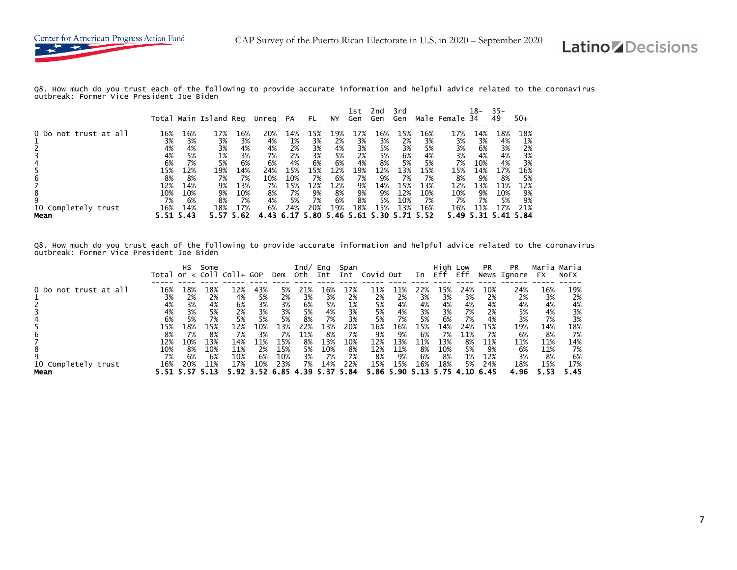Q8. How much do you trust each of the following to provide accurate information and helpful advice related to the coronavirus outbreak: Former Vice President Joe Biden

| | Total | Main | Island | Reg | Unreg | PA | FL | NY | 1st Gen | 2nd Gen | 3rd Gen | Male | Female | 18-34 | 35-49 | 50+ |
|---|---|---|---|---|---|---|---|---|---|---|---|---|---|---|---|---|
| 0 Do not trust at all | 16% | 16% | 17% | 16% | 20% | 14% | 15% | 19% | 17% | 16% | 15% | 16% | 17% | 14% | 18% | 18% |
| 1 | 3% | 3% | 3% | 3% | 4% | 1% | 3% | 2% | 3% | 3% | 2% | 3% | 3% | 3% | 4% | 1% |
| 2 | 4% | 4% | 3% | 4% | 4% | 2% | 3% | 4% | 3% | 5% | 3% | 5% | 3% | 6% | 3% | 2% |
| 3 | 4% | 5% | 1% | 3% | 7% | 2% | 3% | 5% | 2% | 5% | 6% | 4% | 3% | 4% | 4% | 3% |
| 4 | 6% | 7% | 5% | 6% | 6% | 4% | 6% | 6% | 4% | 8% | 5% | 5% | 7% | 10% | 4% | 3% |
| 5 | 15% | 12% | 19% | 14% | 24% | 15% | 15% | 12% | 19% | 12% | 13% | 15% | 15% | 14% | 17% | 16% |
| 6 | 8% | 8% | 7% | 7% | 10% | 10% | 7% | 6% | 7% | 9% | 7% | 7% | 8% | 9% | 8% | 5% |
| 7 | 12% | 14% | 9% | 13% | 7% | 15% | 12% | 12% | 9% | 14% | 15% | 13% | 12% | 13% | 11% | 12% |
| 8 | 10% | 10% | 9% | 10% | 8% | 7% | 9% | 8% | 9% | 9% | 12% | 10% | 10% | 9% | 10% | 9% |
| 9 | 7% | 6% | 8% | 7% | 4% | 5% | 7% | 6% | 8% | 5% | 10% | 7% | 7% | 7% | 5% | 9% |
| 10 Completely trust | 16% | 14% | 18% | 17% | 6% | 24% | 20% | 19% | 18% | 15% | 13% | 16% | 16% | 11% | 17% | 21% |
| **Mean** | **5.51** | **5.43** | **5.57** | **5.62** | **4.43** | **6.17** | **5.80** | **5.46** | **5.61** | **5.30** | **5.71** | **5.52** | **5.49** | **5.31** | **5.41** | **5.84** |

Q8. How much do you trust each of the following to provide accurate information and helpful advice related to the coronavirus outbreak: Former Vice President Joe Biden

| | Total | HS or < | Some Coll | Coll+ | GOP | Dem | Ind/ Oth | Eng Int | Span Int | Covid | Out | In | High Eff | Low Eff | PR News | PR Ignore | Maria FX | Maria NoFX |
|---|---|---|---|---|---|---|---|---|---|---|---|---|---|---|---|---|---|---|
| 0 Do not trust at all | 16% | 18% | 18% | 12% | 43% | 5% | 21% | 16% | 17% | 11% | 11% | 22% | 15% | 24% | 10% | 24% | 16% | 19% |
| 1 | 3% | 2% | 2% | 4% | 5% | 2% | 3% | 3% | 2% | 2% | 2% | 3% | 3% | 3% | 2% | 2% | 3% | 2% |
| 2 | 4% | 3% | 4% | 6% | 3% | 3% | 6% | 5% | 1% | 5% | 4% | 4% | 4% | 4% | 4% | 4% | 4% | 4% |
| 3 | 4% | 3% | 5% | 2% | 3% | 3% | 5% | 4% | 3% | 5% | 4% | 3% | 3% | 7% | 2% | 5% | 4% | 3% |
| 4 | 6% | 5% | 7% | 5% | 5% | 5% | 8% | 7% | 3% | 5% | 7% | 5% | 6% | 7% | 4% | 3% | 7% | 3% |
| 5 | 15% | 18% | 15% | 12% | 10% | 13% | 22% | 13% | 20% | 16% | 16% | 15% | 14% | 24% | 15% | 19% | 14% | 18% |
| 6 | 8% | 7% | 8% | 7% | 3% | 7% | 11% | 8% | 7% | 9% | 9% | 6% | 7% | 11% | 7% | 6% | 8% | 7% |
| 7 | 12% | 10% | 13% | 14% | 11% | 15% | 8% | 13% | 10% | 12% | 13% | 11% | 13% | 8% | 11% | 11% | 11% | 14% |
| 8 | 10% | 8% | 10% | 11% | 2% | 15% | 5% | 10% | 8% | 12% | 11% | 8% | 10% | 5% | 9% | 6% | 11% | 7% |
| 9 | 7% | 6% | 6% | 10% | 6% | 10% | 3% | 7% | 7% | 8% | 9% | 6% | 8% | 1% | 12% | 3% | 8% | 6% |
| 10 Completely trust | 16% | 20% | 11% | 17% | 10% | 23% | 7% | 14% | 22% | 15% | 15% | 16% | 18% | 5% | 24% | 18% | 15% | 17% |
| **Mean** | **5.51** | **5.57** | **5.13** | **5.92** | **3.52** | **6.85** | **4.39** | **5.37** | **5.84** | **5.86** | **5.90** | **5.13** | **5.75** | **4.10** | **6.45** | **4.96** | **5.53** | **5.45** |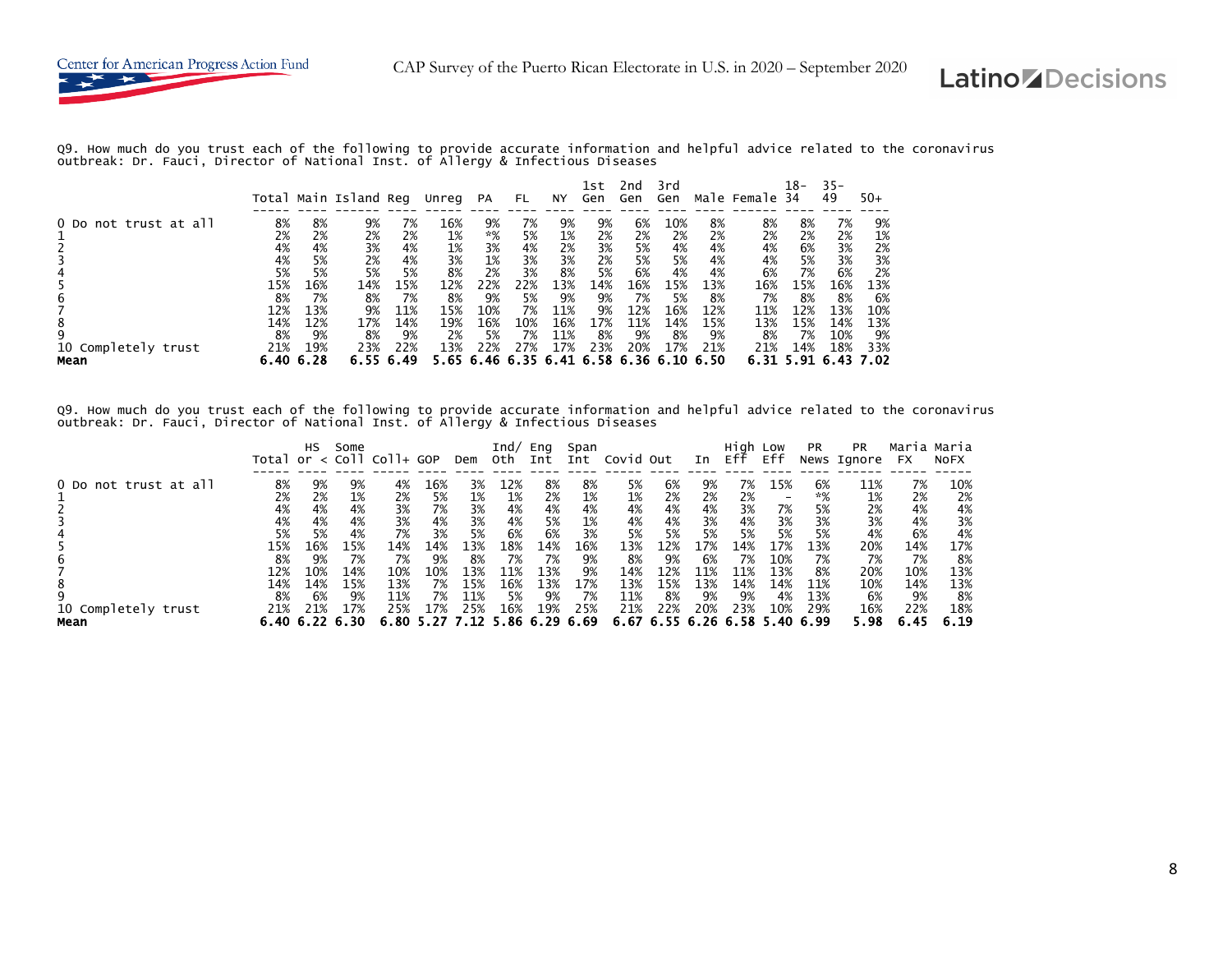Q9. How much do you trust each of the following to provide accurate information and helpful advice related to the coronavirus outbreak: Dr. Fauci, Director of National Inst. of Allergy & Infectious Diseases

| | Total | Main | Island | Reg | Unreg | PA | FL | NY | 1st Gen | 2nd Gen | 3rd Gen | Male | Female | 18-34 | 35-49 | 50+ |
|---|---|---|---|---|---|---|---|---|---|---|---|---|---|---|---|---|
| 0 Do not trust at all | 8% | 8% | 9% | 7% | 16% | 9% | 7% | 9% | 9% | 6% | 10% | 8% | 8% | 8% | 7% | 9% |
| 1 | 2% | 2% | 2% | 2% | 1% | *% | 5% | 1% | 2% | 2% | 2% | 2% | 2% | 2% | 2% | 1% |
| 2 | 4% | 4% | 3% | 4% | 1% | 3% | 4% | 2% | 3% | 5% | 4% | 4% | 4% | 6% | 3% | 2% |
| 3 | 4% | 5% | 2% | 4% | 3% | 1% | 3% | 3% | 2% | 5% | 5% | 4% | 4% | 5% | 3% | 3% |
| 4 | 5% | 5% | 5% | 5% | 8% | 2% | 3% | 8% | 5% | 6% | 4% | 4% | 6% | 7% | 6% | 2% |
| 5 | 15% | 16% | 14% | 15% | 12% | 22% | 22% | 13% | 14% | 16% | 15% | 13% | 16% | 15% | 16% | 13% |
| 6 | 8% | 7% | 8% | 7% | 8% | 9% | 5% | 9% | 9% | 7% | 5% | 8% | 7% | 8% | 8% | 6% |
| 7 | 12% | 13% | 9% | 11% | 15% | 10% | 7% | 11% | 9% | 12% | 16% | 12% | 11% | 12% | 13% | 10% |
| 8 | 14% | 12% | 17% | 14% | 19% | 16% | 10% | 16% | 17% | 11% | 14% | 15% | 13% | 15% | 14% | 13% |
| 9 | 8% | 9% | 8% | 9% | 2% | 5% | 7% | 11% | 8% | 9% | 8% | 9% | 8% | 7% | 10% | 9% |
| 10 Completely trust | 21% | 19% | 23% | 22% | 13% | 22% | 27% | 17% | 23% | 20% | 17% | 21% | 21% | 14% | 18% | 33% |
| **Mean** | **6.40** | **6.28** | **6.55** | **6.49** | **5.65** | **6.46** | **6.35** | **6.41** | **6.58** | **6.36** | **6.10** | **6.50** | **6.31** | **5.91** | **6.43** | **7.02** |

Q9. How much do you trust each of the following to provide accurate information and helpful advice related to the coronavirus outbreak: Dr. Fauci, Director of National Inst. of Allergy & Infectious Diseases

| | Total | HS or < | Some Coll | Coll+ | GOP | Dem | Ind/ Oth | Eng Int | Span Int | Covid | Out | In | High Eff | Low Eff | PR News | PR Ignore | Maria FX | Maria NoFX |
|---|---|---|---|---|---|---|---|---|---|---|---|---|---|---|---|---|---|---|
| 0 Do not trust at all | 8% | 9% | 9% | 4% | 16% | 3% | 12% | 8% | 8% | 5% | 6% | 9% | 7% | 15% | 6% | 11% | 7% | 10% |
| 1 | 2% | 2% | 1% | 2% | 5% | 1% | 1% | 2% | 1% | 1% | 2% | 2% | 2% | - | *% | 1% | 2% | 2% |
| 2 | 4% | 4% | 4% | 3% | 7% | 3% | 4% | 4% | 4% | 4% | 4% | 4% | 3% | 7% | 5% | 2% | 4% | 4% |
| 3 | 4% | 4% | 4% | 3% | 4% | 3% | 4% | 5% | 1% | 4% | 4% | 3% | 4% | 3% | 3% | 3% | 4% | 3% |
| 4 | 5% | 5% | 4% | 7% | 3% | 5% | 6% | 6% | 3% | 5% | 5% | 5% | 5% | 5% | 5% | 4% | 6% | 4% |
| 5 | 15% | 16% | 15% | 14% | 14% | 13% | 18% | 14% | 16% | 13% | 12% | 17% | 14% | 17% | 13% | 20% | 14% | 17% |
| 6 | 8% | 9% | 7% | 7% | 9% | 8% | 7% | 7% | 9% | 8% | 9% | 6% | 7% | 10% | 7% | 7% | 7% | 8% |
| 7 | 12% | 10% | 14% | 10% | 10% | 13% | 11% | 13% | 9% | 14% | 12% | 11% | 11% | 13% | 8% | 20% | 10% | 13% |
| 8 | 14% | 14% | 15% | 13% | 7% | 15% | 16% | 13% | 17% | 13% | 15% | 13% | 14% | 14% | 11% | 10% | 14% | 13% |
| 9 | 8% | 6% | 9% | 11% | 7% | 11% | 5% | 9% | 7% | 11% | 8% | 9% | 9% | 4% | 13% | 6% | 9% | 8% |
| 10 Completely trust | 21% | 21% | 17% | 25% | 17% | 25% | 16% | 19% | 25% | 21% | 22% | 20% | 23% | 10% | 29% | 16% | 22% | 18% |
| **Mean** | **6.40** | **6.22** | **6.30** | **6.80** | **5.27** | **7.12** | **5.86** | **6.29** | **6.69** | **6.67** | **6.55** | **6.26** | **6.58** | **5.40** | **6.99** | **5.98** | **6.45** | **6.19** |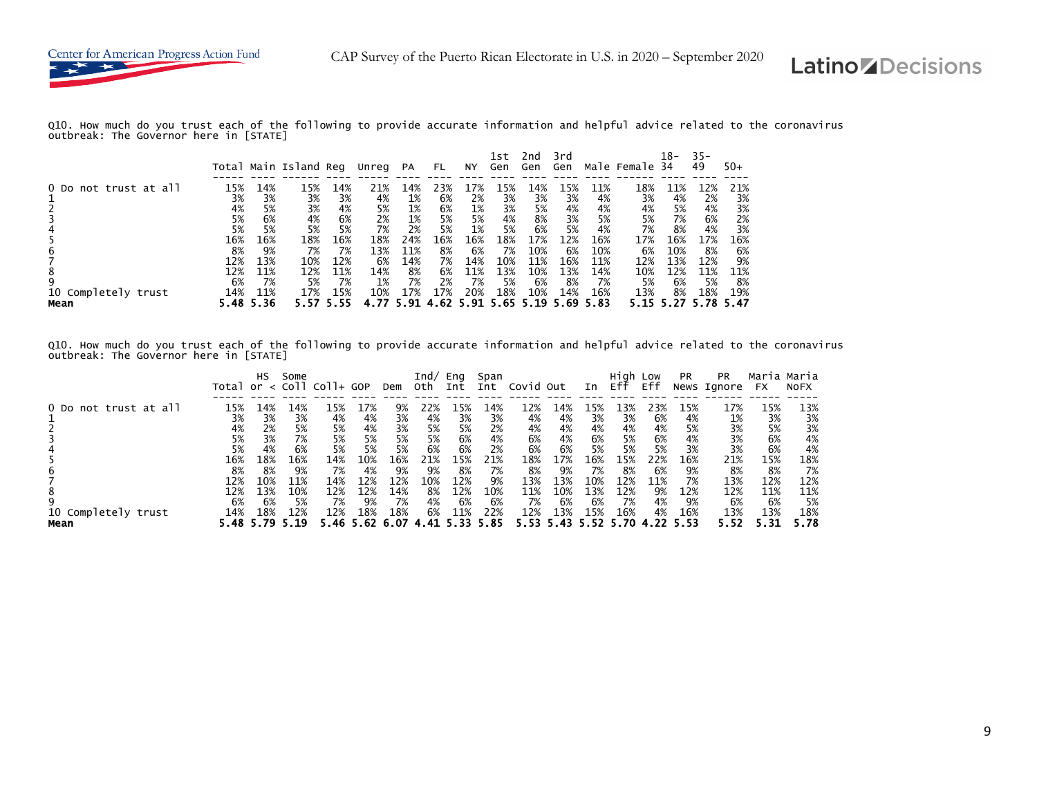Q10. How much do you trust each of the following to provide accurate information and helpful advice related to the coronavirus outbreak: The Governor here in [STATE]

| | Total | Main | Island | Reg | Unreg | PA | FL | NY | 1st Gen | 2nd Gen | 3rd Gen | Male | Female | 18-34 | 35-49 | 50+ |
|---|---|---|---|---|---|---|---|---|---|---|---|---|---|---|---|---|
| 0 Do not trust at all | 15% | 14% | 15% | 14% | 21% | 14% | 23% | 17% | 15% | 14% | 15% | 11% | 18% | 11% | 12% | 21% |
| 1 | 3% | 3% | 3% | 3% | 4% | 1% | 6% | 2% | 3% | 3% | 3% | 4% | 3% | 4% | 2% | 3% |
| 2 | 4% | 5% | 3% | 4% | 5% | 1% | 6% | 1% | 3% | 5% | 4% | 4% | 4% | 5% | 4% | 3% |
| 3 | 5% | 6% | 4% | 6% | 2% | 1% | 5% | 5% | 4% | 8% | 3% | 5% | 5% | 7% | 6% | 2% |
| 4 | 5% | 5% | 5% | 5% | 7% | 2% | 5% | 1% | 5% | 6% | 5% | 4% | 7% | 8% | 4% | 3% |
| 5 | 16% | 16% | 18% | 16% | 18% | 24% | 16% | 16% | 18% | 17% | 12% | 16% | 17% | 16% | 17% | 16% |
| 6 | 8% | 9% | 7% | 7% | 13% | 11% | 8% | 6% | 7% | 10% | 6% | 10% | 6% | 10% | 8% | 6% |
| 7 | 12% | 13% | 10% | 12% | 6% | 14% | 7% | 14% | 10% | 11% | 16% | 11% | 12% | 13% | 12% | 9% |
| 8 | 12% | 11% | 12% | 11% | 14% | 8% | 6% | 11% | 13% | 10% | 13% | 14% | 10% | 12% | 11% | 11% |
| 9 | 6% | 7% | 5% | 7% | 1% | 7% | 2% | 7% | 5% | 6% | 8% | 7% | 5% | 6% | 5% | 8% |
| 10 Completely trust | 14% | 11% | 17% | 15% | 10% | 17% | 17% | 20% | 18% | 10% | 14% | 16% | 13% | 8% | 18% | 19% |
| **Mean** | **5.48** | **5.36** | **5.57** | **5.55** | **4.77** | **5.91** | **4.62** | **5.91** | **5.65** | **5.19** | **5.69** | **5.83** | **5.15** | **5.27** | **5.78** | **5.47** |

Q10. How much do you trust each of the following to provide accurate information and helpful advice related to the coronavirus outbreak: The Governor here in [STATE]

| | Total | HS or < | Some Coll | Coll+ | GOP | Dem | Ind/ Oth | Eng Int | Span Int | Covid | Out | In | High Eff | Low Eff | PR News | PR Ignore | Maria FX | Maria NoFX |
|---|---|---|---|---|---|---|---|---|---|---|---|---|---|---|---|---|---|---|
| 0 Do not trust at all | 15% | 14% | 14% | 15% | 17% | 9% | 22% | 15% | 14% | 12% | 14% | 15% | 13% | 23% | 15% | 17% | 15% | 13% |
| 1 | 3% | 3% | 3% | 4% | 4% | 3% | 4% | 3% | 3% | 4% | 4% | 3% | 3% | 6% | 4% | 1% | 3% | 3% |
| 2 | 4% | 2% | 5% | 5% | 4% | 3% | 5% | 5% | 2% | 4% | 4% | 4% | 4% | 4% | 5% | 3% | 5% | 3% |
| 3 | 5% | 3% | 7% | 5% | 5% | 5% | 5% | 6% | 4% | 6% | 4% | 6% | 5% | 6% | 4% | 3% | 6% | 4% |
| 4 | 5% | 4% | 6% | 5% | 5% | 5% | 6% | 6% | 2% | 6% | 6% | 5% | 5% | 5% | 3% | 3% | 6% | 4% |
| 5 | 16% | 18% | 16% | 14% | 10% | 16% | 21% | 15% | 21% | 18% | 17% | 16% | 15% | 22% | 16% | 21% | 15% | 18% |
| 6 | 8% | 8% | 9% | 7% | 4% | 9% | 9% | 8% | 7% | 8% | 9% | 7% | 8% | 6% | 9% | 8% | 8% | 7% |
| 7 | 12% | 10% | 11% | 14% | 12% | 12% | 10% | 12% | 9% | 13% | 13% | 10% | 12% | 11% | 7% | 13% | 12% | 12% |
| 8 | 12% | 13% | 10% | 12% | 12% | 14% | 8% | 12% | 10% | 11% | 10% | 13% | 12% | 9% | 12% | 12% | 11% | 11% |
| 9 | 6% | 6% | 5% | 7% | 9% | 7% | 4% | 6% | 6% | 7% | 6% | 6% | 7% | 4% | 9% | 6% | 6% | 5% |
| 10 Completely trust | 14% | 18% | 12% | 12% | 18% | 18% | 6% | 11% | 22% | 12% | 13% | 15% | 16% | 4% | 16% | 13% | 13% | 18% |
| **Mean** | **5.48** | **5.79** | **5.19** | **5.46** | **5.62** | **6.07** | **4.41** | **5.33** | **5.85** | **5.53** | **5.43** | **5.52** | **5.70** | **4.22** | **5.53** | **5.52** | **5.31** | **5.78** |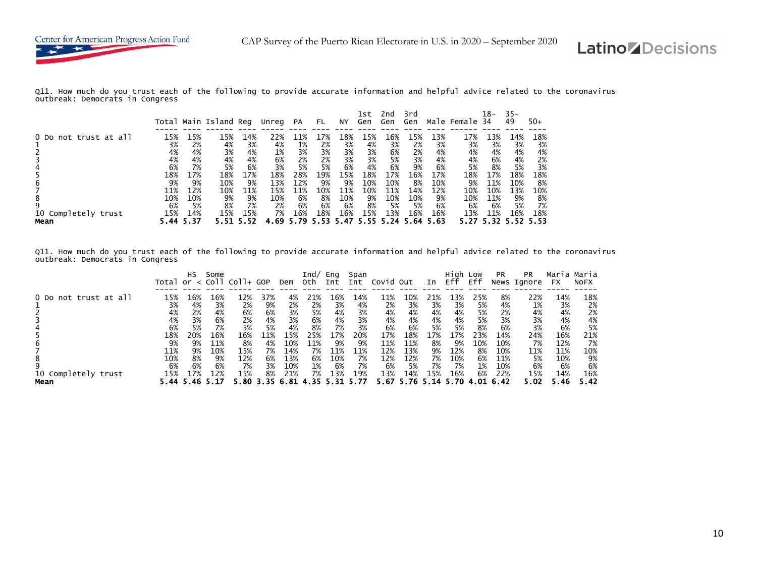Q11. How much do you trust each of the following to provide accurate information and helpful advice related to the coronavirus outbreak: Democrats in Congress

| | Total | Main | Island | Reg | Unreg | PA | FL | NY | 1st Gen | 2nd Gen | 3rd Gen | Male | Female | 18-34 | 35-49 | 50+ |
|---|---|---|---|---|---|---|---|---|---|---|---|---|---|---|---|---|
| 0 Do not trust at all | 15% | 15% | 15% | 14% | 22% | 11% | 17% | 18% | 15% | 16% | 15% | 13% | 17% | 13% | 14% | 18% |
| 1 | 3% | 2% | 4% | 3% | 4% | 1% | 2% | 3% | 4% | 3% | 2% | 3% | 3% | 3% | 3% | 3% |
| 2 | 4% | 4% | 3% | 4% | 1% | 3% | 3% | 3% | 3% | 6% | 2% | 4% | 4% | 4% | 4% | 4% |
| 3 | 4% | 4% | 4% | 4% | 6% | 2% | 2% | 3% | 3% | 5% | 3% | 4% | 4% | 6% | 4% | 2% |
| 4 | 6% | 7% | 5% | 6% | 3% | 5% | 5% | 6% | 4% | 6% | 9% | 6% | 5% | 8% | 5% | 3% |
| 5 | 18% | 17% | 18% | 17% | 18% | 28% | 19% | 15% | 18% | 17% | 16% | 17% | 18% | 17% | 18% | 18% |
| 6 | 9% | 9% | 10% | 9% | 13% | 12% | 9% | 9% | 10% | 10% | 8% | 10% | 9% | 11% | 10% | 8% |
| 7 | 11% | 12% | 10% | 11% | 15% | 11% | 10% | 11% | 10% | 11% | 14% | 12% | 10% | 10% | 13% | 10% |
| 8 | 10% | 10% | 9% | 9% | 10% | 6% | 8% | 10% | 9% | 10% | 10% | 9% | 10% | 11% | 9% | 8% |
| 9 | 6% | 5% | 8% | 7% | 2% | 6% | 6% | 6% | 8% | 5% | 5% | 6% | 6% | 6% | 5% | 7% |
| 10 Completely trust | 15% | 14% | 15% | 15% | 7% | 16% | 18% | 16% | 15% | 13% | 16% | 16% | 13% | 11% | 16% | 18% |
| **Mean** | **5.44** | **5.37** | **5.51** | **5.52** | **4.69** | **5.79** | **5.53** | **5.47** | **5.55** | **5.24** | **5.64** | **5.63** | **5.27** | **5.32** | **5.52** | **5.53** |

Q11. How much do you trust each of the following to provide accurate information and helpful advice related to the coronavirus outbreak: Democrats in Congress

| | Total | HS or < | Some Coll | Coll+ | GOP | Dem | Ind/ Oth | Eng Int | Span Int | Covid | Out | In | High Eff | Low Eff | PR News | PR Ignore | Maria FX | Maria NoFX |
|---|---|---|---|---|---|---|---|---|---|---|---|---|---|---|---|---|---|---|
| 0 Do not trust at all | 15% | 16% | 16% | 12% | 37% | 4% | 21% | 16% | 14% | 11% | 10% | 21% | 13% | 25% | 8% | 22% | 14% | 18% |
| 1 | 3% | 4% | 3% | 2% | 9% | 2% | 2% | 3% | 4% | 2% | 3% | 3% | 3% | 5% | 4% | 1% | 3% | 2% |
| 2 | 4% | 2% | 4% | 6% | 6% | 3% | 5% | 4% | 3% | 4% | 4% | 4% | 4% | 5% | 2% | 4% | 4% | 2% |
| 3 | 4% | 3% | 6% | 2% | 4% | 3% | 6% | 4% | 3% | 4% | 4% | 4% | 4% | 5% | 3% | 3% | 4% | 4% |
| 4 | 6% | 5% | 7% | 5% | 5% | 4% | 8% | 7% | 3% | 6% | 6% | 5% | 5% | 8% | 6% | 3% | 6% | 5% |
| 5 | 18% | 20% | 16% | 16% | 11% | 15% | 25% | 17% | 20% | 17% | 18% | 17% | 17% | 23% | 14% | 24% | 16% | 21% |
| 6 | 9% | 9% | 11% | 8% | 4% | 10% | 11% | 9% | 9% | 11% | 11% | 8% | 9% | 10% | 10% | 7% | 12% | 7% |
| 7 | 11% | 9% | 10% | 15% | 7% | 14% | 7% | 11% | 11% | 12% | 13% | 9% | 12% | 8% | 10% | 11% | 11% | 10% |
| 8 | 10% | 8% | 9% | 12% | 6% | 13% | 6% | 10% | 7% | 12% | 12% | 7% | 10% | 6% | 11% | 5% | 10% | 9% |
| 9 | 6% | 6% | 6% | 7% | 3% | 10% | 1% | 6% | 7% | 6% | 5% | 7% | 7% | 1% | 10% | 6% | 6% | 6% |
| 10 Completely trust | 15% | 17% | 12% | 15% | 8% | 21% | 7% | 13% | 19% | 13% | 14% | 15% | 16% | 6% | 22% | 15% | 14% | 16% |
| **Mean** | **5.44** | **5.46** | **5.17** | **5.80** | **3.35** | **6.81** | **4.35** | **5.31** | **5.77** | **5.67** | **5.76** | **5.14** | **5.70** | **4.01** | **6.42** | **5.02** | **5.46** | **5.42** |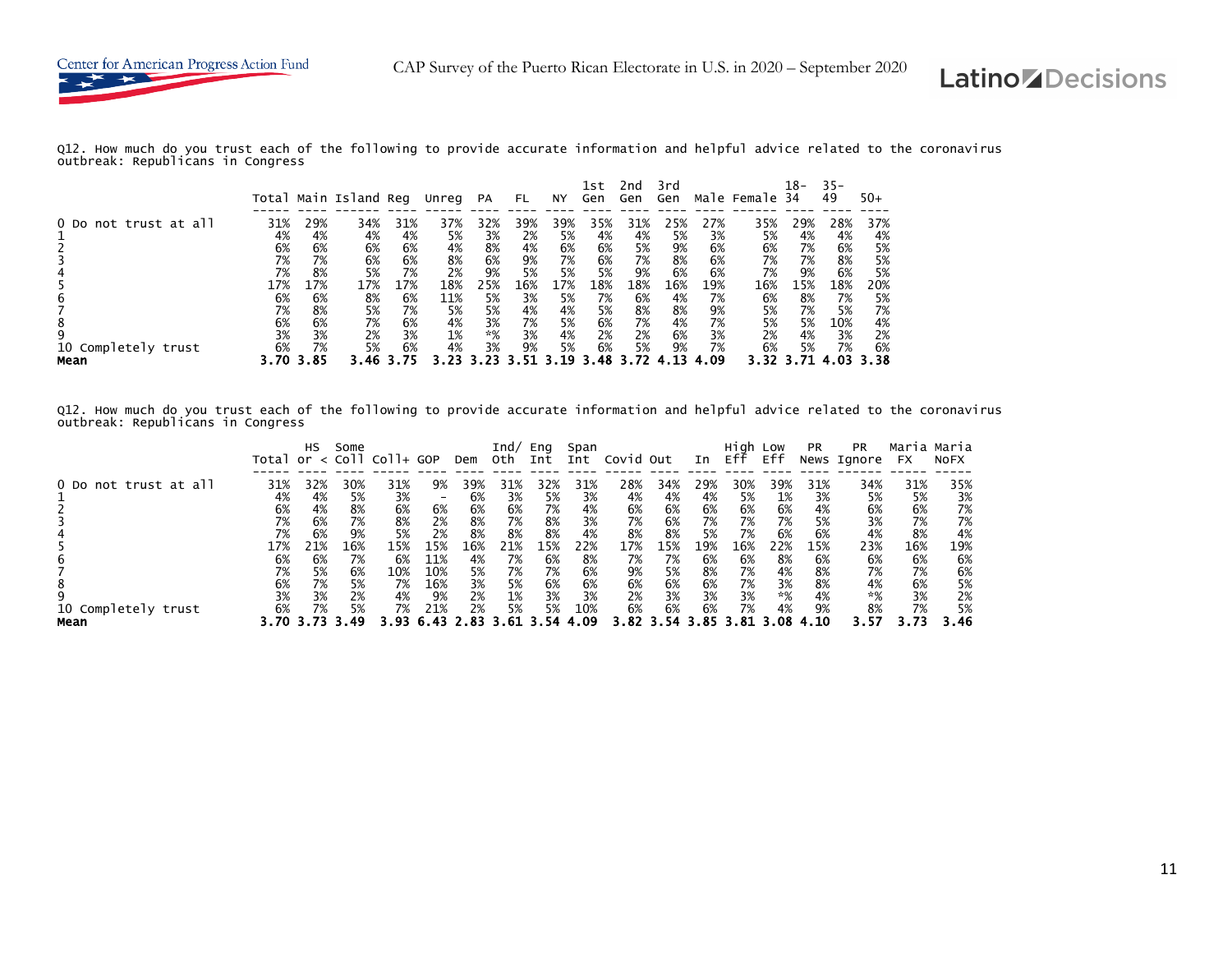Q12. How much do you trust each of the following to provide accurate information and helpful advice related to the coronavirus outbreak: Republicans in Congress

| | Total | Main | Island | Reg | Unreg | PA | FL | NY | 1st Gen | 2nd Gen | 3rd Gen | Male | Female | 18-34 | 35-49 | 50+ |
|---|---|---|---|---|---|---|---|---|---|---|---|---|---|---|---|---|
| 0 Do not trust at all | 31% | 29% | 34% | 31% | 37% | 32% | 39% | 39% | 35% | 31% | 25% | 27% | 35% | 29% | 28% | 37% |
| 1 | 4% | 4% | 4% | 4% | 5% | 3% | 2% | 5% | 4% | 4% | 5% | 3% | 5% | 4% | 4% | 4% |
| 2 | 6% | 6% | 6% | 6% | 4% | 8% | 4% | 6% | 6% | 5% | 9% | 6% | 6% | 7% | 6% | 5% |
| 3 | 7% | 7% | 6% | 6% | 8% | 6% | 9% | 7% | 6% | 7% | 8% | 6% | 7% | 7% | 8% | 5% |
| 4 | 7% | 8% | 5% | 7% | 2% | 9% | 5% | 5% | 5% | 9% | 6% | 6% | 7% | 9% | 6% | 5% |
| 5 | 17% | 17% | 17% | 17% | 18% | 25% | 16% | 17% | 18% | 18% | 16% | 19% | 16% | 15% | 18% | 20% |
| 6 | 6% | 6% | 8% | 6% | 11% | 5% | 3% | 5% | 7% | 6% | 4% | 7% | 6% | 8% | 7% | 5% |
| 7 | 7% | 8% | 5% | 7% | 5% | 5% | 4% | 4% | 5% | 8% | 8% | 9% | 5% | 7% | 5% | 7% |
| 8 | 6% | 6% | 7% | 6% | 4% | 3% | 7% | 5% | 6% | 7% | 4% | 7% | 5% | 5% | 10% | 4% |
| 9 | 3% | 3% | 2% | 3% | 1% | *% | 3% | 4% | 2% | 2% | 6% | 3% | 2% | 4% | 3% | 2% |
| 10 Completely trust | 6% | 7% | 5% | 6% | 4% | 3% | 9% | 5% | 6% | 5% | 9% | 7% | 6% | 5% | 7% | 6% |
| **Mean** | **3.70** | **3.85** | **3.46** | **3.75** | **3.23** | **3.23** | **3.51** | **3.19** | **3.48** | **3.72** | **4.13** | **4.09** | **3.32** | **3.71** | **4.03** | **3.38** |

Q12. How much do you trust each of the following to provide accurate information and helpful advice related to the coronavirus outbreak: Republicans in Congress

| | Total | HS or < | Some Coll | Coll+ | GOP | Dem | Ind/ Oth | Eng Int | Span Int | Covid | Out | In | High Eff | Low Eff | PR News | PR Ignore | Maria FX | Maria NoFX |
|---|---|---|---|---|---|---|---|---|---|---|---|---|---|---|---|---|---|---|
| 0 Do not trust at all | 31% | 32% | 30% | 31% | 9% | 39% | 31% | 32% | 31% | 28% | 34% | 29% | 30% | 39% | 31% | 34% | 31% | 35% |
| 1 | 4% | 4% | 5% | 3% | - | 6% | 3% | 5% | 3% | 4% | 4% | 4% | 5% | 1% | 3% | 5% | 5% | 3% |
| 2 | 6% | 4% | 8% | 6% | 6% | 6% | 6% | 7% | 4% | 6% | 6% | 6% | 6% | 6% | 4% | 6% | 6% | 7% |
| 3 | 7% | 6% | 7% | 8% | 2% | 8% | 7% | 8% | 3% | 7% | 6% | 7% | 7% | 7% | 5% | 3% | 7% | 7% |
| 4 | 7% | 6% | 9% | 5% | 2% | 8% | 8% | 8% | 4% | 8% | 8% | 5% | 7% | 6% | 6% | 4% | 8% | 4% |
| 5 | 17% | 21% | 16% | 15% | 15% | 16% | 21% | 15% | 22% | 17% | 15% | 19% | 16% | 22% | 15% | 23% | 16% | 19% |
| 6 | 6% | 6% | 7% | 6% | 11% | 4% | 7% | 6% | 8% | 7% | 7% | 6% | 6% | 8% | 6% | 6% | 6% | 6% |
| 7 | 7% | 5% | 6% | 10% | 10% | 5% | 7% | 7% | 6% | 9% | 5% | 8% | 7% | 4% | 8% | 7% | 7% | 6% |
| 8 | 6% | 7% | 5% | 7% | 16% | 3% | 5% | 6% | 6% | 6% | 6% | 6% | 7% | 3% | 8% | 4% | 6% | 5% |
| 9 | 3% | 3% | 2% | 4% | 9% | 2% | 1% | 3% | 3% | 2% | 3% | 3% | 3% | *% | 4% | *% | 3% | 2% |
| 10 Completely trust | 6% | 7% | 5% | 7% | 21% | 2% | 5% | 5% | 10% | 6% | 6% | 6% | 7% | 4% | 9% | 8% | 7% | 5% |
| **Mean** | **3.70** | **3.73** | **3.49** | **3.93** | **6.43** | **2.83** | **3.61** | **3.54** | **4.09** | **3.82** | **3.54** | **3.85** | **3.81** | **3.08** | **4.10** | **3.57** | **3.73** | **3.46** |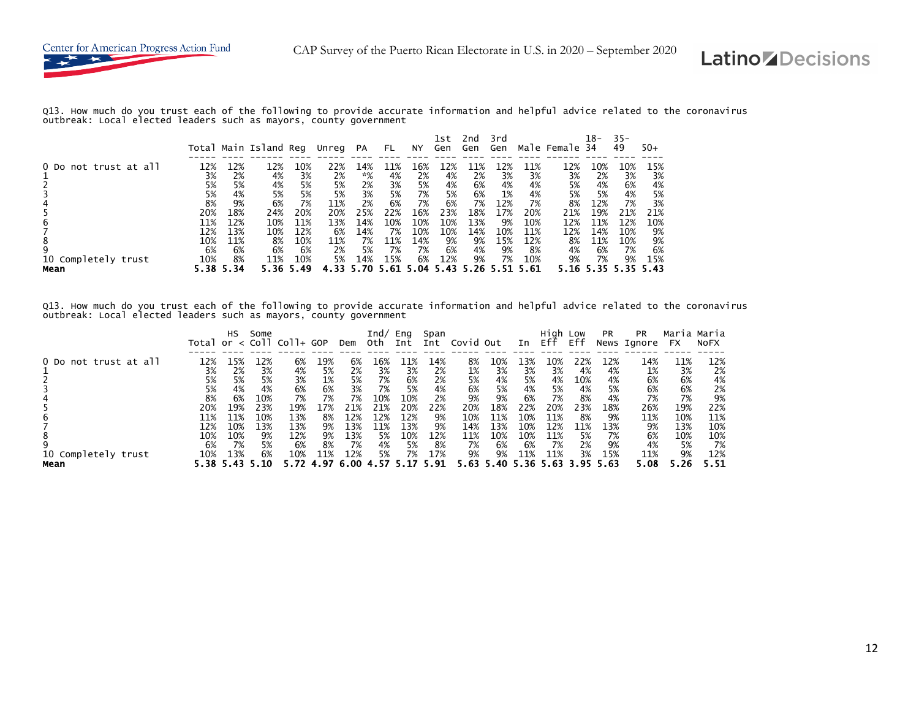Q13. How much do you trust each of the following to provide accurate information and helpful advice related to the coronavirus outbreak: Local elected leaders such as mayors, county government

| | Total | Main | Island | Reg | Unreg | PA | FL | NY | 1st Gen | 2nd Gen | 3rd Gen | Male | Female | 18-34 | 35-49 | 50+ |
|---|---|---|---|---|---|---|---|---|---|---|---|---|---|---|---|---|
| 0 Do not trust at all | 12% | 12% | 12% | 10% | 22% | 14% | 11% | 16% | 12% | 11% | 12% | 11% | 12% | 10% | 10% | 15% |
| 1 | 3% | 2% | 4% | 3% | 2% | *% | 4% | 2% | 4% | 2% | 3% | 3% | 3% | 2% | 3% | 3% |
| 2 | 5% | 5% | 4% | 5% | 5% | 2% | 3% | 5% | 4% | 6% | 4% | 4% | 5% | 4% | 6% | 4% |
| 3 | 5% | 4% | 5% | 5% | 5% | 3% | 5% | 7% | 5% | 6% | 1% | 4% | 5% | 5% | 4% | 5% |
| 4 | 8% | 9% | 6% | 7% | 11% | 2% | 6% | 7% | 6% | 7% | 12% | 7% | 8% | 12% | 7% | 3% |
| 5 | 20% | 18% | 24% | 20% | 20% | 25% | 22% | 16% | 23% | 18% | 17% | 20% | 21% | 19% | 21% | 21% |
| 6 | 11% | 12% | 10% | 11% | 13% | 14% | 10% | 10% | 10% | 13% | 9% | 10% | 12% | 11% | 12% | 10% |
| 7 | 12% | 13% | 10% | 12% | 6% | 14% | 7% | 10% | 10% | 14% | 10% | 11% | 12% | 14% | 10% | 9% |
| 8 | 10% | 11% | 8% | 10% | 11% | 7% | 11% | 14% | 9% | 9% | 15% | 12% | 8% | 11% | 10% | 9% |
| 9 | 6% | 6% | 6% | 6% | 2% | 5% | 7% | 7% | 6% | 4% | 9% | 8% | 4% | 6% | 7% | 6% |
| 10 Completely trust | 10% | 8% | 11% | 10% | 5% | 14% | 15% | 6% | 12% | 9% | 7% | 10% | 9% | 7% | 9% | 15% |
| **Mean** | **5.38** | **5.34** | **5.36** | **5.49** | **4.33** | **5.70** | **5.61** | **5.04** | **5.43** | **5.26** | **5.51** | **5.61** | **5.16** | **5.35** | **5.35** | **5.43** |

Q13. How much do you trust each of the following to provide accurate information and helpful advice related to the coronavirus outbreak: Local elected leaders such as mayors, county government

| | Total | HS or < | Some Coll | Coll+ | GOP | Dem | Ind/ Oth | Eng Int | Span Int | Covid | Out | In | High Eff | Low Eff | PR News | PR Ignore | Maria FX | Maria NoFX |
|---|---|---|---|---|---|---|---|---|---|---|---|---|---|---|---|---|---|---|
| 0 Do not trust at all | 12% | 15% | 12% | 6% | 19% | 6% | 16% | 11% | 14% | 8% | 10% | 13% | 10% | 22% | 12% | 14% | 11% | 12% |
| 1 | 3% | 2% | 3% | 4% | 5% | 2% | 3% | 3% | 2% | 1% | 3% | 3% | 3% | 4% | 4% | 1% | 3% | 2% |
| 2 | 5% | 5% | 5% | 3% | 1% | 5% | 7% | 6% | 2% | 5% | 4% | 5% | 4% | 10% | 4% | 6% | 6% | 4% |
| 3 | 5% | 4% | 4% | 6% | 6% | 3% | 7% | 5% | 4% | 6% | 5% | 4% | 5% | 4% | 5% | 6% | 6% | 2% |
| 4 | 8% | 6% | 10% | 7% | 7% | 7% | 10% | 10% | 2% | 9% | 9% | 6% | 7% | 8% | 4% | 7% | 7% | 9% |
| 5 | 20% | 19% | 23% | 19% | 17% | 21% | 21% | 20% | 22% | 20% | 18% | 22% | 20% | 23% | 18% | 26% | 19% | 22% |
| 6 | 11% | 11% | 10% | 13% | 8% | 12% | 12% | 12% | 9% | 10% | 11% | 10% | 11% | 8% | 9% | 11% | 10% | 11% |
| 7 | 12% | 10% | 13% | 13% | 9% | 13% | 11% | 13% | 9% | 14% | 13% | 10% | 12% | 11% | 13% | 9% | 13% | 10% |
| 8 | 10% | 10% | 9% | 12% | 9% | 13% | 5% | 10% | 12% | 11% | 10% | 10% | 11% | 5% | 7% | 6% | 10% | 10% |
| 9 | 6% | 7% | 5% | 6% | 8% | 7% | 4% | 5% | 8% | 7% | 6% | 6% | 7% | 2% | 9% | 4% | 5% | 7% |
| 10 Completely trust | 10% | 13% | 6% | 10% | 11% | 12% | 5% | 7% | 17% | 9% | 9% | 11% | 11% | 3% | 15% | 11% | 9% | 12% |
| **Mean** | **5.38** | **5.43** | **5.10** | **5.72** | **4.97** | **6.00** | **4.57** | **5.17** | **5.91** | **5.63** | **5.40** | **5.36** | **5.63** | **3.95** | **5.63** | **5.08** | **5.26** | **5.51** |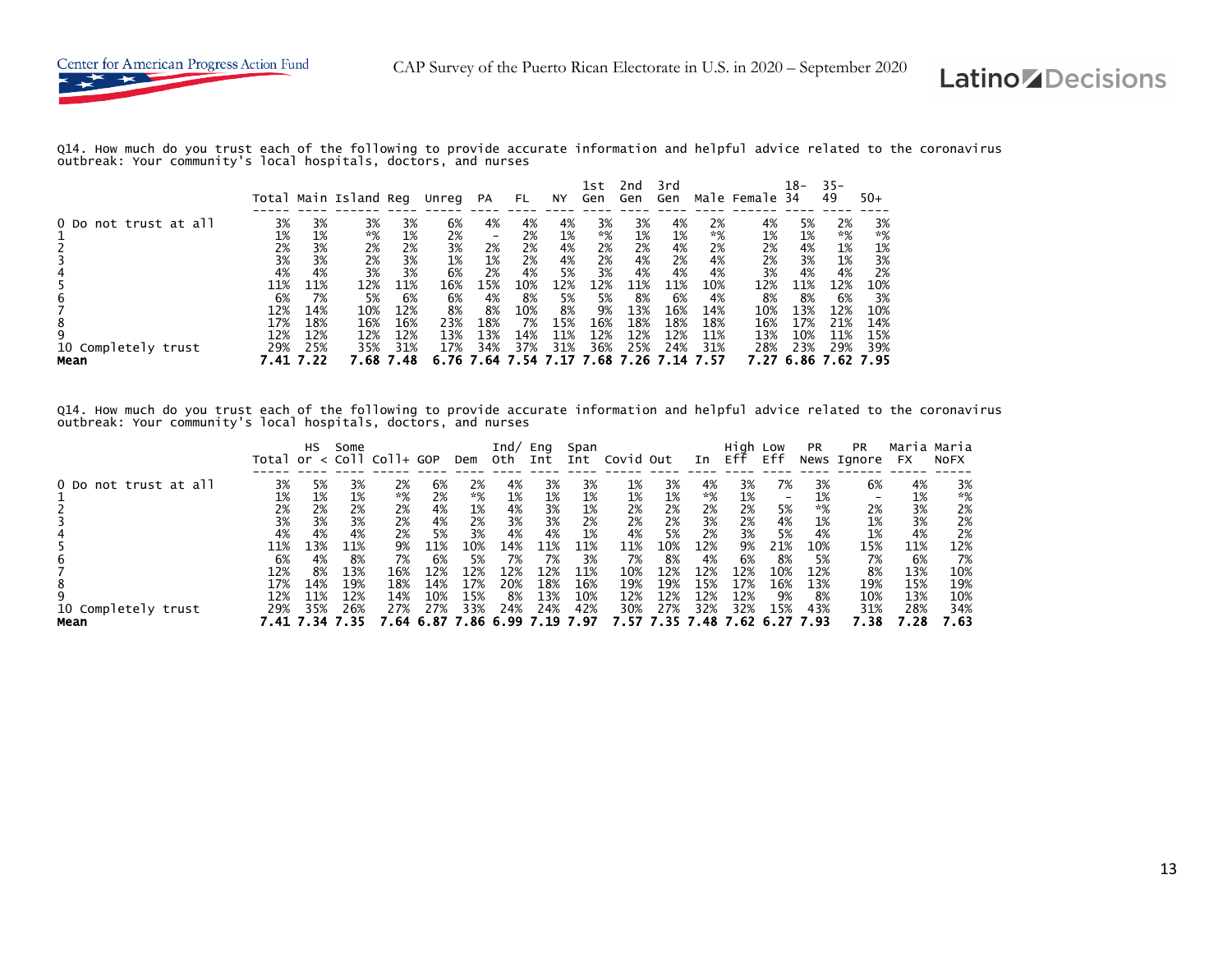Q14. How much do you trust each of the following to provide accurate information and helpful advice related to the coronavirus outbreak: Your community's local hospitals, doctors, and nurses

| | Total | Main | Island | Reg | Unreg | PA | FL | NY | 1st Gen | 2nd Gen | 3rd Gen | Male | Female | 18-34 | 35-49 | 50+ |
|---|---|---|---|---|---|---|---|---|---|---|---|---|---|---|---|---|
| 0 Do not trust at all | 3% | 3% | 3% | 3% | 6% | 4% | 4% | 4% | 3% | 3% | 4% | 2% | 4% | 5% | 2% | 3% |
| 1 | 1% | 1% | *% | 1% | 2% | - | 2% | 1% | *% | 1% | 1% | *% | 1% | 1% | *% | *% |
| 2 | 2% | 3% | 2% | 2% | 3% | 2% | 2% | 4% | 2% | 2% | 4% | 2% | 2% | 4% | 1% | 1% |
| 3 | 3% | 3% | 2% | 3% | 1% | 1% | 2% | 4% | 2% | 4% | 2% | 4% | 2% | 3% | 1% | 3% |
| 4 | 4% | 4% | 3% | 3% | 6% | 2% | 4% | 5% | 3% | 4% | 4% | 4% | 3% | 4% | 4% | 2% |
| 5 | 11% | 11% | 12% | 11% | 16% | 15% | 10% | 12% | 12% | 11% | 11% | 10% | 12% | 11% | 12% | 10% |
| 6 | 6% | 7% | 5% | 6% | 6% | 4% | 8% | 5% | 5% | 8% | 6% | 4% | 8% | 8% | 6% | 3% |
| 7 | 12% | 14% | 10% | 12% | 8% | 8% | 10% | 8% | 9% | 13% | 16% | 14% | 10% | 13% | 12% | 10% |
| 8 | 17% | 18% | 16% | 16% | 23% | 18% | 7% | 15% | 16% | 18% | 18% | 18% | 16% | 17% | 21% | 14% |
| 9 | 12% | 12% | 12% | 12% | 13% | 13% | 14% | 11% | 12% | 12% | 12% | 11% | 13% | 10% | 11% | 15% |
| 10 Completely trust | 29% | 25% | 35% | 31% | 17% | 34% | 37% | 31% | 36% | 25% | 24% | 31% | 28% | 23% | 29% | 39% |
| **Mean** | **7.41** | **7.22** | **7.68** | **7.48** | **6.76** | **7.64** | **7.54** | **7.17** | **7.68** | **7.26** | **7.14** | **7.57** | **7.27** | **6.86** | **7.62** | **7.95** |

Q14. How much do you trust each of the following to provide accurate information and helpful advice related to the coronavirus outbreak: Your community's local hospitals, doctors, and nurses

| | Total | HS or < | Some Coll | Coll+ | GOP | Dem | Ind/ Oth | Eng Int | Span Int | Covid | Out | In | High Eff | Low Eff | PR News | PR Ignore | Maria FX | Maria NoFX |
|---|---|---|---|---|---|---|---|---|---|---|---|---|---|---|---|---|---|---|
| 0 Do not trust at all | 3% | 5% | 3% | 2% | 6% | 2% | 4% | 3% | 3% | 1% | 3% | 4% | 3% | 7% | 3% | 6% | 4% | 3% |
| 1 | 1% | 1% | 1% | *% | 2% | *% | 1% | 1% | 1% | 1% | 1% | *% | 1% | - | 1% | - | 1% | *% |
| 2 | 2% | 2% | 2% | 2% | 4% | 1% | 4% | 3% | 1% | 2% | 2% | 2% | 2% | 5% | *% | 2% | 3% | 2% |
| 3 | 3% | 3% | 3% | 2% | 4% | 2% | 3% | 3% | 2% | 2% | 2% | 3% | 2% | 4% | 1% | 1% | 3% | 2% |
| 4 | 4% | 4% | 4% | 2% | 5% | 3% | 4% | 4% | 1% | 4% | 5% | 2% | 3% | 5% | 4% | 1% | 4% | 2% |
| 5 | 11% | 13% | 11% | 9% | 11% | 10% | 14% | 11% | 11% | 11% | 10% | 12% | 9% | 21% | 10% | 15% | 11% | 12% |
| 6 | 6% | 4% | 8% | 7% | 6% | 5% | 7% | 7% | 3% | 7% | 8% | 4% | 6% | 8% | 5% | 7% | 6% | 7% |
| 7 | 12% | 8% | 13% | 16% | 12% | 12% | 12% | 12% | 11% | 10% | 12% | 12% | 12% | 10% | 12% | 8% | 13% | 10% |
| 8 | 17% | 14% | 19% | 18% | 14% | 17% | 20% | 18% | 16% | 19% | 19% | 15% | 17% | 16% | 13% | 19% | 15% | 19% |
| 9 | 12% | 11% | 12% | 14% | 10% | 15% | 8% | 13% | 10% | 12% | 12% | 12% | 12% | 9% | 8% | 10% | 13% | 10% |
| 10 Completely trust | 29% | 35% | 26% | 27% | 27% | 33% | 24% | 24% | 42% | 30% | 27% | 32% | 32% | 15% | 43% | 31% | 28% | 34% |
| **Mean** | **7.41** | **7.34** | **7.35** | **7.64** | **6.87** | **7.86** | **6.99** | **7.19** | **7.97** | **7.57** | **7.35** | **7.48** | **7.62** | **6.27** | **7.93** | **7.38** | **7.28** | **7.63** |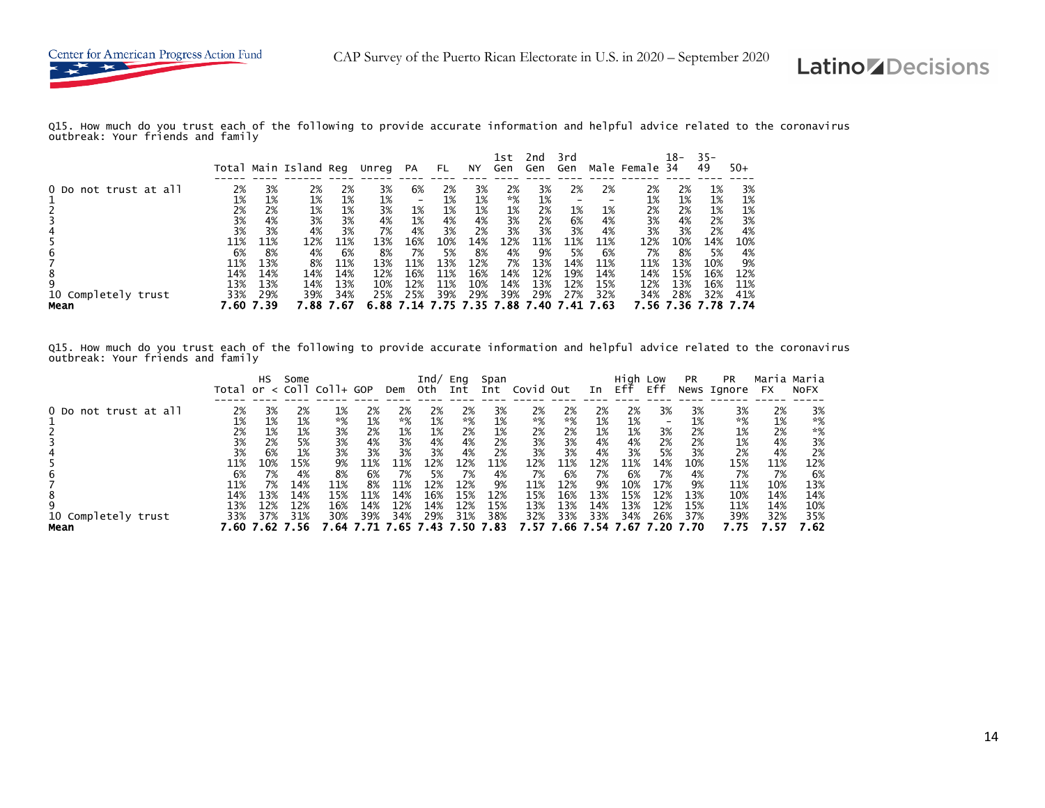Q15. How much do you trust each of the following to provide accurate information and helpful advice related to the coronavirus outbreak: Your friends and family

| | Total | Main | Island | Reg | Unreg | PA | FL | NY | 1st Gen | 2nd Gen | 3rd Gen | Male | Female | 18-34 | 35-49 | 50+ |
|---|---|---|---|---|---|---|---|---|---|---|---|---|---|---|---|---|
| 0 Do not trust at all | 2% | 3% | 2% | 2% | 3% | 6% | 2% | 3% | 2% | 3% | 2% | 2% | 2% | 2% | 1% | 3% |
| 1 | 1% | 1% | 1% | 1% | 1% | - | 1% | 1% | *% | 1% | - | - | 1% | 1% | 1% | 1% |
| 2 | 2% | 2% | 1% | 1% | 3% | 1% | 1% | 1% | 1% | 2% | 1% | 1% | 2% | 2% | 1% | 1% |
| 3 | 3% | 4% | 3% | 3% | 4% | 1% | 4% | 4% | 3% | 2% | 6% | 4% | 3% | 4% | 2% | 3% |
| 4 | 3% | 3% | 4% | 3% | 7% | 4% | 3% | 2% | 3% | 3% | 3% | 4% | 3% | 3% | 2% | 4% |
| 5 | 11% | 11% | 12% | 11% | 13% | 16% | 10% | 14% | 12% | 11% | 11% | 11% | 12% | 10% | 14% | 10% |
| 6 | 6% | 8% | 4% | 6% | 8% | 7% | 5% | 8% | 4% | 9% | 5% | 6% | 7% | 8% | 5% | 4% |
| 7 | 11% | 13% | 8% | 11% | 13% | 11% | 13% | 12% | 7% | 13% | 14% | 11% | 11% | 13% | 10% | 9% |
| 8 | 14% | 14% | 14% | 14% | 12% | 16% | 11% | 16% | 14% | 12% | 19% | 14% | 14% | 15% | 16% | 12% |
| 9 | 13% | 13% | 14% | 13% | 10% | 12% | 11% | 10% | 14% | 13% | 12% | 15% | 12% | 13% | 16% | 11% |
| 10 Completely trust | 33% | 29% | 39% | 34% | 25% | 25% | 39% | 29% | 39% | 29% | 27% | 32% | 34% | 28% | 32% | 41% |
| **Mean** | **7.60** | **7.39** | **7.88** | **7.67** | **6.88** | **7.14** | **7.75** | **7.35** | **7.88** | **7.40** | **7.41** | **7.63** | **7.56** | **7.36** | **7.78** | **7.74** |

Q15. How much do you trust each of the following to provide accurate information and helpful advice related to the coronavirus outbreak: Your friends and family

| | Total | HS or < | Some Coll | Coll+ | GOP | Dem | Ind/ Oth | Eng Int | Span Int | Covid | Out | In | High Eff | Low Eff | PR News | PR Ignore | Maria FX | Maria NoFX |
|---|---|---|---|---|---|---|---|---|---|---|---|---|---|---|---|---|---|---|
| 0 Do not trust at all | 2% | 3% | 2% | 1% | 2% | 2% | 2% | 2% | 3% | 2% | 2% | 2% | 2% | 3% | 3% | 3% | 2% | 3% |
| 1 | 1% | 1% | 1% | *% | 1% | *% | 1% | *% | 1% | *% | *% | 1% | 1% | - | 1% | *% | 1% | *% |
| 2 | 2% | 1% | 1% | 3% | 2% | 1% | 1% | 2% | 1% | 2% | 2% | 1% | 1% | 3% | 2% | 1% | 2% | *% |
| 3 | 3% | 2% | 5% | 3% | 4% | 3% | 4% | 4% | 2% | 3% | 3% | 4% | 4% | 2% | 2% | 1% | 4% | 3% |
| 4 | 3% | 6% | 1% | 3% | 3% | 3% | 3% | 4% | 2% | 3% | 3% | 4% | 3% | 5% | 3% | 2% | 4% | 2% |
| 5 | 11% | 10% | 15% | 9% | 11% | 11% | 12% | 12% | 11% | 12% | 11% | 12% | 11% | 14% | 10% | 15% | 11% | 12% |
| 6 | 6% | 7% | 4% | 8% | 6% | 7% | 5% | 7% | 4% | 7% | 6% | 7% | 6% | 7% | 4% | 7% | 7% | 6% |
| 7 | 11% | 7% | 14% | 11% | 8% | 11% | 12% | 12% | 9% | 11% | 12% | 9% | 10% | 17% | 9% | 11% | 10% | 13% |
| 8 | 14% | 13% | 14% | 15% | 11% | 14% | 16% | 15% | 12% | 15% | 16% | 13% | 15% | 12% | 13% | 10% | 14% | 14% |
| 9 | 13% | 12% | 12% | 16% | 14% | 12% | 14% | 12% | 15% | 13% | 13% | 14% | 13% | 12% | 15% | 11% | 14% | 10% |
| 10 Completely trust | 33% | 37% | 31% | 30% | 39% | 34% | 29% | 31% | 38% | 32% | 33% | 33% | 34% | 26% | 37% | 39% | 32% | 35% |
| **Mean** | **7.60** | **7.62** | **7.56** | **7.64** | **7.71** | **7.65** | **7.43** | **7.50** | **7.83** | **7.57** | **7.66** | **7.54** | **7.67** | **7.20** | **7.70** | **7.75** | **7.57** | **7.62** |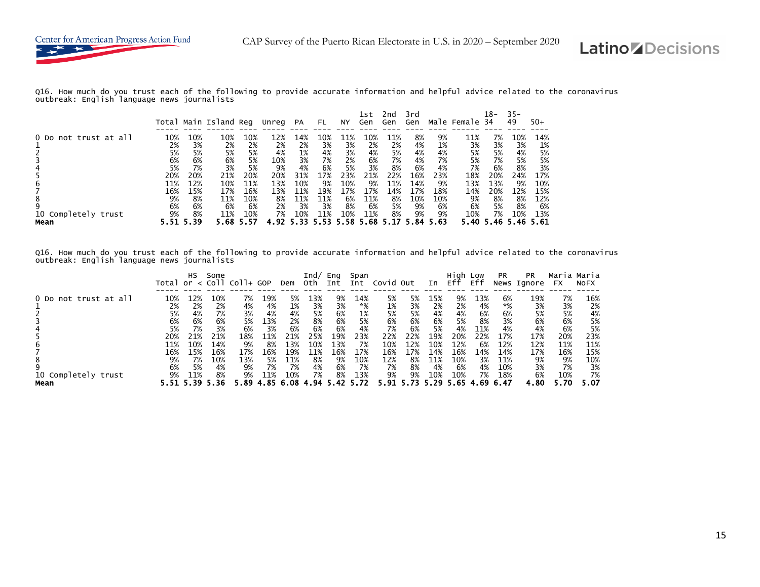Q16. How much do you trust each of the following to provide accurate information and helpful advice related to the coronavirus outbreak: English language news journalists

| | Total | Main | Island | Reg | Unreg | PA | FL | NY | 1st Gen | 2nd Gen | 3rd Gen | Male | Female | 18-34 | 35-49 | 50+ |
|---|---|---|---|---|---|---|---|---|---|---|---|---|---|---|---|---|
| 0 Do not trust at all | 10% | 10% | 10% | 10% | 12% | 14% | 10% | 11% | 10% | 11% | 8% | 9% | 11% | 7% | 10% | 14% |
| 1 | 2% | 3% | 2% | 2% | 2% | 2% | 3% | 3% | 2% | 2% | 4% | 1% | 3% | 3% | 3% | 1% |
| 2 | 5% | 5% | 5% | 5% | 4% | 1% | 4% | 3% | 4% | 5% | 4% | 4% | 5% | 5% | 4% | 5% |
| 3 | 6% | 6% | 6% | 5% | 10% | 3% | 7% | 2% | 6% | 7% | 4% | 7% | 5% | 7% | 5% | 5% |
| 4 | 5% | 7% | 3% | 5% | 9% | 4% | 6% | 5% | 3% | 8% | 6% | 4% | 7% | 6% | 8% | 3% |
| 5 | 20% | 20% | 21% | 20% | 20% | 31% | 17% | 23% | 21% | 22% | 16% | 23% | 18% | 20% | 24% | 17% |
| 6 | 11% | 12% | 10% | 11% | 13% | 10% | 9% | 10% | 9% | 11% | 14% | 9% | 13% | 13% | 9% | 10% |
| 7 | 16% | 15% | 17% | 16% | 13% | 11% | 19% | 17% | 17% | 14% | 17% | 18% | 14% | 20% | 12% | 15% |
| 8 | 9% | 8% | 11% | 10% | 8% | 11% | 11% | 6% | 11% | 8% | 10% | 10% | 9% | 8% | 8% | 12% |
| 9 | 6% | 6% | 6% | 6% | 2% | 3% | 3% | 8% | 6% | 5% | 9% | 6% | 6% | 5% | 8% | 6% |
| 10 Completely trust | 9% | 8% | 11% | 10% | 7% | 10% | 11% | 10% | 11% | 8% | 9% | 9% | 10% | 7% | 10% | 13% |
| **Mean** | **5.51** | **5.39** | **5.68** | **5.57** | **4.92** | **5.33** | **5.53** | **5.58** | **5.68** | **5.17** | **5.84** | **5.63** | **5.40** | **5.46** | **5.46** | **5.61** |

Q16. How much do you trust each of the following to provide accurate information and helpful advice related to the coronavirus outbreak: English language news journalists

| | Total | HS or < | Some Coll | Coll+ | GOP | Dem | Ind/ Oth | Eng Int | Span Int | Covid | Out | In | High Eff | Low Eff | PR News | PR Ignore | Maria FX | Maria NoFX |
|---|---|---|---|---|---|---|---|---|---|---|---|---|---|---|---|---|---|---|
| 0 Do not trust at all | 10% | 12% | 10% | 7% | 19% | 5% | 13% | 9% | 14% | 5% | 5% | 15% | 9% | 13% | 6% | 19% | 7% | 16% |
| 1 | 2% | 2% | 2% | 4% | 4% | 1% | 3% | 3% | *% | 1% | 3% | 2% | 2% | 4% | *% | 3% | 3% | 2% |
| 2 | 5% | 4% | 7% | 3% | 4% | 4% | 5% | 6% | 1% | 5% | 5% | 4% | 4% | 6% | 6% | 5% | 5% | 4% |
| 3 | 6% | 6% | 6% | 5% | 13% | 2% | 8% | 6% | 5% | 6% | 6% | 6% | 5% | 8% | 3% | 6% | 6% | 5% |
| 4 | 5% | 7% | 3% | 6% | 3% | 6% | 6% | 6% | 4% | 7% | 6% | 5% | 4% | 11% | 4% | 4% | 6% | 5% |
| 5 | 20% | 21% | 21% | 18% | 11% | 21% | 25% | 19% | 23% | 22% | 22% | 19% | 20% | 22% | 17% | 17% | 20% | 23% |
| 6 | 11% | 10% | 14% | 9% | 8% | 13% | 10% | 13% | 7% | 10% | 12% | 10% | 12% | 6% | 12% | 12% | 11% | 11% |
| 7 | 16% | 15% | 16% | 17% | 16% | 19% | 11% | 16% | 17% | 16% | 17% | 14% | 16% | 14% | 14% | 17% | 16% | 15% |
| 8 | 9% | 7% | 10% | 13% | 5% | 11% | 8% | 9% | 10% | 12% | 8% | 11% | 10% | 3% | 11% | 9% | 9% | 10% |
| 9 | 6% | 5% | 4% | 9% | 7% | 7% | 4% | 6% | 7% | 7% | 8% | 4% | 6% | 4% | 10% | 3% | 7% | 3% |
| 10 Completely trust | 9% | 11% | 8% | 9% | 11% | 10% | 7% | 8% | 13% | 9% | 9% | 10% | 10% | 7% | 18% | 6% | 10% | 7% |
| **Mean** | **5.51** | **5.39** | **5.36** | **5.89** | **4.85** | **6.08** | **4.94** | **5.42** | **5.72** | **5.91** | **5.73** | **5.29** | **5.65** | **4.69** | **6.47** | **4.80** | **5.70** | **5.07** |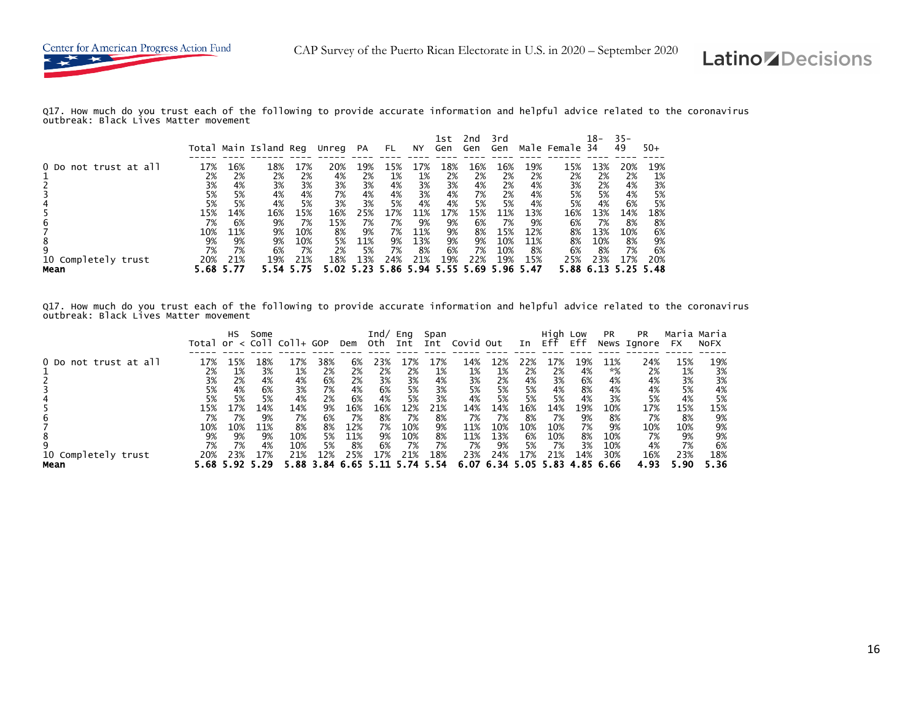Q17. How much do you trust each of the following to provide accurate information and helpful advice related to the coronavirus outbreak: Black Lives Matter movement

| | Total | Main | Island | Reg | Unreg | PA | FL | NY | 1st Gen | 2nd Gen | 3rd Gen | Male | Female | 18-34 | 35-49 | 50+ |
|---|---|---|---|---|---|---|---|---|---|---|---|---|---|---|---|---|
| 0 Do not trust at all | 17% | 16% | 18% | 17% | 20% | 19% | 15% | 17% | 18% | 16% | 16% | 19% | 15% | 13% | 20% | 19% |
| 1 | 2% | 2% | 2% | 2% | 4% | 2% | 1% | 1% | 2% | 2% | 2% | 2% | 2% | 2% | 2% | 1% |
| 2 | 3% | 4% | 3% | 3% | 3% | 3% | 4% | 3% | 3% | 4% | 2% | 4% | 3% | 2% | 4% | 3% |
| 3 | 5% | 5% | 4% | 4% | 7% | 4% | 4% | 3% | 4% | 7% | 2% | 4% | 5% | 5% | 4% | 5% |
| 4 | 5% | 5% | 4% | 5% | 3% | 3% | 5% | 4% | 4% | 5% | 5% | 4% | 5% | 4% | 6% | 5% |
| 5 | 15% | 14% | 16% | 15% | 16% | 25% | 17% | 11% | 17% | 15% | 11% | 13% | 16% | 13% | 14% | 18% |
| 6 | 7% | 6% | 9% | 7% | 15% | 7% | 7% | 9% | 9% | 6% | 7% | 9% | 6% | 7% | 8% | 8% |
| 7 | 10% | 11% | 9% | 10% | 8% | 9% | 7% | 11% | 9% | 8% | 15% | 12% | 8% | 13% | 10% | 6% |
| 8 | 9% | 9% | 9% | 10% | 5% | 11% | 9% | 13% | 9% | 9% | 10% | 11% | 8% | 10% | 8% | 9% |
| 9 | 7% | 7% | 6% | 7% | 2% | 5% | 7% | 8% | 6% | 7% | 10% | 8% | 6% | 8% | 7% | 6% |
| 10 Completely trust | 20% | 21% | 19% | 21% | 18% | 13% | 24% | 21% | 19% | 22% | 19% | 15% | 25% | 23% | 17% | 20% |
| **Mean** | **5.68** | **5.77** | **5.54** | **5.75** | **5.02** | **5.23** | **5.86** | **5.94** | **5.55** | **5.69** | **5.96** | **5.47** | **5.88** | **6.13** | **5.25** | **5.48** |

Q17. How much do you trust each of the following to provide accurate information and helpful advice related to the coronavirus outbreak: Black Lives Matter movement

| | Total | HS or < | Some Coll | Coll+ | GOP | Dem | Ind/ Oth | Eng Int | Span Int | Covid | Out | In | High Eff | Low Eff | PR News | PR Ignore | Maria FX | Maria NoFX |
|---|---|---|---|---|---|---|---|---|---|---|---|---|---|---|---|---|---|---|
| 0 Do not trust at all | 17% | 15% | 18% | 17% | 38% | 6% | 23% | 17% | 17% | 14% | 12% | 22% | 17% | 19% | 11% | 24% | 15% | 19% |
| 1 | 2% | 1% | 3% | 1% | 2% | 2% | 2% | 2% | 1% | 1% | 1% | 2% | 2% | 4% | *% | 2% | 1% | 3% |
| 2 | 3% | 2% | 4% | 4% | 6% | 2% | 3% | 3% | 4% | 3% | 2% | 4% | 3% | 6% | 4% | 4% | 3% | 3% |
| 3 | 5% | 4% | 6% | 3% | 7% | 4% | 6% | 5% | 3% | 5% | 5% | 5% | 4% | 8% | 4% | 4% | 5% | 4% |
| 4 | 5% | 5% | 5% | 4% | 2% | 6% | 4% | 5% | 3% | 4% | 5% | 5% | 5% | 4% | 3% | 5% | 4% | 5% |
| 5 | 15% | 17% | 14% | 14% | 9% | 16% | 16% | 12% | 21% | 14% | 14% | 16% | 14% | 19% | 10% | 17% | 15% | 15% |
| 6 | 7% | 7% | 9% | 7% | 6% | 7% | 8% | 7% | 8% | 7% | 7% | 8% | 7% | 9% | 8% | 7% | 8% | 9% |
| 7 | 10% | 10% | 11% | 8% | 8% | 12% | 7% | 10% | 9% | 11% | 10% | 10% | 10% | 7% | 9% | 10% | 10% | 9% |
| 8 | 9% | 9% | 9% | 10% | 5% | 11% | 9% | 10% | 8% | 11% | 13% | 6% | 10% | 8% | 10% | 7% | 9% | 9% |
| 9 | 7% | 7% | 4% | 10% | 5% | 8% | 6% | 7% | 7% | 7% | 9% | 5% | 7% | 3% | 10% | 4% | 7% | 6% |
| 10 Completely trust | 20% | 23% | 17% | 21% | 12% | 25% | 17% | 21% | 18% | 23% | 24% | 17% | 21% | 14% | 30% | 16% | 23% | 18% |
| **Mean** | **5.68** | **5.92** | **5.29** | **5.88** | **3.84** | **6.65** | **5.11** | **5.74** | **5.54** | **6.07** | **6.34** | **5.05** | **5.83** | **4.85** | **6.66** | **4.93** | **5.90** | **5.36** |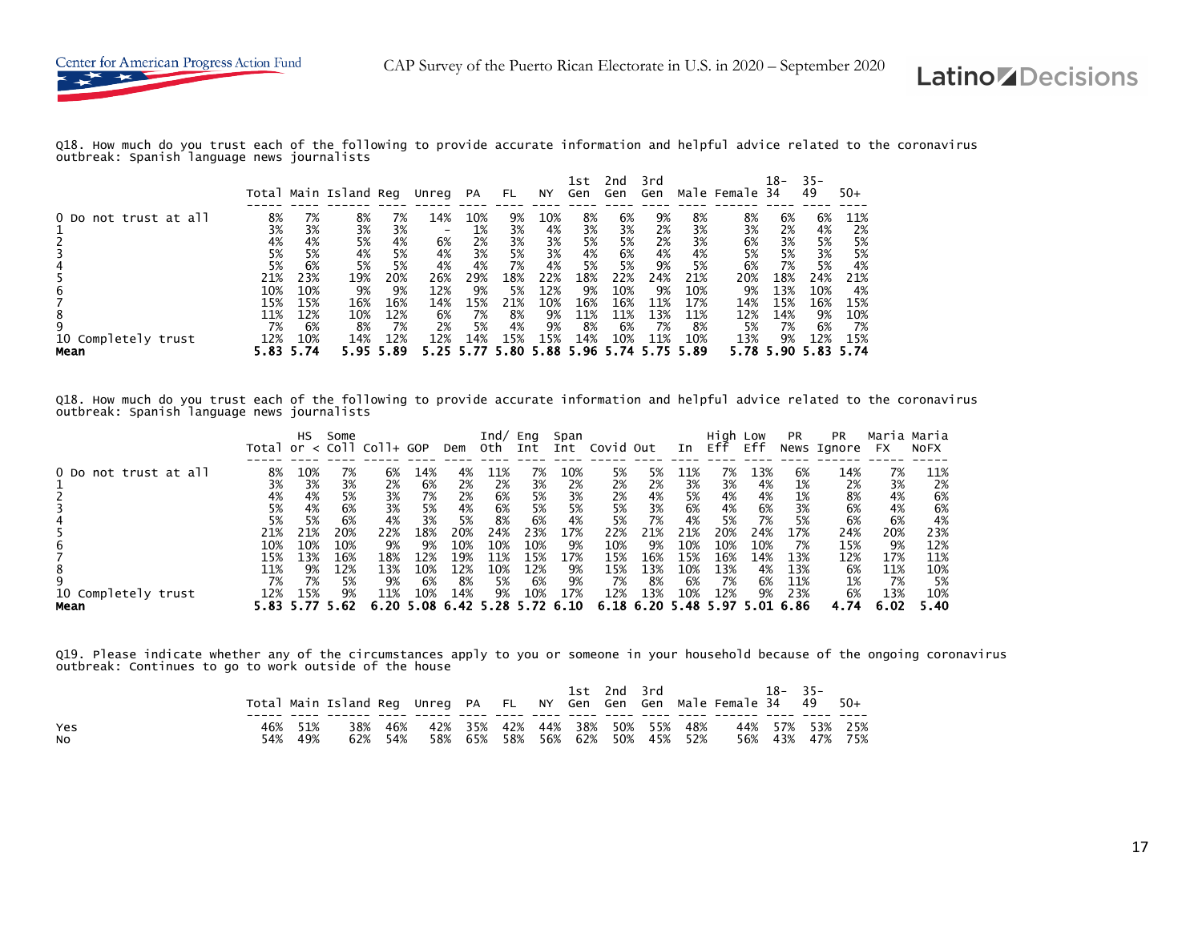Q18. How much do you trust each of the following to provide accurate information and helpful advice related to the coronavirus outbreak: Spanish language news journalists

| | Total | Main | Island | Reg | Unreg | PA | FL | NY | 1st Gen | 2nd Gen | 3rd Gen | Male | Female | 18-34 | 35-49 | 50+ |
|---|---|---|---|---|---|---|---|---|---|---|---|---|---|---|---|---|
| 0 Do not trust at all | 8% | 7% | 8% | 7% | 14% | 10% | 9% | 10% | 8% | 6% | 9% | 8% | 8% | 6% | 6% | 11% |
| 1 | 3% | 3% | 3% | 3% | - | 1% | 3% | 4% | 3% | 3% | 2% | 3% | 3% | 2% | 4% | 2% |
| 2 | 4% | 4% | 5% | 4% | 6% | 2% | 3% | 3% | 5% | 5% | 2% | 3% | 6% | 3% | 5% | 5% |
| 3 | 5% | 5% | 4% | 5% | 4% | 3% | 5% | 3% | 4% | 6% | 4% | 4% | 5% | 5% | 3% | 5% |
| 4 | 5% | 6% | 5% | 5% | 4% | 4% | 7% | 4% | 5% | 5% | 9% | 5% | 6% | 7% | 5% | 4% |
| 5 | 21% | 23% | 19% | 20% | 26% | 29% | 18% | 22% | 18% | 22% | 24% | 21% | 20% | 18% | 24% | 21% |
| 6 | 10% | 10% | 9% | 9% | 12% | 9% | 5% | 12% | 9% | 10% | 9% | 10% | 9% | 13% | 10% | 4% |
| 7 | 15% | 15% | 16% | 16% | 14% | 15% | 21% | 10% | 16% | 16% | 11% | 17% | 14% | 15% | 16% | 15% |
| 8 | 11% | 12% | 10% | 12% | 6% | 7% | 8% | 9% | 11% | 11% | 13% | 11% | 12% | 14% | 9% | 10% |
| 9 | 7% | 6% | 8% | 7% | 2% | 5% | 4% | 9% | 8% | 6% | 7% | 8% | 5% | 7% | 6% | 7% |
| 10 Completely trust | 12% | 10% | 14% | 12% | 12% | 14% | 15% | 15% | 14% | 10% | 11% | 10% | 13% | 9% | 12% | 15% |
| **Mean** | **5.83** | **5.74** | **5.95** | **5.89** | **5.25** | **5.77** | **5.80** | **5.88** | **5.96** | **5.74** | **5.75** | **5.89** | **5.78** | **5.90** | **5.83** | **5.74** |

Q18. How much do you trust each of the following to provide accurate information and helpful advice related to the coronavirus outbreak: Spanish language news journalists

| | Total | HS or < | Some Coll | Coll+ | GOP | Dem | Ind/ Oth | Eng Int | Span Int | Covid | Out | In | High Eff | Low Eff | PR News | PR Ignore | Maria FX | Maria NoFX |
|---|---|---|---|---|---|---|---|---|---|---|---|---|---|---|---|---|---|---|
| 0 Do not trust at all | 8% | 10% | 7% | 6% | 14% | 4% | 11% | 7% | 10% | 5% | 5% | 11% | 7% | 13% | 6% | 14% | 7% | 11% |
| 1 | 3% | 3% | 3% | 2% | 6% | 2% | 2% | 3% | 2% | 2% | 2% | 3% | 3% | 4% | 1% | 2% | 3% | 2% |
| 2 | 4% | 4% | 5% | 3% | 7% | 2% | 6% | 5% | 3% | 2% | 4% | 5% | 4% | 4% | 1% | 8% | 4% | 6% |
| 3 | 5% | 4% | 6% | 3% | 5% | 4% | 6% | 5% | 5% | 5% | 3% | 6% | 4% | 6% | 3% | 6% | 4% | 6% |
| 4 | 5% | 5% | 6% | 4% | 3% | 5% | 8% | 6% | 4% | 5% | 7% | 4% | 5% | 7% | 5% | 6% | 6% | 4% |
| 5 | 21% | 21% | 20% | 22% | 18% | 20% | 24% | 23% | 17% | 22% | 21% | 21% | 20% | 24% | 17% | 24% | 20% | 23% |
| 6 | 10% | 10% | 10% | 9% | 9% | 10% | 10% | 10% | 9% | 10% | 9% | 10% | 10% | 10% | 7% | 15% | 9% | 12% |
| 7 | 15% | 13% | 16% | 18% | 12% | 19% | 11% | 15% | 17% | 15% | 16% | 15% | 16% | 14% | 13% | 12% | 17% | 11% |
| 8 | 11% | 9% | 12% | 13% | 10% | 12% | 10% | 12% | 9% | 15% | 13% | 10% | 13% | 4% | 13% | 6% | 11% | 10% |
| 9 | 7% | 7% | 5% | 9% | 6% | 8% | 5% | 6% | 9% | 7% | 8% | 6% | 7% | 6% | 11% | 1% | 7% | 5% |
| 10 Completely trust | 12% | 15% | 9% | 11% | 10% | 14% | 9% | 10% | 17% | 12% | 13% | 10% | 12% | 9% | 23% | 6% | 13% | 10% |
| **Mean** | **5.83** | **5.77** | **5.62** | **6.20** | **5.08** | **6.42** | **5.28** | **5.72** | **6.10** | **6.18** | **6.20** | **5.48** | **5.97** | **5.01** | **6.86** | **4.74** | **6.02** | **5.40** |

Q19. Please indicate whether any of the circumstances apply to you or someone in your household because of the ongoing coronavirus outbreak: Continues to go to work outside of the house

| | Total | Main | Island | Reg | Unreg | PA | FL | NY | 1st Gen | 2nd Gen | 3rd Gen | Male | Female | 18-34 | 35-49 | 50+ |
|---|---|---|---|---|---|---|---|---|---|---|---|---|---|---|---|---|
| Yes | 46% | 51% | 38% | 46% | 42% | 35% | 42% | 44% | 38% | 50% | 55% | 48% | 44% | 57% | 53% | 25% |
| No | 54% | 49% | 62% | 54% | 58% | 65% | 58% | 56% | 62% | 50% | 45% | 52% | 56% | 43% | 47% | 75% |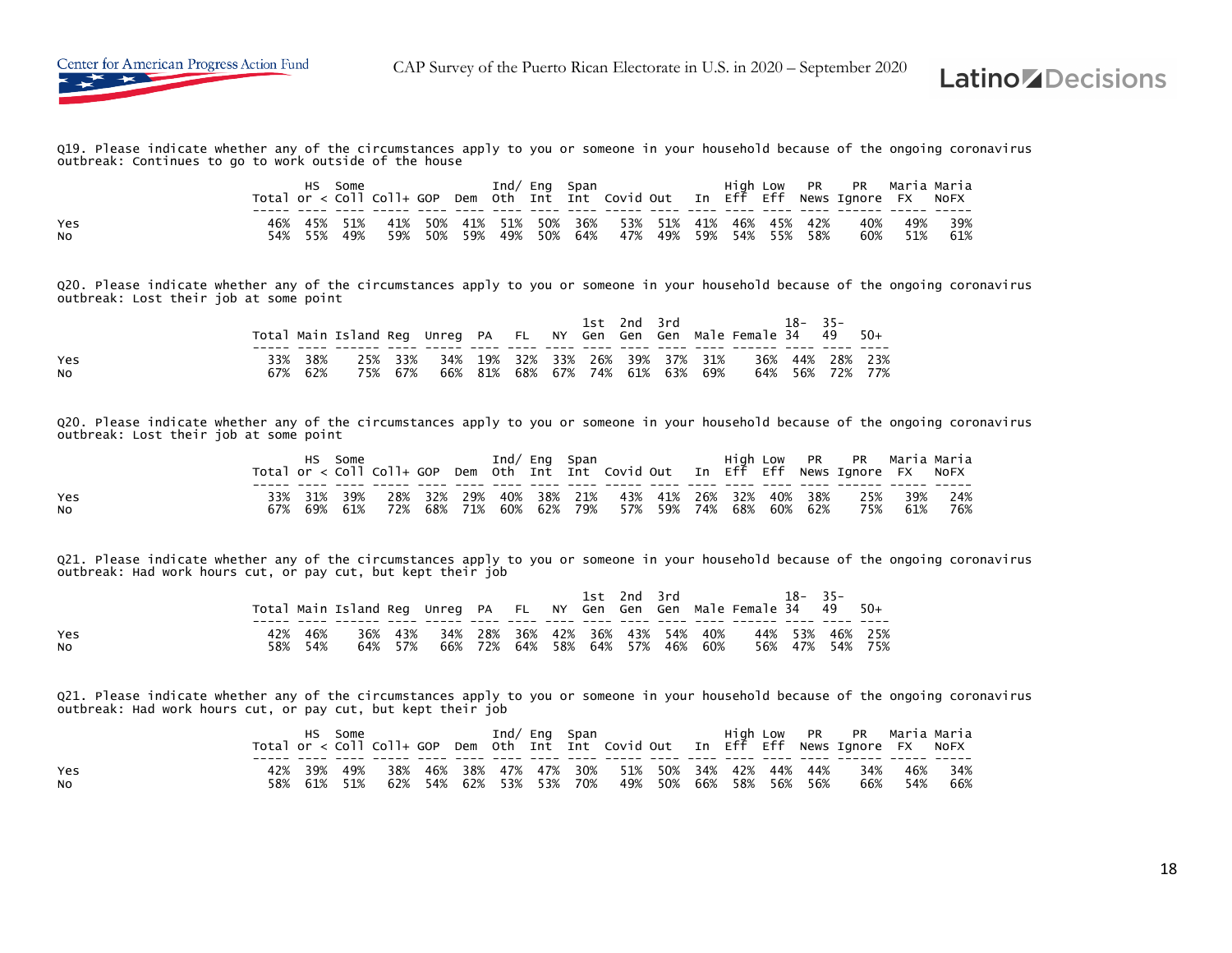Q19. Please indicate whether any of the circumstances apply to you or someone in your household because of the ongoing coronavirus outbreak: Continues to go to work outside of the house

| | Total | HS or < | Some Coll | Coll+ | GOP | Dem | Ind/ Oth | Eng Int | Span Int | Covid | Out | In | High Eff | Low Eff | PR News | PR Ignore | Maria FX | Maria NoFX |
|---|---|---|---|---|---|---|---|---|---|---|---|---|---|---|---|---|---|---|
| Yes | 46% | 45% | 51% | 41% | 50% | 41% | 51% | 50% | 36% | 53% | 51% | 41% | 46% | 45% | 42% | 40% | 49% | 39% |
| No | 54% | 55% | 49% | 59% | 50% | 59% | 49% | 50% | 64% | 47% | 49% | 59% | 54% | 55% | 58% | 60% | 51% | 61% |

Q20. Please indicate whether any of the circumstances apply to you or someone in your household because of the ongoing coronavirus outbreak: Lost their job at some point

| | Total | Main | Island | Reg | Unreg | PA | FL | NY | 1st Gen | 2nd Gen | 3rd Gen | Male | Female | 18-34 | 35-49 | 50+ |
|---|---|---|---|---|---|---|---|---|---|---|---|---|---|---|---|---|
| Yes | 33% | 38% | 25% | 33% | 34% | 19% | 32% | 33% | 26% | 39% | 37% | 31% | 36% | 44% | 28% | 23% |
| No | 67% | 62% | 75% | 67% | 66% | 81% | 68% | 67% | 74% | 61% | 63% | 69% | 64% | 56% | 72% | 77% |

Q20. Please indicate whether any of the circumstances apply to you or someone in your household because of the ongoing coronavirus outbreak: Lost their job at some point

| | Total | HS or < | Some Coll | Coll+ | GOP | Dem | Ind/ Oth | Eng Int | Span Int | Covid | Out | In | High Eff | Low Eff | PR News | PR Ignore | Maria FX | Maria NoFX |
|---|---|---|---|---|---|---|---|---|---|---|---|---|---|---|---|---|---|---|
| Yes | 33% | 31% | 39% | 28% | 32% | 29% | 40% | 38% | 21% | 43% | 41% | 26% | 32% | 40% | 38% | 25% | 39% | 24% |
| No | 67% | 69% | 61% | 72% | 68% | 71% | 60% | 62% | 79% | 57% | 59% | 74% | 68% | 60% | 62% | 75% | 61% | 76% |

Q21. Please indicate whether any of the circumstances apply to you or someone in your household because of the ongoing coronavirus outbreak: Had work hours cut, or pay cut, but kept their job

| | Total | Main | Island | Reg | Unreg | PA | FL | NY | 1st Gen | 2nd Gen | 3rd Gen | Male | Female | 18-34 | 35-49 | 50+ |
|---|---|---|---|---|---|---|---|---|---|---|---|---|---|---|---|---|
| Yes | 42% | 46% | 36% | 43% | 34% | 28% | 36% | 42% | 36% | 43% | 54% | 40% | 44% | 53% | 46% | 25% |
| No | 58% | 54% | 64% | 57% | 66% | 72% | 64% | 58% | 64% | 57% | 46% | 60% | 56% | 47% | 54% | 75% |

Q21. Please indicate whether any of the circumstances apply to you or someone in your household because of the ongoing coronavirus outbreak: Had work hours cut, or pay cut, but kept their job

| | Total | HS or < | Some Coll | Coll+ | GOP | Dem | Ind/ Oth | Eng Int | Span Int | Covid | Out | In | High Eff | Low Eff | PR News | PR Ignore | Maria FX | Maria NoFX |
|---|---|---|---|---|---|---|---|---|---|---|---|---|---|---|---|---|---|---|
| Yes | 42% | 39% | 49% | 38% | 46% | 38% | 47% | 47% | 30% | 51% | 50% | 34% | 42% | 44% | 44% | 34% | 46% | 34% |
| No | 58% | 61% | 51% | 62% | 54% | 62% | 53% | 53% | 70% | 49% | 50% | 66% | 58% | 56% | 56% | 66% | 54% | 66% |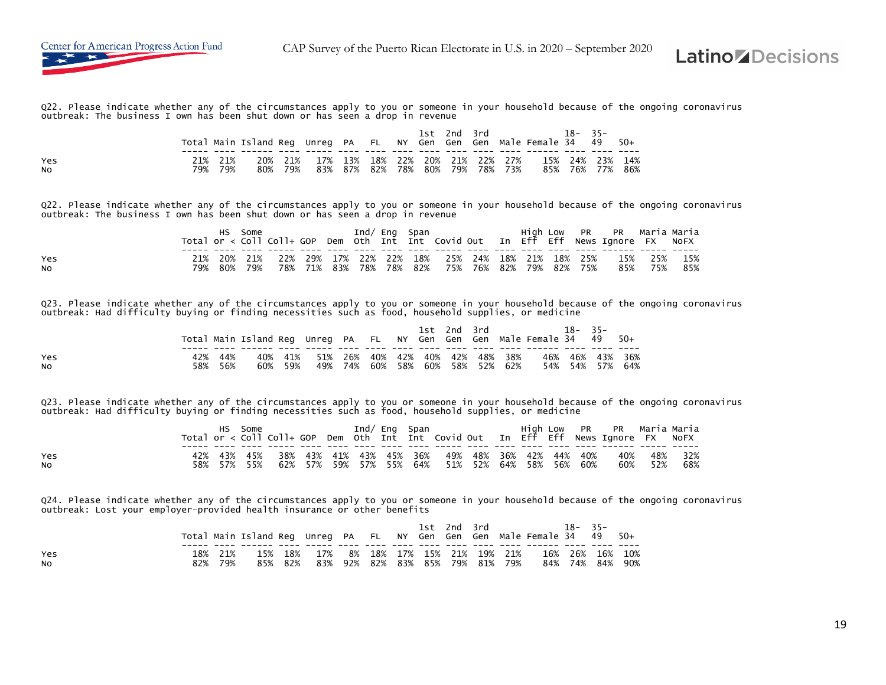Q22. Please indicate whether any of the circumstances apply to you or someone in your household because of the ongoing coronavirus outbreak: The business I own has been shut down or has seen a drop in revenue

| | Total | Main | Island | Reg | Unreg | PA | FL | NY | 1st Gen | 2nd Gen | 3rd Gen | Male | Female | 18-34 | 35-49 | 50+ |
|---|---|---|---|---|---|---|---|---|---|---|---|---|---|---|---|---|
| Yes | 21% | 21% | 20% | 21% | 17% | 13% | 18% | 22% | 20% | 21% | 22% | 27% | 15% | 24% | 23% | 14% |
| No | 79% | 79% | 80% | 79% | 83% | 87% | 82% | 78% | 80% | 79% | 78% | 73% | 85% | 76% | 77% | 86% |

Q22. Please indicate whether any of the circumstances apply to you or someone in your household because of the ongoing coronavirus outbreak: The business I own has been shut down or has seen a drop in revenue

| | Total | HS or < | Some Coll | Coll+ | GOP | Dem | Ind/ Oth | Eng Int | Span Int | Covid | Out | In | High Eff | Low Eff | PR News | PR Ignore | Maria FX | Maria NoFX |
|---|---|---|---|---|---|---|---|---|---|---|---|---|---|---|---|---|---|---|
| Yes | 21% | 20% | 21% | 22% | 29% | 17% | 22% | 22% | 18% | 25% | 24% | 18% | 21% | 18% | 25% | 15% | 25% | 15% |
| No | 79% | 80% | 79% | 78% | 71% | 83% | 78% | 78% | 82% | 75% | 76% | 82% | 79% | 82% | 75% | 85% | 75% | 85% |

Q23. Please indicate whether any of the circumstances apply to you or someone in your household because of the ongoing coronavirus outbreak: Had difficulty buying or finding necessities such as food, household supplies, or medicine

| | Total | Main | Island | Reg | Unreg | PA | FL | NY | 1st Gen | 2nd Gen | 3rd Gen | Male | Female | 18-34 | 35-49 | 50+ |
|---|---|---|---|---|---|---|---|---|---|---|---|---|---|---|---|---|
| Yes | 42% | 44% | 40% | 41% | 51% | 26% | 40% | 42% | 40% | 42% | 48% | 38% | 46% | 46% | 43% | 36% |
| No | 58% | 56% | 60% | 59% | 49% | 74% | 60% | 58% | 60% | 58% | 52% | 62% | 54% | 54% | 57% | 64% |

Q23. Please indicate whether any of the circumstances apply to you or someone in your household because of the ongoing coronavirus outbreak: Had difficulty buying or finding necessities such as food, household supplies, or medicine

| | Total | HS or < | Some Coll | Coll+ | GOP | Dem | Ind/ Oth | Eng Int | Span Int | Covid | Out | In | High Eff | Low Eff | PR News | PR Ignore | Maria FX | Maria NoFX |
|---|---|---|---|---|---|---|---|---|---|---|---|---|---|---|---|---|---|---|
| Yes | 42% | 43% | 45% | 38% | 43% | 41% | 43% | 45% | 36% | 49% | 48% | 36% | 42% | 44% | 40% | 40% | 48% | 32% |
| No | 58% | 57% | 55% | 62% | 57% | 59% | 57% | 55% | 64% | 51% | 52% | 64% | 58% | 56% | 60% | 60% | 52% | 68% |

Q24. Please indicate whether any of the circumstances apply to you or someone in your household because of the ongoing coronavirus outbreak: Lost your employer-provided health insurance or other benefits

| | Total | Main | Island | Reg | Unreg | PA | FL | NY | 1st Gen | 2nd Gen | 3rd Gen | Male | Female | 18-34 | 35-49 | 50+ |
|---|---|---|---|---|---|---|---|---|---|---|---|---|---|---|---|---|
| Yes | 18% | 21% | 15% | 18% | 17% | 8% | 18% | 17% | 15% | 21% | 19% | 21% | 16% | 26% | 16% | 10% |
| No | 82% | 79% | 85% | 82% | 83% | 92% | 82% | 83% | 85% | 79% | 81% | 79% | 84% | 74% | 84% | 90% |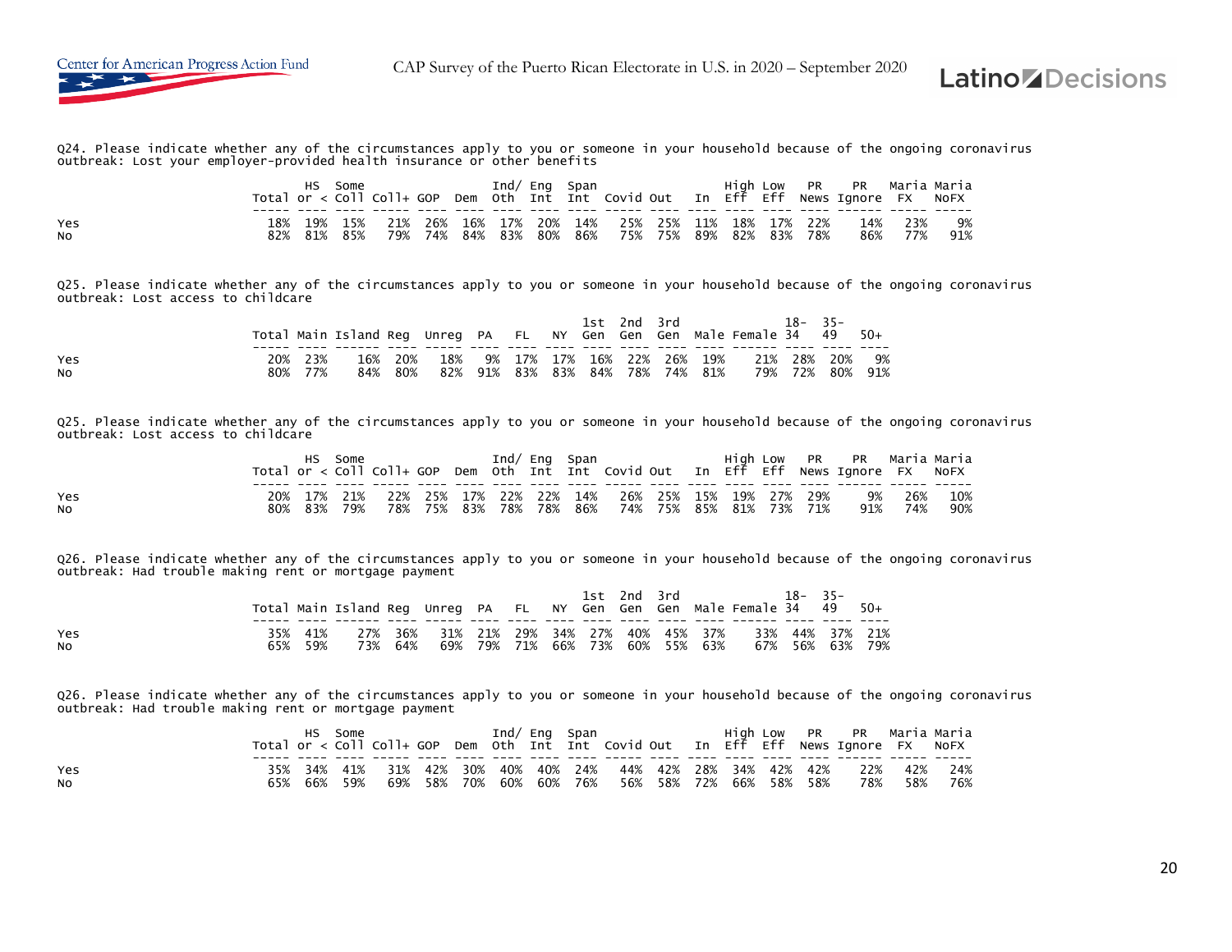Q24. Please indicate whether any of the circumstances apply to you or someone in your household because of the ongoing coronavirus outbreak: Lost your employer-provided health insurance or other benefits

| | Total | HS or < | Some Coll | Coll+ | GOP | Dem | Ind/ Oth | Eng Int | Span Int | Covid | Out | In | High Eff | Low Eff | PR News | PR Ignore | Maria FX | Maria NoFX |
|---|---|---|---|---|---|---|---|---|---|---|---|---|---|---|---|---|---|---|
| Yes | 18% | 19% | 15% | 21% | 26% | 16% | 17% | 20% | 14% | 25% | 25% | 11% | 18% | 17% | 22% | 14% | 23% | 9% |
| No | 82% | 81% | 85% | 79% | 74% | 84% | 83% | 80% | 86% | 75% | 75% | 89% | 82% | 83% | 78% | 86% | 77% | 91% |

Q25. Please indicate whether any of the circumstances apply to you or someone in your household because of the ongoing coronavirus outbreak: Lost access to childcare

| | Total | Main | Island | Reg | Unreg | PA | FL | NY | 1st Gen | 2nd Gen | 3rd Gen | Male | Female | 18-34 | 35-49 | 50+ |
|---|---|---|---|---|---|---|---|---|---|---|---|---|---|---|---|---|
| Yes | 20% | 23% | 16% | 20% | 18% | 9% | 17% | 17% | 16% | 22% | 26% | 19% | 21% | 28% | 20% | 9% |
| No | 80% | 77% | 84% | 80% | 82% | 91% | 83% | 83% | 84% | 78% | 74% | 81% | 79% | 72% | 80% | 91% |

Q25. Please indicate whether any of the circumstances apply to you or someone in your household because of the ongoing coronavirus outbreak: Lost access to childcare

| | Total | HS or < | Some Coll | Coll+ | GOP | Dem | Ind/ Oth | Eng Int | Span Int | Covid | Out | In | High Eff | Low Eff | PR News | PR Ignore | Maria FX | Maria NoFX |
|---|---|---|---|---|---|---|---|---|---|---|---|---|---|---|---|---|---|---|
| Yes | 20% | 17% | 21% | 22% | 25% | 17% | 22% | 22% | 14% | 26% | 25% | 15% | 19% | 27% | 29% | 9% | 26% | 10% |
| No | 80% | 83% | 79% | 78% | 75% | 83% | 78% | 78% | 86% | 74% | 75% | 85% | 81% | 73% | 71% | 91% | 74% | 90% |

Q26. Please indicate whether any of the circumstances apply to you or someone in your household because of the ongoing coronavirus outbreak: Had trouble making rent or mortgage payment

| | Total | Main | Island | Reg | Unreg | PA | FL | NY | 1st Gen | 2nd Gen | 3rd Gen | Male | Female | 18-34 | 35-49 | 50+ |
|---|---|---|---|---|---|---|---|---|---|---|---|---|---|---|---|---|
| Yes | 35% | 41% | 27% | 36% | 31% | 21% | 29% | 34% | 27% | 40% | 45% | 37% | 33% | 44% | 37% | 21% |
| No | 65% | 59% | 73% | 64% | 69% | 79% | 71% | 66% | 73% | 60% | 55% | 63% | 67% | 56% | 63% | 79% |

Q26. Please indicate whether any of the circumstances apply to you or someone in your household because of the ongoing coronavirus outbreak: Had trouble making rent or mortgage payment

| | Total | HS or < | Some Coll | Coll+ | GOP | Dem | Ind/ Oth | Eng Int | Span Int | Covid | Out | In | High Eff | Low Eff | PR News | PR Ignore | Maria FX | Maria NoFX |
|---|---|---|---|---|---|---|---|---|---|---|---|---|---|---|---|---|---|---|
| Yes | 35% | 34% | 41% | 31% | 42% | 30% | 40% | 40% | 24% | 44% | 42% | 28% | 34% | 42% | 42% | 22% | 42% | 24% |
| No | 65% | 66% | 59% | 69% | 58% | 70% | 60% | 60% | 76% | 56% | 58% | 72% | 66% | 58% | 58% | 78% | 58% | 76% |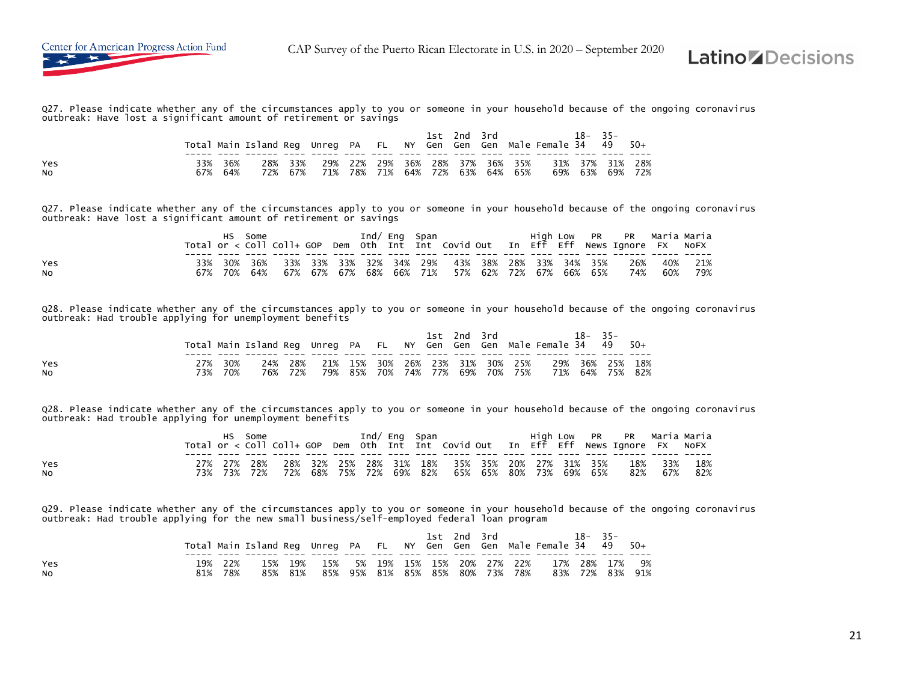Q27. Please indicate whether any of the circumstances apply to you or someone in your household because of the ongoing coronavirus outbreak: Have lost a significant amount of retirement or savings

| | Total | Main | Island | Reg | Unreg | PA | FL | NY | 1st Gen | 2nd Gen | 3rd Gen | Male | Female | 18-34 | 35-49 | 50+ |
|---|---|---|---|---|---|---|---|---|---|---|---|---|---|---|---|---|
| Yes | 33% | 36% | 28% | 33% | 29% | 22% | 29% | 36% | 28% | 37% | 36% | 35% | 31% | 37% | 31% | 28% |
| No | 67% | 64% | 72% | 67% | 71% | 78% | 71% | 64% | 72% | 63% | 64% | 65% | 69% | 63% | 69% | 72% |

Q27. Please indicate whether any of the circumstances apply to you or someone in your household because of the ongoing coronavirus outbreak: Have lost a significant amount of retirement or savings

| | Total | HS or < | Some Coll | Coll+ | GOP | Dem | Ind/ Oth | Eng Int | Span Int | Covid | Out | In | High Eff | Low Eff | PR News | PR Ignore | Maria FX | Maria NoFX |
|---|---|---|---|---|---|---|---|---|---|---|---|---|---|---|---|---|---|---|
| Yes | 33% | 30% | 36% | 33% | 33% | 33% | 32% | 34% | 29% | 43% | 38% | 28% | 33% | 34% | 35% | 26% | 40% | 21% |
| No | 67% | 70% | 64% | 67% | 67% | 67% | 68% | 66% | 71% | 57% | 62% | 72% | 67% | 66% | 65% | 74% | 60% | 79% |

Q28. Please indicate whether any of the circumstances apply to you or someone in your household because of the ongoing coronavirus outbreak: Had trouble applying for unemployment benefits

| | Total | Main | Island | Reg | Unreg | PA | FL | NY | 1st Gen | 2nd Gen | 3rd Gen | Male | Female | 18-34 | 35-49 | 50+ |
|---|---|---|---|---|---|---|---|---|---|---|---|---|---|---|---|---|
| Yes | 27% | 30% | 24% | 28% | 21% | 15% | 30% | 26% | 23% | 31% | 30% | 25% | 29% | 36% | 25% | 18% |
| No | 73% | 70% | 76% | 72% | 79% | 85% | 70% | 74% | 77% | 69% | 70% | 75% | 71% | 64% | 75% | 82% |

Q28. Please indicate whether any of the circumstances apply to you or someone in your household because of the ongoing coronavirus outbreak: Had trouble applying for unemployment benefits

| | Total | HS or < | Some Coll | Coll+ | GOP | Dem | Ind/ Oth | Eng Int | Span Int | Covid | Out | In | High Eff | Low Eff | PR News | PR Ignore | Maria FX | Maria NoFX |
|---|---|---|---|---|---|---|---|---|---|---|---|---|---|---|---|---|---|---|
| Yes | 27% | 27% | 28% | 28% | 32% | 25% | 28% | 31% | 18% | 35% | 35% | 20% | 27% | 31% | 35% | 18% | 33% | 18% |
| No | 73% | 73% | 72% | 72% | 68% | 75% | 72% | 69% | 82% | 65% | 65% | 80% | 73% | 69% | 65% | 82% | 67% | 82% |

Q29. Please indicate whether any of the circumstances apply to you or someone in your household because of the ongoing coronavirus outbreak: Had trouble applying for the new small business/self-employed federal loan program

| | Total | Main | Island | Reg | Unreg | PA | FL | NY | 1st Gen | 2nd Gen | 3rd Gen | Male | Female | 18-34 | 35-49 | 50+ |
|---|---|---|---|---|---|---|---|---|---|---|---|---|---|---|---|---|
| Yes | 19% | 22% | 15% | 19% | 15% | 5% | 19% | 15% | 15% | 20% | 27% | 22% | 17% | 28% | 17% | 9% |
| No | 81% | 78% | 85% | 81% | 85% | 95% | 81% | 85% | 85% | 80% | 73% | 78% | 83% | 72% | 83% | 91% |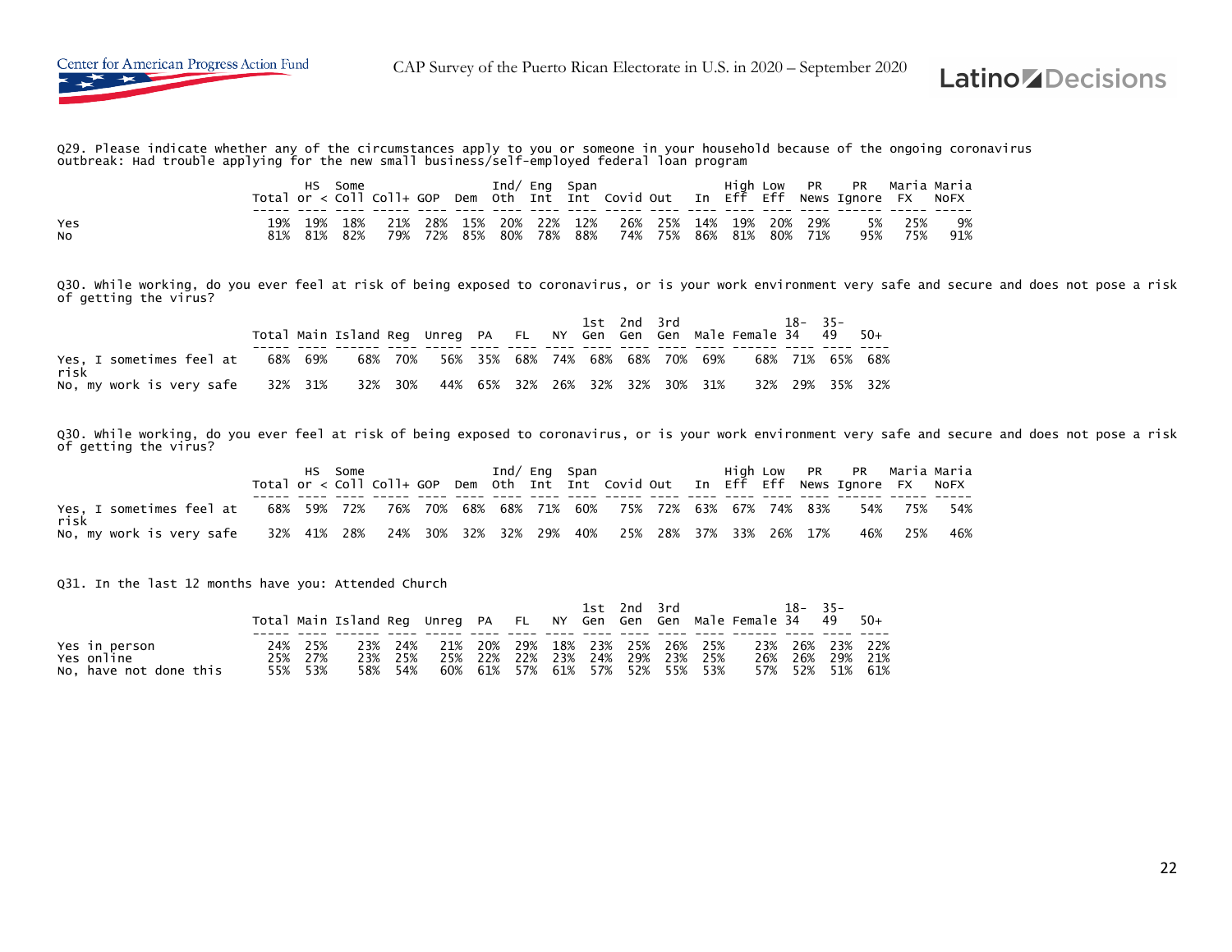Q29. Please indicate whether any of the circumstances apply to you or someone in your household because of the ongoing coronavirus outbreak: Had trouble applying for the new small business/self-employed federal loan program

| | Total | HS or < | Some Coll | Coll+ | GOP | Dem | Ind/ Oth | Eng Int | Span Int | Covid | Out | In | High Eff | Low Eff | PR News | PR Ignore | Maria FX | Maria NoFX |
|---|---|---|---|---|---|---|---|---|---|---|---|---|---|---|---|---|---|---|
| Yes | 19% | 19% | 18% | 21% | 28% | 15% | 20% | 22% | 12% | 26% | 25% | 14% | 19% | 20% | 29% | 5% | 25% | 9% |
| No | 81% | 81% | 82% | 79% | 72% | 85% | 80% | 78% | 88% | 74% | 75% | 86% | 81% | 80% | 71% | 95% | 75% | 91% |

Q30. While working, do you ever feel at risk of being exposed to coronavirus, or is your work environment very safe and secure and does not pose a risk of getting the virus?

| | Total | Main | Island | Reg | Unreg | PA | FL | NY | 1st Gen | 2nd Gen | 3rd Gen | Male | Female | 18-34 | 35-49 | 50+ |
|---|---|---|---|---|---|---|---|---|---|---|---|---|---|---|---|---|
| Yes, I sometimes feel at risk | 68% | 69% | 68% | 70% | 56% | 35% | 68% | 74% | 68% | 68% | 70% | 69% | 68% | 71% | 65% | 68% |
| No, my work is very safe | 32% | 31% | 32% | 30% | 44% | 65% | 32% | 26% | 32% | 32% | 30% | 31% | 32% | 29% | 35% | 32% |

Q30. While working, do you ever feel at risk of being exposed to coronavirus, or is your work environment very safe and secure and does not pose a risk of getting the virus?

| | Total | HS or < | Some Coll | Coll+ | GOP | Dem | Ind/ Oth | Eng Int | Span Int | Covid | Out | In | High Eff | Low Eff | PR News | PR Ignore | Maria FX | Maria NoFX |
|---|---|---|---|---|---|---|---|---|---|---|---|---|---|---|---|---|---|---|
| Yes, I sometimes feel at risk | 68% | 59% | 72% | 76% | 70% | 68% | 68% | 71% | 60% | 75% | 72% | 63% | 67% | 74% | 83% | 54% | 75% | 54% |
| No, my work is very safe | 32% | 41% | 28% | 24% | 30% | 32% | 32% | 29% | 40% | 25% | 28% | 37% | 33% | 26% | 17% | 46% | 25% | 46% |

Q31. In the last 12 months have you: Attended Church

| | Total | Main | Island | Reg | Unreg | PA | FL | NY | 1st Gen | 2nd Gen | 3rd Gen | Male | Female | 18-34 | 35-49 | 50+ |
|---|---|---|---|---|---|---|---|---|---|---|---|---|---|---|---|---|
| Yes in person | 24% | 25% | 23% | 24% | 21% | 20% | 29% | 18% | 23% | 25% | 26% | 25% | 23% | 26% | 23% | 22% |
| Yes online | 25% | 27% | 23% | 25% | 25% | 22% | 22% | 23% | 24% | 29% | 23% | 25% | 26% | 26% | 29% | 21% |
| No, have not done this | 55% | 53% | 58% | 54% | 60% | 61% | 57% | 61% | 57% | 52% | 55% | 53% | 57% | 52% | 51% | 61% |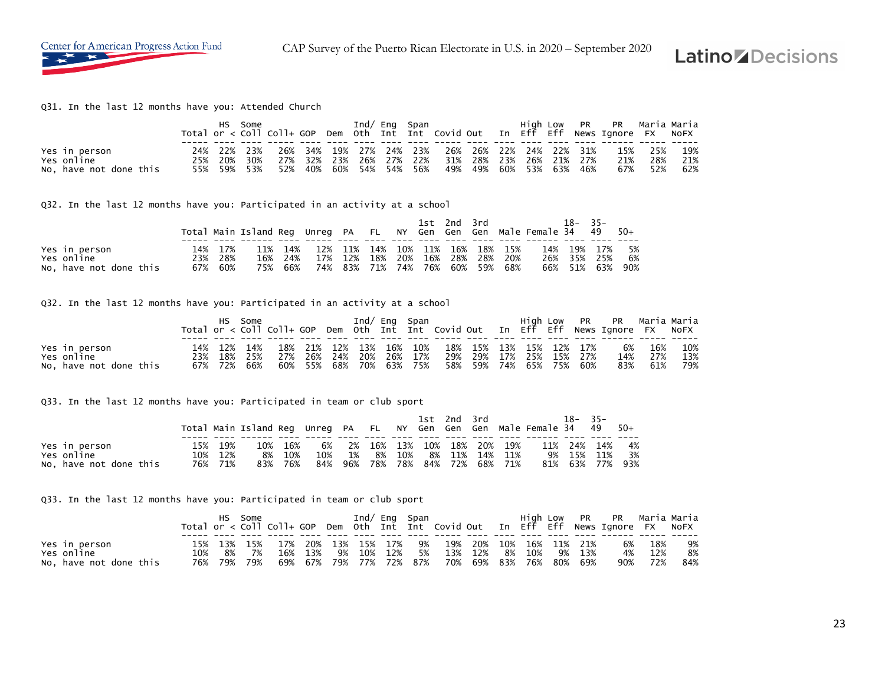Q31. In the last 12 months have you: Attended Church

| | Total | HS or < | Some Coll | Coll+ | GOP | Dem | Ind/ Oth | Eng Int | Span Int | Covid | out | In | High Eff | Low Eff | PR News | PR Ignore | Maria FX | Maria NoFX |
|---|---|---|---|---|---|---|---|---|---|---|---|---|---|---|---|---|---|---|
| Yes in person | 24% | 22% | 23% | 26% | 34% | 19% | 27% | 24% | 23% | 26% | 26% | 22% | 24% | 22% | 31% | 15% | 25% | 19% |
| Yes online | 25% | 20% | 30% | 27% | 32% | 23% | 26% | 27% | 22% | 31% | 28% | 23% | 26% | 21% | 27% | 21% | 28% | 21% |
| No, have not done this | 55% | 59% | 53% | 52% | 40% | 60% | 54% | 54% | 56% | 49% | 49% | 60% | 53% | 63% | 46% | 67% | 52% | 62% |

Q32. In the last 12 months have you: Participated in an activity at a school

| | Total | Main | Island | Reg | Unreg | PA | FL | NY | 1st Gen | 2nd Gen | 3rd Gen | Male | Female | 18-34 | 35-49 | 50+ |
|---|---|---|---|---|---|---|---|---|---|---|---|---|---|---|---|---|
| Yes in person | 14% | 17% | 11% | 14% | 12% | 11% | 14% | 10% | 11% | 16% | 18% | 15% | 14% | 19% | 17% | 5% |
| Yes online | 23% | 28% | 16% | 24% | 17% | 12% | 18% | 20% | 16% | 28% | 28% | 20% | 26% | 35% | 25% | 6% |
| No, have not done this | 67% | 60% | 75% | 66% | 74% | 83% | 71% | 74% | 76% | 60% | 59% | 68% | 66% | 51% | 63% | 90% |

Q32. In the last 12 months have you: Participated in an activity at a school

| | Total | HS or < | Some Coll | Coll+ | GOP | Dem | Ind/ Oth | Eng Int | Span Int | Covid | out | In | High Eff | Low Eff | PR News | PR Ignore | Maria FX | Maria NoFX |
|---|---|---|---|---|---|---|---|---|---|---|---|---|---|---|---|---|---|---|
| Yes in person | 14% | 12% | 14% | 18% | 21% | 12% | 13% | 16% | 10% | 18% | 15% | 13% | 15% | 12% | 17% | 6% | 16% | 10% |
| Yes online | 23% | 18% | 25% | 27% | 26% | 24% | 20% | 26% | 17% | 29% | 29% | 17% | 25% | 15% | 27% | 14% | 27% | 13% |
| No, have not done this | 67% | 72% | 66% | 60% | 55% | 68% | 70% | 63% | 75% | 58% | 59% | 74% | 65% | 75% | 60% | 83% | 61% | 79% |

Q33. In the last 12 months have you: Participated in team or club sport

| | Total | Main | Island | Reg | Unreg | PA | FL | NY | 1st Gen | 2nd Gen | 3rd Gen | Male | Female | 18-34 | 35-49 | 50+ |
|---|---|---|---|---|---|---|---|---|---|---|---|---|---|---|---|---|
| Yes in person | 15% | 19% | 10% | 16% | 6% | 2% | 16% | 13% | 10% | 18% | 20% | 19% | 11% | 24% | 14% | 4% |
| Yes online | 10% | 12% | 8% | 10% | 10% | 1% | 8% | 10% | 8% | 11% | 14% | 11% | 9% | 15% | 11% | 3% |
| No, have not done this | 76% | 71% | 83% | 76% | 84% | 96% | 78% | 78% | 84% | 72% | 68% | 71% | 81% | 63% | 77% | 93% |

Q33. In the last 12 months have you: Participated in team or club sport

| | Total | HS or < | Some Coll | Coll+ | GOP | Dem | Ind/ Oth | Eng Int | Span Int | Covid | out | In | High Eff | Low Eff | PR News | PR Ignore | Maria FX | Maria NoFX |
|---|---|---|---|---|---|---|---|---|---|---|---|---|---|---|---|---|---|---|
| Yes in person | 15% | 13% | 15% | 17% | 20% | 13% | 15% | 17% | 9% | 19% | 20% | 10% | 16% | 11% | 21% | 6% | 18% | 9% |
| Yes online | 10% | 8% | 7% | 16% | 13% | 9% | 10% | 12% | 5% | 13% | 12% | 8% | 10% | 9% | 13% | 4% | 12% | 8% |
| No, have not done this | 76% | 79% | 79% | 69% | 67% | 79% | 77% | 72% | 87% | 70% | 69% | 83% | 76% | 80% | 69% | 90% | 72% | 84% |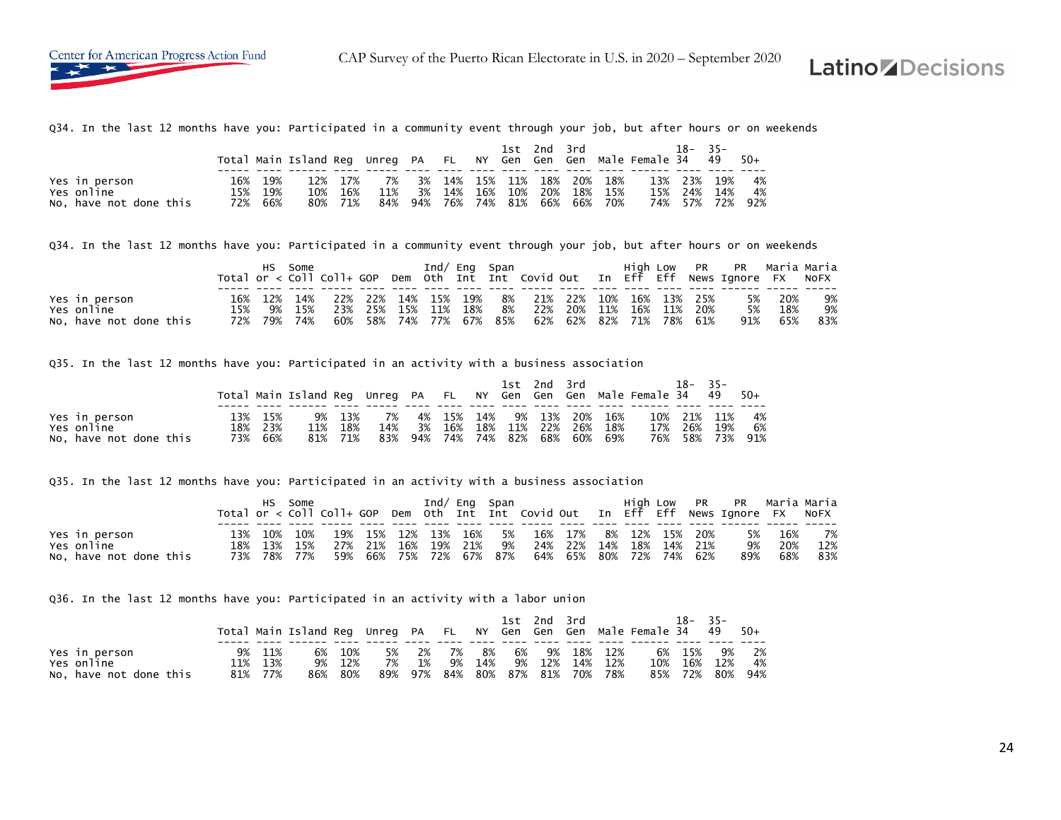Q34. In the last 12 months have you: Participated in a community event through your job, but after hours or on weekends

| | Total | Main | Island | Reg | Unreg | PA | FL | NY | 1st Gen | 2nd Gen | 3rd Gen | Male | Female | 18-34 | 35-49 | 50+ |
|---|---|---|---|---|---|---|---|---|---|---|---|---|---|---|---|---|
| Yes in person | 16% | 19% | 12% | 17% | 7% | 3% | 14% | 15% | 11% | 18% | 20% | 18% | 13% | 23% | 19% | 4% |
| Yes online | 15% | 19% | 10% | 16% | 11% | 3% | 14% | 16% | 10% | 20% | 18% | 15% | 15% | 24% | 14% | 4% |
| No, have not done this | 72% | 66% | 80% | 71% | 84% | 94% | 76% | 74% | 81% | 66% | 66% | 70% | 74% | 57% | 72% | 92% |

Q34. In the last 12 months have you: Participated in a community event through your job, but after hours or on weekends

| | Total | HS or < | Some Coll | Coll+ | GOP | Dem | Ind/ Oth | Eng Int | Span Int | Covid | Out | In | High Eff | Low Eff | PR News | PR Ignore | Maria FX | Maria NoFX |
|---|---|---|---|---|---|---|---|---|---|---|---|---|---|---|---|---|---|---|
| Yes in person | 16% | 12% | 14% | 22% | 22% | 14% | 15% | 19% | 8% | 21% | 22% | 10% | 16% | 13% | 25% | 5% | 20% | 9% |
| Yes online | 15% | 9% | 15% | 23% | 25% | 15% | 11% | 18% | 8% | 22% | 20% | 11% | 16% | 11% | 20% | 5% | 18% | 9% |
| No, have not done this | 72% | 79% | 74% | 60% | 58% | 74% | 77% | 67% | 85% | 62% | 62% | 82% | 71% | 78% | 61% | 91% | 65% | 83% |

Q35. In the last 12 months have you: Participated in an activity with a business association

| | Total | Main | Island | Reg | Unreg | PA | FL | NY | 1st Gen | 2nd Gen | 3rd Gen | Male | Female | 18-34 | 35-49 | 50+ |
|---|---|---|---|---|---|---|---|---|---|---|---|---|---|---|---|---|
| Yes in person | 13% | 15% | 9% | 13% | 7% | 4% | 15% | 14% | 9% | 13% | 20% | 16% | 10% | 21% | 11% | 4% |
| Yes online | 18% | 23% | 11% | 18% | 14% | 3% | 16% | 18% | 11% | 22% | 26% | 18% | 17% | 26% | 19% | 6% |
| No, have not done this | 73% | 66% | 81% | 71% | 83% | 94% | 74% | 74% | 82% | 68% | 60% | 69% | 76% | 58% | 73% | 91% |

Q35. In the last 12 months have you: Participated in an activity with a business association

| | Total | HS or < | Some Coll | Coll+ | GOP | Dem | Ind/ Oth | Eng Int | Span Int | Covid | Out | In | High Eff | Low Eff | PR News | PR Ignore | Maria FX | Maria NoFX |
|---|---|---|---|---|---|---|---|---|---|---|---|---|---|---|---|---|---|---|
| Yes in person | 13% | 10% | 10% | 19% | 15% | 12% | 13% | 16% | 5% | 16% | 17% | 8% | 12% | 15% | 20% | 5% | 16% | 7% |
| Yes online | 18% | 13% | 15% | 27% | 21% | 16% | 19% | 21% | 9% | 24% | 22% | 14% | 18% | 14% | 21% | 9% | 20% | 12% |
| No, have not done this | 73% | 78% | 77% | 59% | 66% | 75% | 72% | 67% | 87% | 64% | 65% | 80% | 72% | 74% | 62% | 89% | 68% | 83% |

Q36. In the last 12 months have you: Participated in an activity with a labor union

| | Total | Main | Island | Reg | Unreg | PA | FL | NY | 1st Gen | 2nd Gen | 3rd Gen | Male | Female | 18-34 | 35-49 | 50+ |
|---|---|---|---|---|---|---|---|---|---|---|---|---|---|---|---|---|
| Yes in person | 9% | 11% | 6% | 10% | 5% | 2% | 7% | 8% | 6% | 9% | 18% | 12% | 6% | 15% | 9% | 2% |
| Yes online | 11% | 13% | 9% | 12% | 7% | 1% | 9% | 14% | 9% | 12% | 14% | 12% | 10% | 16% | 12% | 4% |
| No, have not done this | 81% | 77% | 86% | 80% | 89% | 97% | 84% | 80% | 87% | 81% | 70% | 78% | 85% | 72% | 80% | 94% |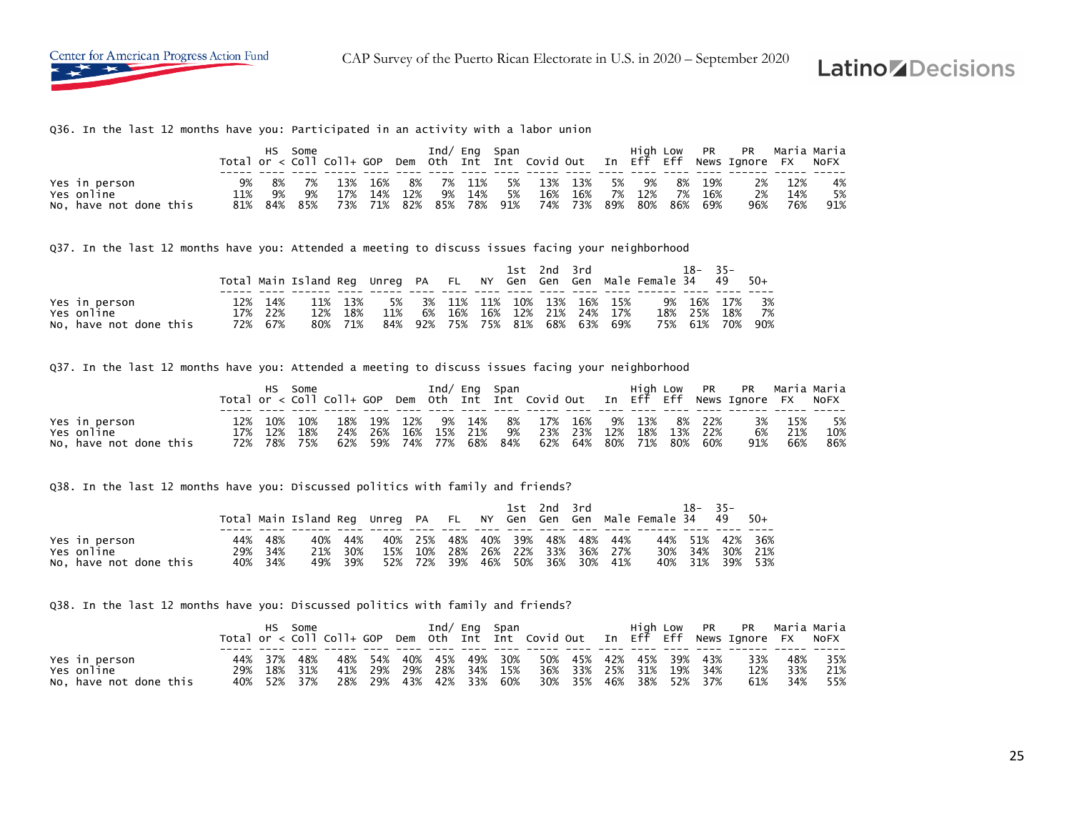Q36. In the last 12 months have you: Participated in an activity with a labor union

| | Total | HS or < | Some Coll | Coll+ | GOP | Dem | Ind/ Oth | Eng Int | Span Int | Covid | Out | In | High Eff | Low Eff | PR News | PR Ignore | Maria FX | Maria NoFX |
|---|---|---|---|---|---|---|---|---|---|---|---|---|---|---|---|---|---|---|
| Yes in person | 9% | 8% | 7% | 13% | 16% | 8% | 7% | 11% | 5% | 13% | 13% | 5% | 9% | 8% | 19% | 2% | 12% | 4% |
| Yes online | 11% | 9% | 9% | 17% | 14% | 12% | 9% | 14% | 5% | 16% | 16% | 7% | 12% | 7% | 16% | 2% | 14% | 5% |
| No, have not done this | 81% | 84% | 85% | 73% | 71% | 82% | 85% | 78% | 91% | 74% | 73% | 89% | 80% | 86% | 69% | 96% | 76% | 91% |

Q37. In the last 12 months have you: Attended a meeting to discuss issues facing your neighborhood

| | Total | Main | Island | Reg | Unreg | PA | FL | NY | 1st Gen | 2nd Gen | 3rd Gen | Male | Female | 18-34 | 35-49 | 50+ |
|---|---|---|---|---|---|---|---|---|---|---|---|---|---|---|---|---|
| Yes in person | 12% | 14% | 11% | 13% | 5% | 3% | 11% | 11% | 10% | 13% | 16% | 15% | 9% | 16% | 17% | 3% |
| Yes online | 17% | 22% | 12% | 18% | 11% | 6% | 16% | 16% | 12% | 21% | 24% | 17% | 18% | 25% | 18% | 7% |
| No, have not done this | 72% | 67% | 80% | 71% | 84% | 92% | 75% | 75% | 81% | 68% | 63% | 69% | 75% | 61% | 70% | 90% |

Q37. In the last 12 months have you: Attended a meeting to discuss issues facing your neighborhood

| | Total | HS or < | Some Coll | Coll+ | GOP | Dem | Ind/ Oth | Eng Int | Span Int | Covid | Out | In | High Eff | Low Eff | PR News | PR Ignore | Maria FX | Maria NoFX |
|---|---|---|---|---|---|---|---|---|---|---|---|---|---|---|---|---|---|---|
| Yes in person | 12% | 10% | 10% | 18% | 19% | 12% | 9% | 14% | 8% | 17% | 16% | 9% | 13% | 8% | 22% | 3% | 15% | 5% |
| Yes online | 17% | 12% | 18% | 24% | 26% | 16% | 15% | 21% | 9% | 23% | 23% | 12% | 18% | 13% | 22% | 6% | 21% | 10% |
| No, have not done this | 72% | 78% | 75% | 62% | 59% | 74% | 77% | 68% | 84% | 62% | 64% | 80% | 71% | 80% | 60% | 91% | 66% | 86% |

Q38. In the last 12 months have you: Discussed politics with family and friends?

| | Total | Main | Island | Reg | Unreg | PA | FL | NY | 1st Gen | 2nd Gen | 3rd Gen | Male | Female | 18-34 | 35-49 | 50+ |
|---|---|---|---|---|---|---|---|---|---|---|---|---|---|---|---|---|
| Yes in person | 44% | 48% | 40% | 44% | 40% | 25% | 48% | 40% | 39% | 48% | 48% | 44% | 44% | 51% | 42% | 36% |
| Yes online | 29% | 34% | 21% | 30% | 15% | 10% | 28% | 26% | 22% | 33% | 36% | 27% | 30% | 34% | 30% | 21% |
| No, have not done this | 40% | 34% | 49% | 39% | 52% | 72% | 39% | 46% | 50% | 36% | 30% | 41% | 40% | 31% | 39% | 53% |

Q38. In the last 12 months have you: Discussed politics with family and friends?

| | Total | HS or < | Some Coll | Coll+ | GOP | Dem | Ind/ Oth | Eng Int | Span Int | Covid | Out | In | High Eff | Low Eff | PR News | PR Ignore | Maria FX | Maria NoFX |
|---|---|---|---|---|---|---|---|---|---|---|---|---|---|---|---|---|---|---|
| Yes in person | 44% | 37% | 48% | 48% | 54% | 40% | 45% | 49% | 30% | 50% | 45% | 42% | 45% | 39% | 43% | 33% | 48% | 35% |
| Yes online | 29% | 18% | 31% | 41% | 29% | 29% | 28% | 34% | 15% | 36% | 33% | 25% | 31% | 19% | 34% | 12% | 33% | 21% |
| No, have not done this | 40% | 52% | 37% | 28% | 29% | 43% | 42% | 33% | 60% | 30% | 35% | 46% | 38% | 52% | 37% | 61% | 34% | 55% |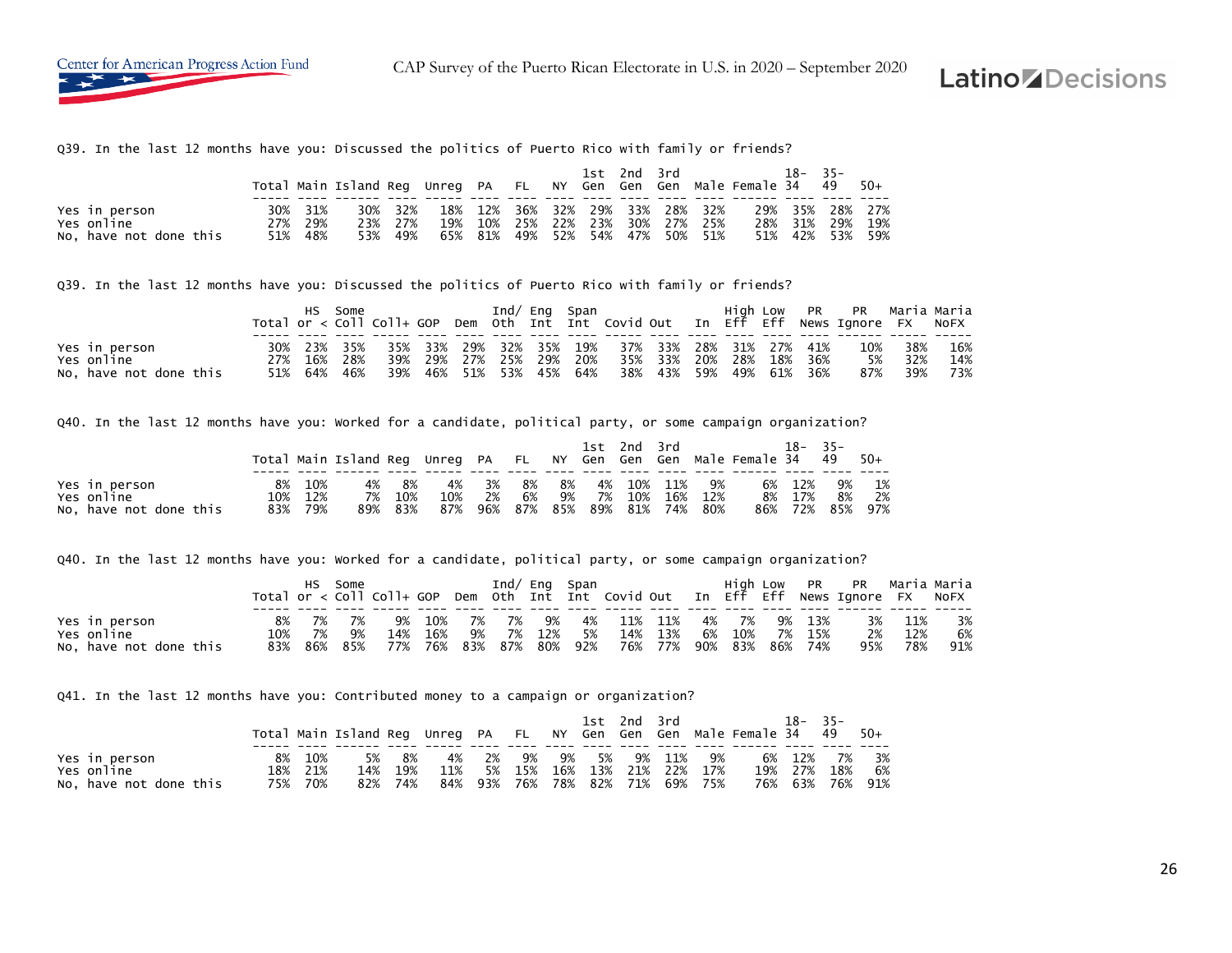Q39. In the last 12 months have you: Discussed the politics of Puerto Rico with family or friends?

| | Total | Main | Island | Reg | Unreg | PA | FL | NY | 1st Gen | 2nd Gen | 3rd Gen | Male | Female | 18-34 | 35-49 | 50+ |
|---|---|---|---|---|---|---|---|---|---|---|---|---|---|---|---|---|
| Yes in person | 30% | 31% | 30% | 32% | 18% | 12% | 36% | 32% | 29% | 33% | 28% | 32% | 29% | 35% | 28% | 27% |
| Yes online | 27% | 29% | 23% | 27% | 19% | 10% | 25% | 22% | 23% | 30% | 27% | 25% | 28% | 31% | 29% | 19% |
| No, have not done this | 51% | 48% | 53% | 49% | 65% | 81% | 49% | 52% | 54% | 47% | 50% | 51% | 51% | 42% | 53% | 59% |

Q39. In the last 12 months have you: Discussed the politics of Puerto Rico with family or friends?

| | Total | HS or < | Some Coll | Coll+ | GOP | Dem | Ind/ Oth | Eng Int | Span Int | Covid | Out | In | High Eff | Low Eff | PR News | PR Ignore | Maria FX | Maria NoFX |
|---|---|---|---|---|---|---|---|---|---|---|---|---|---|---|---|---|---|---|
| Yes in person | 30% | 23% | 35% | 35% | 33% | 29% | 32% | 35% | 19% | 37% | 33% | 28% | 31% | 27% | 41% | 10% | 38% | 16% |
| Yes online | 27% | 16% | 28% | 39% | 29% | 27% | 25% | 29% | 20% | 35% | 33% | 20% | 28% | 18% | 36% | 5% | 32% | 14% |
| No, have not done this | 51% | 64% | 46% | 39% | 46% | 51% | 53% | 45% | 64% | 38% | 43% | 59% | 49% | 61% | 36% | 87% | 39% | 73% |

Q40. In the last 12 months have you: Worked for a candidate, political party, or some campaign organization?

| | Total | Main | Island | Reg | Unreg | PA | FL | NY | 1st Gen | 2nd Gen | 3rd Gen | Male | Female | 18-34 | 35-49 | 50+ |
|---|---|---|---|---|---|---|---|---|---|---|---|---|---|---|---|---|
| Yes in person | 8% | 10% | 4% | 8% | 4% | 3% | 8% | 8% | 4% | 10% | 11% | 9% | 6% | 12% | 9% | 1% |
| Yes online | 10% | 12% | 7% | 10% | 10% | 2% | 6% | 9% | 7% | 10% | 16% | 12% | 8% | 17% | 8% | 2% |
| No, have not done this | 83% | 79% | 89% | 83% | 87% | 96% | 87% | 85% | 89% | 81% | 74% | 80% | 86% | 72% | 85% | 97% |

Q40. In the last 12 months have you: Worked for a candidate, political party, or some campaign organization?

| | Total | HS or < | Some Coll | Coll+ | GOP | Dem | Ind/ Oth | Eng Int | Span Int | Covid | Out | In | High Eff | Low Eff | PR News | PR Ignore | Maria FX | Maria NoFX |
|---|---|---|---|---|---|---|---|---|---|---|---|---|---|---|---|---|---|---|
| Yes in person | 8% | 7% | 7% | 9% | 10% | 7% | 7% | 9% | 4% | 11% | 11% | 4% | 7% | 9% | 13% | 3% | 11% | 3% |
| Yes online | 10% | 7% | 9% | 14% | 16% | 9% | 7% | 12% | 5% | 14% | 13% | 6% | 10% | 7% | 15% | 2% | 12% | 6% |
| No, have not done this | 83% | 86% | 85% | 77% | 76% | 83% | 87% | 80% | 92% | 76% | 77% | 90% | 83% | 86% | 74% | 95% | 78% | 91% |

Q41. In the last 12 months have you: Contributed money to a campaign or organization?

| | Total | Main | Island | Reg | Unreg | PA | FL | NY | 1st Gen | 2nd Gen | 3rd Gen | Male | Female | 18-34 | 35-49 | 50+ |
|---|---|---|---|---|---|---|---|---|---|---|---|---|---|---|---|---|
| Yes in person | 8% | 10% | 5% | 8% | 4% | 2% | 9% | 9% | 5% | 9% | 11% | 9% | 6% | 12% | 7% | 3% |
| Yes online | 18% | 21% | 14% | 19% | 11% | 5% | 15% | 16% | 13% | 21% | 22% | 17% | 19% | 27% | 18% | 6% |
| No, have not done this | 75% | 70% | 82% | 74% | 84% | 93% | 76% | 78% | 82% | 71% | 69% | 75% | 76% | 63% | 76% | 91% |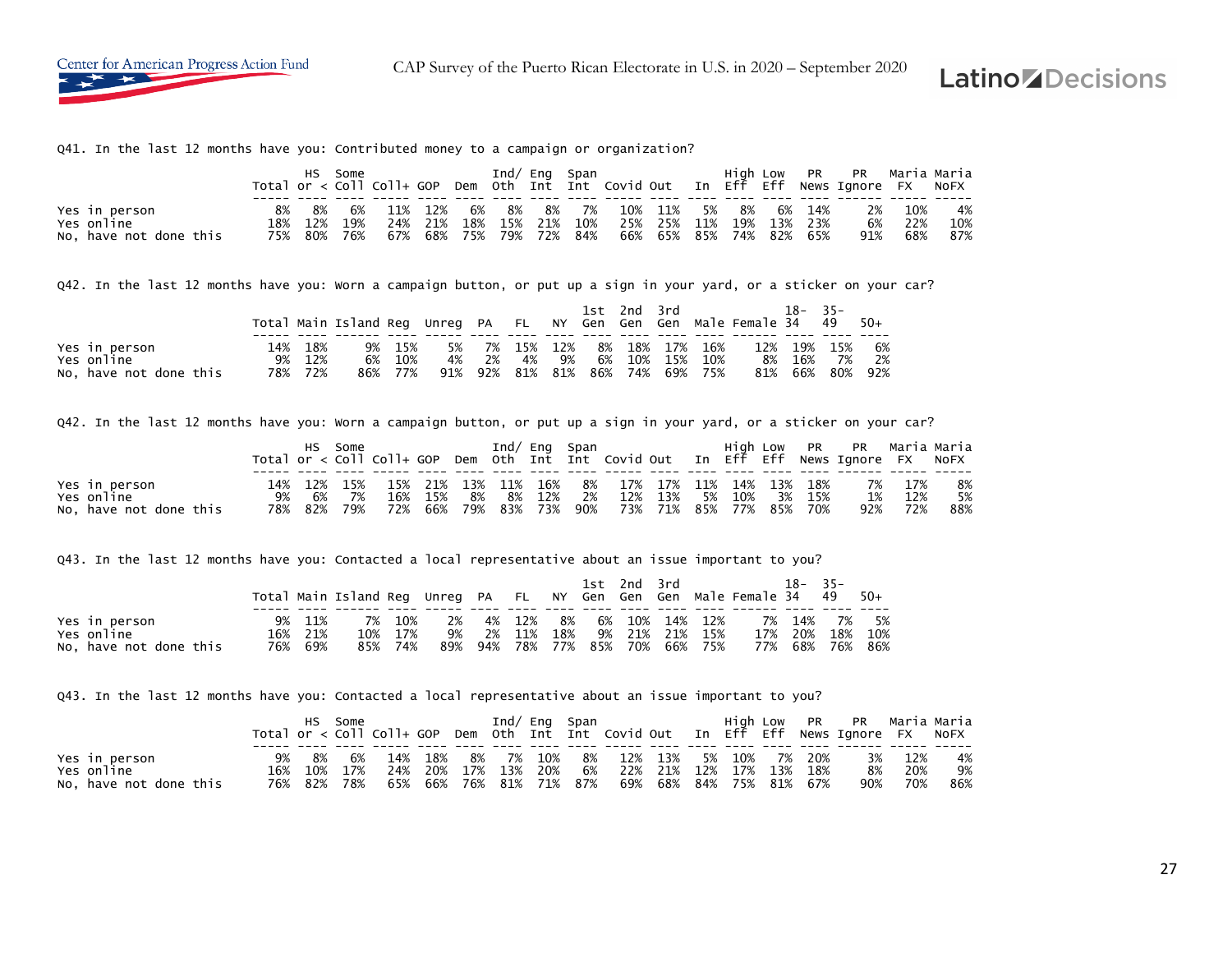Q41. In the last 12 months have you: Contributed money to a campaign or organization?

| | Total | HS or < | Some Coll | Coll+ | GOP | Dem | Ind/ Oth | Eng Int | Span Int | Covid | Out | In | High Eff | Low Eff | PR News | PR Ignore | Maria FX | Maria NoFX |
|---|---|---|---|---|---|---|---|---|---|---|---|---|---|---|---|---|---|---|
| Yes in person | 8% | 8% | 6% | 11% | 12% | 6% | 8% | 8% | 7% | 10% | 11% | 5% | 8% | 6% | 14% | 2% | 10% | 4% |
| Yes online | 18% | 12% | 19% | 24% | 21% | 18% | 15% | 21% | 10% | 25% | 25% | 11% | 19% | 13% | 23% | 6% | 22% | 10% |
| No, have not done this | 75% | 80% | 76% | 67% | 68% | 75% | 79% | 72% | 84% | 66% | 65% | 85% | 74% | 82% | 65% | 91% | 68% | 87% |

Q42. In the last 12 months have you: Worn a campaign button, or put up a sign in your yard, or a sticker on your car?

| | Total | Main | Island | Reg | Unreg | PA | FL | NY | 1st Gen | 2nd Gen | 3rd Gen | Male | Female | 18-34 | 35-49 | 50+ |
|---|---|---|---|---|---|---|---|---|---|---|---|---|---|---|---|---|
| Yes in person | 14% | 18% | 9% | 15% | 5% | 7% | 15% | 12% | 8% | 18% | 17% | 16% | 12% | 19% | 15% | 6% |
| Yes online | 9% | 12% | 6% | 10% | 4% | 2% | 4% | 9% | 6% | 10% | 15% | 10% | 8% | 16% | 7% | 2% |
| No, have not done this | 78% | 72% | 86% | 77% | 91% | 92% | 81% | 81% | 86% | 74% | 69% | 75% | 81% | 66% | 80% | 92% |

Q42. In the last 12 months have you: Worn a campaign button, or put up a sign in your yard, or a sticker on your car?

| | Total | HS or < | Some Coll | Coll+ | GOP | Dem | Ind/ Oth | Eng Int | Span Int | Covid | Out | In | High Eff | Low Eff | PR News | PR Ignore | Maria FX | Maria NoFX |
|---|---|---|---|---|---|---|---|---|---|---|---|---|---|---|---|---|---|---|
| Yes in person | 14% | 12% | 15% | 15% | 21% | 13% | 11% | 16% | 8% | 17% | 17% | 11% | 14% | 13% | 18% | 7% | 17% | 8% |
| Yes online | 9% | 6% | 7% | 16% | 15% | 8% | 8% | 12% | 2% | 12% | 13% | 5% | 10% | 3% | 15% | 1% | 12% | 5% |
| No, have not done this | 78% | 82% | 79% | 72% | 66% | 79% | 83% | 73% | 90% | 73% | 71% | 85% | 77% | 85% | 70% | 92% | 72% | 88% |

Q43. In the last 12 months have you: Contacted a local representative about an issue important to you?

| | Total | Main | Island | Reg | Unreg | PA | FL | NY | 1st Gen | 2nd Gen | 3rd Gen | Male | Female | 18-34 | 35-49 | 50+ |
|---|---|---|---|---|---|---|---|---|---|---|---|---|---|---|---|---|
| Yes in person | 9% | 11% | 7% | 10% | 2% | 4% | 12% | 8% | 6% | 10% | 14% | 12% | 7% | 14% | 7% | 5% |
| Yes online | 16% | 21% | 10% | 17% | 9% | 2% | 11% | 18% | 9% | 21% | 21% | 15% | 17% | 20% | 18% | 10% |
| No, have not done this | 76% | 69% | 85% | 74% | 89% | 94% | 78% | 77% | 85% | 70% | 66% | 75% | 77% | 68% | 76% | 86% |

Q43. In the last 12 months have you: Contacted a local representative about an issue important to you?

| | Total | HS or < | Some Coll | Coll+ | GOP | Dem | Ind/ Oth | Eng Int | Span Int | Covid | Out | In | High Eff | Low Eff | PR News | PR Ignore | Maria FX | Maria NoFX |
|---|---|---|---|---|---|---|---|---|---|---|---|---|---|---|---|---|---|---|
| Yes in person | 9% | 8% | 6% | 14% | 18% | 8% | 7% | 10% | 8% | 12% | 13% | 5% | 10% | 7% | 20% | 3% | 12% | 4% |
| Yes online | 16% | 10% | 17% | 24% | 20% | 17% | 13% | 20% | 6% | 22% | 21% | 12% | 17% | 13% | 18% | 8% | 20% | 9% |
| No, have not done this | 76% | 82% | 78% | 65% | 66% | 76% | 81% | 71% | 87% | 69% | 68% | 84% | 75% | 81% | 67% | 90% | 70% | 86% |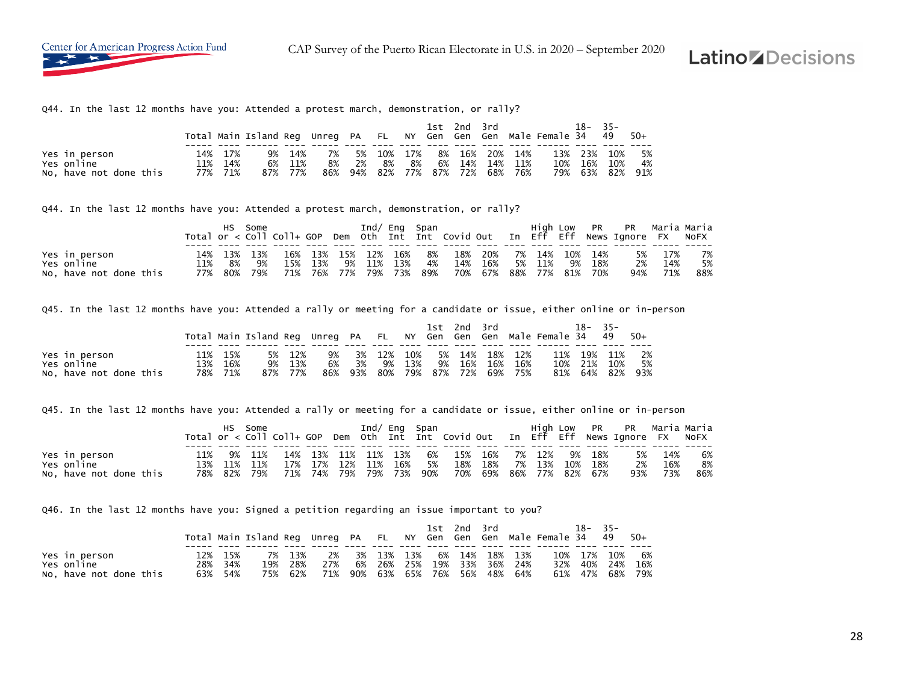Q44. In the last 12 months have you: Attended a protest march, demonstration, or rally?

| | Total | Main | Island | Reg | Unreg | PA | FL | NY | 1st Gen | 2nd Gen | 3rd Gen | Male | Female | 18-34 | 35-49 | 50+ |
|---|---|---|---|---|---|---|---|---|---|---|---|---|---|---|---|---|
| Yes in person | 14% | 17% | 9% | 14% | 7% | 5% | 10% | 17% | 8% | 16% | 20% | 14% | 13% | 23% | 10% | 5% |
| Yes online | 11% | 14% | 6% | 11% | 8% | 2% | 8% | 8% | 6% | 14% | 14% | 11% | 10% | 16% | 10% | 4% |
| No, have not done this | 77% | 71% | 87% | 77% | 86% | 94% | 82% | 77% | 87% | 72% | 68% | 76% | 79% | 63% | 82% | 91% |

Q44. In the last 12 months have you: Attended a protest march, demonstration, or rally?

| | Total | HS or < | Some Coll | Coll+ | GOP | Dem | Ind/ Oth | Eng Int | Span Int | Covid | Out | In | High Eff | Low Eff | PR News | PR Ignore | Maria FX | Maria NoFX |
|---|---|---|---|---|---|---|---|---|---|---|---|---|---|---|---|---|---|---|
| Yes in person | 14% | 13% | 13% | 16% | 13% | 15% | 12% | 16% | 8% | 18% | 20% | 7% | 14% | 10% | 14% | 5% | 17% | 7% |
| Yes online | 11% | 8% | 9% | 15% | 13% | 9% | 11% | 13% | 4% | 14% | 16% | 5% | 11% | 9% | 18% | 2% | 14% | 5% |
| No, have not done this | 77% | 80% | 79% | 71% | 76% | 77% | 79% | 73% | 89% | 70% | 67% | 88% | 77% | 81% | 70% | 94% | 71% | 88% |

Q45. In the last 12 months have you: Attended a rally or meeting for a candidate or issue, either online or in-person

| | Total | Main | Island | Reg | Unreg | PA | FL | NY | 1st Gen | 2nd Gen | 3rd Gen | Male | Female | 18-34 | 35-49 | 50+ |
|---|---|---|---|---|---|---|---|---|---|---|---|---|---|---|---|---|
| Yes in person | 11% | 15% | 5% | 12% | 9% | 3% | 12% | 10% | 5% | 14% | 18% | 12% | 11% | 19% | 11% | 2% |
| Yes online | 13% | 16% | 9% | 13% | 6% | 3% | 9% | 13% | 9% | 16% | 16% | 16% | 10% | 21% | 10% | 5% |
| No, have not done this | 78% | 71% | 87% | 77% | 86% | 93% | 80% | 79% | 87% | 72% | 69% | 75% | 81% | 64% | 82% | 93% |

Q45. In the last 12 months have you: Attended a rally or meeting for a candidate or issue, either online or in-person

| | Total | HS or < | Some Coll | Coll+ | GOP | Dem | Ind/ Oth | Eng Int | Span Int | Covid | Out | In | High Eff | Low Eff | PR News | PR Ignore | Maria FX | Maria NoFX |
|---|---|---|---|---|---|---|---|---|---|---|---|---|---|---|---|---|---|---|
| Yes in person | 11% | 9% | 11% | 14% | 13% | 11% | 11% | 13% | 6% | 15% | 16% | 7% | 12% | 9% | 18% | 5% | 14% | 6% |
| Yes online | 13% | 11% | 11% | 17% | 17% | 12% | 11% | 16% | 5% | 18% | 18% | 7% | 13% | 10% | 18% | 2% | 16% | 8% |
| No, have not done this | 78% | 82% | 79% | 71% | 74% | 79% | 79% | 73% | 90% | 70% | 69% | 86% | 77% | 82% | 67% | 93% | 73% | 86% |

Q46. In the last 12 months have you: Signed a petition regarding an issue important to you?

| | Total | Main | Island | Reg | Unreg | PA | FL | NY | 1st Gen | 2nd Gen | 3rd Gen | Male | Female | 18-34 | 35-49 | 50+ |
|---|---|---|---|---|---|---|---|---|---|---|---|---|---|---|---|---|
| Yes in person | 12% | 15% | 7% | 13% | 2% | 3% | 13% | 13% | 6% | 14% | 18% | 13% | 10% | 17% | 10% | 6% |
| Yes online | 28% | 34% | 19% | 28% | 27% | 6% | 26% | 25% | 19% | 33% | 36% | 24% | 32% | 40% | 24% | 16% |
| No, have not done this | 63% | 54% | 75% | 62% | 71% | 90% | 63% | 65% | 76% | 56% | 48% | 64% | 61% | 47% | 68% | 79% |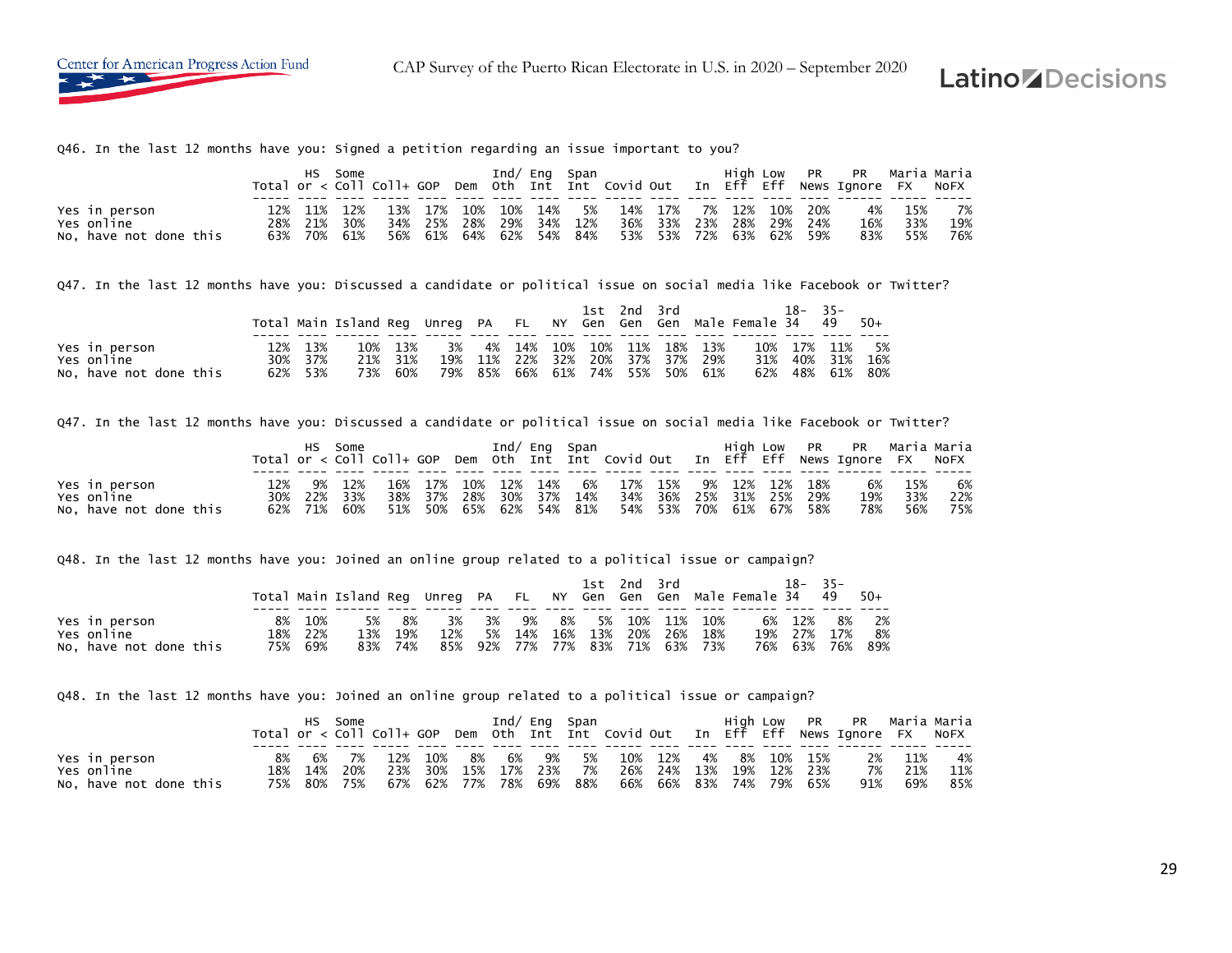Q46. In the last 12 months have you: Signed a petition regarding an issue important to you?

| | Total | HS or < | Some Coll | Coll+ | GOP | Dem | Ind/ Oth | Eng Int | Span Int | Covid | Out | In | High Eff | Low Eff | PR News | PR Ignore | Maria FX | Maria NoFX |
|---|---|---|---|---|---|---|---|---|---|---|---|---|---|---|---|---|---|---|
| Yes in person | 12% | 11% | 12% | 13% | 17% | 10% | 10% | 14% | 5% | 14% | 17% | 7% | 12% | 10% | 20% | 4% | 15% | 7% |
| Yes online | 28% | 21% | 30% | 34% | 25% | 28% | 29% | 34% | 12% | 36% | 33% | 23% | 28% | 29% | 24% | 16% | 33% | 19% |
| No, have not done this | 63% | 70% | 61% | 56% | 61% | 64% | 62% | 54% | 84% | 53% | 53% | 72% | 63% | 62% | 59% | 83% | 55% | 76% |

Q47. In the last 12 months have you: Discussed a candidate or political issue on social media like Facebook or Twitter?

| | Total | Main | Island | Reg | Unreg | PA | FL | NY | 1st Gen | 2nd Gen | 3rd Gen | Male | Female | 18-34 | 35-49 | 50+ |
|---|---|---|---|---|---|---|---|---|---|---|---|---|---|---|---|---|
| Yes in person | 12% | 13% | 10% | 13% | 3% | 4% | 14% | 10% | 10% | 11% | 18% | 13% | 10% | 17% | 11% | 5% |
| Yes online | 30% | 37% | 21% | 31% | 19% | 11% | 22% | 32% | 20% | 37% | 37% | 29% | 31% | 40% | 31% | 16% |
| No, have not done this | 62% | 53% | 73% | 60% | 79% | 85% | 66% | 61% | 74% | 55% | 50% | 61% | 62% | 48% | 61% | 80% |

Q47. In the last 12 months have you: Discussed a candidate or political issue on social media like Facebook or Twitter?

| | Total | HS or < | Some Coll | Coll+ | GOP | Dem | Ind/ Oth | Eng Int | Span Int | Covid | Out | In | High Eff | Low Eff | PR News | PR Ignore | Maria FX | Maria NoFX |
|---|---|---|---|---|---|---|---|---|---|---|---|---|---|---|---|---|---|---|
| Yes in person | 12% | 9% | 12% | 16% | 17% | 10% | 12% | 14% | 6% | 17% | 15% | 9% | 12% | 12% | 18% | 6% | 15% | 6% |
| Yes online | 30% | 22% | 33% | 38% | 37% | 28% | 30% | 37% | 14% | 34% | 36% | 25% | 31% | 25% | 29% | 19% | 33% | 22% |
| No, have not done this | 62% | 71% | 60% | 51% | 50% | 65% | 62% | 54% | 81% | 54% | 53% | 70% | 61% | 67% | 58% | 78% | 56% | 75% |

Q48. In the last 12 months have you: Joined an online group related to a political issue or campaign?

| | Total | Main | Island | Reg | Unreg | PA | FL | NY | 1st Gen | 2nd Gen | 3rd Gen | Male | Female | 18-34 | 35-49 | 50+ |
|---|---|---|---|---|---|---|---|---|---|---|---|---|---|---|---|---|
| Yes in person | 8% | 10% | 5% | 8% | 3% | 3% | 9% | 8% | 5% | 10% | 11% | 10% | 6% | 12% | 8% | 2% |
| Yes online | 18% | 22% | 13% | 19% | 12% | 5% | 14% | 16% | 13% | 20% | 26% | 18% | 19% | 27% | 17% | 8% |
| No, have not done this | 75% | 69% | 83% | 74% | 85% | 92% | 77% | 77% | 83% | 71% | 63% | 73% | 76% | 63% | 76% | 89% |

Q48. In the last 12 months have you: Joined an online group related to a political issue or campaign?

| | Total | HS or < | Some Coll | Coll+ | GOP | Dem | Ind/ Oth | Eng Int | Span Int | Covid | Out | In | High Eff | Low Eff | PR News | PR Ignore | Maria FX | Maria NoFX |
|---|---|---|---|---|---|---|---|---|---|---|---|---|---|---|---|---|---|---|
| Yes in person | 8% | 6% | 7% | 12% | 10% | 8% | 6% | 9% | 5% | 10% | 12% | 4% | 8% | 10% | 15% | 2% | 11% | 4% |
| Yes online | 18% | 14% | 20% | 23% | 30% | 15% | 17% | 23% | 7% | 26% | 24% | 13% | 19% | 12% | 23% | 7% | 21% | 11% |
| No, have not done this | 75% | 80% | 75% | 67% | 62% | 77% | 78% | 69% | 88% | 66% | 66% | 83% | 74% | 79% | 65% | 91% | 69% | 85% |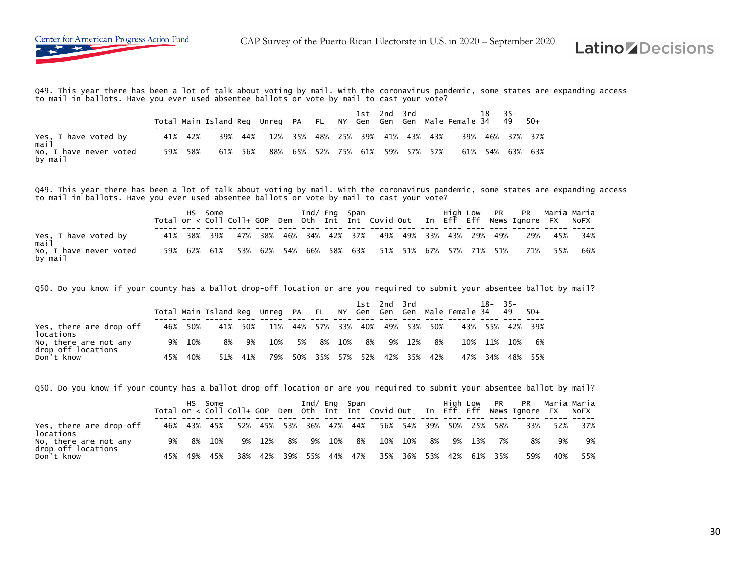Q49. This year there has been a lot of talk about voting by mail. With the coronavirus pandemic, some states are expanding access to mail-in ballots. Have you ever used absentee ballots or vote-by-mail to cast your vote?

| | Total | Main | Island | Reg | Unreg | PA | FL | NY | 1st Gen | 2nd Gen | 3rd Gen | Male | Female | 18-34 | 35-49 | 50+ |
|---|---|---|---|---|---|---|---|---|---|---|---|---|---|---|---|---|
| Yes, I have voted by mail | 41% | 42% | 39% | 44% | 12% | 35% | 48% | 25% | 39% | 41% | 43% | 43% | 39% | 46% | 37% | 37% |
| No, I have never voted by mail | 59% | 58% | 61% | 56% | 88% | 65% | 52% | 75% | 61% | 59% | 57% | 57% | 61% | 54% | 63% | 63% |

Q49. This year there has been a lot of talk about voting by mail. With the coronavirus pandemic, some states are expanding access to mail-in ballots. Have you ever used absentee ballots or vote-by-mail to cast your vote?

| | Total | HS or < | Some Coll | Coll+ | GOP | Dem | Ind/ Oth | Eng Int | Span Int | Covid | Out | In | High Eff | Low Eff | PR News | PR Ignore | Maria FX | Maria NoFX |
|---|---|---|---|---|---|---|---|---|---|---|---|---|---|---|---|---|---|---|
| Yes, I have voted by mail | 41% | 38% | 39% | 47% | 38% | 46% | 34% | 42% | 37% | 49% | 49% | 33% | 43% | 29% | 49% | 29% | 45% | 34% |
| No, I have never voted by mail | 59% | 62% | 61% | 53% | 62% | 54% | 66% | 58% | 63% | 51% | 51% | 67% | 57% | 71% | 51% | 71% | 55% | 66% |

Q50. Do you know if your county has a ballot drop-off location or are you required to submit your absentee ballot by mail?

| | Total | Main | Island | Reg | Unreg | PA | FL | NY | 1st Gen | 2nd Gen | 3rd Gen | Male | Female | 18-34 | 35-49 | 50+ |
|---|---|---|---|---|---|---|---|---|---|---|---|---|---|---|---|---|
| Yes, there are drop-off locations | 46% | 50% | 41% | 50% | 11% | 44% | 57% | 33% | 40% | 49% | 53% | 50% | 43% | 55% | 42% | 39% |
| No, there are not any drop off locations | 9% | 10% | 8% | 9% | 10% | 5% | 8% | 10% | 8% | 9% | 12% | 8% | 10% | 11% | 10% | 6% |
| Don't know | 45% | 40% | 51% | 41% | 79% | 50% | 35% | 57% | 52% | 42% | 35% | 42% | 47% | 34% | 48% | 55% |

Q50. Do you know if your county has a ballot drop-off location or are you required to submit your absentee ballot by mail?

| | Total | HS or < | Some Coll | Coll+ | GOP | Dem | Ind/ Oth | Eng Int | Span Int | Covid | Out | In | High Eff | Low Eff | PR News | PR Ignore | Maria FX | Maria NoFX |
|---|---|---|---|---|---|---|---|---|---|---|---|---|---|---|---|---|---|---|
| Yes, there are drop-off locations | 46% | 43% | 45% | 52% | 45% | 53% | 36% | 47% | 44% | 56% | 54% | 39% | 50% | 25% | 58% | 33% | 52% | 37% |
| No, there are not any drop off locations | 9% | 8% | 10% | 9% | 12% | 8% | 9% | 10% | 8% | 10% | 10% | 8% | 9% | 13% | 7% | 8% | 9% | 9% |
| Don't know | 45% | 49% | 45% | 38% | 42% | 39% | 55% | 44% | 47% | 35% | 36% | 53% | 42% | 61% | 35% | 59% | 40% | 55% |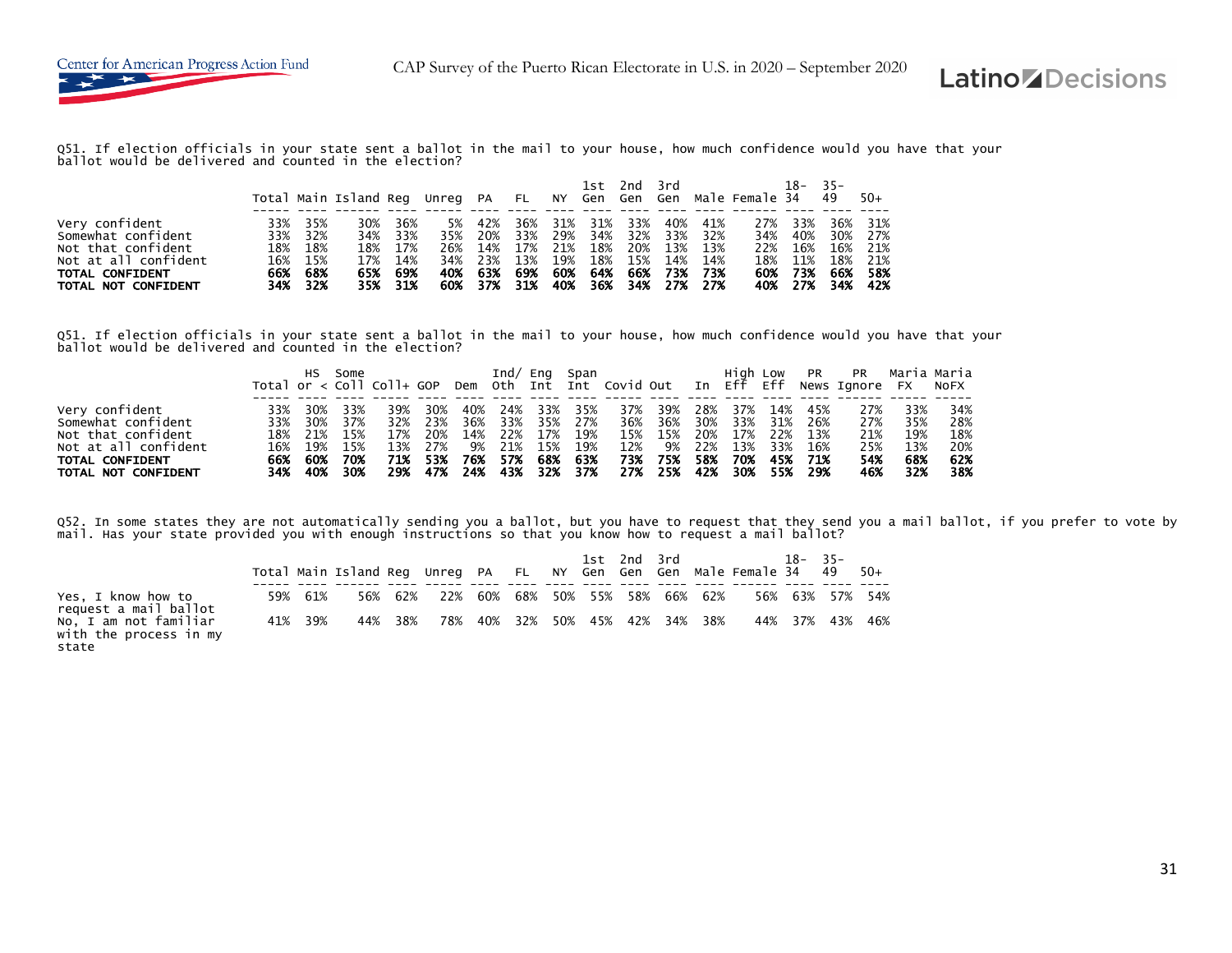Q51. If election officials in your state sent a ballot in the mail to your house, how much confidence would you have that your ballot would be delivered and counted in the election?

| | Total | Main | Island | Reg | Unreg | PA | FL | NY | 1st Gen | 2nd Gen | 3rd Gen | Male | Female | 18-34 | 35-49 | 50+ |
|---|---|---|---|---|---|---|---|---|---|---|---|---|---|---|---|---|
| Very confident | 33% | 35% | 30% | 36% | 5% | 42% | 36% | 31% | 31% | 33% | 40% | 41% | 27% | 33% | 36% | 31% |
| Somewhat confident | 33% | 32% | 34% | 33% | 35% | 20% | 33% | 29% | 34% | 32% | 33% | 32% | 34% | 40% | 30% | 27% |
| Not that confident | 18% | 18% | 18% | 17% | 26% | 14% | 17% | 21% | 18% | 20% | 13% | 13% | 22% | 16% | 16% | 21% |
| Not at all confident | 16% | 15% | 17% | 14% | 34% | 23% | 13% | 19% | 18% | 15% | 14% | 14% | 18% | 11% | 18% | 21% |
| **TOTAL CONFIDENT** | **66%** | **68%** | **65%** | **69%** | **40%** | **63%** | **69%** | **60%** | **64%** | **66%** | **73%** | **73%** | **60%** | **73%** | **66%** | **58%** |
| **TOTAL NOT CONFIDENT** | **34%** | **32%** | **35%** | **31%** | **60%** | **37%** | **31%** | **40%** | **36%** | **34%** | **27%** | **27%** | **40%** | **27%** | **34%** | **42%** |

Q51. If election officials in your state sent a ballot in the mail to your house, how much confidence would you have that your ballot would be delivered and counted in the election?

| | Total | HS or < | Some Coll | Coll+ | GOP | Dem | Ind/ Oth | Eng Int | Span Int | Covid | Out | In | High Eff | Low Eff | PR News | PR Ignore | Maria FX | Maria NoFX |
|---|---|---|---|---|---|---|---|---|---|---|---|---|---|---|---|---|---|---|
| Very confident | 33% | 30% | 33% | 39% | 30% | 40% | 24% | 33% | 35% | 37% | 39% | 28% | 37% | 14% | 45% | 27% | 33% | 34% |
| Somewhat confident | 33% | 30% | 37% | 32% | 23% | 36% | 33% | 35% | 27% | 36% | 36% | 30% | 33% | 31% | 26% | 27% | 35% | 28% |
| Not that confident | 18% | 21% | 15% | 17% | 20% | 14% | 22% | 17% | 19% | 15% | 15% | 20% | 17% | 22% | 13% | 21% | 19% | 18% |
| Not at all confident | 16% | 19% | 15% | 13% | 27% | 9% | 21% | 15% | 19% | 12% | 9% | 22% | 13% | 33% | 16% | 25% | 13% | 20% |
| **TOTAL CONFIDENT** | **66%** | **60%** | **70%** | **71%** | **53%** | **76%** | **57%** | **68%** | **63%** | **73%** | **75%** | **58%** | **70%** | **45%** | **71%** | **54%** | **68%** | **62%** |
| **TOTAL NOT CONFIDENT** | **34%** | **40%** | **30%** | **29%** | **47%** | **24%** | **43%** | **32%** | **37%** | **27%** | **25%** | **42%** | **30%** | **55%** | **29%** | **46%** | **32%** | **38%** |

Q52. In some states they are not automatically sending you a ballot, but you have to request that they send you a mail ballot, if you prefer to vote by mail. Has your state provided you with enough instructions so that you know how to request a mail ballot?

| | Total | Main | Island | Reg | Unreg | PA | FL | NY | 1st Gen | 2nd Gen | 3rd Gen | Male | Female | 18-34 | 35-49 | 50+ |
|---|---|---|---|---|---|---|---|---|---|---|---|---|---|---|---|---|
| Yes, I know how to request a mail ballot | 59% | 61% | 56% | 62% | 22% | 60% | 68% | 50% | 55% | 58% | 66% | 62% | 56% | 63% | 57% | 54% |
| No, I am not familiar with the process in my state | 41% | 39% | 44% | 38% | 78% | 40% | 32% | 50% | 45% | 42% | 34% | 38% | 44% | 37% | 43% | 46% |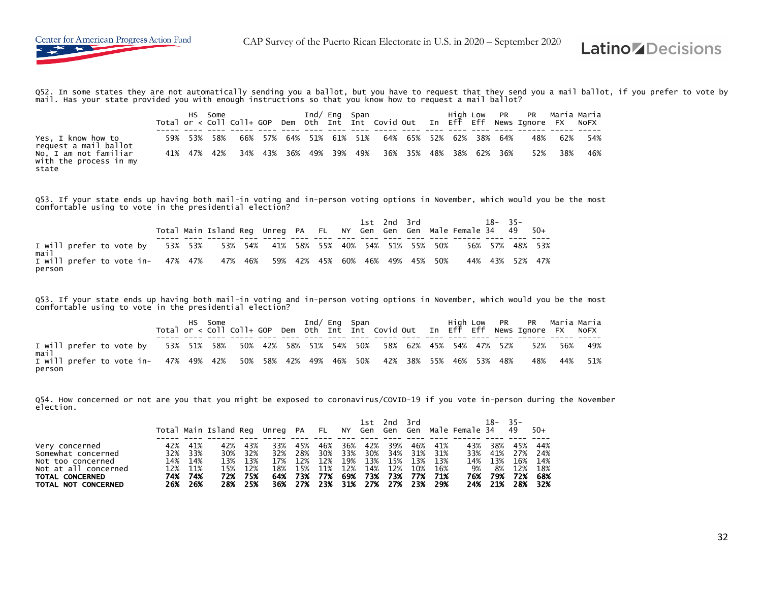Q52. In some states they are not automatically sending you a ballot, but you have to request that they send you a mail ballot, if you prefer to vote by mail. Has your state provided you with enough instructions so that you know how to request a mail ballot?

| | Total | HS or < | Some Coll | Coll+ | GOP | Dem | Ind/ Oth | Eng Int | Span Int | Covid | Out | In | High Eff | Low Eff | PR News | PR Ignore | Maria FX | Maria NoFX |
|---|---|---|---|---|---|---|---|---|---|---|---|---|---|---|---|---|---|---|
| Yes, I know how to request a mail ballot | 59% | 53% | 58% | 66% | 57% | 64% | 51% | 61% | 51% | 64% | 65% | 52% | 62% | 38% | 64% | 48% | 62% | 54% |
| No, I am not familiar with the process in my state | 41% | 47% | 42% | 34% | 43% | 36% | 49% | 39% | 49% | 36% | 35% | 48% | 38% | 62% | 36% | 52% | 38% | 46% |

Q53. If your state ends up having both mail-in voting and in-person voting options in November, which would you be the most comfortable using to vote in the presidential election?

| | Total | Main | Island | Reg | Unreg | PA | FL | NY | 1st Gen | 2nd Gen | 3rd Gen | Male | Female | 18-34 | 35-49 | 50+ |
|---|---|---|---|---|---|---|---|---|---|---|---|---|---|---|---|---|
| I will prefer to vote by mail | 53% | 53% | 53% | 54% | 41% | 58% | 55% | 40% | 54% | 51% | 55% | 50% | 56% | 57% | 48% | 53% |
| I will prefer to vote in-person | 47% | 47% | 47% | 46% | 59% | 42% | 45% | 60% | 46% | 49% | 45% | 50% | 44% | 43% | 52% | 47% |

Q53. If your state ends up having both mail-in voting and in-person voting options in November, which would you be the most comfortable using to vote in the presidential election?

| | Total | HS or < | Some Coll | Coll+ | GOP | Dem | Ind/ Oth | Eng Int | Span Int | Covid | Out | In | High Eff | Low Eff | PR News | PR Ignore | Maria FX | Maria NoFX |
|---|---|---|---|---|---|---|---|---|---|---|---|---|---|---|---|---|---|---|
| I will prefer to vote by mail | 53% | 51% | 58% | 50% | 42% | 58% | 51% | 54% | 50% | 58% | 62% | 45% | 54% | 47% | 52% | 52% | 56% | 49% |
| I will prefer to vote in-person | 47% | 49% | 42% | 50% | 58% | 42% | 49% | 46% | 50% | 42% | 38% | 55% | 46% | 53% | 48% | 48% | 44% | 51% |

Q54. How concerned or not are you that you might be exposed to coronavirus/COVID-19 if you vote in-person during the November election.

| | Total | Main | Island | Reg | Unreg | PA | FL | NY | 1st Gen | 2nd Gen | 3rd Gen | Male | Female | 18-34 | 35-49 | 50+ |
|---|---|---|---|---|---|---|---|---|---|---|---|---|---|---|---|---|
| Very concerned | 42% | 41% | 42% | 43% | 33% | 45% | 46% | 36% | 42% | 39% | 46% | 41% | 43% | 38% | 45% | 44% |
| Somewhat concerned | 32% | 33% | 30% | 32% | 32% | 28% | 30% | 33% | 30% | 34% | 31% | 31% | 33% | 41% | 27% | 24% |
| Not too concerned | 14% | 14% | 13% | 13% | 17% | 12% | 12% | 19% | 13% | 15% | 13% | 13% | 14% | 13% | 16% | 14% |
| Not at all concerned | 12% | 11% | 15% | 12% | 18% | 15% | 11% | 12% | 14% | 12% | 10% | 16% | 9% | 8% | 12% | 18% |
| **TOTAL CONCERNED** | **74%** | **74%** | **72%** | **75%** | **64%** | **73%** | **77%** | **69%** | **73%** | **73%** | **77%** | **71%** | **76%** | **79%** | **72%** | **68%** |
| **TOTAL NOT CONCERNED** | **26%** | **26%** | **28%** | **25%** | **36%** | **27%** | **23%** | **31%** | **27%** | **27%** | **23%** | **29%** | **24%** | **21%** | **28%** | **32%** |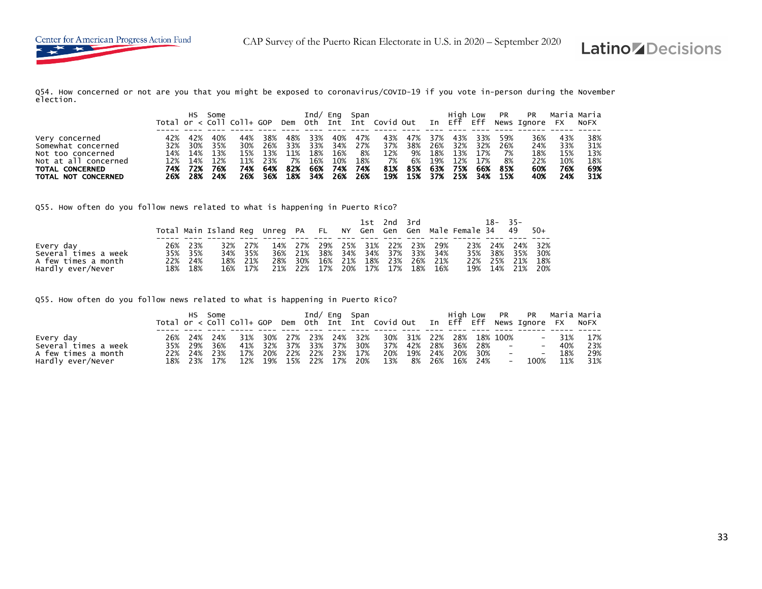Q54. How concerned or not are you that you might be exposed to coronavirus/COVID-19 if you vote in-person during the November election.

| | Total | HS or < | Some Coll | Coll+ | GOP | Dem | Ind/ Oth | Eng Int | Span Int | Covid | Out | In | High Eff | Low Eff | PR News | PR Ignore | Maria FX | Maria NoFX |
|---|---|---|---|---|---|---|---|---|---|---|---|---|---|---|---|---|---|---|
| Very concerned | 42% | 42% | 40% | 44% | 38% | 48% | 33% | 40% | 47% | 43% | 47% | 37% | 43% | 33% | 59% | 36% | 43% | 38% |
| Somewhat concerned | 32% | 30% | 35% | 30% | 26% | 33% | 33% | 34% | 27% | 37% | 38% | 26% | 32% | 32% | 26% | 24% | 33% | 31% |
| Not too concerned | 14% | 14% | 13% | 15% | 13% | 11% | 18% | 16% | 8% | 12% | 9% | 18% | 13% | 17% | 7% | 18% | 15% | 13% |
| Not at all concerned | 12% | 14% | 12% | 11% | 23% | 7% | 16% | 10% | 18% | 7% | 6% | 19% | 12% | 17% | 8% | 22% | 10% | 18% |
| **TOTAL CONCERNED** | **74%** | **72%** | **76%** | **74%** | **64%** | **82%** | **66%** | **74%** | **74%** | **81%** | **85%** | **63%** | **75%** | **66%** | **85%** | **60%** | **76%** | **69%** |
| **TOTAL NOT CONCERNED** | **26%** | **28%** | **24%** | **26%** | **36%** | **18%** | **34%** | **26%** | **26%** | **19%** | **15%** | **37%** | **25%** | **34%** | **15%** | **40%** | **24%** | **31%** |

Q55. How often do you follow news related to what is happening in Puerto Rico?

| | Total | Main | Island | Reg | Unreg | PA | FL | NY | 1st Gen | 2nd Gen | 3rd Gen | Male | Female | 18-34 | 35-49 | 50+ |
|---|---|---|---|---|---|---|---|---|---|---|---|---|---|---|---|---|
| Every day | 26% | 23% | 32% | 27% | 14% | 27% | 29% | 25% | 31% | 22% | 23% | 29% | 23% | 24% | 24% | 32% |
| Several times a week | 35% | 35% | 34% | 35% | 36% | 21% | 38% | 34% | 34% | 37% | 33% | 34% | 35% | 38% | 35% | 30% |
| A few times a month | 22% | 24% | 18% | 21% | 28% | 30% | 16% | 21% | 18% | 23% | 26% | 21% | 22% | 25% | 21% | 18% |
| Hardly ever/Never | 18% | 18% | 16% | 17% | 21% | 22% | 17% | 20% | 17% | 17% | 18% | 16% | 19% | 14% | 21% | 20% |

Q55. How often do you follow news related to what is happening in Puerto Rico?

| | Total | HS or < | Some Coll | Coll+ | GOP | Dem | Ind/ Oth | Eng Int | Span Int | Covid | Out | In | High Eff | Low Eff | PR News | PR Ignore | Maria FX | Maria NoFX |
|---|---|---|---|---|---|---|---|---|---|---|---|---|---|---|---|---|---|---|
| Every day | 26% | 24% | 24% | 31% | 30% | 27% | 23% | 24% | 32% | 30% | 31% | 22% | 28% | 18% | 100% | - | 31% | 17% |
| Several times a week | 35% | 29% | 36% | 41% | 32% | 37% | 33% | 37% | 30% | 37% | 42% | 28% | 36% | 28% | - | - | 40% | 23% |
| A few times a month | 22% | 24% | 23% | 17% | 20% | 22% | 22% | 23% | 17% | 20% | 19% | 24% | 20% | 30% | - | - | 18% | 29% |
| Hardly ever/Never | 18% | 23% | 17% | 12% | 19% | 15% | 22% | 17% | 20% | 13% | 8% | 26% | 16% | 24% | - | 100% | 11% | 31% |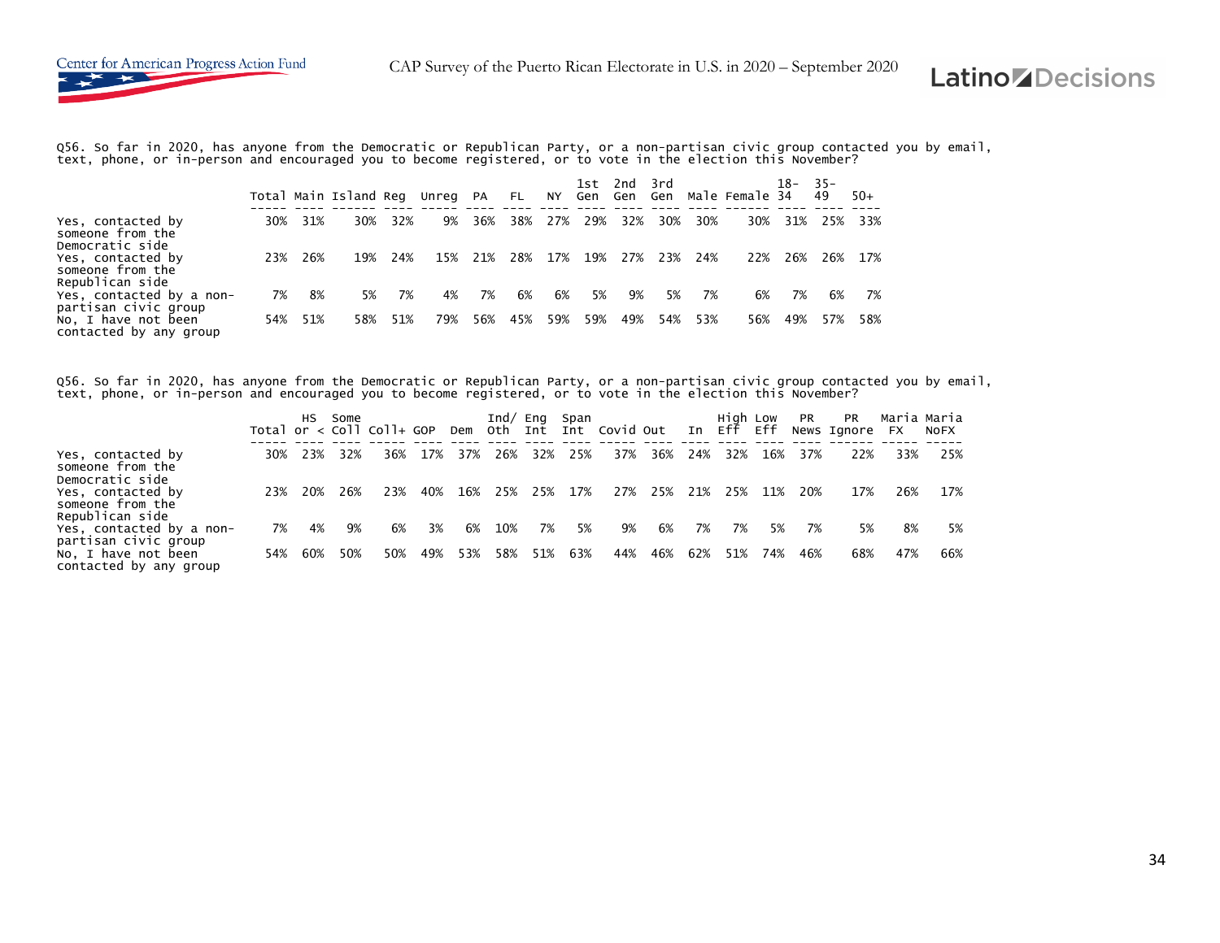Q56. So far in 2020, has anyone from the Democratic or Republican Party, or a non-partisan civic group contacted you by email, text, phone, or in-person and encouraged you to become registered, or to vote in the election this November?

| | Total | Main | Island | Reg | Unreg | PA | FL | NY | 1st Gen | 2nd Gen | 3rd Gen | Male | Female | 18-34 | 35-49 | 50+ |
|---|---|---|---|---|---|---|---|---|---|---|---|---|---|---|---|---|
| Yes, contacted by someone from the Democratic side | 30% | 31% | 30% | 32% | 9% | 36% | 38% | 27% | 29% | 32% | 30% | 30% | 30% | 31% | 25% | 33% |
| Yes, contacted by someone from the Republican side | 23% | 26% | 19% | 24% | 15% | 21% | 28% | 17% | 19% | 27% | 23% | 24% | 22% | 26% | 26% | 17% |
| Yes, contacted by a non-partisan civic group | 7% | 8% | 5% | 7% | 4% | 7% | 6% | 6% | 5% | 9% | 5% | 7% | 6% | 7% | 6% | 7% |
| No, I have not been contacted by any group | 54% | 51% | 58% | 51% | 79% | 56% | 45% | 59% | 59% | 49% | 54% | 53% | 56% | 49% | 57% | 58% |

Q56. So far in 2020, has anyone from the Democratic or Republican Party, or a non-partisan civic group contacted you by email, text, phone, or in-person and encouraged you to become registered, or to vote in the election this November?

| | Total | HS or < | Some Coll | Coll+ | GOP | Dem | Ind/ Oth | Eng Int | Span Int | Covid | Out | In | High Eff | Low Eff | PR News | PR Ignore | Maria FX | Maria NoFX |
|---|---|---|---|---|---|---|---|---|---|---|---|---|---|---|---|---|---|---|
| Yes, contacted by someone from the Democratic side | 30% | 23% | 32% | 36% | 17% | 37% | 26% | 32% | 25% | 37% | 36% | 24% | 32% | 16% | 37% | 22% | 33% | 25% |
| Yes, contacted by someone from the Republican side | 23% | 20% | 26% | 23% | 40% | 16% | 25% | 25% | 17% | 27% | 25% | 21% | 25% | 11% | 20% | 17% | 26% | 17% |
| Yes, contacted by a non-partisan civic group | 7% | 4% | 9% | 6% | 3% | 6% | 10% | 7% | 5% | 9% | 6% | 7% | 7% | 5% | 7% | 5% | 8% | 5% |
| No, I have not been contacted by any group | 54% | 60% | 50% | 50% | 49% | 53% | 58% | 51% | 63% | 44% | 46% | 62% | 51% | 74% | 46% | 68% | 47% | 66% |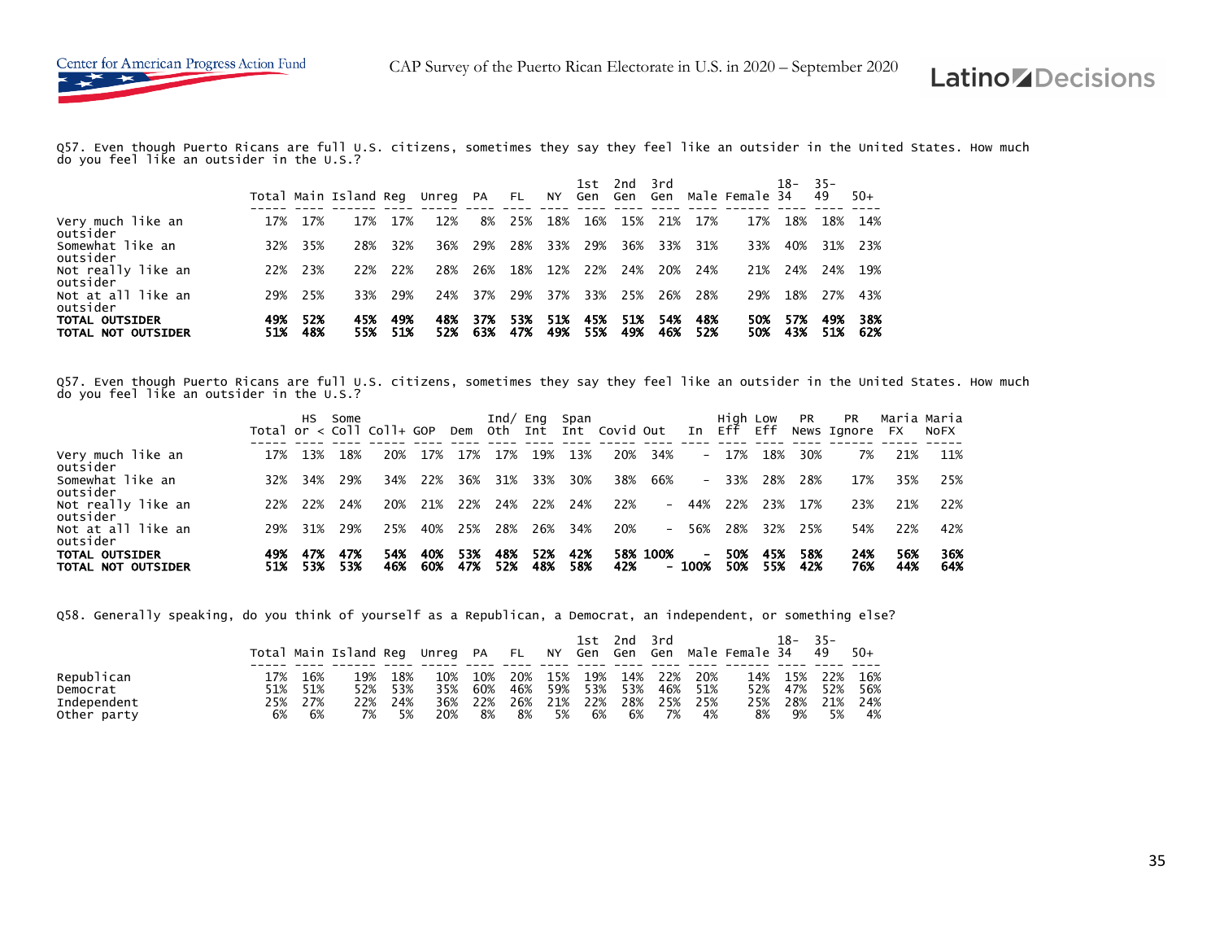Q57. Even though Puerto Ricans are full U.S. citizens, sometimes they say they feel like an outsider in the United States. How much do you feel like an outsider in the U.S.?

| | Total | Main | Island | Reg | Unreg | PA | FL | NY | 1st Gen | 2nd Gen | 3rd Gen | Male | Female | 18-34 | 35-49 | 50+ |
|---|---|---|---|---|---|---|---|---|---|---|---|---|---|---|---|---|
| Very much like an outsider | 17% | 17% | 17% | 17% | 12% | 8% | 25% | 18% | 16% | 15% | 21% | 17% | 17% | 18% | 18% | 14% |
| Somewhat like an outsider | 32% | 35% | 28% | 32% | 36% | 29% | 28% | 33% | 29% | 36% | 33% | 31% | 33% | 40% | 31% | 23% |
| Not really like an outsider | 22% | 23% | 22% | 22% | 28% | 26% | 18% | 12% | 22% | 24% | 20% | 24% | 21% | 24% | 24% | 19% |
| Not at all like an outsider | 29% | 25% | 33% | 29% | 24% | 37% | 29% | 37% | 33% | 25% | 26% | 28% | 29% | 18% | 27% | 43% |
| **TOTAL OUTSIDER** | **49%** | **52%** | **45%** | **49%** | **48%** | **37%** | **53%** | **51%** | **45%** | **51%** | **54%** | **48%** | **50%** | **57%** | **49%** | **38%** |
| **TOTAL NOT OUTSIDER** | **51%** | **48%** | **55%** | **51%** | **52%** | **63%** | **47%** | **49%** | **55%** | **49%** | **46%** | **52%** | **50%** | **43%** | **51%** | **62%** |

Q57. Even though Puerto Ricans are full U.S. citizens, sometimes they say they feel like an outsider in the United States. How much do you feel like an outsider in the U.S.?

| | Total | HS or < | Some Coll | Coll+ | GOP | Dem | Ind/ Oth | Eng Int | Span Int | Covid | Out | In | High Eff | Low Eff | PR News | PR Ignore | Maria FX | Maria NoFX |
|---|---|---|---|---|---|---|---|---|---|---|---|---|---|---|---|---|---|---|
| Very much like an outsider | 17% | 13% | 18% | 20% | 17% | 17% | 17% | 19% | 13% | 20% | 34% | - | 17% | 18% | 30% | 7% | 21% | 11% |
| Somewhat like an outsider | 32% | 34% | 29% | 34% | 22% | 36% | 31% | 33% | 30% | 38% | 66% | - | 33% | 28% | 28% | 17% | 35% | 25% |
| Not really like an outsider | 22% | 22% | 24% | 20% | 21% | 22% | 24% | 22% | 24% | 22% | - | 44% | 22% | 23% | 17% | 23% | 21% | 22% |
| Not at all like an outsider | 29% | 31% | 29% | 25% | 40% | 25% | 28% | 26% | 34% | 20% | - | 56% | 28% | 32% | 25% | 54% | 22% | 42% |
| **TOTAL OUTSIDER** | **49%** | **47%** | **47%** | **54%** | **40%** | **53%** | **48%** | **52%** | **42%** | **58%** | **100%** | **-** | **50%** | **45%** | **58%** | **24%** | **56%** | **36%** |
| **TOTAL NOT OUTSIDER** | **51%** | **53%** | **53%** | **46%** | **60%** | **47%** | **52%** | **48%** | **58%** | **42%** | **-** | **100%** | **50%** | **55%** | **42%** | **76%** | **44%** | **64%** |

Q58. Generally speaking, do you think of yourself as a Republican, a Democrat, an independent, or something else?

| | Total | Main | Island | Reg | Unreg | PA | FL | NY | 1st Gen | 2nd Gen | 3rd Gen | Male | Female | 18-34 | 35-49 | 50+ |
|---|---|---|---|---|---|---|---|---|---|---|---|---|---|---|---|---|
| Republican | 17% | 16% | 19% | 18% | 10% | 10% | 20% | 15% | 19% | 14% | 22% | 20% | 14% | 15% | 22% | 16% |
| Democrat | 51% | 51% | 52% | 53% | 35% | 60% | 46% | 59% | 53% | 53% | 46% | 51% | 52% | 47% | 52% | 56% |
| Independent | 25% | 27% | 22% | 24% | 36% | 22% | 26% | 21% | 22% | 28% | 25% | 25% | 25% | 28% | 21% | 24% |
| Other party | 6% | 6% | 7% | 5% | 20% | 8% | 8% | 5% | 6% | 6% | 7% | 4% | 8% | 9% | 5% | 4% |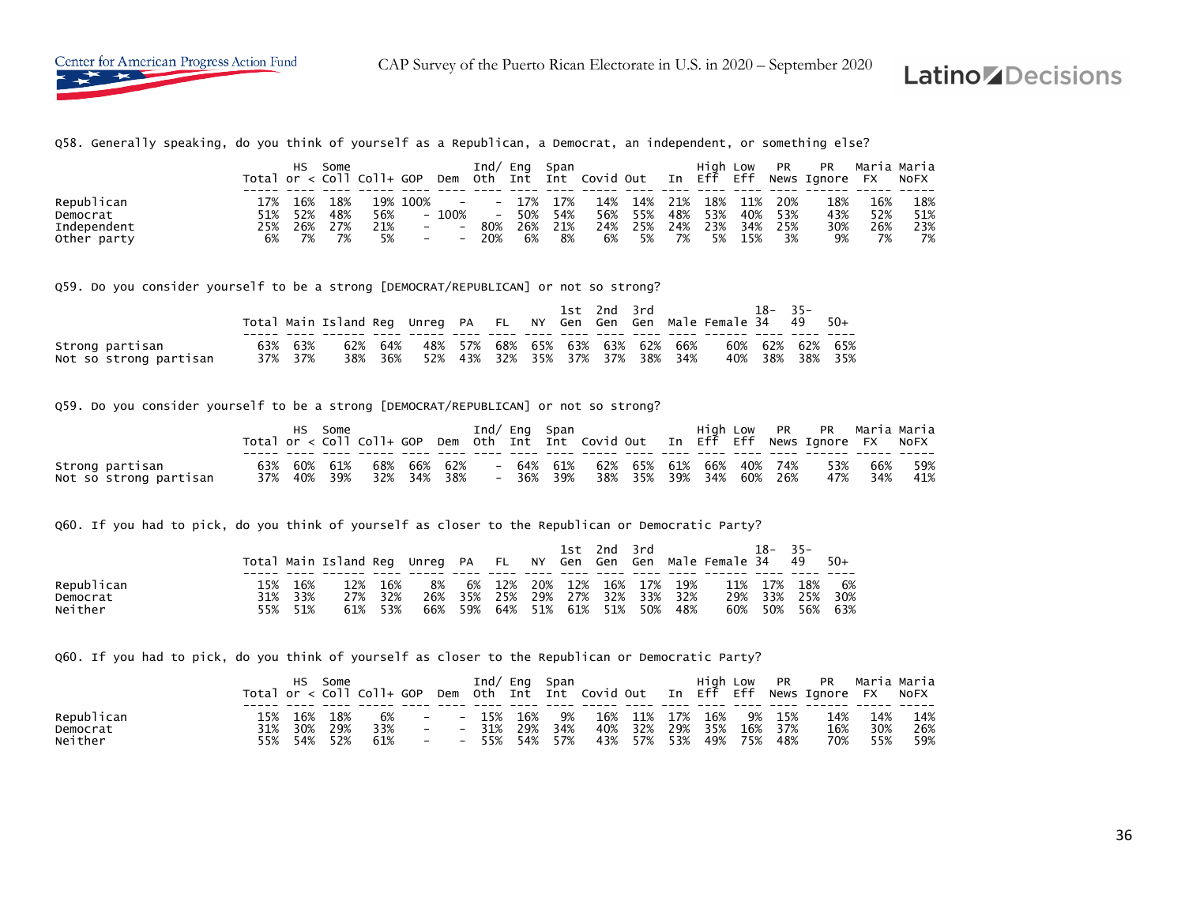Q58. Generally speaking, do you think of yourself as a Republican, a Democrat, an independent, or something else?

| | Total | HS or < | Some Coll | Coll+ | GOP | Dem | Ind/ Oth | Eng Int | Span Int | Covid | Out | In | High Eff | Low Eff | PR News | PR Ignore | Maria FX | Maria NoFX |
|---|---|---|---|---|---|---|---|---|---|---|---|---|---|---|---|---|---|---|
| Republican | 17% | 16% | 18% | 19% | 100% | - | - | 17% | 17% | 14% | 14% | 21% | 18% | 11% | 20% | 18% | 16% | 18% |
| Democrat | 51% | 52% | 48% | 56% | - | 100% | - | 50% | 54% | 56% | 55% | 48% | 53% | 40% | 53% | 43% | 52% | 51% |
| Independent | 25% | 26% | 27% | 21% | - | - | 80% | 26% | 21% | 24% | 25% | 24% | 23% | 34% | 25% | 30% | 26% | 23% |
| Other party | 6% | 7% | 7% | 5% | - | - | 20% | 6% | 8% | 6% | 5% | 7% | 5% | 15% | 3% | 9% | 7% | 7% |

Q59. Do you consider yourself to be a strong [DEMOCRAT/REPUBLICAN] or not so strong?

| | Total | Main | Island | Reg | Unreg | PA | FL | NY | 1st Gen | 2nd Gen | 3rd Gen | Male | Female | 18-34 | 35-49 | 50+ |
|---|---|---|---|---|---|---|---|---|---|---|---|---|---|---|---|---|
| Strong partisan | 63% | 63% | 62% | 64% | 48% | 57% | 68% | 65% | 63% | 63% | 62% | 66% | 60% | 62% | 62% | 65% |
| Not so strong partisan | 37% | 37% | 38% | 36% | 52% | 43% | 32% | 35% | 37% | 37% | 38% | 34% | 40% | 38% | 38% | 35% |

Q59. Do you consider yourself to be a strong [DEMOCRAT/REPUBLICAN] or not so strong?

| | Total | HS or < | Some Coll | Coll+ | GOP | Dem | Ind/ Oth | Eng Int | Span Int | Covid | Out | In | High Eff | Low Eff | PR News | PR Ignore | Maria FX | Maria NoFX |
|---|---|---|---|---|---|---|---|---|---|---|---|---|---|---|---|---|---|---|
| Strong partisan | 63% | 60% | 61% | 68% | 66% | 62% | - | 64% | 61% | 62% | 65% | 61% | 66% | 40% | 74% | 53% | 66% | 59% |
| Not so strong partisan | 37% | 40% | 39% | 32% | 34% | 38% | - | 36% | 39% | 38% | 35% | 39% | 34% | 60% | 26% | 47% | 34% | 41% |

Q60. If you had to pick, do you think of yourself as closer to the Republican or Democratic Party?

| | Total | Main | Island | Reg | Unreg | PA | FL | NY | 1st Gen | 2nd Gen | 3rd Gen | Male | Female | 18-34 | 35-49 | 50+ |
|---|---|---|---|---|---|---|---|---|---|---|---|---|---|---|---|---|
| Republican | 15% | 16% | 12% | 16% | 8% | 6% | 12% | 20% | 12% | 16% | 17% | 19% | 11% | 17% | 18% | 6% |
| Democrat | 31% | 33% | 27% | 32% | 26% | 35% | 25% | 29% | 27% | 32% | 33% | 32% | 29% | 33% | 25% | 30% |
| Neither | 55% | 51% | 61% | 53% | 66% | 59% | 64% | 51% | 61% | 51% | 50% | 48% | 60% | 50% | 56% | 63% |

Q60. If you had to pick, do you think of yourself as closer to the Republican or Democratic Party?

| | Total | HS or < | Some Coll | Coll+ | GOP | Dem | Ind/ Oth | Eng Int | Span Int | Covid | Out | In | High Eff | Low Eff | PR News | PR Ignore | Maria FX | Maria NoFX |
|---|---|---|---|---|---|---|---|---|---|---|---|---|---|---|---|---|---|---|
| Republican | 15% | 16% | 18% | 6% | - | - | 15% | 16% | 9% | 16% | 11% | 17% | 16% | 9% | 15% | 14% | 14% | 14% |
| Democrat | 31% | 30% | 29% | 33% | - | - | 31% | 29% | 34% | 40% | 32% | 29% | 35% | 16% | 37% | 16% | 30% | 26% |
| Neither | 55% | 54% | 52% | 61% | - | - | 55% | 54% | 57% | 43% | 57% | 53% | 49% | 75% | 48% | 70% | 55% | 59% |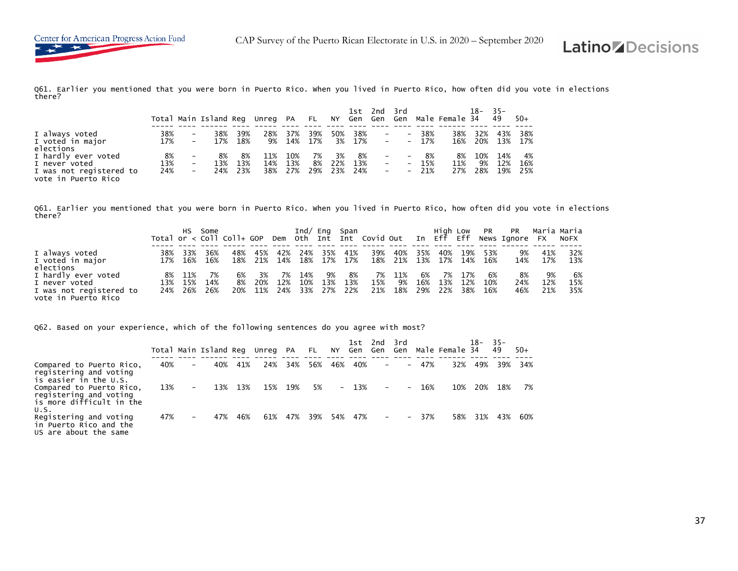Q61. Earlier you mentioned that you were born in Puerto Rico. When you lived in Puerto Rico, how often did you vote in elections there?

| | Total | Main | Island | Reg | Unreg | PA | FL | NY | 1st Gen | 2nd Gen | 3rd Gen | Male | Female | 18-34 | 35-49 | 50+ |
|---|---|---|---|---|---|---|---|---|---|---|---|---|---|---|---|---|
| I always voted | 38% | - | 38% | 39% | 28% | 37% | 39% | 50% | 38% | - | - | 38% | 38% | 32% | 43% | 38% |
| I voted in major elections | 17% | - | 17% | 18% | 9% | 14% | 17% | 3% | 17% | - | - | 17% | 16% | 20% | 13% | 17% |
| I hardly ever voted | 8% | - | 8% | 8% | 11% | 10% | 7% | 3% | 8% | - | - | 8% | 8% | 10% | 14% | 4% |
| I never voted | 13% | - | 13% | 13% | 14% | 13% | 8% | 22% | 13% | - | - | 15% | 11% | 9% | 12% | 16% |
| I was not registered to vote in Puerto Rico | 24% | - | 24% | 23% | 38% | 27% | 29% | 23% | 24% | - | - | 21% | 27% | 28% | 19% | 25% |

Q61. Earlier you mentioned that you were born in Puerto Rico. When you lived in Puerto Rico, how often did you vote in elections there?

| | Total | HS or < | Some Coll | Coll+ | GOP | Dem | Ind/ Oth | Eng Int | Span Int | Covid | Out | In | High Eff | Low Eff | PR News | PR Ignore | Maria FX | Maria NoFX |
|---|---|---|---|---|---|---|---|---|---|---|---|---|---|---|---|---|---|---|
| I always voted | 38% | 33% | 36% | 48% | 45% | 42% | 24% | 35% | 41% | 39% | 40% | 35% | 40% | 19% | 53% | 9% | 41% | 32% |
| I voted in major elections | 17% | 16% | 16% | 18% | 21% | 14% | 18% | 17% | 17% | 18% | 21% | 13% | 17% | 14% | 16% | 14% | 17% | 13% |
| I hardly ever voted | 8% | 11% | 7% | 6% | 3% | 7% | 14% | 9% | 8% | 7% | 11% | 6% | 7% | 17% | 6% | 8% | 9% | 6% |
| I never voted | 13% | 15% | 14% | 8% | 20% | 12% | 10% | 13% | 13% | 15% | 9% | 16% | 13% | 12% | 10% | 24% | 12% | 15% |
| I was not registered to vote in Puerto Rico | 24% | 26% | 26% | 20% | 11% | 24% | 33% | 27% | 22% | 21% | 18% | 29% | 22% | 38% | 16% | 46% | 21% | 35% |

Q62. Based on your experience, which of the following sentences do you agree with most?

| | Total | Main | Island | Reg | Unreg | PA | FL | NY | 1st Gen | 2nd Gen | 3rd Gen | Male | Female | 18-34 | 35-49 | 50+ |
|---|---|---|---|---|---|---|---|---|---|---|---|---|---|---|---|---|
| Compared to Puerto Rico, registering and voting is easier in the U.S. | 40% | - | 40% | 41% | 24% | 34% | 56% | 46% | 40% | - | - | 47% | 32% | 49% | 39% | 34% |
| Compared to Puerto Rico, registering and voting is more difficult in the U.S. | 13% | - | 13% | 13% | 15% | 19% | 5% | - | 13% | - | - | 16% | 10% | 20% | 18% | 7% |
| Registering and voting in Puerto Rico and the US are about the same | 47% | - | 47% | 46% | 61% | 47% | 39% | 54% | 47% | - | - | 37% | 58% | 31% | 43% | 60% |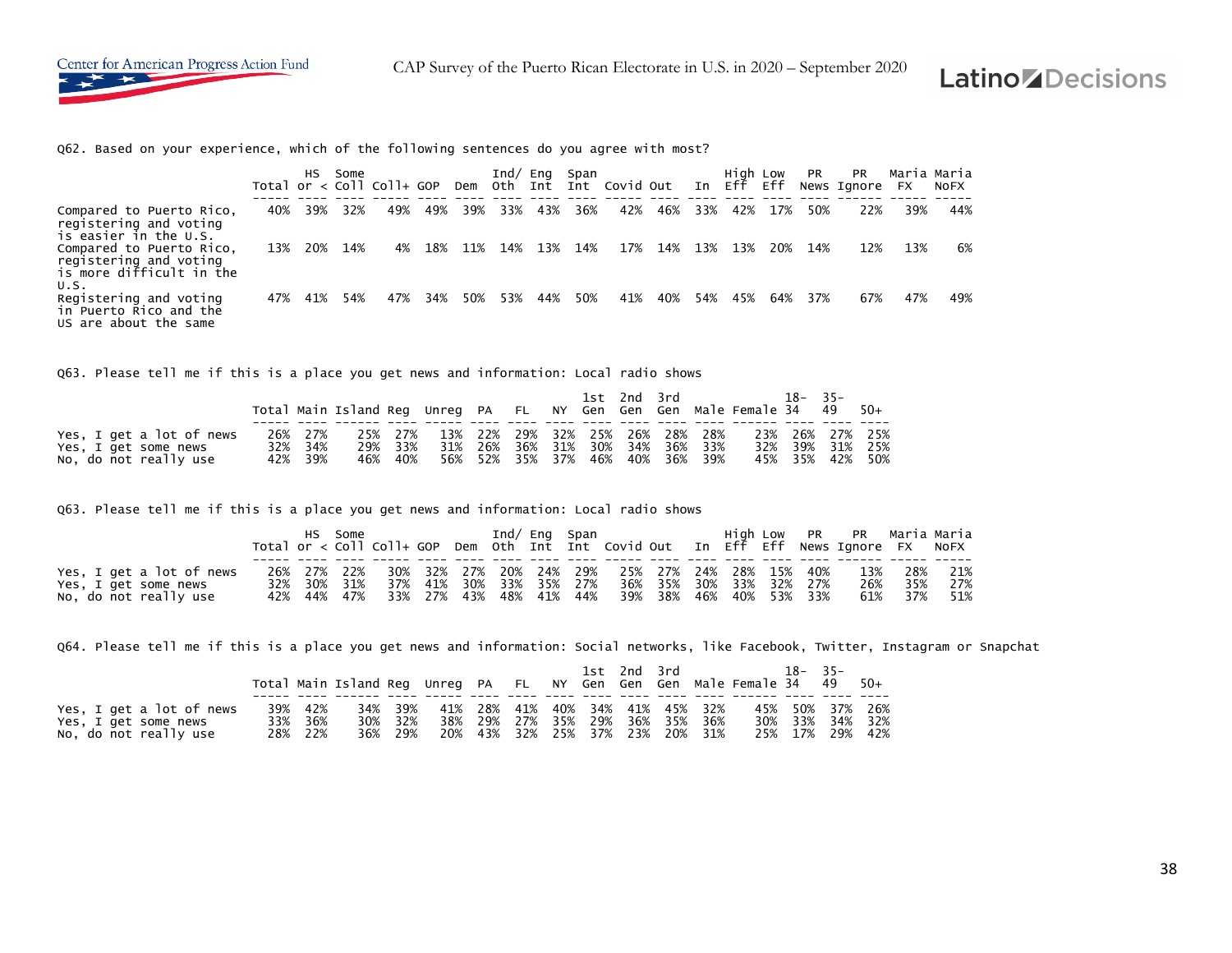Q62. Based on your experience, which of the following sentences do you agree with most?

| | Total | HS or < | Some Coll | Coll+ | GOP | Dem | Ind/ Oth | Eng Int | Span Int | Covid | Out | In | High Eff | Low Eff | PR News | PR Ignore | Maria FX | Maria NoFX |
|---|---|---|---|---|---|---|---|---|---|---|---|---|---|---|---|---|---|---|
| Compared to Puerto Rico, registering and voting is easier in the U.S. | 40% | 39% | 32% | 49% | 49% | 39% | 33% | 43% | 36% | 42% | 46% | 33% | 42% | 17% | 50% | 22% | 39% | 44% |
| Compared to Puerto Rico, registering and voting is more difficult in the U.S. | 13% | 20% | 14% | 4% | 18% | 11% | 14% | 13% | 14% | 17% | 14% | 13% | 13% | 20% | 14% | 12% | 13% | 6% |
| Registering and voting in Puerto Rico and the US are about the same | 47% | 41% | 54% | 47% | 34% | 50% | 53% | 44% | 50% | 41% | 40% | 54% | 45% | 64% | 37% | 67% | 47% | 49% |

Q63. Please tell me if this is a place you get news and information: Local radio shows

| | Total | Main | Island | Reg | Unreg | PA | FL | NY | 1st Gen | 2nd Gen | 3rd Gen | Male | Female | 18-34 | 35-49 | 50+ |
|---|---|---|---|---|---|---|---|---|---|---|---|---|---|---|---|---|
| Yes, I get a lot of news | 26% | 27% | 25% | 27% | 13% | 22% | 29% | 32% | 25% | 26% | 28% | 28% | 23% | 26% | 27% | 25% |
| Yes, I get some news | 32% | 34% | 29% | 33% | 31% | 26% | 36% | 31% | 30% | 34% | 36% | 33% | 32% | 39% | 31% | 25% |
| No, do not really use | 42% | 39% | 46% | 40% | 56% | 52% | 35% | 37% | 46% | 40% | 36% | 39% | 45% | 35% | 42% | 50% |

Q63. Please tell me if this is a place you get news and information: Local radio shows

| | Total | HS or < | Some Coll | Coll+ | GOP | Dem | Ind/ Oth | Eng Int | Span Int | Covid | Out | In | High Eff | Low Eff | PR News | PR Ignore | Maria FX | Maria NoFX |
|---|---|---|---|---|---|---|---|---|---|---|---|---|---|---|---|---|---|---|
| Yes, I get a lot of news | 26% | 27% | 22% | 30% | 32% | 27% | 20% | 24% | 29% | 25% | 27% | 24% | 28% | 15% | 40% | 13% | 28% | 21% |
| Yes, I get some news | 32% | 30% | 31% | 37% | 41% | 30% | 33% | 35% | 27% | 36% | 35% | 30% | 33% | 32% | 27% | 26% | 35% | 27% |
| No, do not really use | 42% | 44% | 47% | 33% | 27% | 43% | 48% | 41% | 44% | 39% | 38% | 46% | 40% | 53% | 33% | 61% | 37% | 51% |

Q64. Please tell me if this is a place you get news and information: Social networks, like Facebook, Twitter, Instagram or Snapchat

| | Total | Main | Island | Reg | Unreg | PA | FL | NY | 1st Gen | 2nd Gen | 3rd Gen | Male | Female | 18-34 | 35-49 | 50+ |
|---|---|---|---|---|---|---|---|---|---|---|---|---|---|---|---|---|
| Yes, I get a lot of news | 39% | 42% | 34% | 39% | 41% | 28% | 41% | 40% | 34% | 41% | 45% | 32% | 45% | 50% | 37% | 26% |
| Yes, I get some news | 33% | 36% | 30% | 32% | 38% | 29% | 27% | 35% | 29% | 36% | 35% | 36% | 30% | 33% | 34% | 32% |
| No, do not really use | 28% | 22% | 36% | 29% | 20% | 43% | 32% | 25% | 37% | 23% | 20% | 31% | 25% | 17% | 29% | 42% |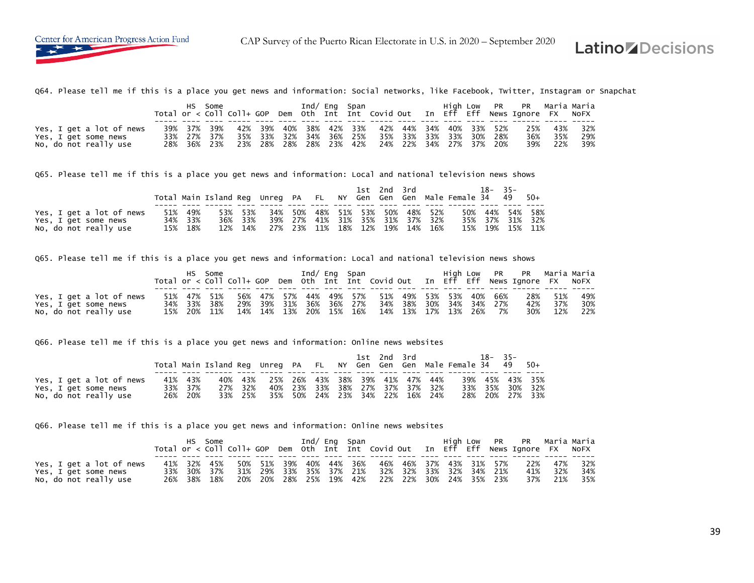Q64. Please tell me if this is a place you get news and information: Social networks, like Facebook, Twitter, Instagram or Snapchat

| | Total | HS or < | Some Coll | Coll+ | GOP | Dem | Ind/ Oth | Eng Int | Span Int | Covid | Out | In | High Eff | Low Eff | PR News | PR Ignore | Maria FX | Maria NoFX |
|---|---|---|---|---|---|---|---|---|---|---|---|---|---|---|---|---|---|---|
| Yes, I get a lot of news | 39% | 37% | 39% | 42% | 39% | 40% | 38% | 42% | 33% | 42% | 44% | 34% | 40% | 33% | 52% | 25% | 43% | 32% |
| Yes, I get some news | 33% | 27% | 37% | 35% | 33% | 32% | 34% | 36% | 25% | 35% | 33% | 33% | 33% | 30% | 28% | 36% | 35% | 29% |
| No, do not really use | 28% | 36% | 23% | 23% | 28% | 28% | 28% | 23% | 42% | 24% | 22% | 34% | 27% | 37% | 20% | 39% | 22% | 39% |

Q65. Please tell me if this is a place you get news and information: Local and national television news shows

| | Total | Main | Island | Reg | Unreg | PA | FL | NY | 1st Gen | 2nd Gen | 3rd Gen | Male | Female | 18-34 | 35-49 | 50+ |
|---|---|---|---|---|---|---|---|---|---|---|---|---|---|---|---|---|
| Yes, I get a lot of news | 51% | 49% | 53% | 53% | 34% | 50% | 48% | 51% | 53% | 50% | 48% | 52% | 50% | 44% | 54% | 58% |
| Yes, I get some news | 34% | 33% | 36% | 33% | 39% | 27% | 41% | 31% | 35% | 31% | 37% | 32% | 35% | 37% | 31% | 32% |
| No, do not really use | 15% | 18% | 12% | 14% | 27% | 23% | 11% | 18% | 12% | 19% | 14% | 16% | 15% | 19% | 15% | 11% |

Q65. Please tell me if this is a place you get news and information: Local and national television news shows

| | Total | HS or < | Some Coll | Coll+ | GOP | Dem | Ind/ Oth | Eng Int | Span Int | Covid | Out | In | High Eff | Low Eff | PR News | PR Ignore | Maria FX | Maria NoFX |
|---|---|---|---|---|---|---|---|---|---|---|---|---|---|---|---|---|---|---|
| Yes, I get a lot of news | 51% | 47% | 51% | 56% | 47% | 57% | 44% | 49% | 57% | 51% | 49% | 53% | 53% | 40% | 66% | 28% | 51% | 49% |
| Yes, I get some news | 34% | 33% | 38% | 29% | 39% | 31% | 36% | 36% | 27% | 34% | 38% | 30% | 34% | 34% | 27% | 42% | 37% | 30% |
| No, do not really use | 15% | 20% | 11% | 14% | 14% | 13% | 20% | 15% | 16% | 14% | 13% | 17% | 13% | 26% | 7% | 30% | 12% | 22% |

Q66. Please tell me if this is a place you get news and information: Online news websites

| | Total | Main | Island | Reg | Unreg | PA | FL | NY | 1st Gen | 2nd Gen | 3rd Gen | Male | Female | 18-34 | 35-49 | 50+ |
|---|---|---|---|---|---|---|---|---|---|---|---|---|---|---|---|---|
| Yes, I get a lot of news | 41% | 43% | 40% | 43% | 25% | 26% | 43% | 38% | 39% | 41% | 47% | 44% | 39% | 45% | 43% | 35% |
| Yes, I get some news | 33% | 37% | 27% | 32% | 40% | 23% | 33% | 38% | 27% | 37% | 37% | 32% | 33% | 35% | 30% | 32% |
| No, do not really use | 26% | 20% | 33% | 25% | 35% | 50% | 24% | 23% | 34% | 22% | 16% | 24% | 28% | 20% | 27% | 33% |

Q66. Please tell me if this is a place you get news and information: Online news websites

| | Total | HS or < | Some Coll | Coll+ | GOP | Dem | Ind/ Oth | Eng Int | Span Int | Covid | Out | In | High Eff | Low Eff | PR News | PR Ignore | Maria FX | Maria NoFX |
|---|---|---|---|---|---|---|---|---|---|---|---|---|---|---|---|---|---|---|
| Yes, I get a lot of news | 41% | 32% | 45% | 50% | 51% | 39% | 40% | 44% | 36% | 46% | 46% | 37% | 43% | 31% | 57% | 22% | 47% | 32% |
| Yes, I get some news | 33% | 30% | 37% | 31% | 29% | 33% | 35% | 37% | 21% | 32% | 32% | 33% | 32% | 34% | 21% | 41% | 32% | 34% |
| No, do not really use | 26% | 38% | 18% | 20% | 20% | 28% | 25% | 19% | 42% | 22% | 22% | 30% | 24% | 35% | 23% | 37% | 21% | 35% |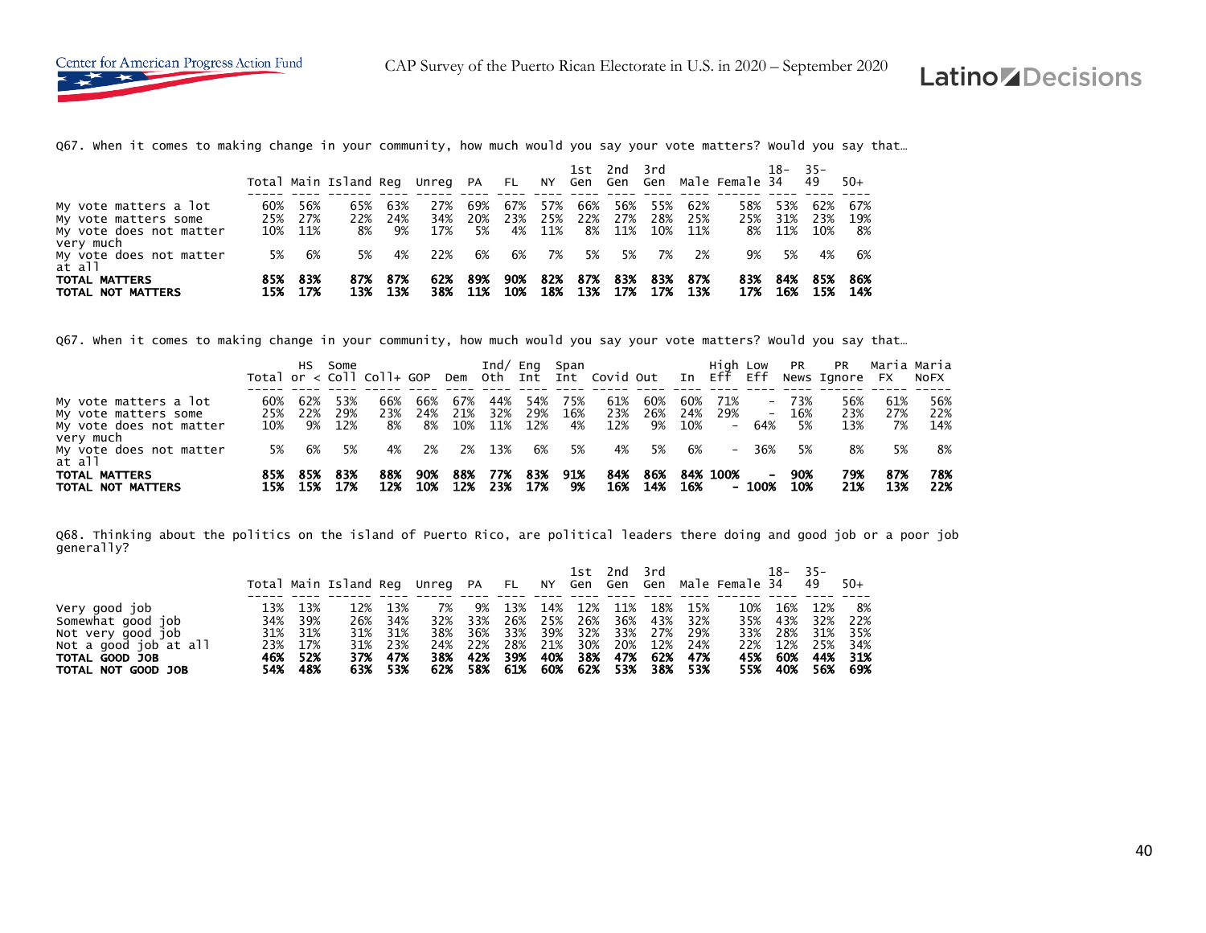Q67. When it comes to making change in your community, how much would you say your vote matters? Would you say that…

| | Total | Main | Island | Reg | Unreg | PA | FL | NY | 1st Gen | 2nd Gen | 3rd Gen | Male | Female | 18-34 | 35-49 | 50+ |
|---|---|---|---|---|---|---|---|---|---|---|---|---|---|---|---|---|
| My vote matters a lot | 60% | 56% | 65% | 63% | 27% | 69% | 67% | 57% | 66% | 56% | 55% | 62% | 58% | 53% | 62% | 67% |
| My vote matters some | 25% | 27% | 22% | 24% | 34% | 20% | 23% | 25% | 22% | 27% | 28% | 25% | 25% | 31% | 23% | 19% |
| My vote does not matter very much | 10% | 11% | 8% | 9% | 17% | 5% | 4% | 11% | 8% | 11% | 10% | 11% | 8% | 11% | 10% | 8% |
| My vote does not matter at all | 5% | 6% | 5% | 4% | 22% | 6% | 6% | 7% | 5% | 5% | 7% | 2% | 9% | 5% | 4% | 6% |
| **TOTAL MATTERS** | **85%** | **83%** | **87%** | **87%** | **62%** | **89%** | **90%** | **82%** | **87%** | **83%** | **83%** | **87%** | **83%** | **84%** | **85%** | **86%** |
| **TOTAL NOT MATTERS** | **15%** | **17%** | **13%** | **13%** | **38%** | **11%** | **10%** | **18%** | **13%** | **17%** | **17%** | **13%** | **17%** | **16%** | **15%** | **14%** |

Q67. When it comes to making change in your community, how much would you say your vote matters? Would you say that…

| | Total | HS or < | Some Coll | Coll+ | GOP | Dem | Ind/ Oth | Eng Int | Span Int | Covid | Out | In | High Eff | Low Eff | PR News | PR Ignore | Maria FX | Maria NoFX |
|---|---|---|---|---|---|---|---|---|---|---|---|---|---|---|---|---|---|---|
| My vote matters a lot | 60% | 62% | 53% | 66% | 66% | 67% | 44% | 54% | 75% | 61% | 60% | 60% | 71% | - | 73% | 56% | 61% | 56% |
| My vote matters some | 25% | 22% | 29% | 23% | 24% | 21% | 32% | 29% | 16% | 23% | 26% | 24% | 29% | - | 16% | 23% | 27% | 22% |
| My vote does not matter very much | 10% | 9% | 12% | 8% | 8% | 10% | 11% | 12% | 4% | 12% | 9% | 10% | - | 64% | 5% | 13% | 7% | 14% |
| My vote does not matter at all | 5% | 6% | 5% | 4% | 2% | 2% | 13% | 6% | 5% | 4% | 5% | 6% | - | 36% | 5% | 8% | 5% | 8% |
| **TOTAL MATTERS** | **85%** | **85%** | **83%** | **88%** | **90%** | **88%** | **77%** | **83%** | **91%** | **84%** | **86%** | **84%** | **100%** | **-** | **90%** | **79%** | **87%** | **78%** |
| **TOTAL NOT MATTERS** | **15%** | **15%** | **17%** | **12%** | **10%** | **12%** | **23%** | **17%** | **9%** | **16%** | **14%** | **16%** | **-** | **100%** | **10%** | **21%** | **13%** | **22%** |

Q68. Thinking about the politics on the island of Puerto Rico, are political leaders there doing and good job or a poor job generally?

| | Total | Main | Island | Reg | Unreg | PA | FL | NY | 1st Gen | 2nd Gen | 3rd Gen | Male | Female | 18-34 | 35-49 | 50+ |
|---|---|---|---|---|---|---|---|---|---|---|---|---|---|---|---|---|
| Very good job | 13% | 13% | 12% | 13% | 7% | 9% | 13% | 14% | 12% | 11% | 18% | 15% | 10% | 16% | 12% | 8% |
| Somewhat good job | 34% | 39% | 26% | 34% | 32% | 33% | 26% | 25% | 26% | 36% | 43% | 32% | 35% | 43% | 32% | 22% |
| Not very good job | 31% | 31% | 31% | 31% | 38% | 36% | 33% | 39% | 32% | 33% | 27% | 29% | 33% | 28% | 31% | 35% |
| Not a good job at all | 23% | 17% | 31% | 23% | 24% | 22% | 28% | 21% | 30% | 20% | 12% | 24% | 22% | 12% | 25% | 34% |
| **TOTAL GOOD JOB** | **46%** | **52%** | **37%** | **47%** | **38%** | **42%** | **39%** | **40%** | **38%** | **47%** | **62%** | **47%** | **45%** | **60%** | **44%** | **31%** |
| **TOTAL NOT GOOD JOB** | **54%** | **48%** | **63%** | **53%** | **62%** | **58%** | **61%** | **60%** | **62%** | **53%** | **38%** | **53%** | **55%** | **40%** | **56%** | **69%** |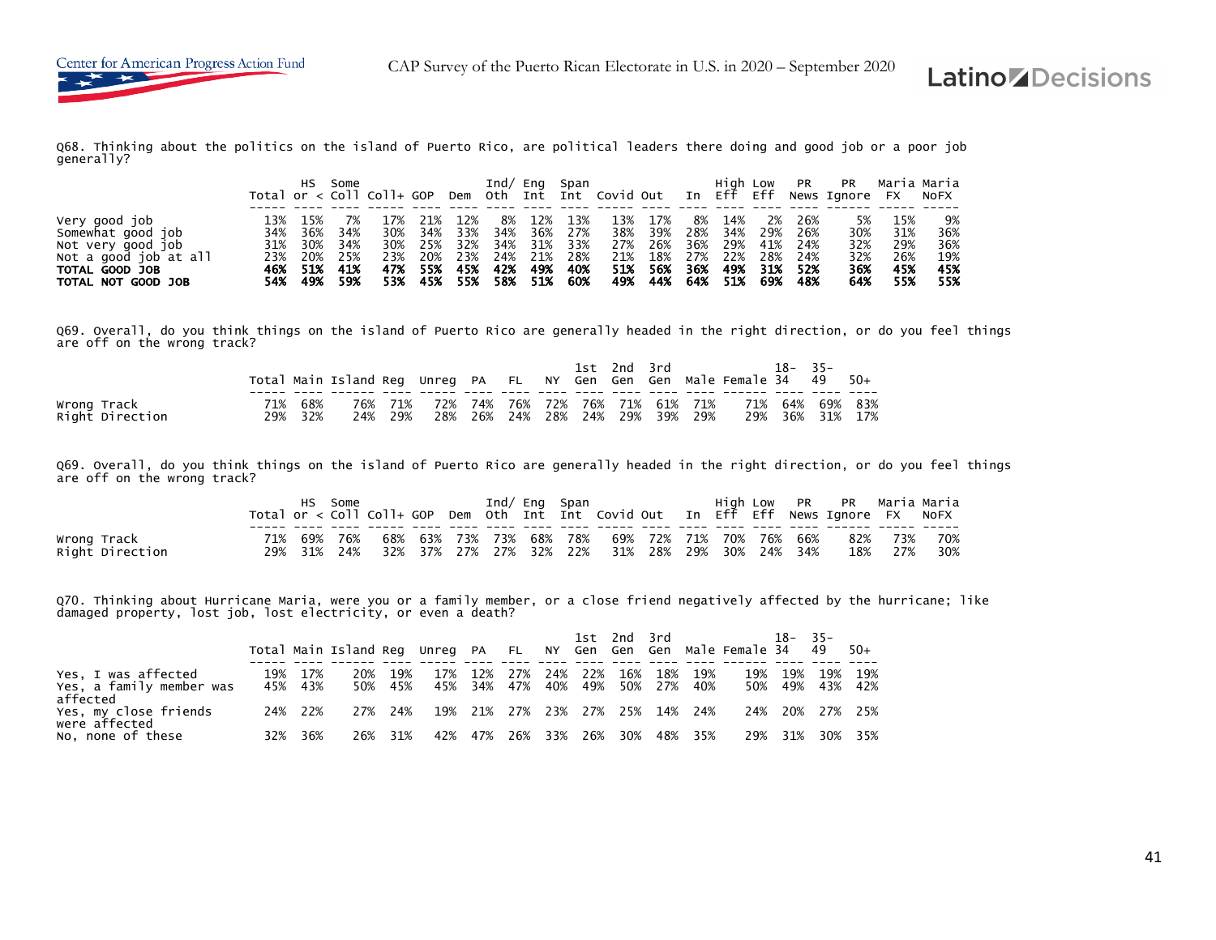Q68. Thinking about the politics on the island of Puerto Rico, are political leaders there doing and good job or a poor job generally?

| | Total | HS or < | Some Coll | Coll+ | GOP | Dem | Ind/ Oth | Eng Int | Span Int | Covid | Out | In | High Eff | Low Eff | PR News | PR Ignore | Maria FX | Maria NoFX |
|---|---|---|---|---|---|---|---|---|---|---|---|---|---|---|---|---|---|---|
| Very good job | 13% | 15% | 7% | 17% | 21% | 12% | 8% | 12% | 13% | 13% | 17% | 8% | 14% | 2% | 26% | 5% | 15% | 9% |
| Somewhat good job | 34% | 36% | 34% | 30% | 34% | 33% | 34% | 36% | 27% | 38% | 39% | 28% | 34% | 29% | 26% | 30% | 31% | 36% |
| Not very good job | 31% | 30% | 34% | 30% | 25% | 32% | 34% | 31% | 33% | 27% | 26% | 36% | 29% | 41% | 24% | 32% | 29% | 36% |
| Not a good job at all | 23% | 20% | 25% | 23% | 20% | 23% | 24% | 21% | 28% | 21% | 18% | 27% | 22% | 28% | 24% | 32% | 26% | 19% |
| **TOTAL GOOD JOB** | **46%** | **51%** | **41%** | **47%** | **55%** | **45%** | **42%** | **49%** | **40%** | **51%** | **56%** | **36%** | **49%** | **31%** | **52%** | **36%** | **45%** | **45%** |
| **TOTAL NOT GOOD JOB** | **54%** | **49%** | **59%** | **53%** | **45%** | **55%** | **58%** | **51%** | **60%** | **49%** | **44%** | **64%** | **51%** | **69%** | **48%** | **64%** | **55%** | **55%** |

Q69. Overall, do you think things on the island of Puerto Rico are generally headed in the right direction, or do you feel things are off on the wrong track?

| | Total | Main | Island | Reg | Unreg | PA | FL | NY | 1st Gen | 2nd Gen | 3rd Gen | Male | Female | 18-34 | 35-49 | 50+ |
|---|---|---|---|---|---|---|---|---|---|---|---|---|---|---|---|---|
| Wrong Track | 71% | 68% | 76% | 71% | 72% | 74% | 76% | 72% | 76% | 71% | 61% | 71% | 71% | 64% | 69% | 83% |
| Right Direction | 29% | 32% | 24% | 29% | 28% | 26% | 24% | 28% | 24% | 29% | 39% | 29% | 29% | 36% | 31% | 17% |

Q69. Overall, do you think things on the island of Puerto Rico are generally headed in the right direction, or do you feel things are off on the wrong track?

| | Total | HS or < | Some Coll | Coll+ | GOP | Dem | Ind/ Oth | Eng Int | Span Int | Covid | Out | In | High Eff | Low Eff | PR News | PR Ignore | Maria FX | Maria NoFX |
|---|---|---|---|---|---|---|---|---|---|---|---|---|---|---|---|---|---|---|
| Wrong Track | 71% | 69% | 76% | 68% | 63% | 73% | 73% | 68% | 78% | 69% | 72% | 71% | 70% | 76% | 66% | 82% | 73% | 70% |
| Right Direction | 29% | 31% | 24% | 32% | 37% | 27% | 27% | 32% | 22% | 31% | 28% | 29% | 30% | 24% | 34% | 18% | 27% | 30% |

Q70. Thinking about Hurricane Maria, were you or a family member, or a close friend negatively affected by the hurricane; like damaged property, lost job, lost electricity, or even a death?

| | Total | Main | Island | Reg | Unreg | PA | FL | NY | 1st Gen | 2nd Gen | 3rd Gen | Male | Female | 18-34 | 35-49 | 50+ |
|---|---|---|---|---|---|---|---|---|---|---|---|---|---|---|---|---|
| Yes, I was affected | 19% | 17% | 20% | 19% | 17% | 12% | 27% | 24% | 22% | 16% | 18% | 19% | 19% | 19% | 19% | 19% |
| Yes, a family member was affected | 45% | 43% | 50% | 45% | 45% | 34% | 47% | 40% | 49% | 50% | 27% | 40% | 50% | 49% | 43% | 42% |
| Yes, my close friends were affected | 24% | 22% | 27% | 24% | 19% | 21% | 27% | 23% | 27% | 25% | 14% | 24% | 24% | 20% | 27% | 25% |
| No, none of these | 32% | 36% | 26% | 31% | 42% | 47% | 26% | 33% | 26% | 30% | 48% | 35% | 29% | 31% | 30% | 35% |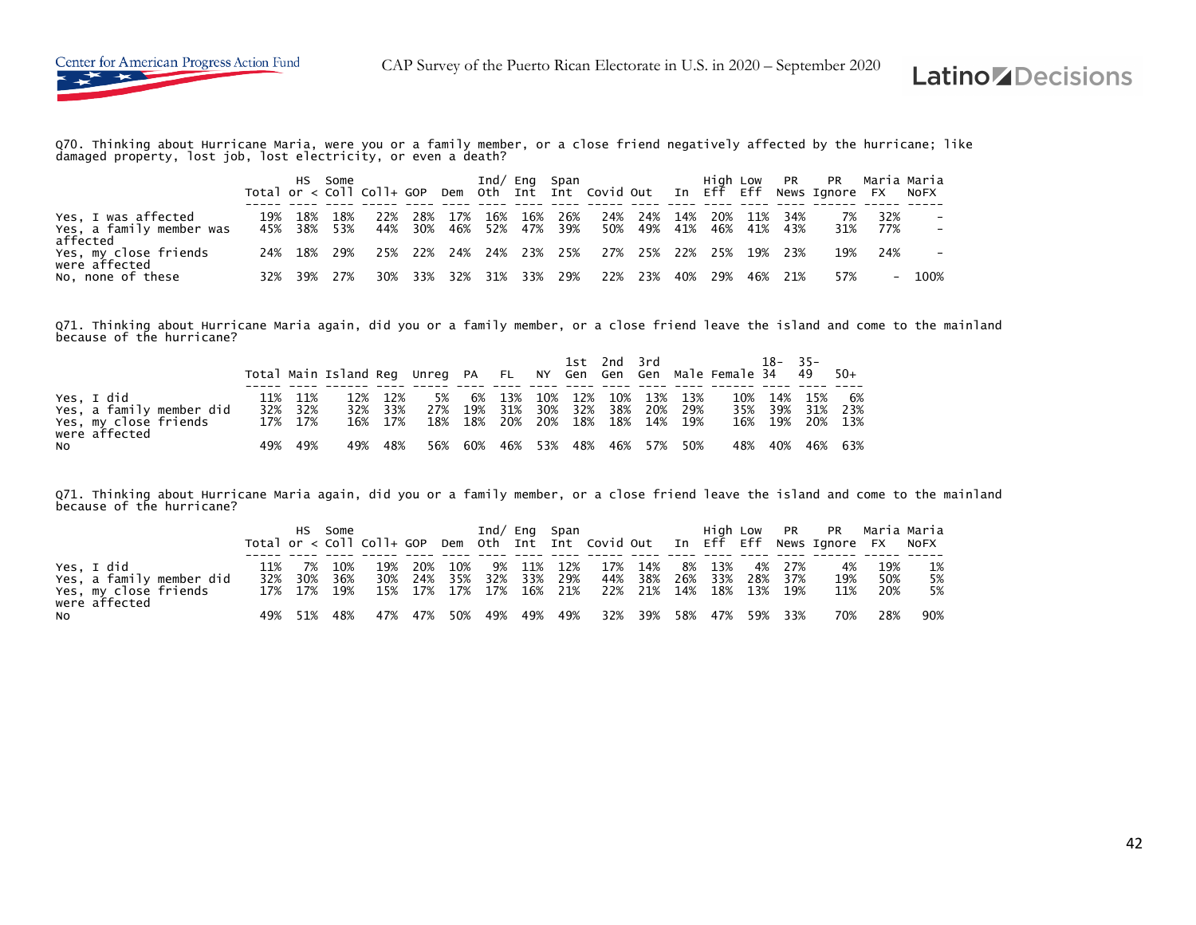Q70. Thinking about Hurricane Maria, were you or a family member, or a close friend negatively affected by the hurricane; like damaged property, lost job, lost electricity, or even a death?

| | Total | HS or < | Some Coll | Coll+ | GOP | Dem | Ind/ Oth | Eng Int | Span Int | Covid | Out | In | High Eff | Low Eff | PR News | PR Ignore | Maria FX | Maria NoFX |
|---|---|---|---|---|---|---|---|---|---|---|---|---|---|---|---|---|---|---|
| Yes, I was affected | 19% | 18% | 18% | 22% | 28% | 17% | 16% | 16% | 26% | 24% | 24% | 14% | 20% | 11% | 34% | 7% | 32% | - |
| Yes, a family member was affected | 45% | 38% | 53% | 44% | 30% | 46% | 52% | 47% | 39% | 50% | 49% | 41% | 46% | 41% | 43% | 31% | 77% | - |
| Yes, my close friends were affected | 24% | 18% | 29% | 25% | 22% | 24% | 24% | 23% | 25% | 27% | 25% | 22% | 25% | 19% | 23% | 19% | 24% | - |
| No, none of these | 32% | 39% | 27% | 30% | 33% | 32% | 31% | 33% | 29% | 22% | 23% | 40% | 29% | 46% | 21% | 57% | - | 100% |

Q71. Thinking about Hurricane Maria again, did you or a family member, or a close friend leave the island and come to the mainland because of the hurricane?

| | Total | Main | Island | Reg | Unreg | PA | FL | NY | 1st Gen | 2nd Gen | 3rd Gen | Male | Female | 18-34 | 35-49 | 50+ |
|---|---|---|---|---|---|---|---|---|---|---|---|---|---|---|---|---|
| Yes, I did | 11% | 11% | | 12% | 5% | 6% | 13% | 10% | 12% | 10% | 13% | 13% | 10% | 14% | 15% | 6% |
| Yes, a family member did | 32% | 32% | | 33% | 27% | 19% | 31% | 30% | 32% | 38% | 20% | 29% | 35% | 39% | 31% | 23% |
| Yes, my close friends were affected | 17% | 17% | | 17% | 18% | 18% | 20% | 20% | 18% | 18% | 14% | 19% | 16% | 19% | 20% | 13% |
| No | 49% | 49% | | 48% | 56% | 60% | 46% | 53% | 48% | 46% | 57% | 50% | 48% | 40% | 46% | 63% |

Q71. Thinking about Hurricane Maria again, did you or a family member, or a close friend leave the island and come to the mainland because of the hurricane?

| | Total | HS or < | Some Coll | Coll+ | GOP | Dem | Ind/ Oth | Eng Int | Span Int | Covid | Out | In | High Eff | Low Eff | PR News | PR Ignore | Maria FX | Maria NoFX |
|---|---|---|---|---|---|---|---|---|---|---|---|---|---|---|---|---|---|---|
| Yes, I did | 11% | 7% | 10% | 19% | 20% | 10% | 9% | 11% | 12% | 17% | 14% | 8% | 13% | 4% | 27% | 4% | 19% | 1% |
| Yes, a family member did | 32% | 30% | 36% | 30% | 24% | 35% | 32% | 33% | 29% | 44% | 38% | 26% | 33% | 28% | 37% | 19% | 50% | 5% |
| Yes, my close friends were affected | 17% | 17% | 19% | 15% | 17% | 17% | 17% | 16% | 21% | 22% | 21% | 14% | 18% | 13% | 19% | 11% | 20% | 5% |
| No | 49% | 51% | 48% | 47% | 47% | 50% | 49% | 49% | 49% | 32% | 39% | 58% | 47% | 59% | 33% | 70% | 28% | 90% |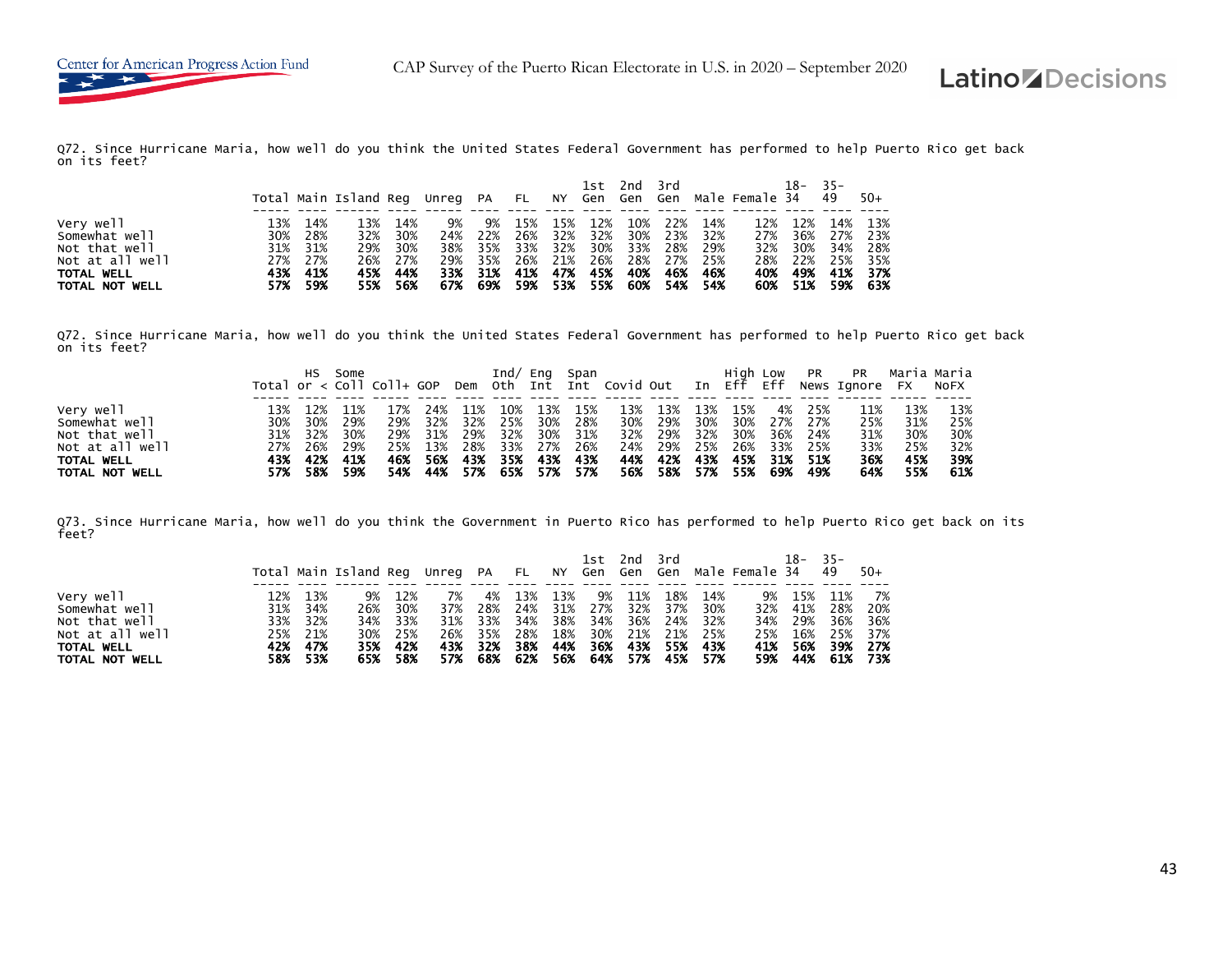Q72. Since Hurricane Maria, how well do you think the United States Federal Government has performed to help Puerto Rico get back on its feet?

| | Total | Main | Island | Reg | Unreg | PA | FL | NY | 1st Gen | 2nd Gen | 3rd Gen | Male | Female | 18-34 | 35-49 | 50+ |
|---|---|---|---|---|---|---|---|---|---|---|---|---|---|---|---|---|
| Very well | 13% | 14% | 13% | 14% | 9% | 9% | 15% | 15% | 12% | 10% | 22% | 14% | 12% | 12% | 14% | 13% |
| Somewhat well | 30% | 28% | 32% | 30% | 24% | 22% | 26% | 32% | 32% | 30% | 23% | 32% | 27% | 36% | 27% | 23% |
| Not that well | 31% | 31% | 29% | 30% | 38% | 35% | 33% | 32% | 30% | 33% | 28% | 29% | 32% | 30% | 34% | 28% |
| Not at all well | 27% | 27% | 26% | 27% | 29% | 35% | 26% | 21% | 26% | 28% | 27% | 25% | 28% | 22% | 25% | 35% |
| **TOTAL WELL** | **43%** | **41%** | **45%** | **44%** | **33%** | **31%** | **41%** | **47%** | **45%** | **40%** | **46%** | **46%** | **40%** | **49%** | **41%** | **37%** |
| **TOTAL NOT WELL** | **57%** | **59%** | **55%** | **56%** | **67%** | **69%** | **59%** | **53%** | **55%** | **60%** | **54%** | **54%** | **60%** | **51%** | **59%** | **63%** |

Q72. Since Hurricane Maria, how well do you think the United States Federal Government has performed to help Puerto Rico get back on its feet?

| | Total | HS or < | Some Coll | Coll+ | GOP | Dem | Ind/ Oth | Eng Int | Span Int | Covid | Out | In | High Eff | Low Eff | PR News | PR Ignore | Maria FX | Maria NoFX |
|---|---|---|---|---|---|---|---|---|---|---|---|---|---|---|---|---|---|---|
| Very well | 13% | 12% | 11% | 17% | 24% | 11% | 10% | 13% | 15% | 13% | 13% | 13% | 15% | 4% | 25% | 11% | 13% | 13% |
| Somewhat well | 30% | 30% | 29% | 29% | 32% | 32% | 25% | 30% | 28% | 30% | 29% | 30% | 30% | 27% | 27% | 25% | 31% | 25% |
| Not that well | 31% | 32% | 30% | 29% | 31% | 29% | 32% | 30% | 31% | 32% | 29% | 32% | 30% | 36% | 24% | 31% | 30% | 30% |
| Not at all well | 27% | 26% | 29% | 25% | 13% | 28% | 33% | 27% | 26% | 24% | 29% | 25% | 26% | 33% | 25% | 33% | 25% | 32% |
| **TOTAL WELL** | **43%** | **42%** | **41%** | **46%** | **56%** | **43%** | **35%** | **43%** | **43%** | **44%** | **42%** | **43%** | **45%** | **31%** | **51%** | **36%** | **45%** | **39%** |
| **TOTAL NOT WELL** | **57%** | **58%** | **59%** | **54%** | **44%** | **57%** | **65%** | **57%** | **57%** | **56%** | **58%** | **57%** | **55%** | **69%** | **49%** | **64%** | **55%** | **61%** |

Q73. Since Hurricane Maria, how well do you think the Government in Puerto Rico has performed to help Puerto Rico get back on its feet?

| | Total | Main | Island | Reg | Unreg | PA | FL | NY | 1st Gen | 2nd Gen | 3rd Gen | Male | Female | 18-34 | 35-49 | 50+ |
|---|---|---|---|---|---|---|---|---|---|---|---|---|---|---|---|---|
| Very well | 12% | 13% | 9% | 12% | 7% | 4% | 13% | 13% | 9% | 11% | 18% | 14% | 9% | 15% | 11% | 7% |
| Somewhat well | 31% | 34% | 26% | 30% | 37% | 28% | 24% | 31% | 27% | 32% | 37% | 30% | 32% | 41% | 28% | 20% |
| Not that well | 33% | 32% | 34% | 33% | 31% | 33% | 34% | 38% | 34% | 36% | 24% | 32% | 34% | 29% | 36% | 36% |
| Not at all well | 25% | 21% | 30% | 25% | 26% | 35% | 28% | 18% | 30% | 21% | 21% | 25% | 25% | 16% | 25% | 37% |
| **TOTAL WELL** | **42%** | **47%** | **35%** | **42%** | **43%** | **32%** | **38%** | **44%** | **36%** | **43%** | **55%** | **43%** | **41%** | **56%** | **39%** | **27%** |
| **TOTAL NOT WELL** | **58%** | **53%** | **65%** | **58%** | **57%** | **68%** | **62%** | **56%** | **64%** | **57%** | **45%** | **57%** | **59%** | **44%** | **61%** | **73%** |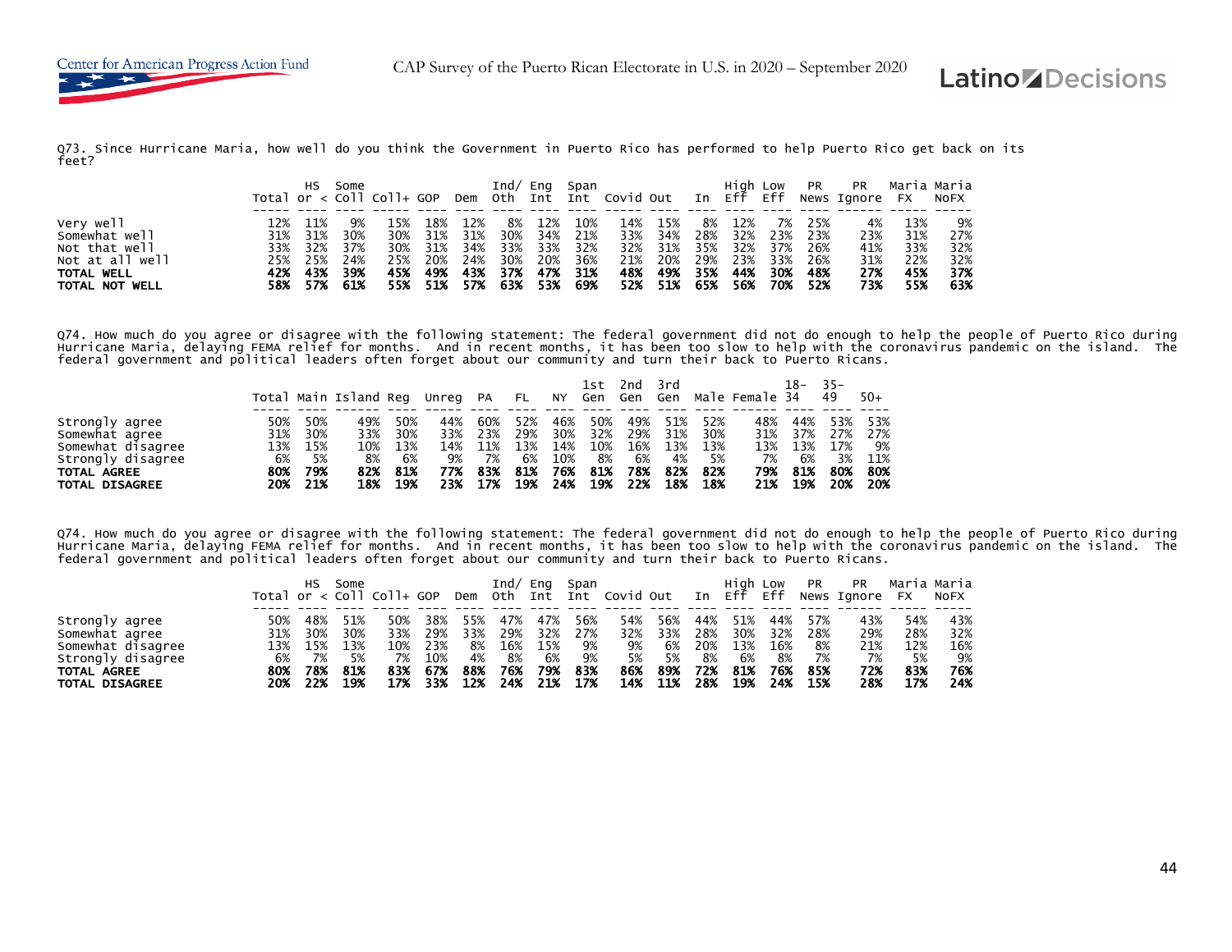Q73. Since Hurricane Maria, how well do you think the Government in Puerto Rico has performed to help Puerto Rico get back on its feet?

| | Total | HS or < | Some Coll | Coll+ | GOP | Dem | Ind/ Oth | Eng Int | Span Int | Covid | Out | In | High Eff | Low Eff | PR News | PR Ignore | Maria FX | Maria NoFX |
|---|---|---|---|---|---|---|---|---|---|---|---|---|---|---|---|---|---|---|
| Very well | 12% | 11% | 9% | 15% | 18% | 12% | 8% | 12% | 10% | 14% | 15% | 8% | 12% | 7% | 25% | 4% | 13% | 9% |
| Somewhat well | 31% | 31% | 30% | 30% | 31% | 31% | 30% | 34% | 21% | 33% | 34% | 28% | 32% | 23% | 23% | 23% | 31% | 27% |
| Not that well | 33% | 32% | 37% | 30% | 31% | 34% | 33% | 33% | 32% | 32% | 31% | 35% | 32% | 37% | 26% | 41% | 33% | 32% |
| Not at all well | 25% | 25% | 24% | 25% | 20% | 24% | 30% | 20% | 36% | 21% | 20% | 29% | 23% | 33% | 26% | 31% | 22% | 32% |
| **TOTAL WELL** | **42%** | **43%** | **39%** | **45%** | **49%** | **43%** | **37%** | **47%** | **31%** | **48%** | **49%** | **35%** | **44%** | **30%** | **48%** | **27%** | **45%** | **37%** |
| **TOTAL NOT WELL** | **58%** | **57%** | **61%** | **55%** | **51%** | **57%** | **63%** | **53%** | **69%** | **52%** | **51%** | **65%** | **56%** | **70%** | **52%** | **73%** | **55%** | **63%** |

Q74. How much do you agree or disagree with the following statement: The federal government did not do enough to help the people of Puerto Rico during Hurricane Maria, delaying FEMA relief for months. And in recent months, it has been too slow to help with the coronavirus pandemic on the island. The federal government and political leaders often forget about our community and turn their back to Puerto Ricans.

| | Total | Main | Island | Reg | Unreg | PA | FL | NY | 1st Gen | 2nd Gen | 3rd Gen | Male | Female | 18-34 | 35-49 | 50+ |
|---|---|---|---|---|---|---|---|---|---|---|---|---|---|---|---|---|
| Strongly agree | 50% | 50% | 49% | 50% | 44% | 60% | 52% | 46% | 50% | 49% | 51% | 52% | 48% | 44% | 53% | 53% |
| Somewhat agree | 31% | 30% | 33% | 30% | 33% | 23% | 29% | 30% | 32% | 29% | 31% | 30% | 31% | 37% | 27% | 27% |
| Somewhat disagree | 13% | 15% | 10% | 13% | 14% | 11% | 13% | 14% | 10% | 16% | 13% | 13% | 13% | 13% | 17% | 9% |
| Strongly disagree | 6% | 5% | 8% | 6% | 9% | 7% | 6% | 10% | 8% | 6% | 4% | 5% | 7% | 6% | 3% | 11% |
| **TOTAL AGREE** | **80%** | **79%** | **82%** | **81%** | **77%** | **83%** | **81%** | **76%** | **81%** | **78%** | **82%** | **82%** | **79%** | **81%** | **80%** | **80%** |
| **TOTAL DISAGREE** | **20%** | **21%** | **18%** | **19%** | **23%** | **17%** | **19%** | **24%** | **19%** | **22%** | **18%** | **18%** | **21%** | **19%** | **20%** | **20%** |

Q74. How much do you agree or disagree with the following statement: The federal government did not do enough to help the people of Puerto Rico during Hurricane Maria, delaying FEMA relief for months. And in recent months, it has been too slow to help with the coronavirus pandemic on the island. The federal government and political leaders often forget about our community and turn their back to Puerto Ricans.

| | Total | HS or < | Some Coll | Coll+ | GOP | Dem | Ind/ Oth | Eng Int | Span Int | Covid | Out | In | High Eff | Low Eff | PR News | PR Ignore | Maria FX | Maria NoFX |
|---|---|---|---|---|---|---|---|---|---|---|---|---|---|---|---|---|---|---|
| Strongly agree | 50% | 48% | 51% | 50% | 38% | 55% | 47% | 47% | 56% | 54% | 56% | 44% | 51% | 44% | 57% | 43% | 54% | 43% |
| Somewhat agree | 31% | 30% | 30% | 33% | 29% | 33% | 29% | 32% | 27% | 32% | 33% | 28% | 30% | 32% | 28% | 29% | 28% | 32% |
| Somewhat disagree | 13% | 15% | 13% | 10% | 23% | 8% | 16% | 15% | 9% | 9% | 6% | 20% | 13% | 16% | 8% | 21% | 12% | 16% |
| Strongly disagree | 6% | 7% | 5% | 7% | 10% | 4% | 8% | 6% | 9% | 5% | 5% | 8% | 6% | 8% | 7% | 7% | 5% | 9% |
| **TOTAL AGREE** | **80%** | **78%** | **81%** | **83%** | **67%** | **88%** | **76%** | **79%** | **83%** | **86%** | **89%** | **72%** | **81%** | **76%** | **85%** | **72%** | **83%** | **76%** |
| **TOTAL DISAGREE** | **20%** | **22%** | **19%** | **17%** | **33%** | **12%** | **24%** | **21%** | **17%** | **14%** | **11%** | **28%** | **19%** | **24%** | **15%** | **28%** | **17%** | **24%** |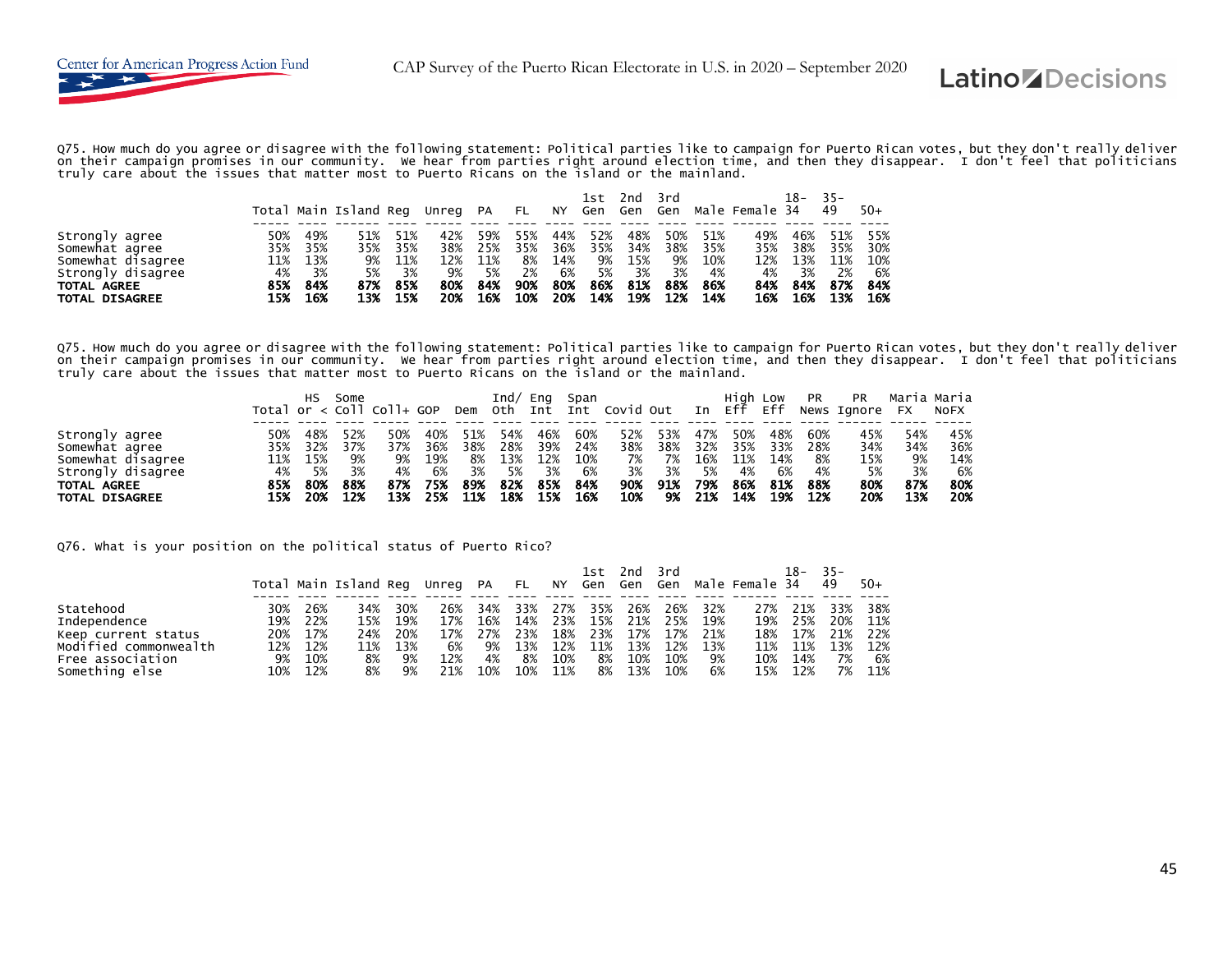Q75. How much do you agree or disagree with the following statement: Political parties like to campaign for Puerto Rican votes, but they don't really deliver on their campaign promises in our community. We hear from parties right around election time, and then they disappear. I don't feel that politicians truly care about the issues that matter most to Puerto Ricans on the island or the mainland.

| | Total | Main | Island | Reg | Unreg | PA | FL | NY | 1st Gen | 2nd Gen | 3rd Gen | Male | Female | 18-34 | 35-49 | 50+ |
|---|---|---|---|---|---|---|---|---|---|---|---|---|---|---|---|---|
| Strongly agree | 50% | 49% | 51% | 51% | 42% | 59% | 55% | 44% | 52% | 48% | 50% | 51% | 49% | 46% | 51% | 55% |
| Somewhat agree | 35% | 35% | 35% | 35% | 38% | 25% | 35% | 36% | 35% | 34% | 38% | 35% | 35% | 38% | 35% | 30% |
| Somewhat disagree | 11% | 13% | 9% | 11% | 12% | 11% | 8% | 14% | 9% | 15% | 9% | 10% | 12% | 13% | 11% | 10% |
| Strongly disagree | 4% | 3% | 5% | 3% | 9% | 5% | 2% | 6% | 5% | 3% | 3% | 4% | 4% | 3% | 2% | 6% |
| **TOTAL AGREE** | **85%** | **84%** | **87%** | **85%** | **80%** | **84%** | **90%** | **80%** | **86%** | **81%** | **88%** | **86%** | **84%** | **84%** | **87%** | **84%** |
| **TOTAL DISAGREE** | **15%** | **16%** | **13%** | **15%** | **20%** | **16%** | **10%** | **20%** | **14%** | **19%** | **12%** | **14%** | **16%** | **16%** | **13%** | **16%** |

Q75. How much do you agree or disagree with the following statement: Political parties like to campaign for Puerto Rican votes, but they don't really deliver on their campaign promises in our community. We hear from parties right around election time, and then they disappear. I don't feel that politicians truly care about the issues that matter most to Puerto Ricans on the island or the mainland.

| | Total | HS or < | Some Coll | Coll+ | GOP | Dem | Ind/ Oth | Eng Int | Span Int | Covid | Out | In | High Eff | Low Eff | PR News | PR Ignore | Maria FX | Maria NoFX |
|---|---|---|---|---|---|---|---|---|---|---|---|---|---|---|---|---|---|---|
| Strongly agree | 50% | 48% | 52% | 50% | 40% | 51% | 54% | 46% | 60% | 52% | 53% | 47% | 50% | 48% | 60% | 45% | 54% | 45% |
| Somewhat agree | 35% | 32% | 37% | 37% | 36% | 38% | 28% | 39% | 24% | 38% | 38% | 32% | 35% | 33% | 28% | 34% | 34% | 36% |
| Somewhat disagree | 11% | 15% | 9% | 9% | 19% | 8% | 13% | 12% | 10% | 7% | 7% | 16% | 11% | 14% | 8% | 15% | 9% | 14% |
| Strongly disagree | 4% | 5% | 3% | 4% | 6% | 3% | 5% | 3% | 6% | 3% | 3% | 5% | 4% | 6% | 4% | 5% | 3% | 6% |
| **TOTAL AGREE** | **85%** | **80%** | **88%** | **87%** | **75%** | **89%** | **82%** | **85%** | **84%** | **90%** | **91%** | **79%** | **86%** | **81%** | **88%** | **80%** | **87%** | **80%** |
| **TOTAL DISAGREE** | **15%** | **20%** | **12%** | **13%** | **25%** | **11%** | **18%** | **15%** | **16%** | **10%** | **9%** | **21%** | **14%** | **19%** | **12%** | **20%** | **13%** | **20%** |

Q76. What is your position on the political status of Puerto Rico?

| | Total | Main | Island | Reg | Unreg | PA | FL | NY | 1st Gen | 2nd Gen | 3rd Gen | Male | Female | 18-34 | 35-49 | 50+ |
|---|---|---|---|---|---|---|---|---|---|---|---|---|---|---|---|---|
| Statehood | 30% | 26% | 34% | 30% | 26% | 34% | 33% | 27% | 35% | 26% | 26% | 32% | 27% | 21% | 33% | 38% |
| Independence | 19% | 22% | 15% | 19% | 17% | 16% | 14% | 23% | 15% | 21% | 25% | 19% | 19% | 25% | 20% | 11% |
| Keep current status | 20% | 17% | 24% | 20% | 17% | 27% | 23% | 18% | 23% | 17% | 17% | 21% | 18% | 17% | 21% | 22% |
| Modified commonwealth | 12% | 12% | 11% | 13% | 6% | 9% | 13% | 12% | 11% | 13% | 12% | 13% | 11% | 11% | 13% | 12% |
| Free association | 9% | 10% | 8% | 9% | 12% | 4% | 8% | 10% | 8% | 10% | 10% | 9% | 10% | 14% | 7% | 6% |
| Something else | 10% | 12% | 8% | 9% | 21% | 10% | 10% | 11% | 8% | 13% | 10% | 6% | 15% | 12% | 7% | 11% |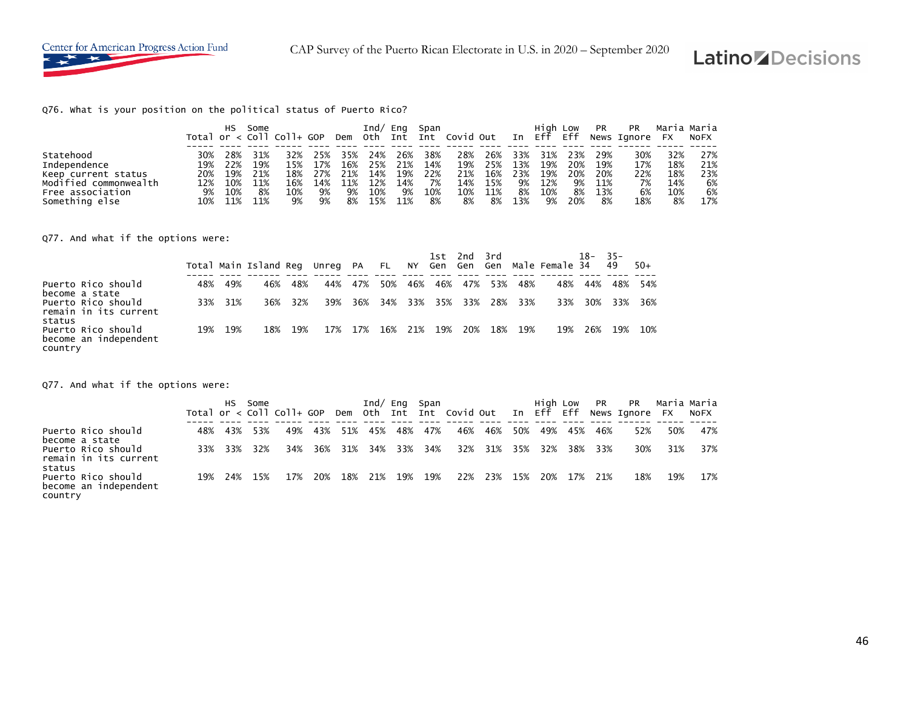Q76. What is your position on the political status of Puerto Rico?

| | Total | HS or < | Some Coll | Coll+ | GOP | Dem | Ind/ Oth | Eng Int | Span Int | Covid | Out | In | High Eff | Low Eff | PR News | PR Ignore | Maria FX | Maria NoFX |
|---|---|---|---|---|---|---|---|---|---|---|---|---|---|---|---|---|---|---|
| Statehood | 30% | 28% | 31% | 32% | 25% | 35% | 24% | 26% | 38% | 28% | 26% | 33% | 31% | 23% | 29% | 30% | 32% | 27% |
| Independence | 19% | 22% | 19% | 15% | 17% | 16% | 25% | 21% | 14% | 19% | 25% | 13% | 19% | 20% | 19% | 17% | 18% | 21% |
| Keep current status | 20% | 19% | 21% | 18% | 27% | 21% | 14% | 19% | 22% | 21% | 16% | 23% | 19% | 20% | 20% | 22% | 18% | 23% |
| Modified commonwealth | 12% | 10% | 11% | 16% | 14% | 11% | 12% | 14% | 7% | 14% | 15% | 9% | 12% | 9% | 11% | 7% | 14% | 6% |
| Free association | 9% | 10% | 8% | 10% | 9% | 9% | 10% | 9% | 10% | 10% | 11% | 8% | 10% | 8% | 13% | 6% | 10% | 6% |
| Something else | 10% | 11% | 11% | 9% | 9% | 8% | 15% | 11% | 8% | 8% | 8% | 13% | 9% | 20% | 8% | 18% | 8% | 17% |

Q77. And what if the options were:

| | Total | Main | Island | Reg | Unreg | PA | FL | NY | 1st Gen | 2nd Gen | 3rd Gen | Male | Female | 18-34 | 35-49 | 50+ |
|---|---|---|---|---|---|---|---|---|---|---|---|---|---|---|---|---|
| Puerto Rico should become a state | 48% | 49% | 46% | 48% | 44% | 47% | 50% | 46% | 46% | 47% | 53% | 48% | 48% | 44% | 48% | 54% |
| Puerto Rico should remain in its current status | 33% | 31% | 36% | 32% | 39% | 36% | 34% | 33% | 35% | 33% | 28% | 33% | 33% | 30% | 33% | 36% |
| Puerto Rico should become an independent country | 19% | 19% | 18% | 19% | 17% | 17% | 16% | 21% | 19% | 20% | 18% | 19% | 19% | 26% | 19% | 10% |

Q77. And what if the options were:

| | Total | HS or < | Some Coll | Coll+ | GOP | Dem | Ind/ Oth | Eng Int | Span Int | Covid | Out | In | High Eff | Low Eff | PR News | PR Ignore | Maria FX | Maria NoFX |
|---|---|---|---|---|---|---|---|---|---|---|---|---|---|---|---|---|---|---|
| Puerto Rico should become a state | 48% | 43% | 53% | 49% | 43% | 51% | 45% | 48% | 47% | 46% | 46% | 50% | 49% | 45% | 46% | 52% | 50% | 47% |
| Puerto Rico should remain in its current status | 33% | 33% | 32% | 34% | 36% | 31% | 34% | 33% | 34% | 32% | 31% | 35% | 32% | 38% | 33% | 30% | 31% | 37% |
| Puerto Rico should become an independent country | 19% | 24% | 15% | 17% | 20% | 18% | 21% | 19% | 19% | 22% | 23% | 15% | 20% | 17% | 21% | 18% | 19% | 17% |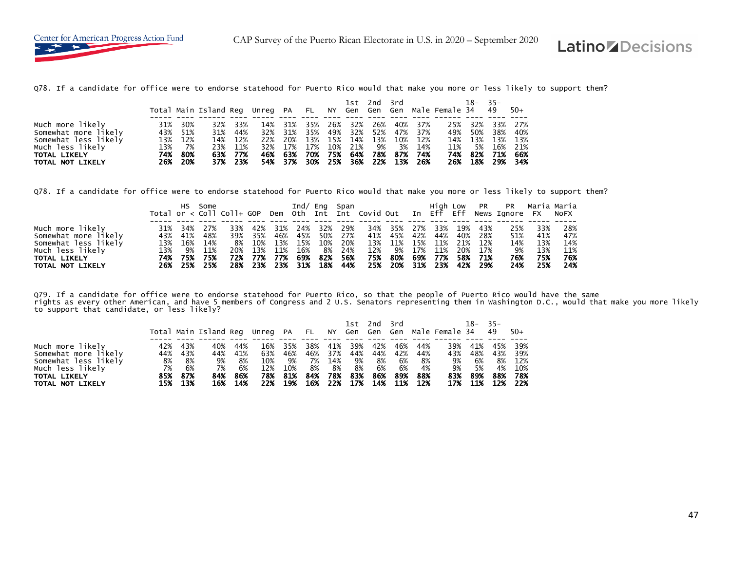Q78. If a candidate for office were to endorse statehood for Puerto Rico would that make you more or less likely to support them?

| | Total | Main | Island | Reg | Unreg | PA | FL | NY | 1st Gen | 2nd Gen | 3rd Gen | Male | Female | 18-34 | 35-49 | 50+ |
|---|---|---|---|---|---|---|---|---|---|---|---|---|---|---|---|---|
| Much more likely | 31% | 30% | 32% | 33% | 14% | 31% | 35% | 26% | 32% | 26% | 40% | 37% | 25% | 32% | 33% | 27% |
| Somewhat more likely | 43% | 51% | 31% | 44% | 32% | 31% | 35% | 49% | 32% | 52% | 47% | 37% | 49% | 50% | 38% | 40% |
| Somewhat less likely | 13% | 12% | 14% | 12% | 22% | 20% | 13% | 15% | 14% | 13% | 10% | 12% | 14% | 13% | 13% | 13% |
| Much less likely | 13% | 7% | 23% | 11% | 32% | 17% | 17% | 10% | 21% | 9% | 3% | 14% | 11% | 5% | 16% | 21% |
| **TOTAL LIKELY** | **74%** | **80%** | **63%** | **77%** | **46%** | **63%** | **70%** | **75%** | **64%** | **78%** | **87%** | **74%** | **74%** | **82%** | **71%** | **66%** |
| **TOTAL NOT LIKELY** | **26%** | **20%** | **37%** | **23%** | **54%** | **37%** | **30%** | **25%** | **36%** | **22%** | **13%** | **26%** | **26%** | **18%** | **29%** | **34%** |

Q78. If a candidate for office were to endorse statehood for Puerto Rico would that make you more or less likely to support them?

| | Total | HS or < | Some Coll | Coll+ | GOP | Dem | Ind/ Oth | Eng Int | Span Int | Covid | Out | In | High Eff | Low Eff | PR News | PR Ignore | Maria FX | Maria NoFX |
|---|---|---|---|---|---|---|---|---|---|---|---|---|---|---|---|---|---|---|
| Much more likely | 31% | 34% | 27% | 33% | 42% | 31% | 24% | 32% | 29% | 34% | 35% | 27% | 33% | 19% | 43% | 25% | 33% | 28% |
| Somewhat more likely | 43% | 41% | 48% | 39% | 35% | 46% | 45% | 50% | 27% | 41% | 45% | 42% | 44% | 40% | 28% | 51% | 41% | 47% |
| Somewhat less likely | 13% | 16% | 14% | 8% | 10% | 13% | 15% | 10% | 20% | 13% | 11% | 15% | 11% | 21% | 12% | 14% | 13% | 14% |
| Much less likely | 13% | 9% | 11% | 20% | 13% | 11% | 16% | 8% | 24% | 12% | 9% | 17% | 11% | 20% | 17% | 9% | 13% | 11% |
| **TOTAL LIKELY** | **74%** | **75%** | **75%** | **72%** | **77%** | **77%** | **69%** | **82%** | **56%** | **75%** | **80%** | **69%** | **77%** | **58%** | **71%** | **76%** | **75%** | **76%** |
| **TOTAL NOT LIKELY** | **26%** | **25%** | **25%** | **28%** | **23%** | **23%** | **31%** | **18%** | **44%** | **25%** | **20%** | **31%** | **23%** | **42%** | **29%** | **24%** | **25%** | **24%** |

Q79. If a candidate for office were to endorse statehood for Puerto Rico, so that the people of Puerto Rico would have the same rights as every other American, and have 5 members of Congress and 2 U.S. Senators representing them in Washington D.C., would that make you more likely to support that candidate, or less likely?

| | Total | Main | Island | Reg | Unreg | PA | FL | NY | 1st Gen | 2nd Gen | 3rd Gen | Male | Female | 18-34 | 35-49 | 50+ |
|---|---|---|---|---|---|---|---|---|---|---|---|---|---|---|---|---|
| Much more likely | 42% | 43% | 40% | 44% | 16% | 35% | 38% | 41% | 39% | 42% | 46% | 44% | 39% | 41% | 45% | 39% |
| Somewhat more likely | 44% | 43% | 44% | 41% | 63% | 46% | 46% | 37% | 44% | 44% | 42% | 44% | 43% | 48% | 43% | 39% |
| Somewhat less likely | 8% | 8% | 9% | 8% | 10% | 9% | 7% | 14% | 9% | 8% | 6% | 8% | 9% | 6% | 8% | 12% |
| Much less likely | 7% | 6% | 7% | 6% | 12% | 10% | 8% | 8% | 8% | 6% | 6% | 4% | 9% | 5% | 4% | 10% |
| **TOTAL LIKELY** | **85%** | **87%** | **84%** | **86%** | **78%** | **81%** | **84%** | **78%** | **83%** | **86%** | **89%** | **88%** | **83%** | **89%** | **88%** | **78%** |
| **TOTAL NOT LIKELY** | **15%** | **13%** | **16%** | **14%** | **22%** | **19%** | **16%** | **22%** | **17%** | **14%** | **11%** | **12%** | **17%** | **11%** | **12%** | **22%** |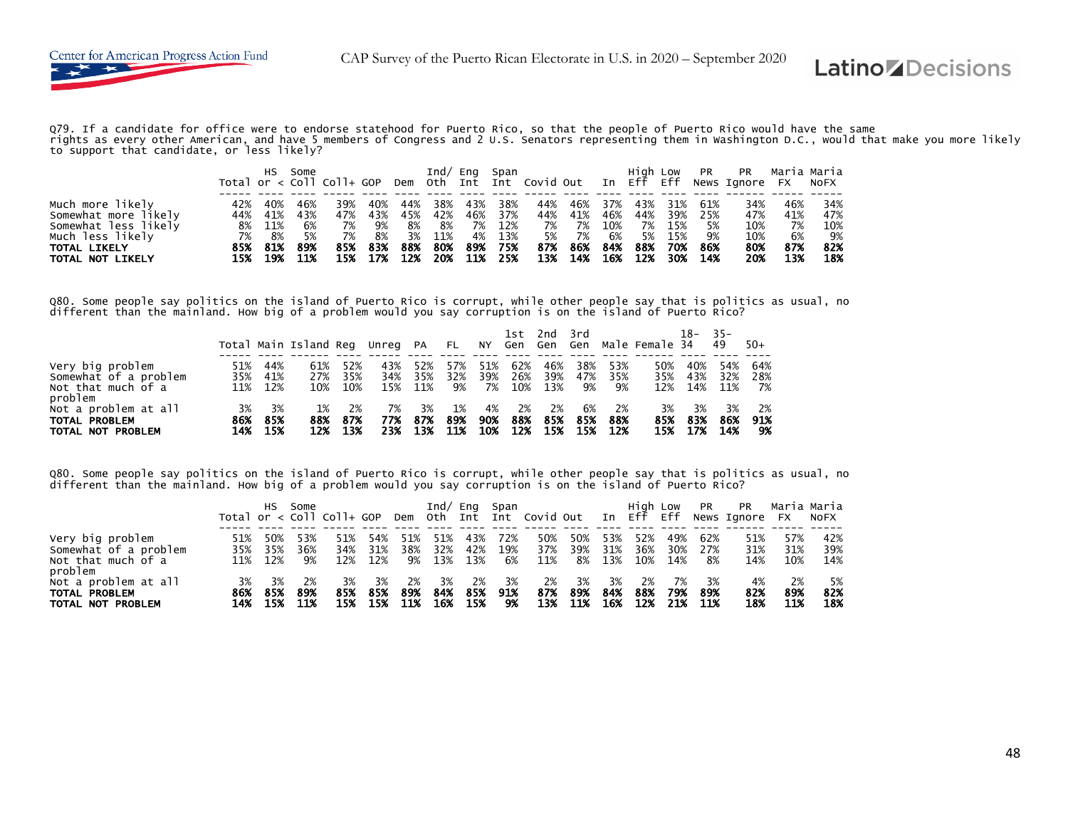Q79. If a candidate for office were to endorse statehood for Puerto Rico, so that the people of Puerto Rico would have the same rights as every other American, and have 5 members of Congress and 2 U.S. Senators representing them in Washington D.C., would that make you more likely to support that candidate, or less likely?

| | Total | HS or < | Some Coll | Coll+ | GOP | Dem | Ind/ Oth | Eng Int | Span Int | Covid | Out | In | High Eff | Low Eff | PR News | PR Ignore | Maria FX | Maria NoFX |
|---|---|---|---|---|---|---|---|---|---|---|---|---|---|---|---|---|---|---|
| Much more likely | 42% | 40% | 46% | 39% | 40% | 44% | 38% | 43% | 38% | 44% | 46% | 37% | 43% | 31% | 61% | 34% | 46% | 34% |
| Somewhat more likely | 44% | 41% | 43% | 47% | 43% | 45% | 42% | 46% | 37% | 44% | 41% | 46% | 44% | 39% | 25% | 47% | 41% | 47% |
| Somewhat less likely | 8% | 11% | 6% | 7% | 9% | 8% | 8% | 7% | 12% | 7% | 7% | 10% | 7% | 15% | 5% | 10% | 7% | 10% |
| Much less likely | 7% | 8% | 5% | 7% | 8% | 3% | 11% | 4% | 13% | 5% | 7% | 6% | 5% | 15% | 9% | 10% | 6% | 9% |
| **TOTAL LIKELY** | **85%** | **81%** | **89%** | **85%** | **83%** | **88%** | **80%** | **89%** | **75%** | **87%** | **86%** | **84%** | **88%** | **70%** | **86%** | **80%** | **87%** | **82%** |
| **TOTAL NOT LIKELY** | **15%** | **19%** | **11%** | **15%** | **17%** | **12%** | **20%** | **11%** | **25%** | **13%** | **14%** | **16%** | **12%** | **30%** | **14%** | **20%** | **13%** | **18%** |

Q80. Some people say politics on the island of Puerto Rico is corrupt, while other people say that is politics as usual, no different than the mainland. How big of a problem would you say corruption is on the island of Puerto Rico?

| | Total | Main | Island | Reg | Unreg | PA | FL | NY | 1st Gen | 2nd Gen | 3rd Gen | Male | Female | 18-34 | 35-49 | 50+ |
|---|---|---|---|---|---|---|---|---|---|---|---|---|---|---|---|---|
| Very big problem | 51% | 44% | 61% | 52% | 43% | 52% | 57% | 51% | 62% | 46% | 38% | 53% | 50% | 40% | 54% | 64% |
| Somewhat of a problem | 35% | 41% | 27% | 35% | 34% | 35% | 32% | 39% | 26% | 39% | 47% | 35% | 35% | 43% | 32% | 28% |
| Not that much of a problem | 11% | 12% | 10% | 10% | 15% | 11% | 9% | 7% | 10% | 13% | 9% | 9% | 12% | 14% | 11% | 7% |
| Not a problem at all | 3% | 3% | 1% | 2% | 7% | 3% | 1% | 4% | 2% | 2% | 6% | 2% | 3% | 3% | 3% | 2% |
| **TOTAL PROBLEM** | **86%** | **85%** | **88%** | **87%** | **77%** | **87%** | **89%** | **90%** | **88%** | **85%** | **85%** | **88%** | **85%** | **83%** | **86%** | **91%** |
| **TOTAL NOT PROBLEM** | **14%** | **15%** | **12%** | **13%** | **23%** | **13%** | **11%** | **10%** | **12%** | **15%** | **15%** | **12%** | **15%** | **17%** | **14%** | **9%** |

Q80. Some people say politics on the island of Puerto Rico is corrupt, while other people say that is politics as usual, no different than the mainland. How big of a problem would you say corruption is on the island of Puerto Rico?

| | Total | HS or < | Some Coll | Coll+ | GOP | Dem | Ind/ Oth | Eng Int | Span Int | Covid | Out | In | High Eff | Low Eff | PR News | PR Ignore | Maria FX | Maria NoFX |
|---|---|---|---|---|---|---|---|---|---|---|---|---|---|---|---|---|---|---|
| Very big problem | 51% | 50% | 53% | 51% | 54% | 51% | 51% | 43% | 72% | 50% | 50% | 53% | 52% | 49% | 62% | 51% | 57% | 42% |
| Somewhat of a problem | 35% | 35% | 36% | 34% | 31% | 38% | 32% | 42% | 19% | 37% | 39% | 31% | 36% | 30% | 27% | 31% | 31% | 39% |
| Not that much of a problem | 11% | 12% | 9% | 12% | 12% | 9% | 13% | 13% | 6% | 11% | 8% | 13% | 10% | 14% | 8% | 14% | 10% | 14% |
| Not a problem at all | 3% | 3% | 2% | 3% | 3% | 2% | 3% | 2% | 3% | 2% | 3% | 3% | 2% | 7% | 3% | 4% | 2% | 5% |
| **TOTAL PROBLEM** | **86%** | **85%** | **89%** | **85%** | **85%** | **89%** | **84%** | **85%** | **91%** | **87%** | **89%** | **84%** | **88%** | **79%** | **89%** | **82%** | **89%** | **82%** |
| **TOTAL NOT PROBLEM** | **14%** | **15%** | **11%** | **15%** | **15%** | **11%** | **16%** | **15%** | **9%** | **13%** | **11%** | **16%** | **12%** | **21%** | **11%** | **18%** | **11%** | **18%** |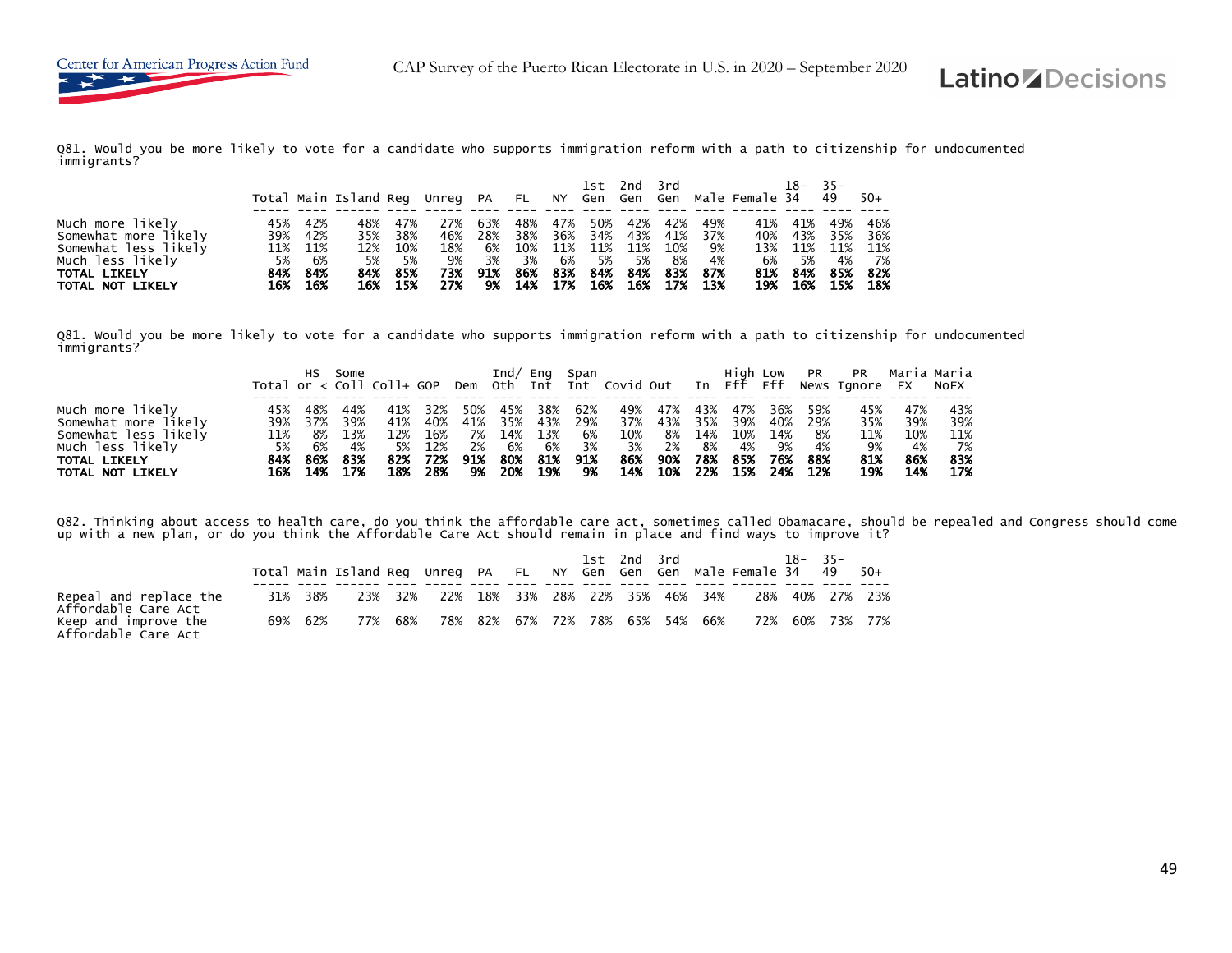Q81. Would you be more likely to vote for a candidate who supports immigration reform with a path to citizenship for undocumented immigrants?

| | Total | Main | Island | Reg | Unreg | PA | FL | NY | 1st Gen | 2nd Gen | 3rd Gen | Male | Female | 18-34 | 35-49 | 50+ |
|---|---|---|---|---|---|---|---|---|---|---|---|---|---|---|---|---|
| Much more likely | 45% | 42% | 48% | 47% | 27% | 63% | 48% | 47% | 50% | 42% | 42% | 49% | 41% | 41% | 49% | 46% |
| Somewhat more likely | 39% | 42% | 35% | 38% | 46% | 28% | 38% | 36% | 34% | 43% | 41% | 37% | 40% | 43% | 35% | 36% |
| Somewhat less likely | 11% | 11% | 12% | 10% | 18% | 6% | 10% | 11% | 11% | 11% | 10% | 9% | 13% | 11% | 11% | 11% |
| Much less likely | 5% | 6% | 5% | 5% | 9% | 3% | 3% | 6% | 5% | 5% | 8% | 4% | 6% | 5% | 4% | 7% |
| **TOTAL LIKELY** | **84%** | **84%** | **84%** | **85%** | **73%** | **91%** | **86%** | **83%** | **84%** | **84%** | **83%** | **87%** | **81%** | **84%** | **85%** | **82%** |
| **TOTAL NOT LIKELY** | **16%** | **16%** | **16%** | **15%** | **27%** | **9%** | **14%** | **17%** | **16%** | **16%** | **17%** | **13%** | **19%** | **16%** | **15%** | **18%** |

Q81. Would you be more likely to vote for a candidate who supports immigration reform with a path to citizenship for undocumented immigrants?

| | Total | HS or < | Some Coll | Coll+ | GOP | Dem | Ind/ Oth | Eng Int | Span Int | Covid | Out | In | High Eff | Low Eff | PR News | PR Ignore | Maria FX | Maria NoFX |
|---|---|---|---|---|---|---|---|---|---|---|---|---|---|---|---|---|---|---|
| Much more likely | 45% | 48% | 44% | 41% | 32% | 50% | 45% | 38% | 62% | 49% | 47% | 43% | 47% | 36% | 59% | 45% | 47% | 43% |
| Somewhat more likely | 39% | 37% | 39% | 41% | 40% | 41% | 35% | 43% | 29% | 37% | 43% | 35% | 39% | 40% | 29% | 35% | 39% | 39% |
| Somewhat less likely | 11% | 8% | 13% | 12% | 16% | 7% | 14% | 13% | 6% | 10% | 8% | 14% | 10% | 14% | 8% | 11% | 10% | 11% |
| Much less likely | 5% | 6% | 4% | 5% | 12% | 2% | 6% | 6% | 3% | 3% | 2% | 8% | 4% | 9% | 4% | 9% | 4% | 7% |
| **TOTAL LIKELY** | **84%** | **86%** | **83%** | **82%** | **72%** | **91%** | **80%** | **81%** | **91%** | **86%** | **90%** | **78%** | **85%** | **76%** | **88%** | **81%** | **86%** | **83%** |
| **TOTAL NOT LIKELY** | **16%** | **14%** | **17%** | **18%** | **28%** | **9%** | **20%** | **19%** | **9%** | **14%** | **10%** | **22%** | **15%** | **24%** | **12%** | **19%** | **14%** | **17%** |

Q82. Thinking about access to health care, do you think the affordable care act, sometimes called Obamacare, should be repealed and Congress should come up with a new plan, or do you think the Affordable Care Act should remain in place and find ways to improve it?

| | Total | Main | Island | Reg | Unreg | PA | FL | NY | 1st Gen | 2nd Gen | 3rd Gen | Male | Female | 18-34 | 35-49 | 50+ |
|---|---|---|---|---|---|---|---|---|---|---|---|---|---|---|---|---|
| Repeal and replace the Affordable Care Act | 31% | 38% | 23% | 32% | 22% | 18% | 33% | 28% | 22% | 35% | 46% | 34% | 28% | 40% | 27% | 23% |
| Keep and improve the Affordable Care Act | 69% | 62% | 77% | 68% | 78% | 82% | 67% | 72% | 78% | 65% | 54% | 66% | 72% | 60% | 73% | 77% |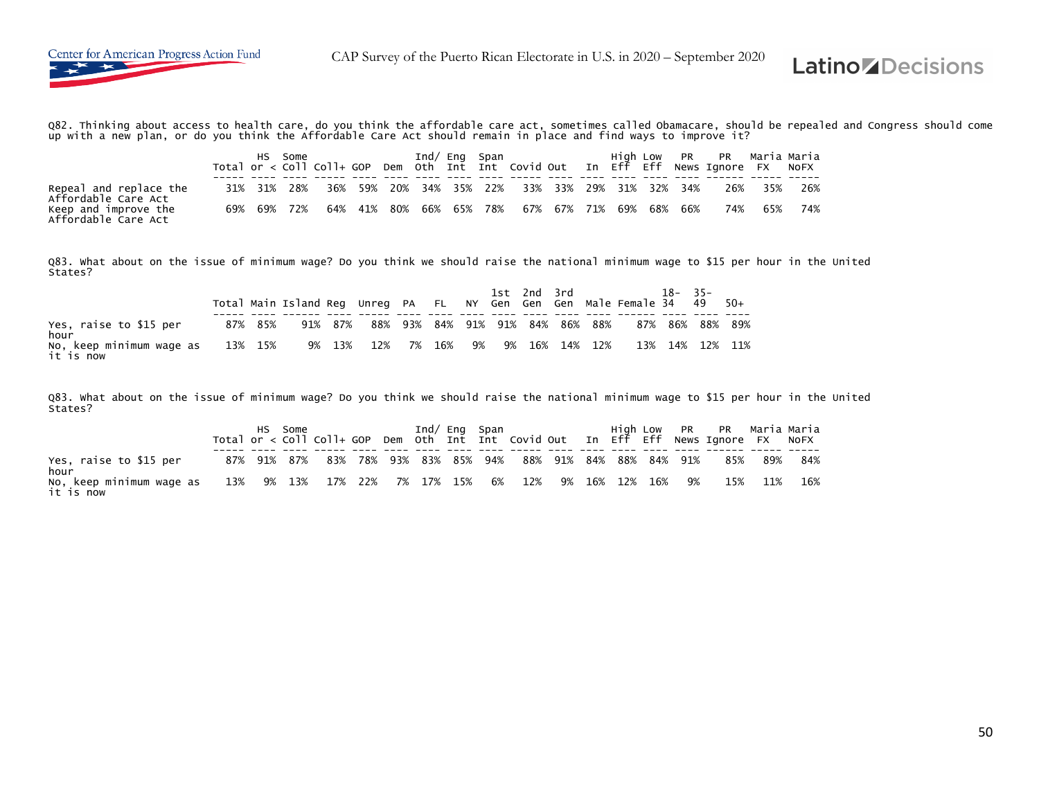Q82. Thinking about access to health care, do you think the affordable care act, sometimes called Obamacare, should be repealed and Congress should come up with a new plan, or do you think the Affordable Care Act should remain in place and find ways to improve it?

| | Total | HS or < | Some Coll | Coll+ | GOP | Dem | Ind/ Oth | Eng Int | Span Int | Covid | Out | In | High Eff | Low Eff | PR News | PR Ignore | Maria FX | Maria NoFX |
|---|---|---|---|---|---|---|---|---|---|---|---|---|---|---|---|---|---|---|
| Repeal and replace the Affordable Care Act | 31% | 31% | 28% | 36% | 59% | 20% | 34% | 35% | 22% | 33% | 33% | 29% | 31% | 32% | 34% | 26% | 35% | 26% |
| Keep and improve the Affordable Care Act | 69% | 69% | 72% | 64% | 41% | 80% | 66% | 65% | 78% | 67% | 67% | 71% | 69% | 68% | 66% | 74% | 65% | 74% |

Q83. What about on the issue of minimum wage? Do you think we should raise the national minimum wage to $15 per hour in the United States?

| | Total | Main | Island | Reg | Unreg | PA | FL | NY | 1st Gen | 2nd Gen | 3rd Gen | Male | Female | 18-34 | 35-49 | 50+ |
|---|---|---|---|---|---|---|---|---|---|---|---|---|---|---|---|---|
| Yes, raise to $15 per hour | 87% | 85% | 91% | 87% | 88% | 93% | 84% | 91% | 91% | 84% | 86% | 88% | 87% | 86% | 88% | 89% |
| No, keep minimum wage as it is now | 13% | 15% | 9% | 13% | 12% | 7% | 16% | 9% | 9% | 16% | 14% | 12% | 13% | 14% | 12% | 11% |

Q83. What about on the issue of minimum wage? Do you think we should raise the national minimum wage to $15 per hour in the United States?

| | Total | HS or < | Some Coll | Coll+ | GOP | Dem | Ind/ Oth | Eng Int | Span Int | Covid | Out | In | High Eff | Low Eff | PR News | PR Ignore | Maria FX | Maria NoFX |
|---|---|---|---|---|---|---|---|---|---|---|---|---|---|---|---|---|---|---|
| Yes, raise to $15 per hour | 87% | 91% | 87% | 83% | 78% | 93% | 83% | 85% | 94% | 88% | 91% | 84% | 88% | 84% | 91% | 85% | 89% | 84% |
| No, keep minimum wage as it is now | 13% | 9% | 13% | 17% | 22% | 7% | 17% | 15% | 6% | 12% | 9% | 16% | 12% | 16% | 9% | 15% | 11% | 16% |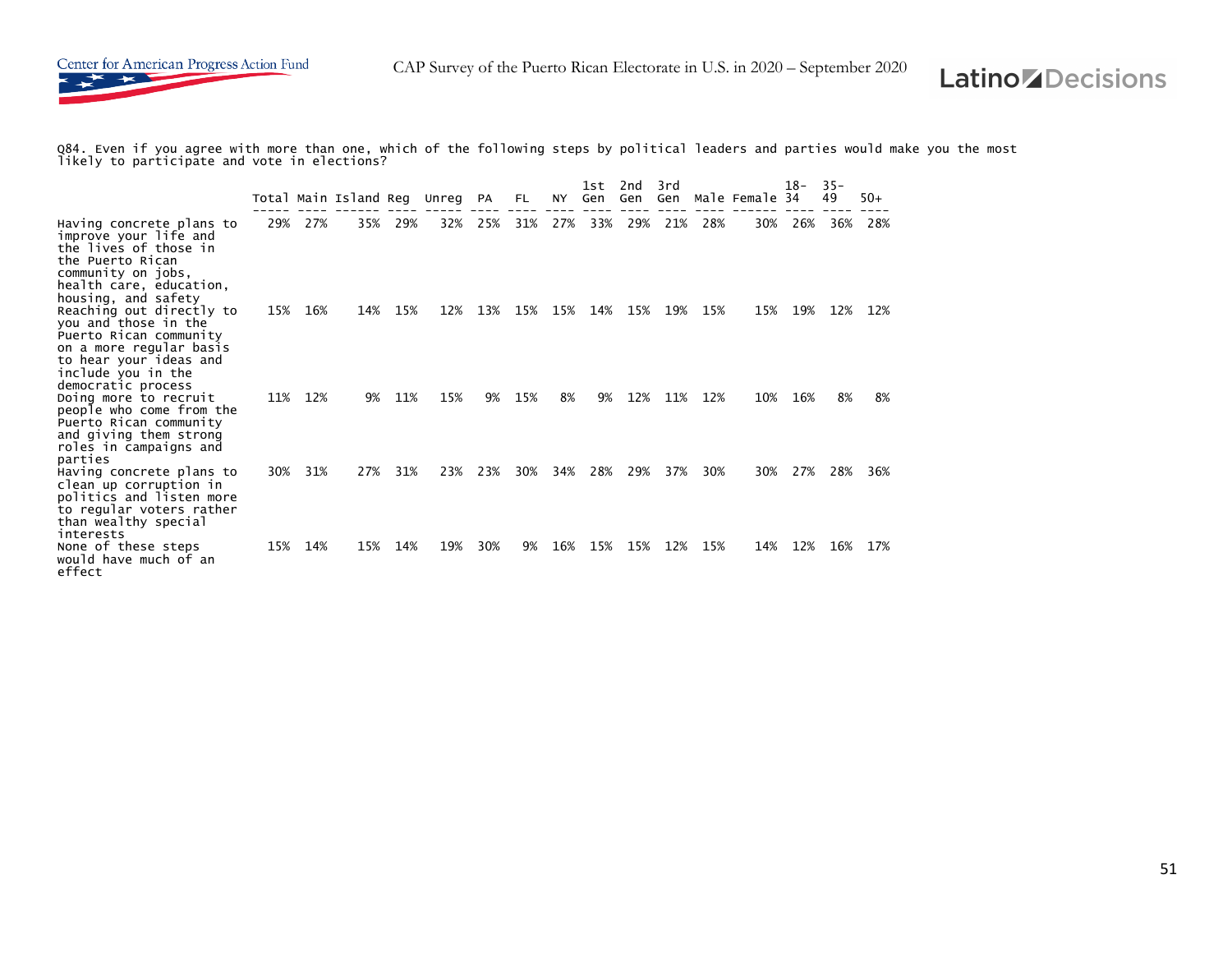Q84. Even if you agree with more than one, which of the following steps by political leaders and parties would make you the most likely to participate and vote in elections?

| | Total | Main | Island | Reg | Unreg | PA | FL | NY | 1st Gen | 2nd Gen | 3rd Gen | Male | Female | 18-34 | 35-49 | 50+ |
|---|---|---|---|---|---|---|---|---|---|---|---|---|---|---|---|---|
| Having concrete plans to improve your life and the lives of those in the Puerto Rican community on jobs, health care, education, housing, and safety | 29% | 27% | 35% | 29% | 32% | 25% | 31% | 27% | 33% | 29% | 21% | 28% | 30% | 26% | 36% | 28% |
| Reaching out directly to you and those in the Puerto Rican community on a more regular basis to hear your ideas and include you in the democratic process | 15% | 16% | 14% | 15% | 12% | 13% | 15% | 15% | 14% | 15% | 19% | 15% | 15% | 19% | 12% | 12% |
| Doing more to recruit people who come from the Puerto Rican community and giving them strong roles in campaigns and parties | 11% | 12% | 9% | 11% | 15% | 9% | 15% | 8% | 9% | 12% | 11% | 12% | 10% | 16% | 8% | 8% |
| Having concrete plans to clean up corruption in politics and listen more to regular voters rather than wealthy special interests | 30% | 31% | 27% | 31% | 23% | 23% | 30% | 34% | 28% | 29% | 37% | 30% | 30% | 27% | 28% | 36% |
| None of these steps would have much of an effect | 15% | 14% | 15% | 14% | 19% | 30% | 9% | 16% | 15% | 15% | 12% | 15% | 14% | 12% | 16% | 17% |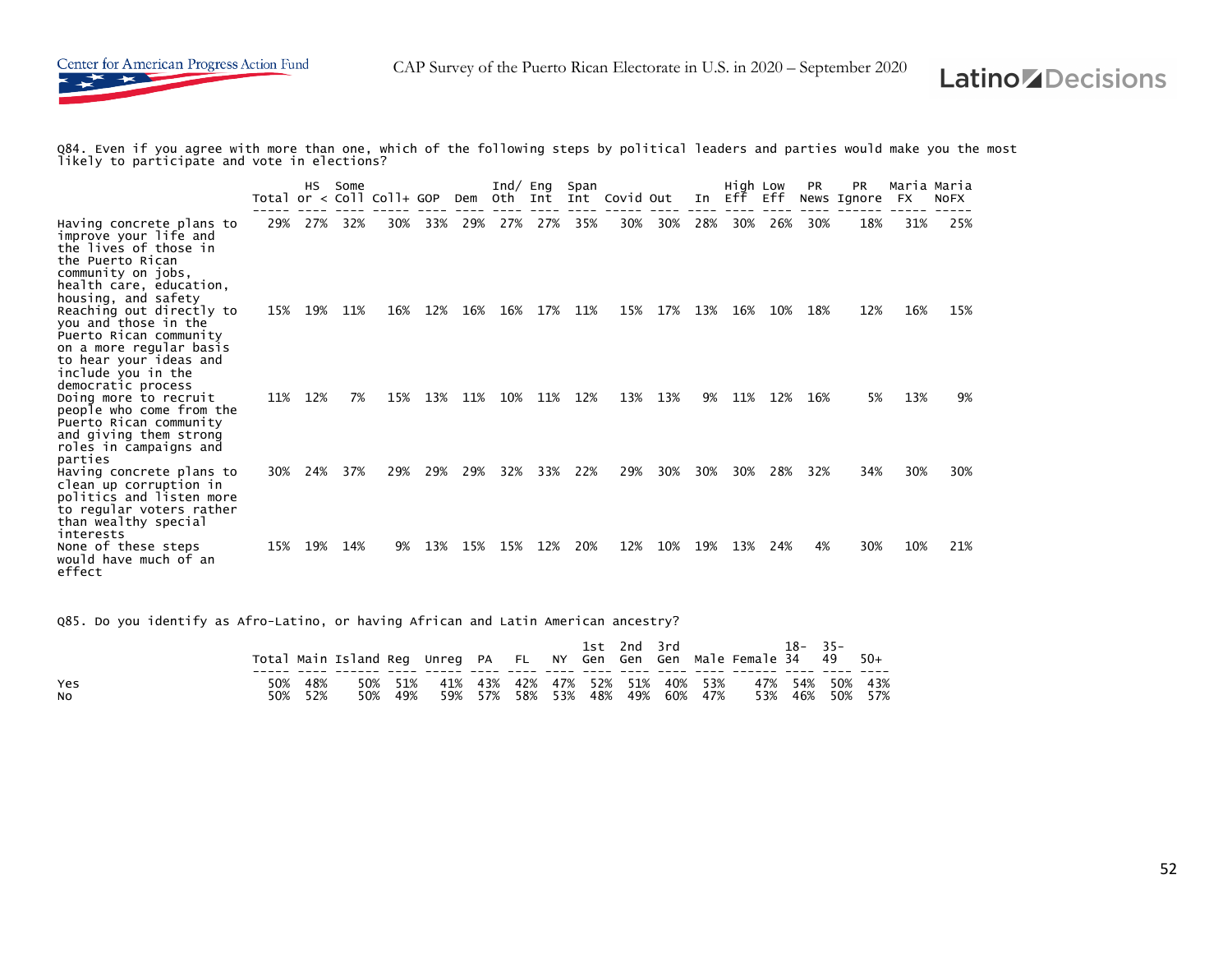Q84. Even if you agree with more than one, which of the following steps by political leaders and parties would make you the most likely to participate and vote in elections?

| | Total | HS or < | Some Coll | Coll+ | GOP | Dem | Ind/ Oth | Eng Int | Span Int | Covid | Out | In | High Eff | Low Eff | PR News | PR Ignore | Maria FX | Maria NoFX |
|---|---|---|---|---|---|---|---|---|---|---|---|---|---|---|---|---|---|---|
| Having concrete plans to improve your life and the lives of those in the Puerto Rican community on jobs, health care, education, housing, and safety | 29% | 27% | 32% | 30% | 33% | 29% | 27% | 27% | 35% | 30% | 30% | 28% | 30% | 26% | 30% | 18% | 31% | 25% |
| Reaching out directly to you and those in the Puerto Rican community on a more regular basis to hear your ideas and include you in the democratic process | 15% | 19% | 11% | 16% | 12% | 16% | 16% | 17% | 11% | 15% | 17% | 13% | 16% | 10% | 18% | 12% | 16% | 15% |
| Doing more to recruit people who come from the Puerto Rican community and giving them strong roles in campaigns and parties | 11% | 12% | 7% | 15% | 13% | 11% | 10% | 11% | 12% | 13% | 13% | 9% | 11% | 12% | 16% | 5% | 13% | 9% |
| Having concrete plans to clean up corruption in politics and listen more to regular voters rather than wealthy special interests | 30% | 24% | 37% | 29% | 29% | 29% | 32% | 33% | 22% | 29% | 30% | 30% | 30% | 28% | 32% | 34% | 30% | 30% |
| None of these steps would have much of an effect | 15% | 19% | 14% | 9% | 13% | 15% | 15% | 12% | 20% | 12% | 10% | 19% | 13% | 24% | 4% | 30% | 10% | 21% |

Q85. Do you identify as Afro-Latino, or having African and Latin American ancestry?

| | Total | Main | Island | Reg | Unreg | PA | FL | NY | 1st Gen | 2nd Gen | 3rd Gen | Male | Female | 18-34 | 35-49 | 50+ |
|---|---|---|---|---|---|---|---|---|---|---|---|---|---|---|---|---|
| Yes | 50% | 48% | 50% | 51% | 41% | 43% | 42% | 47% | 52% | 51% | 40% | 53% | 47% | 54% | 50% | 43% |
| No | 50% | 52% | 50% | 49% | 59% | 57% | 58% | 53% | 48% | 49% | 60% | 47% | 53% | 46% | 50% | 57% |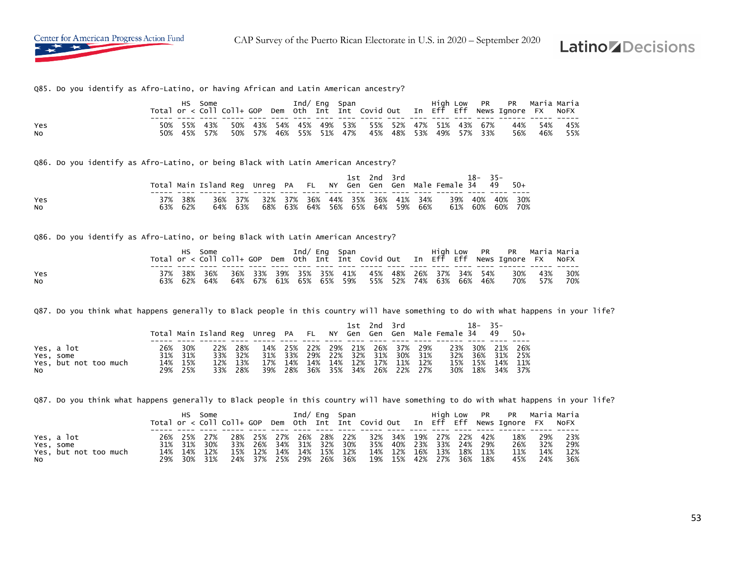Q85. Do you identify as Afro-Latino, or having African and Latin American ancestry?

| | Total | HS or < | Some Coll | Coll+ | GOP | Dem | Ind/ Oth | Eng Int | Span Int | Covid | Out | In | High Eff | Low Eff | PR News | PR Ignore | Maria FX | Maria NoFX |
|---|---|---|---|---|---|---|---|---|---|---|---|---|---|---|---|---|---|---|
| Yes | 50% | 55% | 43% | 50% | 43% | 54% | 45% | 49% | 53% | 55% | 52% | 47% | 51% | 43% | 67% | 44% | 54% | 45% |
| No | 50% | 45% | 57% | 50% | 57% | 46% | 55% | 51% | 47% | 45% | 48% | 53% | 49% | 57% | 33% | 56% | 46% | 55% |

Q86. Do you identify as Afro-Latino, or being Black with Latin American Ancestry?

| | Total | Main | Island | Reg | Unreg | PA | FL | NY | 1st Gen | 2nd Gen | 3rd Gen | Male | Female | 18-34 | 35-49 | 50+ |
|---|---|---|---|---|---|---|---|---|---|---|---|---|---|---|---|---|
| Yes | 37% | 38% | 36% | 37% | 32% | 37% | 36% | 44% | 35% | 36% | 41% | 34% | 39% | 40% | 40% | 30% |
| No | 63% | 62% | 64% | 63% | 68% | 63% | 64% | 56% | 65% | 64% | 59% | 66% | 61% | 60% | 60% | 70% |

Q86. Do you identify as Afro-Latino, or being Black with Latin American Ancestry?

| | Total | HS or < | Some Coll | Coll+ | GOP | Dem | Ind/ Oth | Eng Int | Span Int | Covid | Out | In | High Eff | Low Eff | PR News | PR Ignore | Maria FX | Maria NoFX |
|---|---|---|---|---|---|---|---|---|---|---|---|---|---|---|---|---|---|---|
| Yes | 37% | 38% | 36% | 36% | 33% | 39% | 35% | 35% | 41% | 45% | 48% | 26% | 37% | 34% | 54% | 30% | 43% | 30% |
| No | 63% | 62% | 64% | 64% | 67% | 61% | 65% | 65% | 59% | 55% | 52% | 74% | 63% | 66% | 46% | 70% | 57% | 70% |

Q87. Do you think what happens generally to Black people in this country will have something to do with what happens in your life?

| | Total | Main | Island | Reg | Unreg | PA | FL | NY | 1st Gen | 2nd Gen | 3rd Gen | Male | Female | 18-34 | 35-49 | 50+ |
|---|---|---|---|---|---|---|---|---|---|---|---|---|---|---|---|---|
| Yes, a lot | 26% | 30% | 22% | 28% | 14% | 25% | 22% | 29% | 21% | 26% | 37% | 29% | 23% | 30% | 21% | 26% |
| Yes, some | 31% | 31% | 33% | 32% | 31% | 33% | 29% | 22% | 32% | 31% | 30% | 31% | 32% | 36% | 31% | 25% |
| Yes, but not too much | 14% | 15% | 12% | 13% | 17% | 14% | 14% | 14% | 12% | 17% | 11% | 12% | 15% | 15% | 14% | 11% |
| No | 29% | 25% | 33% | 28% | 39% | 28% | 36% | 35% | 34% | 26% | 22% | 27% | 30% | 18% | 34% | 37% |

Q87. Do you think what happens generally to Black people in this country will have something to do with what happens in your life?

| | Total | HS or < | Some Coll | Coll+ | GOP | Dem | Ind/ Oth | Eng Int | Span Int | Covid | Out | In | High Eff | Low Eff | PR News | PR Ignore | Maria FX | Maria NoFX |
|---|---|---|---|---|---|---|---|---|---|---|---|---|---|---|---|---|---|---|
| Yes, a lot | 26% | 25% | 27% | 28% | 25% | 27% | 26% | 28% | 22% | 32% | 34% | 19% | 27% | 22% | 42% | 18% | 29% | 23% |
| Yes, some | 31% | 31% | 30% | 33% | 26% | 34% | 31% | 32% | 30% | 35% | 40% | 23% | 33% | 24% | 29% | 26% | 32% | 29% |
| Yes, but not too much | 14% | 14% | 12% | 15% | 12% | 14% | 14% | 15% | 12% | 14% | 12% | 16% | 13% | 18% | 11% | 11% | 14% | 12% |
| No | 29% | 30% | 31% | 24% | 37% | 25% | 29% | 26% | 36% | 19% | 15% | 42% | 27% | 36% | 18% | 45% | 24% | 36% |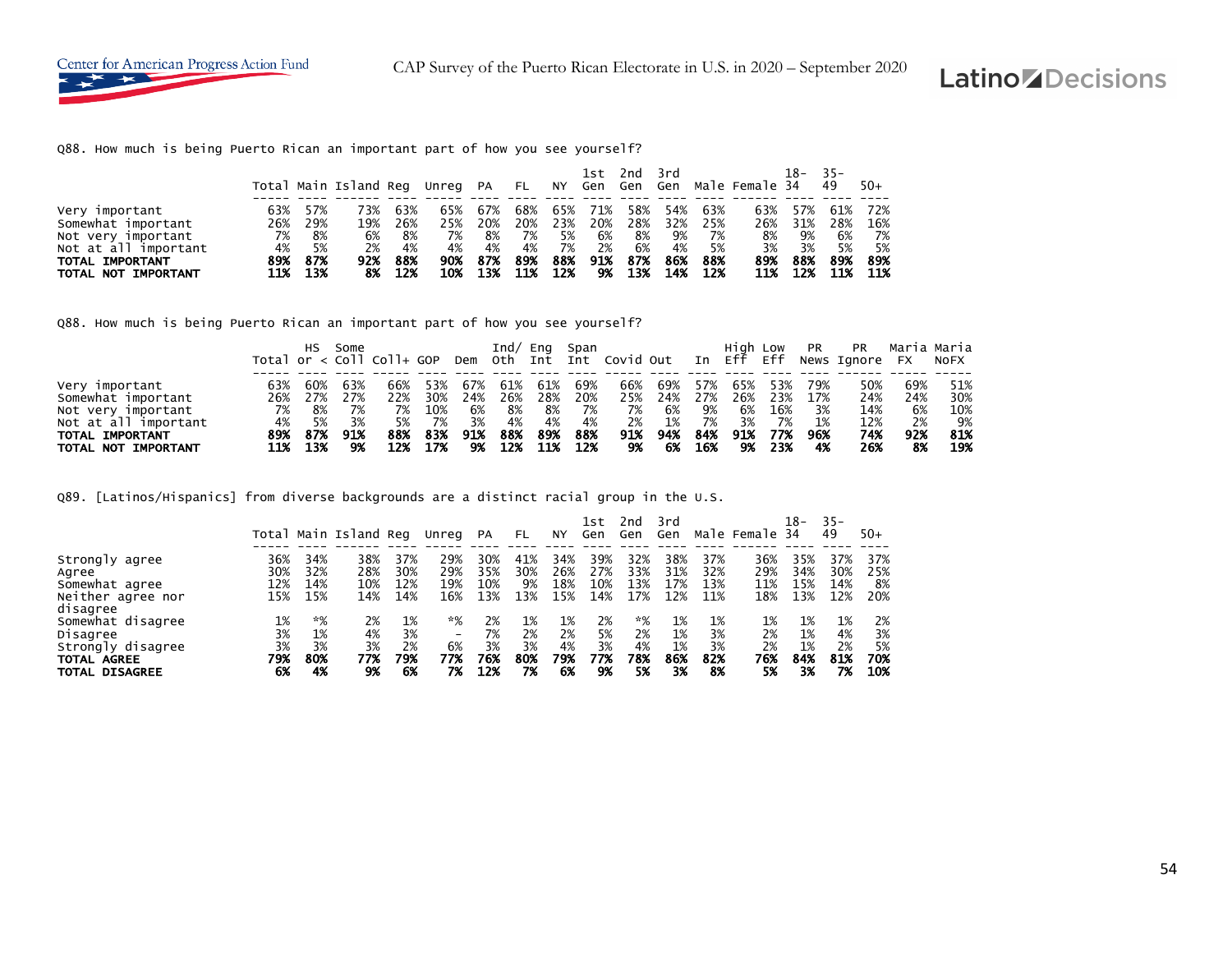Q88. How much is being Puerto Rican an important part of how you see yourself?

| | Total | Main | Island | Reg | Unreg | PA | FL | NY | 1st Gen | 2nd Gen | 3rd Gen | Male | Female | 18-34 | 35-49 | 50+ |
|---|---|---|---|---|---|---|---|---|---|---|---|---|---|---|---|---|
| Very important | 63% | 57% | 73% | 63% | 65% | 67% | 68% | 65% | 71% | 58% | 54% | 63% | 63% | 57% | 61% | 72% |
| Somewhat important | 26% | 29% | 19% | 26% | 25% | 20% | 20% | 23% | 20% | 28% | 32% | 25% | 26% | 31% | 28% | 16% |
| Not very important | 7% | 8% | 6% | 8% | 7% | 8% | 7% | 5% | 6% | 8% | 9% | 7% | 8% | 9% | 6% | 7% |
| Not at all important | 4% | 5% | 2% | 4% | 4% | 4% | 4% | 7% | 2% | 6% | 4% | 5% | 3% | 3% | 5% | 5% |
| **TOTAL IMPORTANT** | **89%** | **87%** | **92%** | **88%** | **90%** | **87%** | **89%** | **88%** | **91%** | **87%** | **86%** | **88%** | **89%** | **88%** | **89%** | **89%** |
| **TOTAL NOT IMPORTANT** | **11%** | **13%** | **8%** | **12%** | **10%** | **13%** | **11%** | **12%** | **9%** | **13%** | **14%** | **12%** | **11%** | **12%** | **11%** | **11%** |

Q88. How much is being Puerto Rican an important part of how you see yourself?

| | Total | HS or < | Some Coll | Coll+ | GOP | Dem | Ind/ Oth | Eng Int | Span Int | Covid | Out | In | High Eff | Low Eff | PR News | PR Ignore | Maria FX | Maria NoFX |
|---|---|---|---|---|---|---|---|---|---|---|---|---|---|---|---|---|---|---|
| Very important | 63% | 60% | 63% | 66% | 53% | 67% | 61% | 61% | 69% | 66% | 69% | 57% | 65% | 53% | 79% | 50% | 69% | 51% |
| Somewhat important | 26% | 27% | 27% | 22% | 30% | 24% | 26% | 28% | 20% | 25% | 24% | 27% | 26% | 23% | 17% | 24% | 24% | 30% |
| Not very important | 7% | 8% | 7% | 7% | 10% | 6% | 8% | 8% | 7% | 7% | 6% | 9% | 6% | 16% | 3% | 14% | 6% | 10% |
| Not at all important | 4% | 5% | 3% | 5% | 7% | 3% | 4% | 4% | 4% | 2% | 1% | 7% | 3% | 7% | 1% | 12% | 2% | 9% |
| **TOTAL IMPORTANT** | **89%** | **87%** | **91%** | **88%** | **83%** | **91%** | **88%** | **89%** | **88%** | **91%** | **94%** | **84%** | **91%** | **77%** | **96%** | **74%** | **92%** | **81%** |
| **TOTAL NOT IMPORTANT** | **11%** | **13%** | **9%** | **12%** | **17%** | **9%** | **12%** | **11%** | **12%** | **9%** | **6%** | **16%** | **9%** | **23%** | **4%** | **26%** | **8%** | **19%** |

Q89. [Latinos/Hispanics] from diverse backgrounds are a distinct racial group in the U.S.

| | Total | Main | Island | Reg | Unreg | PA | FL | NY | 1st Gen | 2nd Gen | 3rd Gen | Male | Female | 18-34 | 35-49 | 50+ |
|---|---|---|---|---|---|---|---|---|---|---|---|---|---|---|---|---|
| Strongly agree | 36% | 34% | 38% | 37% | 29% | 30% | 41% | 34% | 39% | 32% | 38% | 37% | 36% | 35% | 37% | 37% |
| Agree | 30% | 32% | 28% | 30% | 29% | 35% | 30% | 26% | 27% | 33% | 31% | 32% | 29% | 34% | 30% | 25% |
| Somewhat agree | 12% | 14% | 10% | 12% | 19% | 10% | 9% | 18% | 10% | 13% | 17% | 13% | 11% | 15% | 14% | 8% |
| Neither agree nor disagree | 15% | 15% | 14% | 14% | 16% | 13% | 13% | 15% | 14% | 17% | 12% | 11% | 18% | 13% | 12% | 20% |
| Somewhat disagree | 1% | *% | 2% | 1% | *% | 2% | 1% | 1% | 2% | *% | 1% | 1% | 1% | 1% | 1% | 2% |
| Disagree | 3% | 1% | 4% | 3% | - | 7% | 2% | 2% | 5% | 2% | 1% | 3% | 2% | 1% | 4% | 3% |
| Strongly disagree | 3% | 3% | 3% | 2% | 6% | 3% | 3% | 4% | 3% | 4% | 1% | 3% | 2% | 1% | 2% | 5% |
| **TOTAL AGREE** | **79%** | **80%** | **77%** | **79%** | **77%** | **76%** | **80%** | **79%** | **77%** | **78%** | **86%** | **82%** | **76%** | **84%** | **81%** | **70%** |
| **TOTAL DISAGREE** | **6%** | **4%** | **9%** | **6%** | **7%** | **12%** | **7%** | **6%** | **9%** | **5%** | **3%** | **8%** | **5%** | **3%** | **7%** | **10%** |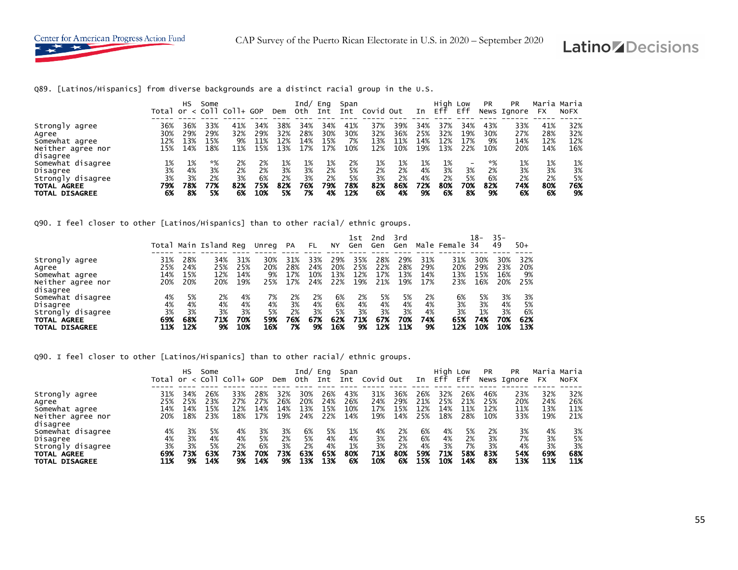Q89. [Latinos/Hispanics] from diverse backgrounds are a distinct racial group in the U.S.

| | Total | HS or < | Some Coll | Coll+ | GOP | Dem | Ind/ Oth | Eng Int | Span Int | Covid | Out | In | High Eff | Low Eff | PR News | PR Ignore | Maria FX | Maria NoFX |
|---|---|---|---|---|---|---|---|---|---|---|---|---|---|---|---|---|---|---|
| Strongly agree | 36% | 36% | 33% | 41% | 34% | 38% | 34% | 34% | 41% | 37% | 39% | 34% | 37% | 34% | 43% | 33% | 41% | 32% |
| Agree | 30% | 29% | 29% | 32% | 29% | 32% | 28% | 30% | 30% | 32% | 36% | 25% | 32% | 19% | 30% | 27% | 28% | 32% |
| Somewhat agree | 12% | 13% | 15% | 9% | 11% | 12% | 14% | 15% | 7% | 13% | 11% | 14% | 12% | 17% | 9% | 14% | 12% | 12% |
| Neither agree nor disagree | 15% | 14% | 18% | 11% | 15% | 13% | 17% | 17% | 10% | 12% | 10% | 19% | 13% | 22% | 10% | 20% | 14% | 16% |
| Somewhat disagree | 1% | 1% | *% | 2% | 2% | 1% | 1% | 1% | 2% | 1% | 1% | 1% | 1% | - | *% | 1% | 1% | 1% |
| Disagree | 3% | 4% | 3% | 2% | 2% | 3% | 3% | 2% | 5% | 2% | 2% | 4% | 3% | 3% | 2% | 3% | 3% | 3% |
| Strongly disagree | 3% | 3% | 2% | 3% | 6% | 2% | 3% | 2% | 5% | 3% | 2% | 4% | 2% | 5% | 6% | 2% | 2% | 5% |
| **TOTAL AGREE** | **79%** | **78%** | **77%** | **82%** | **75%** | **82%** | **76%** | **79%** | **78%** | **82%** | **86%** | **72%** | **80%** | **70%** | **82%** | **74%** | **80%** | **76%** |
| **TOTAL DISAGREE** | **6%** | **8%** | **5%** | **6%** | **10%** | **5%** | **7%** | **4%** | **12%** | **6%** | **4%** | **9%** | **6%** | **8%** | **9%** | **6%** | **6%** | **9%** |

Q90. I feel closer to other [Latinos/Hispanics] than to other racial/ ethnic groups.

| | Total | Main | Island | Reg | Unreg | PA | FL | NY | 1st Gen | 2nd Gen | 3rd Gen | Male | Female | 18-34 | 35-49 | 50+ |
|---|---|---|---|---|---|---|---|---|---|---|---|---|---|---|---|---|
| Strongly agree | 31% | 28% | 34% | 31% | 30% | 31% | 33% | 29% | 35% | 28% | 29% | 31% | 31% | 30% | 30% | 32% |
| Agree | 25% | 24% | 25% | 25% | 20% | 28% | 24% | 20% | 25% | 22% | 28% | 29% | 20% | 29% | 23% | 20% |
| Somewhat agree | 14% | 15% | 12% | 14% | 9% | 17% | 10% | 13% | 12% | 17% | 13% | 14% | 13% | 15% | 16% | 9% |
| Neither agree nor disagree | 20% | 20% | 20% | 19% | 25% | 17% | 24% | 22% | 19% | 21% | 19% | 17% | 23% | 16% | 20% | 25% |
| Somewhat disagree | 4% | 5% | 2% | 4% | 7% | 2% | 2% | 6% | 2% | 5% | 5% | 2% | 6% | 5% | 3% | 3% |
| Disagree | 4% | 4% | 4% | 4% | 4% | 3% | 4% | 6% | 4% | 4% | 4% | 4% | 3% | 3% | 4% | 5% |
| Strongly disagree | 3% | 3% | 3% | 3% | 5% | 2% | 3% | 5% | 3% | 3% | 3% | 4% | 3% | 1% | 3% | 6% |
| **TOTAL AGREE** | **69%** | **68%** | **71%** | **70%** | **59%** | **76%** | **67%** | **62%** | **71%** | **67%** | **70%** | **74%** | **65%** | **74%** | **70%** | **62%** |
| **TOTAL DISAGREE** | **11%** | **12%** | **9%** | **10%** | **16%** | **7%** | **9%** | **16%** | **9%** | **12%** | **11%** | **9%** | **12%** | **10%** | **10%** | **13%** |

Q90. I feel closer to other [Latinos/Hispanics] than to other racial/ ethnic groups.

| | Total | HS or < | Some Coll | Coll+ | GOP | Dem | Ind/ Oth | Eng Int | Span Int | Covid | Out | In | High Eff | Low Eff | PR News | PR Ignore | Maria FX | Maria NoFX |
|---|---|---|---|---|---|---|---|---|---|---|---|---|---|---|---|---|---|---|
| Strongly agree | 31% | 34% | 26% | 33% | 28% | 32% | 30% | 26% | 43% | 31% | 36% | 26% | 32% | 26% | 46% | 23% | 32% | 32% |
| Agree | 25% | 25% | 23% | 27% | 27% | 26% | 20% | 24% | 26% | 24% | 29% | 21% | 25% | 21% | 25% | 20% | 24% | 26% |
| Somewhat agree | 14% | 14% | 15% | 12% | 14% | 14% | 13% | 15% | 10% | 17% | 15% | 12% | 14% | 11% | 12% | 11% | 13% | 11% |
| Neither agree nor disagree | 20% | 18% | 23% | 18% | 17% | 19% | 24% | 22% | 14% | 19% | 14% | 25% | 18% | 28% | 10% | 33% | 19% | 21% |
| Somewhat disagree | 4% | 3% | 5% | 4% | 3% | 3% | 6% | 5% | 1% | 4% | 2% | 6% | 4% | 5% | 2% | 3% | 4% | 3% |
| Disagree | 4% | 3% | 4% | 4% | 5% | 2% | 5% | 4% | 4% | 3% | 2% | 6% | 4% | 2% | 3% | 7% | 3% | 5% |
| Strongly disagree | 3% | 3% | 5% | 2% | 6% | 3% | 2% | 4% | 1% | 3% | 2% | 4% | 3% | 7% | 3% | 4% | 3% | 3% |
| **TOTAL AGREE** | **69%** | **73%** | **63%** | **73%** | **70%** | **73%** | **63%** | **65%** | **80%** | **71%** | **80%** | **59%** | **71%** | **58%** | **83%** | **54%** | **69%** | **68%** |
| **TOTAL DISAGREE** | **11%** | **9%** | **14%** | **9%** | **14%** | **9%** | **13%** | **13%** | **6%** | **10%** | **6%** | **15%** | **10%** | **14%** | **8%** | **13%** | **11%** | **11%** |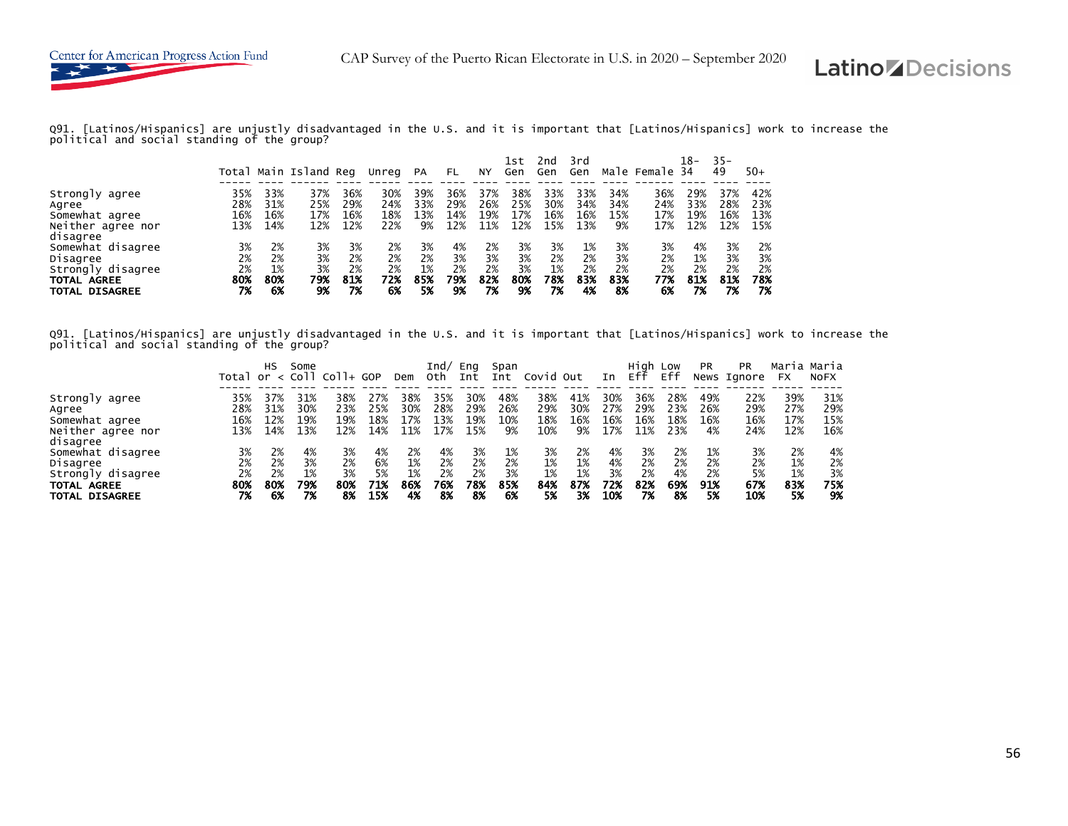Q91. [Latinos/Hispanics] are unjustly disadvantaged in the U.S. and it is important that [Latinos/Hispanics] work to increase the political and social standing of the group?

| | Total | Main | Island | Reg | Unreg | PA | FL | NY | 1st Gen | 2nd Gen | 3rd Gen | Male | Female | 18-34 | 35-49 | 50+ |
|---|---|---|---|---|---|---|---|---|---|---|---|---|---|---|---|---|
| Strongly agree | 35% | 33% | 37% | 36% | 30% | 39% | 36% | 37% | 38% | 33% | 33% | 34% | 36% | 29% | 37% | 42% |
| Agree | 28% | 31% | 25% | 29% | 24% | 33% | 29% | 26% | 25% | 30% | 34% | 34% | 24% | 33% | 28% | 23% |
| Somewhat agree | 16% | 16% | 17% | 16% | 18% | 13% | 14% | 19% | 17% | 16% | 16% | 15% | 17% | 19% | 16% | 13% |
| Neither agree nor disagree | 13% | 14% | 12% | 12% | 22% | 9% | 12% | 11% | 12% | 15% | 13% | 9% | 17% | 12% | 12% | 15% |
| Somewhat disagree | 3% | 2% | 3% | 3% | 2% | 3% | 4% | 2% | 3% | 3% | 1% | 3% | 3% | 4% | 3% | 2% |
| Disagree | 2% | 2% | 3% | 2% | 2% | 2% | 3% | 3% | 3% | 2% | 2% | 3% | 2% | 1% | 3% | 3% |
| Strongly disagree | 2% | 1% | 3% | 2% | 2% | 1% | 2% | 2% | 3% | 1% | 2% | 2% | 2% | 2% | 2% | 2% |
| **TOTAL AGREE** | **80%** | **80%** | **79%** | **81%** | **72%** | **85%** | **79%** | **82%** | **80%** | **78%** | **83%** | **83%** | **77%** | **81%** | **81%** | **78%** |
| **TOTAL DISAGREE** | **7%** | **6%** | **9%** | **7%** | **6%** | **5%** | **9%** | **7%** | **9%** | **7%** | **4%** | **8%** | **6%** | **7%** | **7%** | **7%** |

Q91. [Latinos/Hispanics] are unjustly disadvantaged in the U.S. and it is important that [Latinos/Hispanics] work to increase the political and social standing of the group?

| | Total | HS or < | Some Coll | Coll+ | GOP | Dem | Ind/ Oth | Eng Int | Span Int | Covid | Out | In | High Eff | Low Eff | PR News | PR Ignore | Maria FX | Maria NoFX |
|---|---|---|---|---|---|---|---|---|---|---|---|---|---|---|---|---|---|---|
| Strongly agree | 35% | 37% | 31% | 38% | 27% | 38% | 35% | 30% | 48% | 38% | 41% | 30% | 36% | 28% | 49% | 22% | 39% | 31% |
| Agree | 28% | 31% | 30% | 23% | 25% | 30% | 28% | 29% | 26% | 29% | 30% | 27% | 29% | 23% | 26% | 29% | 27% | 29% |
| Somewhat agree | 16% | 12% | 19% | 19% | 18% | 17% | 13% | 19% | 10% | 18% | 16% | 16% | 16% | 18% | 16% | 16% | 17% | 15% |
| Neither agree nor disagree | 13% | 14% | 13% | 12% | 14% | 11% | 17% | 15% | 9% | 10% | 9% | 17% | 11% | 23% | 4% | 24% | 12% | 16% |
| Somewhat disagree | 3% | 2% | 4% | 3% | 4% | 2% | 4% | 3% | 1% | 3% | 2% | 4% | 3% | 2% | 1% | 3% | 2% | 4% |
| Disagree | 2% | 2% | 3% | 2% | 6% | 1% | 2% | 2% | 2% | 1% | 1% | 4% | 2% | 2% | 2% | 2% | 1% | 2% |
| Strongly disagree | 2% | 2% | 1% | 3% | 5% | 1% | 2% | 2% | 3% | 1% | 1% | 3% | 2% | 4% | 2% | 5% | 1% | 3% |
| **TOTAL AGREE** | **80%** | **80%** | **79%** | **80%** | **71%** | **86%** | **76%** | **78%** | **85%** | **84%** | **87%** | **72%** | **82%** | **69%** | **91%** | **67%** | **83%** | **75%** |
| **TOTAL DISAGREE** | **7%** | **6%** | **7%** | **8%** | **15%** | **4%** | **8%** | **8%** | **6%** | **5%** | **3%** | **10%** | **7%** | **8%** | **5%** | **10%** | **5%** | **9%** |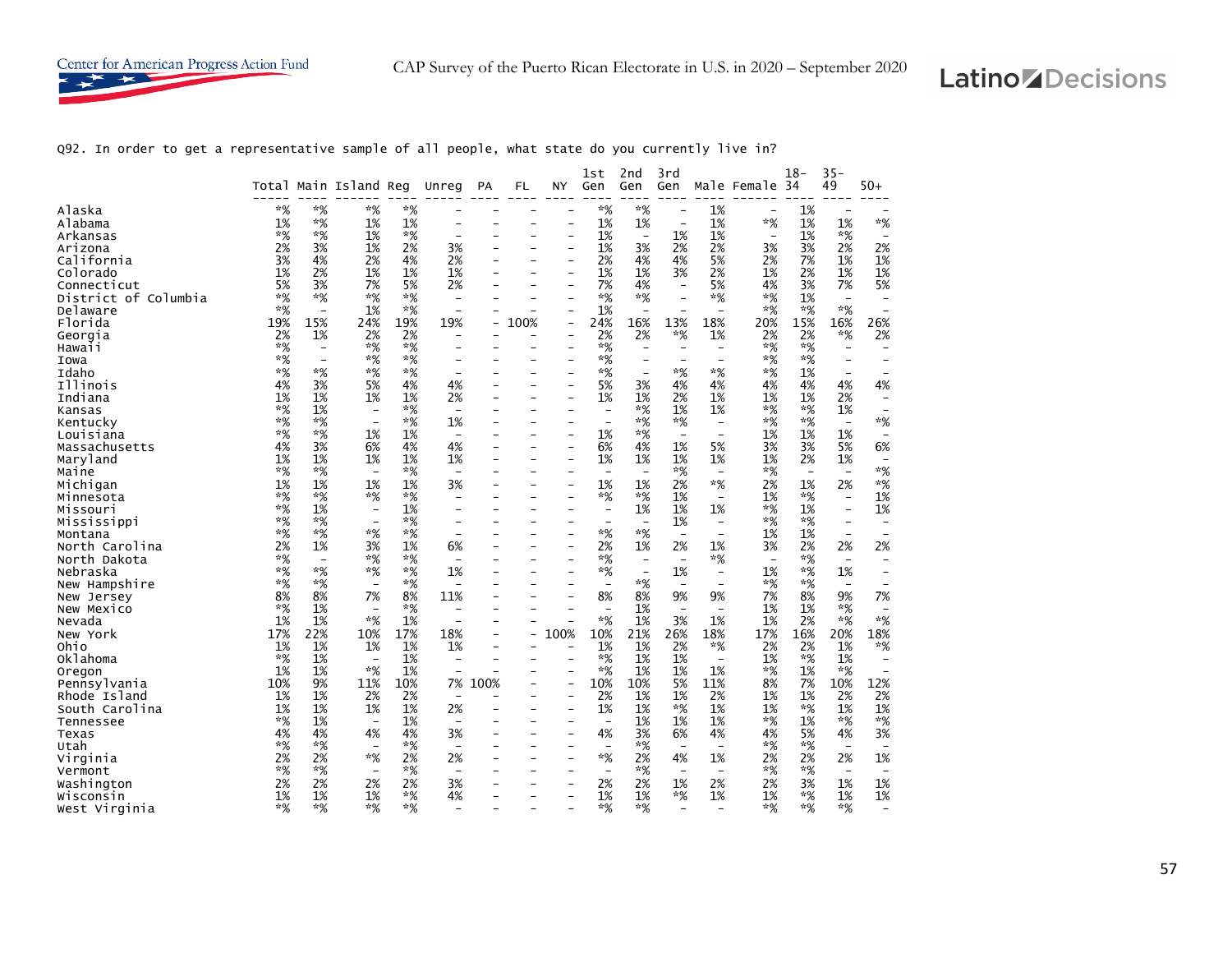Q92. In order to get a representative sample of all people, what state do you currently live in?

| | Total | Main | Island | Reg | Unreg | PA | FL | NY | 1st Gen | 2nd Gen | 3rd Gen | Male | Female | 18-34 | 35-49 | 50+ |
|---|---|---|---|---|---|---|---|---|---|---|---|---|---|---|---|---|
| Alaska | *% | *% | *% | *% | - | - | - | - | *% | *% | - | 1% | - | 1% | - | - |
| Alabama | 1% | *% | 1% | 1% | - | - | - | - | 1% | 1% | - | 1% | *% | 1% | 1% | *% |
| Arkansas | *% | *% | 1% | *% | - | - | - | - | 1% | - | 1% | 1% | - | 1% | *% | - |
| Arizona | 2% | 3% | 1% | 2% | 3% | - | - | - | 1% | 3% | 2% | 2% | 3% | 3% | 2% | 2% |
| California | 3% | 4% | 2% | 4% | 2% | - | - | - | 2% | 4% | 4% | 5% | 2% | 7% | 1% | 1% |
| Colorado | 1% | 2% | 1% | 1% | 1% | - | - | - | 1% | 1% | 3% | 2% | 1% | 2% | 1% | 1% |
| Connecticut | 5% | 3% | 7% | 5% | 2% | - | - | - | 7% | 4% | - | 5% | 4% | 3% | 7% | 5% |
| District of Columbia | *% | *% | *% | *% | - | - | - | - | *% | *% | - | *% | *% | 1% | - | - |
| Delaware | *% | - | 1% | *% | - | - | - | - | 1% | - | - | - | *% | *% | *% | - |
| Florida | 19% | 15% | 24% | 19% | 19% | - | 100% | - | 24% | 16% | 13% | 18% | 20% | 15% | 16% | 26% |
| Georgia | 2% | 1% | 2% | 2% | - | - | - | - | 2% | 2% | *% | 1% | 2% | 2% | *% | 2% |
| Hawaii | *% | - | *% | *% | - | - | - | - | *% | - | - | - | *% | *% | - | - |
| Iowa | *% | - | *% | *% | - | - | - | - | *% | - | - | - | *% | *% | - | - |
| Idaho | *% | *% | *% | *% | - | - | - | - | *% | - | *% | *% | *% | 1% | - | - |
| Illinois | 4% | 3% | 5% | 4% | 4% | - | - | - | 5% | 3% | 4% | 4% | 4% | 4% | 4% | 4% |
| Indiana | 1% | 1% | 1% | 1% | 2% | - | - | - | 1% | 1% | 2% | 1% | 1% | 1% | 2% | - |
| Kansas | *% | 1% | - | *% | - | - | - | - | - | *% | 1% | 1% | *% | *% | 1% | - |
| Kentucky | *% | *% | - | *% | 1% | - | - | - | - | *% | *% | - | *% | *% | - | *% |
| Louisiana | *% | *% | 1% | 1% | - | - | - | - | 1% | *% | - | - | 1% | 1% | 1% | - |
| Massachusetts | 4% | 3% | 6% | 4% | 4% | - | - | - | 6% | 4% | 1% | 5% | 3% | 3% | 5% | 6% |
| Maryland | 1% | 1% | 1% | 1% | 1% | - | - | - | 1% | 1% | 1% | 1% | 1% | 2% | 1% | - |
| Maine | *% | *% | - | *% | - | - | - | - | - | - | *% | - | *% | - | - | *% |
| Michigan | 1% | 1% | 1% | 1% | 3% | - | - | - | 1% | 1% | 2% | *% | 2% | 1% | 2% | *% |
| Minnesota | *% | *% | *% | *% | - | - | - | - | *% | *% | 1% | - | 1% | *% | - | 1% |
| Missouri | *% | 1% | - | 1% | - | - | - | - | - | 1% | 1% | 1% | *% | 1% | - | 1% |
| Mississippi | *% | *% | - | *% | - | - | - | - | - | - | 1% | - | *% | *% | - | - |
| Montana | *% | *% | *% | *% | - | - | - | - | *% | *% | - | - | 1% | 1% | - | - |
| North Carolina | 2% | 1% | 3% | 1% | 6% | - | - | - | 2% | 1% | 2% | 1% | 3% | 2% | 2% | 2% |
| North Dakota | *% | - | *% | *% | - | - | - | - | *% | - | - | *% | - | *% | - | - |
| Nebraska | *% | *% | *% | *% | 1% | - | - | - | *% | - | 1% | - | 1% | *% | 1% | - |
| New Hampshire | *% | *% | - | *% | - | - | - | - | - | *% | - | - | *% | *% | - | - |
| New Jersey | 8% | 8% | 7% | 8% | 11% | - | - | - | 8% | 8% | 9% | 9% | 7% | 8% | 9% | 7% |
| New Mexico | *% | 1% | - | *% | - | - | - | - | - | 1% | - | - | 1% | 1% | *% | - |
| Nevada | 1% | 1% | *% | 1% | - | - | - | - | *% | 1% | 3% | 1% | 1% | 2% | *% | *% |
| New York | 17% | 22% | 10% | 17% | 18% | - | - | 100% | 10% | 21% | 26% | 18% | 17% | 16% | 20% | 18% |
| Ohio | 1% | 1% | 1% | 1% | 1% | - | - | - | 1% | 1% | 2% | *% | 2% | 2% | 1% | *% |
| Oklahoma | *% | 1% | - | 1% | - | - | - | - | *% | 1% | 1% | - | 1% | *% | 1% | - |
| Oregon | 1% | 1% | *% | 1% | - | - | - | - | *% | 1% | 1% | 1% | *% | 1% | *% | - |
| Pennsylvania | 10% | 9% | 11% | 10% | 7% | 100% | - | - | 10% | 10% | 5% | 11% | 8% | 7% | 10% | 12% |
| Rhode Island | 1% | 1% | 2% | 2% | - | - | - | - | 2% | 1% | 1% | 2% | 1% | 1% | 2% | 2% |
| South Carolina | 1% | 1% | 1% | 1% | 2% | - | - | - | 1% | 1% | *% | 1% | 1% | *% | 1% | 1% |
| Tennessee | *% | 1% | - | 1% | - | - | - | - | - | 1% | 1% | 1% | *% | 1% | *% | *% |
| Texas | 4% | 4% | 4% | 4% | 3% | - | - | - | 4% | 3% | 6% | 4% | 4% | 5% | 4% | 3% |
| Utah | *% | *% | - | *% | - | - | - | - | - | *% | - | - | *% | *% | - | - |
| Virginia | 2% | 2% | *% | 2% | 2% | - | - | - | *% | 2% | 4% | 1% | 2% | 2% | 2% | 1% |
| Vermont | *% | *% | - | *% | - | - | - | - | - | *% | - | - | *% | *% | - | - |
| Washington | 2% | 2% | 2% | 2% | 3% | - | - | - | 2% | 2% | 1% | 2% | 2% | 3% | 1% | 1% |
| Wisconsin | 1% | 1% | 1% | *% | 4% | - | - | - | 1% | 1% | *% | 1% | 1% | *% | 1% | 1% |
| West Virginia | *% | *% | *% | *% | - | - | - | - | *% | *% | - | - | *% | *% | *% | - |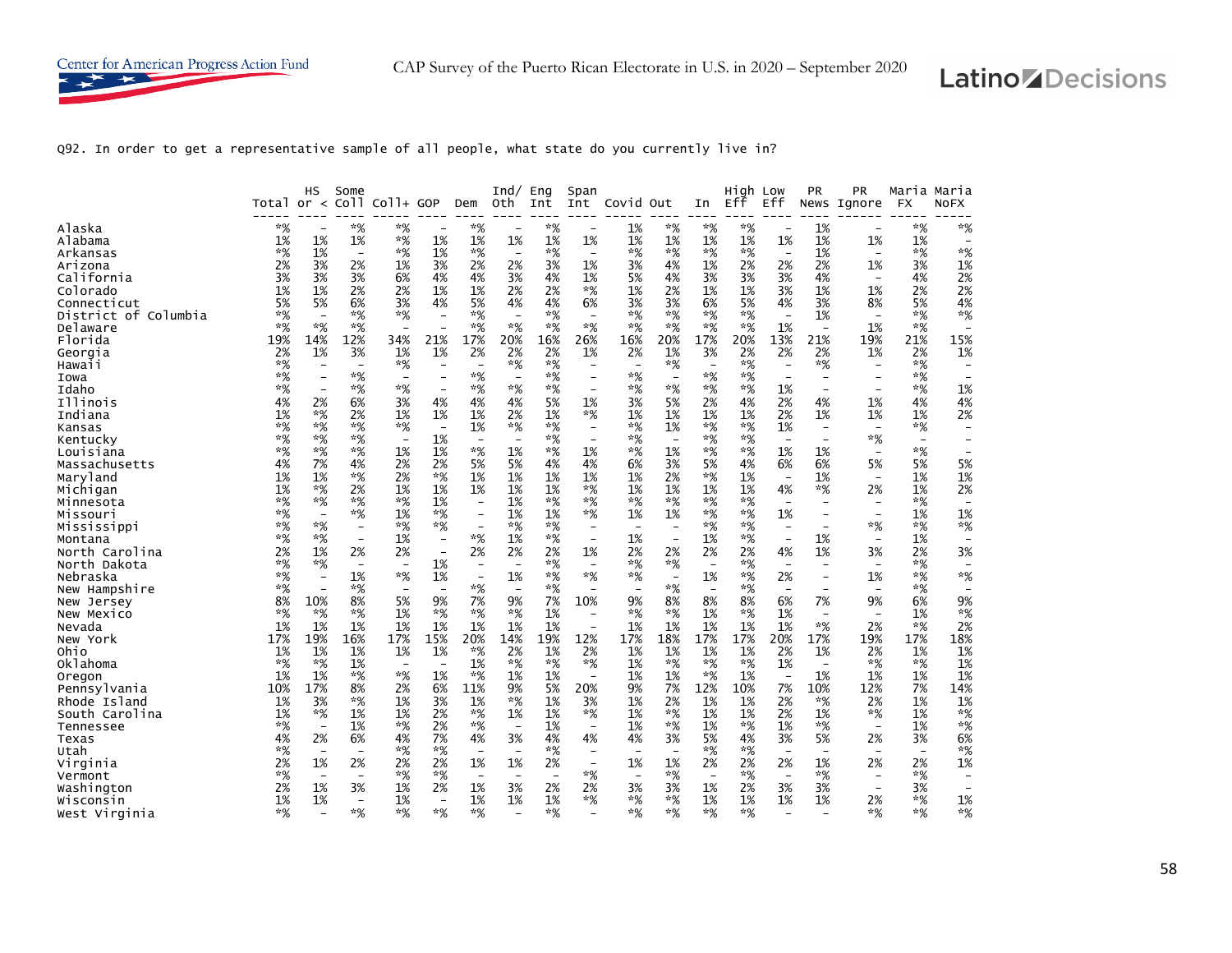Q92. In order to get a representative sample of all people, what state do you currently live in?

| | Total | HS or < | Some Coll | Coll+ | GOP | Dem | Ind/ Oth | Eng Int | Span Int | Covid | Out | In | High Eff | Low Eff | PR News | PR Ignore | Maria FX | Maria NoFX |
|---|---|---|---|---|---|---|---|---|---|---|---|---|---|---|---|---|---|---|
| Alaska | *% | - | *% | *% | - | *% | - | *% | - | 1% | *% | *% | *% | - | 1% | - | *% | *% |
| Alabama | 1% | 1% | 1% | *% | 1% | 1% | 1% | 1% | 1% | 1% | 1% | 1% | 1% | 1% | 1% | 1% | 1% | - |
| Arkansas | *% | 1% | - | *% | 1% | *% | - | *% | - | *% | *% | *% | *% | - | 1% | - | *% | *% |
| Arizona | 2% | 3% | 2% | 1% | 3% | 2% | 2% | 3% | 1% | 3% | 4% | 1% | 2% | 2% | 2% | 1% | 3% | 1% |
| California | 3% | 3% | 3% | 6% | 4% | 4% | 3% | 4% | 1% | 5% | 4% | 3% | 3% | 3% | 4% | - | 4% | 2% |
| Colorado | 1% | 1% | 2% | 2% | 1% | 1% | 2% | 2% | *% | 1% | 2% | 1% | 1% | 3% | 1% | 1% | 2% | 2% |
| Connecticut | 5% | 5% | 6% | 3% | 4% | 5% | 4% | 4% | 6% | 3% | 3% | 6% | 5% | 4% | 3% | 8% | 5% | 4% |
| District of Columbia | *% | - | *% | *% | - | *% | - | *% | - | *% | *% | *% | *% | - | 1% | - | *% | *% |
| Delaware | *% | *% | *% | - | - | *% | *% | *% | *% | *% | *% | *% | *% | 1% | - | 1% | *% | - |
| Florida | 19% | 14% | 12% | 34% | 21% | 17% | 20% | 16% | 26% | 16% | 20% | 17% | 20% | 13% | 21% | 19% | 21% | 15% |
| Georgia | 2% | 1% | 3% | 1% | 1% | 2% | 2% | 2% | 1% | 2% | 1% | 3% | 2% | 2% | 2% | 1% | 2% | 1% |
| Hawaii | *% | - | - | *% | - | - | *% | *% | - | - | *% | - | *% | - | *% | - | *% | - |
| Iowa | *% | - | *% | - | - | *% | - | *% | - | *% | - | *% | *% | - | - | - | *% | - |
| Idaho | *% | - | *% | *% | - | *% | *% | *% | - | *% | *% | *% | *% | 1% | - | - | *% | 1% |
| Illinois | 4% | 2% | 6% | 3% | 4% | 4% | 4% | 5% | 1% | 3% | 5% | 2% | 4% | 2% | 4% | 1% | 4% | 4% |
| Indiana | 1% | *% | 2% | 1% | 1% | 1% | 2% | 1% | *% | 1% | 1% | 1% | 1% | 2% | 1% | 1% | 1% | 2% |
| Kansas | *% | *% | *% | *% | - | 1% | *% | *% | - | *% | 1% | *% | *% | 1% | - | - | *% | - |
| Kentucky | *% | *% | *% | - | 1% | - | - | *% | - | *% | - | *% | *% | - | - | *% | - | - |
| Louisiana | *% | *% | *% | 1% | 1% | *% | 1% | *% | 1% | *% | 1% | *% | *% | 1% | 1% | - | *% | - |
| Massachusetts | 4% | 7% | 4% | 2% | 2% | 5% | 5% | 4% | 4% | 6% | 3% | 5% | 4% | 6% | 6% | 5% | 5% | 5% |
| Maryland | 1% | 1% | *% | 2% | *% | 1% | 1% | 1% | 1% | 1% | 2% | *% | 1% | - | 1% | - | 1% | 1% |
| Michigan | 1% | *% | 2% | 1% | 1% | 1% | 1% | 1% | *% | 1% | 1% | 1% | 1% | 4% | *% | 2% | 1% | 2% |
| Minnesota | *% | *% | *% | *% | 1% | - | 1% | *% | *% | *% | *% | *% | *% | - | - | - | *% | - |
| Missouri | *% | - | *% | 1% | *% | - | 1% | 1% | *% | 1% | 1% | *% | *% | 1% | - | - | 1% | 1% |
| Mississippi | *% | *% | - | *% | *% | - | *% | *% | - | - | - | *% | *% | - | - | *% | *% | *% |
| Montana | *% | *% | - | 1% | - | *% | 1% | *% | - | 1% | - | 1% | *% | - | 1% | - | 1% | - |
| North Carolina | 2% | 1% | 2% | 2% | - | 2% | 2% | 2% | 1% | 2% | 2% | 2% | 2% | 4% | 1% | 3% | 2% | 3% |
| North Dakota | *% | *% | - | - | 1% | - | - | *% | - | *% | *% | - | *% | - | - | - | *% | - |
| Nebraska | *% | - | 1% | *% | 1% | - | 1% | *% | *% | *% | - | 1% | *% | 2% | - | 1% | *% | *% |
| New Hampshire | *% | - | *% | - | - | *% | - | *% | - | - | *% | - | *% | - | - | - | *% | - |
| New Jersey | 8% | 10% | 8% | 5% | 9% | 7% | 9% | 7% | 10% | 9% | 8% | 8% | 8% | 6% | 7% | 9% | 6% | 9% |
| New Mexico | *% | *% | *% | 1% | *% | *% | *% | 1% | - | *% | *% | 1% | *% | 1% | - | - | 1% | *% |
| Nevada | 1% | 1% | 1% | 1% | 1% | 1% | 1% | 1% | - | 1% | 1% | 1% | 1% | 1% | *% | 2% | *% | 2% |
| New York | 17% | 19% | 16% | 17% | 15% | 20% | 14% | 19% | 12% | 17% | 18% | 17% | 17% | 20% | 17% | 19% | 17% | 18% |
| Ohio | 1% | 1% | 1% | 1% | 1% | *% | 2% | 1% | 2% | 1% | 1% | 1% | 1% | 2% | 1% | 2% | 1% | 1% |
| Oklahoma | *% | *% | 1% | - | - | 1% | *% | *% | *% | 1% | *% | *% | *% | 1% | - | *% | *% | 1% |
| Oregon | 1% | 1% | *% | *% | 1% | *% | 1% | 1% | - | 1% | 1% | *% | 1% | - | 1% | 1% | 1% | 1% |
| Pennsylvania | 10% | 17% | 8% | 2% | 6% | 11% | 9% | 5% | 20% | 9% | 7% | 12% | 10% | 7% | 10% | 12% | 7% | 14% |
| Rhode Island | 1% | 3% | *% | 1% | 3% | 1% | *% | 1% | 3% | 1% | 2% | 1% | 1% | 2% | *% | 2% | 1% | 1% |
| South Carolina | 1% | *% | 1% | 1% | 2% | *% | 1% | 1% | *% | 1% | *% | 1% | 1% | 2% | 1% | *% | 1% | *% |
| Tennessee | *% | - | 1% | *% | 2% | *% | - | 1% | - | 1% | *% | 1% | *% | 1% | *% | - | 1% | *% |
| Texas | 4% | 2% | 6% | 4% | 7% | 4% | 3% | 4% | 4% | 4% | 3% | 5% | 4% | 3% | 5% | 2% | 3% | 6% |
| Utah | *% | - | - | *% | *% | - | - | *% | - | - | - | *% | *% | - | - | - | - | *% |
| Virginia | 2% | 1% | 2% | 2% | 2% | 1% | 1% | 2% | - | 1% | 1% | 2% | 2% | 2% | 1% | 2% | 2% | 1% |
| Vermont | *% | - | - | *% | *% | - | - | - | *% | - | *% | - | *% | - | *% | - | *% | - |
| Washington | 2% | 1% | 3% | 1% | 2% | 1% | 3% | 2% | 2% | 3% | 3% | 1% | 2% | 3% | 3% | - | 3% | - |
| Wisconsin | 1% | 1% | - | 1% | - | 1% | 1% | 1% | *% | *% | *% | 1% | 1% | 1% | 1% | 2% | *% | 1% |
| West Virginia | *% | - | *% | *% | *% | *% | - | *% | - | *% | *% | *% | *% | - | - | *% | *% | *% |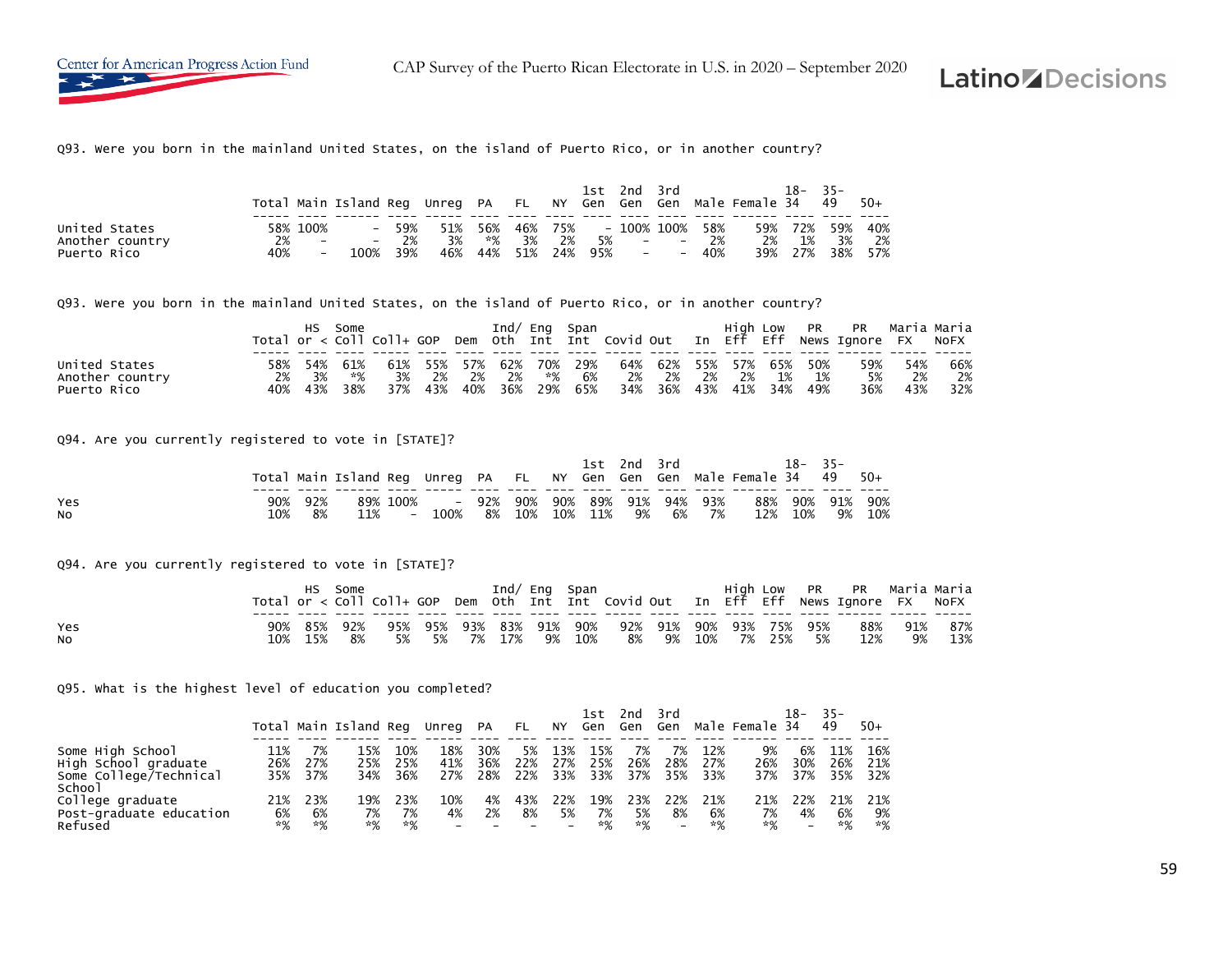Q93. Were you born in the mainland United States, on the island of Puerto Rico, or in another country?

| | Total | Main | Island | Reg | Unreg | PA | FL | NY | 1st Gen | 2nd Gen | 3rd Gen | Male | Female | 18-34 | 35-49 | 50+ |
|---|---|---|---|---|---|---|---|---|---|---|---|---|---|---|---|---|
| United States | 58% | 100% | - | 59% | 51% | 56% | 46% | 75% | - | 100% | 100% | 58% | 59% | 72% | 59% | 40% |
| Another country | 2% | - | - | 2% | 3% | *% | 3% | 2% | 5% | - | - | 2% | 2% | 1% | 3% | 2% |
| Puerto Rico | 40% | - | 100% | 39% | 46% | 44% | 51% | 24% | 95% | - | - | 40% | 39% | 27% | 38% | 57% |

Q93. Were you born in the mainland United States, on the island of Puerto Rico, or in another country?

| | Total | HS or < | Some Coll | Coll+ | GOP | Dem | Ind/ Oth | Eng Int | Span Int | Covid | Out | In | High Eff | Low Eff | PR News | PR Ignore | Maria FX | Maria NoFX |
|---|---|---|---|---|---|---|---|---|---|---|---|---|---|---|---|---|---|---|
| United States | 58% | 54% | 61% | 61% | 55% | 57% | 62% | 70% | 29% | 64% | 62% | 55% | 57% | 65% | 50% | 59% | 54% | 66% |
| Another country | 2% | 3% | *% | 3% | 2% | 2% | 2% | *% | 6% | 2% | 2% | 2% | 2% | 1% | 1% | 5% | 2% | 2% |
| Puerto Rico | 40% | 43% | 38% | 37% | 43% | 40% | 36% | 29% | 65% | 34% | 36% | 43% | 41% | 34% | 49% | 36% | 43% | 32% |

Q94. Are you currently registered to vote in [STATE]?

| | Total | Main | Island | Reg | Unreg | PA | FL | NY | 1st Gen | 2nd Gen | 3rd Gen | Male | Female | 18-34 | 35-49 | 50+ |
|---|---|---|---|---|---|---|---|---|---|---|---|---|---|---|---|---|
| Yes | 90% | 92% | 89% | 100% | - | 92% | 90% | 90% | 89% | 91% | 94% | 93% | 88% | 90% | 91% | 90% |
| No | 10% | 8% | 11% | - | 100% | 8% | 10% | 10% | 11% | 9% | 6% | 7% | 12% | 10% | 9% | 10% |

Q94. Are you currently registered to vote in [STATE]?

| | Total | HS or < | Some Coll | Coll+ | GOP | Dem | Ind/ Oth | Eng Int | Span Int | Covid | Out | In | High Eff | Low Eff | PR News | PR Ignore | Maria FX | Maria NoFX |
|---|---|---|---|---|---|---|---|---|---|---|---|---|---|---|---|---|---|---|
| Yes | 90% | 85% | 92% | 95% | 95% | 93% | 83% | 91% | 90% | 92% | 91% | 90% | 93% | 75% | 95% | 88% | 91% | 87% |
| No | 10% | 15% | 8% | 5% | 5% | 7% | 17% | 9% | 10% | 8% | 9% | 10% | 7% | 25% | 5% | 12% | 9% | 13% |

Q95. What is the highest level of education you completed?

| | Total | Main | Island | Reg | Unreg | PA | FL | NY | 1st Gen | 2nd Gen | 3rd Gen | Male | Female | 18-34 | 35-49 | 50+ |
|---|---|---|---|---|---|---|---|---|---|---|---|---|---|---|---|---|
| Some High School | 11% | 7% | 15% | 10% | 18% | 30% | 5% | 13% | 15% | 7% | 7% | 12% | 9% | 6% | 11% | 16% |
| High School graduate | 26% | 27% | 25% | 25% | 41% | 36% | 22% | 27% | 25% | 26% | 28% | 27% | 26% | 30% | 26% | 21% |
| Some College/Technical School | 35% | 37% | 34% | 36% | 27% | 28% | 22% | 33% | 33% | 37% | 35% | 33% | 37% | 37% | 35% | 32% |
| College graduate | 21% | 23% | 19% | 23% | 10% | 4% | 43% | 22% | 19% | 23% | 22% | 21% | 21% | 22% | 21% | 21% |
| Post-graduate education | 6% | 6% | 7% | 7% | 4% | 2% | 8% | 5% | 7% | 5% | 8% | 6% | 7% | 4% | 6% | 9% |
| Refused | *% | *% | *% | *% | - | - | - | - | *% | *% | - | *% | *% | - | *% | *% |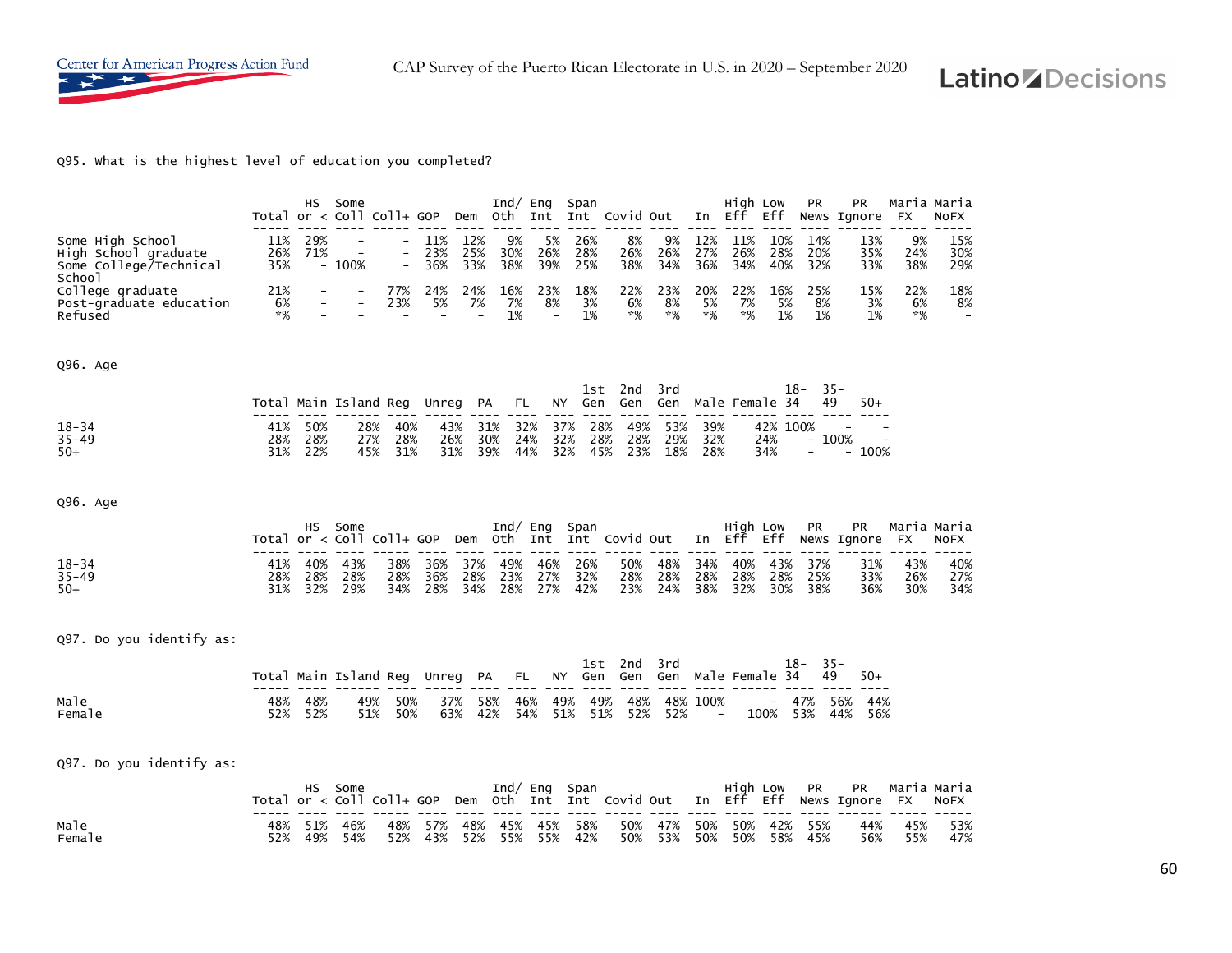Q95. what is the highest level of education you completed?

| | Total | HS or < | Some Coll | Coll+ | GOP | Dem | Ind/ Oth | Eng Int | Span Int | Covid | Out | In | High Eff | Low Eff | PR News | PR Ignore | Maria FX | Maria NoFX |
|---|---|---|---|---|---|---|---|---|---|---|---|---|---|---|---|---|---|---|
| Some High School | 11% | 29% | - | - | 11% | 12% | 9% | 5% | 26% | 8% | 9% | 12% | 11% | 10% | 14% | 13% | 9% | 15% |
| High School graduate | 26% | 71% | - | - | 23% | 25% | 30% | 26% | 28% | 26% | 26% | 27% | 26% | 28% | 20% | 35% | 24% | 30% |
| Some College/Technical School | 35% | - | 100% | - | 36% | 33% | 38% | 39% | 25% | 38% | 34% | 36% | 34% | 40% | 32% | 33% | 38% | 29% |
| College graduate | 21% | - | - | 77% | 24% | 24% | 16% | 23% | 18% | 22% | 23% | 20% | 22% | 16% | 25% | 15% | 22% | 18% |
| Post-graduate education | 6% | - | - | 23% | 5% | 7% | 7% | 8% | 3% | 6% | 8% | 5% | 7% | 5% | 8% | 3% | 6% | 8% |
| Refused | *% | - | - | - | - | - | 1% | - | 1% | *% | *% | *% | *% | 1% | 1% | 1% | *% | - |

Q96. Age

| | Total | Main | Island | Reg | Unreg | PA | FL | NY | 1st Gen | 2nd Gen | 3rd Gen | Male | Female | 18-34 | 35-49 | 50+ |
|---|---|---|---|---|---|---|---|---|---|---|---|---|---|---|---|---|
| 18-34 | 41% | 50% | 28% | 40% | 43% | 31% | 32% | 37% | 28% | 49% | 53% | 39% | 42% | 100% | - | - |
| 35-49 | 28% | 28% | 27% | 28% | 26% | 30% | 24% | 32% | 28% | 28% | 29% | 32% | 24% | - | 100% | - |
| 50+ | 31% | 22% | 45% | 31% | 31% | 39% | 44% | 32% | 45% | 23% | 18% | 28% | 34% | - | - | 100% |

Q96. Age

| | Total | HS or < | Some Coll | Coll+ | GOP | Dem | Ind/ Oth | Eng Int | Span Int | Covid | Out | In | High Eff | Low Eff | PR News | PR Ignore | Maria FX | Maria NoFX |
|---|---|---|---|---|---|---|---|---|---|---|---|---|---|---|---|---|---|---|
| 18-34 | 41% | 40% | 43% | 38% | 36% | 37% | 49% | 46% | 26% | 50% | 48% | 34% | 40% | 43% | 37% | 31% | 43% | 40% |
| 35-49 | 28% | 28% | 28% | 28% | 36% | 28% | 23% | 27% | 32% | 28% | 28% | 28% | 28% | 28% | 25% | 33% | 26% | 27% |
| 50+ | 31% | 32% | 29% | 34% | 28% | 34% | 28% | 27% | 42% | 23% | 24% | 38% | 32% | 30% | 38% | 36% | 30% | 34% |

Q97. Do you identify as:

| | Total | Main | Island | Reg | Unreg | PA | FL | NY | 1st Gen | 2nd Gen | 3rd Gen | Male | Female | 18-34 | 35-49 | 50+ |
|---|---|---|---|---|---|---|---|---|---|---|---|---|---|---|---|---|
| Male | 48% | 48% | 49% | 50% | 37% | 58% | 46% | 49% | 49% | 48% | 48% | 100% | - | 47% | 56% | 44% |
| Female | 52% | 52% | 51% | 50% | 63% | 42% | 54% | 51% | 51% | 52% | 52% | - | 100% | 53% | 44% | 56% |

Q97. Do you identify as:

| | Total | HS or < | Some Coll | Coll+ | GOP | Dem | Ind/ Oth | Eng Int | Span Int | Covid | Out | In | High Eff | Low Eff | PR News | PR Ignore | Maria FX | Maria NoFX |
|---|---|---|---|---|---|---|---|---|---|---|---|---|---|---|---|---|---|---|
| Male | 48% | 51% | 46% | 48% | 57% | 48% | 45% | 45% | 58% | 50% | 47% | 50% | 50% | 42% | 55% | 44% | 45% | 53% |
| Female | 52% | 49% | 54% | 52% | 43% | 52% | 55% | 55% | 42% | 50% | 53% | 50% | 50% | 58% | 45% | 56% | 55% | 47% |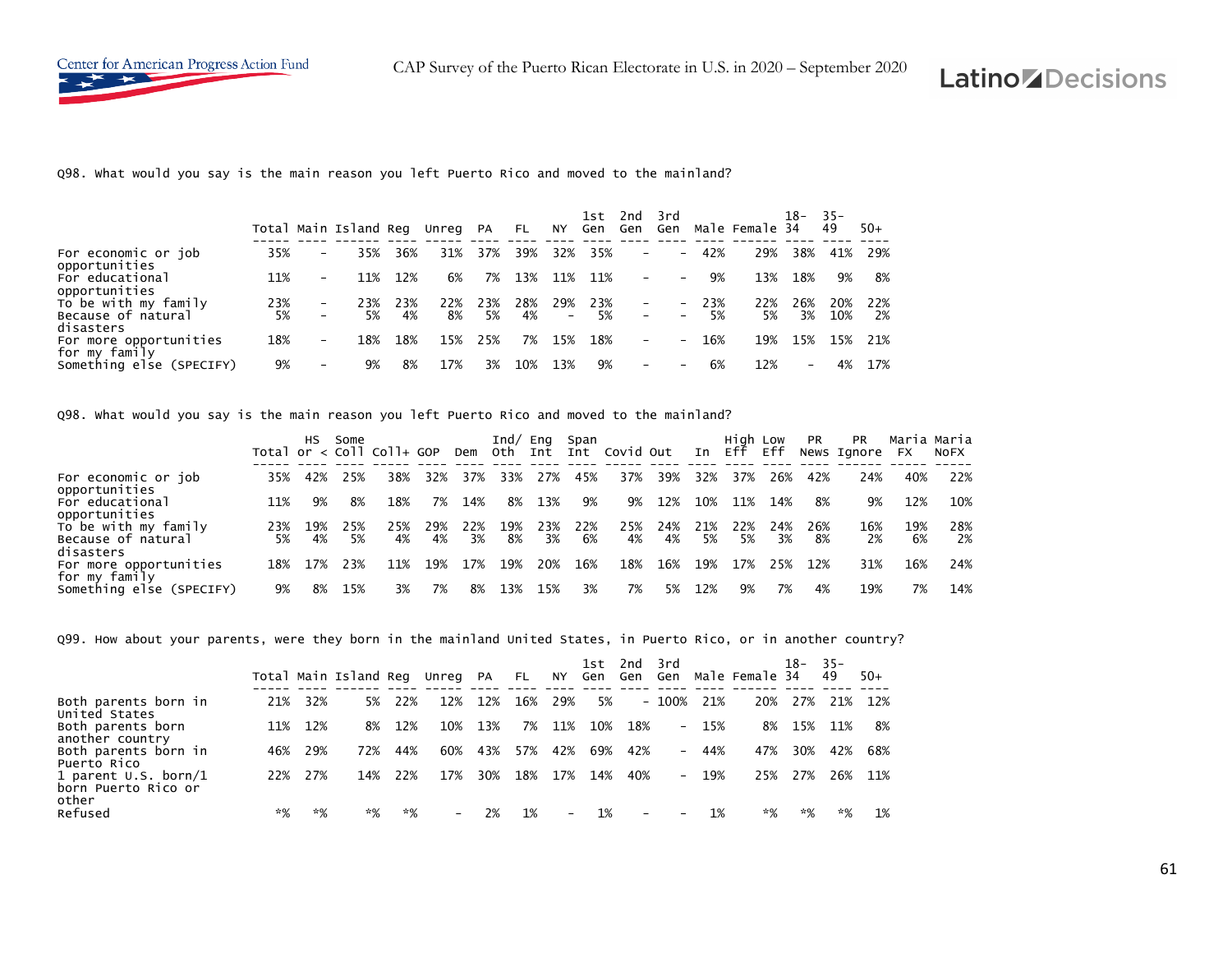Q98. What would you say is the main reason you left Puerto Rico and moved to the mainland?

| | Total | Main | Island | Reg | Unreg | PA | FL | NY | 1st Gen | 2nd Gen | 3rd Gen | Male | Female | 18-34 | 35-49 | 50+ |
|---|---|---|---|---|---|---|---|---|---|---|---|---|---|---|---|---|
| For economic or job opportunities | 35% | - | 35% | 36% | 31% | 37% | 39% | 32% | 35% | - | - | 42% | 29% | 38% | 41% | 29% |
| For educational opportunities | 11% | - | 11% | 12% | 6% | 7% | 13% | 11% | 11% | - | - | 9% | 13% | 18% | 9% | 8% |
| To be with my family | 23% | - | 23% | 23% | 22% | 23% | 28% | 29% | 23% | - | - | 23% | 22% | 26% | 20% | 22% |
| Because of natural disasters | 5% | - | 5% | 4% | 8% | 5% | 4% | - | 5% | - | - | 5% | 5% | 3% | 10% | 2% |
| For more opportunities for my family | 18% | - | 18% | 18% | 15% | 25% | 7% | 15% | 18% | - | - | 16% | 19% | 15% | 15% | 21% |
| Something else (SPECIFY) | 9% | - | 9% | 8% | 17% | 3% | 10% | 13% | 9% | - | - | 6% | 12% | - | 4% | 17% |

Q98. What would you say is the main reason you left Puerto Rico and moved to the mainland?

| | Total | HS or < | Some Coll | Coll+ | GOP | Dem | Ind/ Oth | Eng Int | Span Int | Covid | Out | In | High Eff | Low Eff | PR News | PR Ignore | Maria FX | Maria NoFX |
|---|---|---|---|---|---|---|---|---|---|---|---|---|---|---|---|---|---|---|
| For economic or job opportunities | 35% | 42% | 25% | 38% | 32% | 37% | 33% | 27% | 45% | 37% | 39% | 32% | 37% | 26% | 42% | 24% | 40% | 22% |
| For educational opportunities | 11% | 9% | 8% | 18% | 7% | 14% | 8% | 13% | 9% | 9% | 12% | 10% | 11% | 14% | 8% | 9% | 12% | 10% |
| To be with my family | 23% | 19% | 25% | 25% | 29% | 22% | 19% | 23% | 22% | 25% | 24% | 21% | 22% | 24% | 26% | 16% | 19% | 28% |
| Because of natural disasters | 5% | 4% | 5% | 4% | 4% | 3% | 8% | 3% | 6% | 4% | 4% | 5% | 5% | 3% | 8% | 2% | 6% | 2% |
| For more opportunities for my family | 18% | 17% | 23% | 11% | 19% | 17% | 19% | 20% | 16% | 18% | 16% | 19% | 17% | 25% | 12% | 31% | 16% | 24% |
| Something else (SPECIFY) | 9% | 8% | 15% | 3% | 7% | 8% | 13% | 15% | 3% | 7% | 5% | 12% | 9% | 7% | 4% | 19% | 7% | 14% |

Q99. How about your parents, were they born in the mainland United States, in Puerto Rico, or in another country?

| | Total | Main | Island | Reg | Unreg | PA | FL | NY | 1st Gen | 2nd Gen | 3rd Gen | Male | Female | 18-34 | 35-49 | 50+ |
|---|---|---|---|---|---|---|---|---|---|---|---|---|---|---|---|---|
| Both parents born in United States | 21% | 32% | 5% | 22% | 12% | 12% | 16% | 29% | 5% | - | 100% | 21% | 20% | 27% | 21% | 12% |
| Both parents born another country | 11% | 12% | 8% | 12% | 10% | 13% | 7% | 11% | 10% | 18% | - | 15% | 8% | 15% | 11% | 8% |
| Both parents born in Puerto Rico | 46% | 29% | 72% | 44% | 60% | 43% | 57% | 42% | 69% | 42% | - | 44% | 47% | 30% | 42% | 68% |
| 1 parent U.S. born/1 born Puerto Rico or other | 22% | 27% | 14% | 22% | 17% | 30% | 18% | 17% | 14% | 40% | - | 19% | 25% | 27% | 26% | 11% |
| Refused | *% | *% | *% | *% | - | 2% | 1% | - | 1% | - | - | 1% | *% | *% | *% | 1% |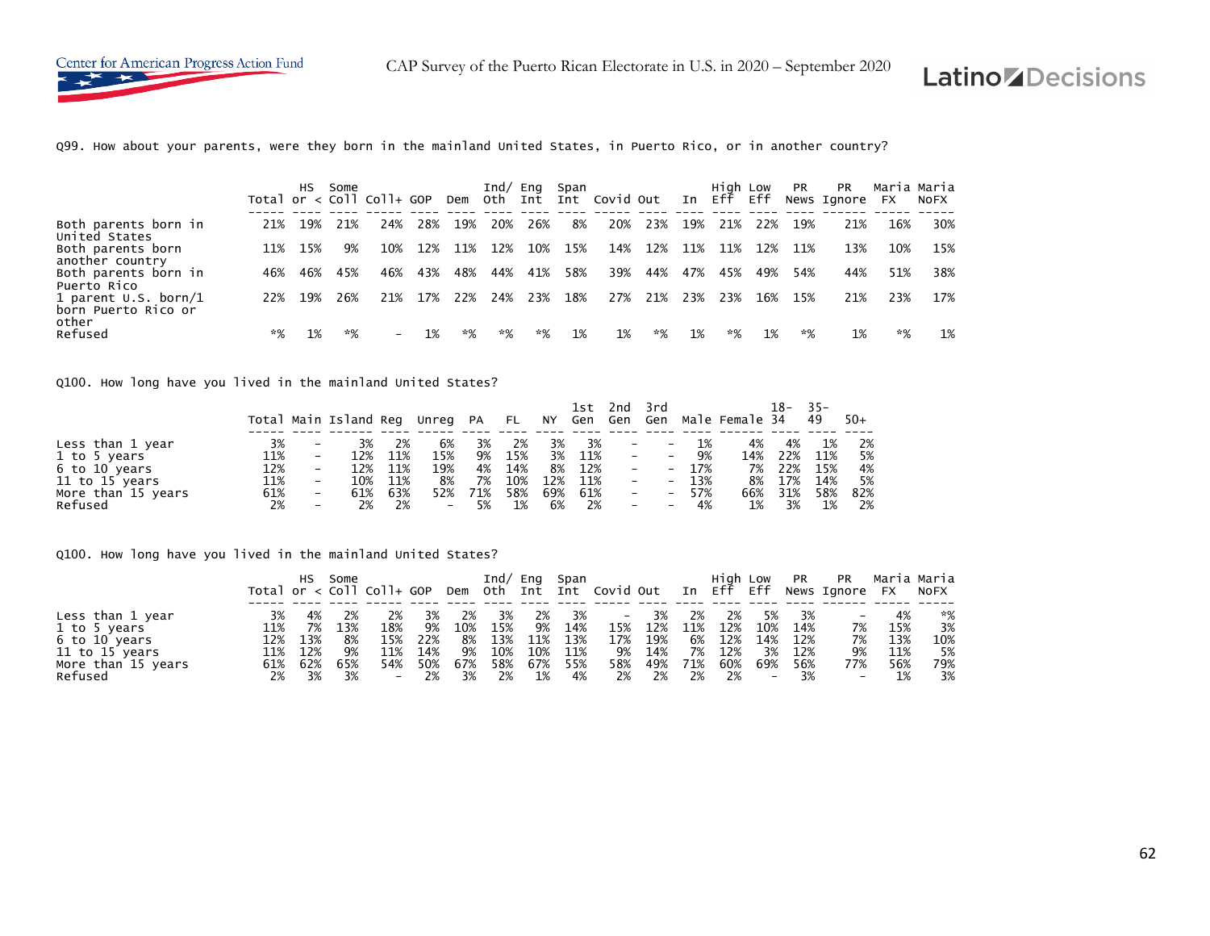Q99. How about your parents, were they born in the mainland United States, in Puerto Rico, or in another country?

| | Total | HS or < | Some Coll | Coll+ | GOP | Dem | Ind/ Oth | Eng Int | Span Int | Covid | Out | In | High Eff | Low Eff | PR News | PR Ignore | Maria FX | Maria NoFX |
|---|---|---|---|---|---|---|---|---|---|---|---|---|---|---|---|---|---|---|
| Both parents born in United States | 21% | 19% | 21% | 24% | 28% | 19% | 20% | 26% | 8% | 20% | 23% | 19% | 21% | 22% | 19% | 21% | 16% | 30% |
| Both parents born another country | 11% | 15% | 9% | 10% | 12% | 11% | 12% | 10% | 15% | 14% | 12% | 11% | 11% | 12% | 11% | 13% | 10% | 15% |
| Both parents born in Puerto Rico | 46% | 46% | 45% | 46% | 43% | 48% | 44% | 41% | 58% | 39% | 44% | 47% | 45% | 49% | 54% | 44% | 51% | 38% |
| 1 parent U.S. born/1 born Puerto Rico or other | 22% | 19% | 26% | 21% | 17% | 22% | 24% | 23% | 18% | 27% | 21% | 23% | 23% | 16% | 15% | 21% | 23% | 17% |
| Refused | *% | 1% | *% | - | 1% | *% | *% | *% | 1% | 1% | *% | 1% | *% | 1% | *% | 1% | *% | 1% |

Q100. How long have you lived in the mainland United States?

| | Total | Main | Island | Reg | Unreg | PA | FL | NY | 1st Gen | 2nd Gen | 3rd Gen | Male | Female | 18-34 | 35-49 | 50+ |
|---|---|---|---|---|---|---|---|---|---|---|---|---|---|---|---|---|
| Less than 1 year | 3% | - | 3% | 2% | 6% | 3% | 2% | 3% | 3% | - | - | 1% | 4% | 4% | 1% | 2% |
| 1 to 5 years | 11% | - | 12% | 11% | 15% | 9% | 15% | 3% | 11% | - | - | 9% | 14% | 22% | 11% | 5% |
| 6 to 10 years | 12% | - | 12% | 11% | 19% | 4% | 14% | 8% | 12% | - | - | 17% | 7% | 22% | 15% | 4% |
| 11 to 15 years | 11% | - | 10% | 11% | 8% | 7% | 10% | 12% | 11% | - | - | 13% | 8% | 17% | 14% | 5% |
| More than 15 years | 61% | - | 61% | 63% | 52% | 71% | 58% | 69% | 61% | - | - | 57% | 66% | 31% | 58% | 82% |
| Refused | 2% | - | 2% | 2% | - | 5% | 1% | 6% | 2% | - | - | 4% | 1% | 3% | 1% | 2% |

Q100. How long have you lived in the mainland United States?

| | Total | HS or < | Some Coll | Coll+ | GOP | Dem | Ind/ Oth | Eng Int | Span Int | Covid | Out | In | High Eff | Low Eff | PR News | PR Ignore | Maria FX | Maria NoFX |
|---|---|---|---|---|---|---|---|---|---|---|---|---|---|---|---|---|---|---|
| Less than 1 year | 3% | 4% | 2% | 2% | 3% | 2% | 3% | 2% | 3% | - | 3% | 2% | 2% | 5% | 3% | - | 4% | *% |
| 1 to 5 years | 11% | 7% | 13% | 18% | 9% | 10% | 15% | 9% | 14% | 15% | 12% | 11% | 12% | 10% | 14% | 7% | 15% | 3% |
| 6 to 10 years | 12% | 13% | 8% | 15% | 22% | 8% | 13% | 11% | 13% | 17% | 19% | 6% | 12% | 14% | 12% | 7% | 13% | 10% |
| 11 to 15 years | 11% | 12% | 9% | 11% | 14% | 9% | 10% | 10% | 11% | 9% | 14% | 7% | 12% | 3% | 12% | 9% | 11% | 5% |
| More than 15 years | 61% | 62% | 65% | 54% | 50% | 67% | 58% | 67% | 55% | 58% | 49% | 71% | 60% | 69% | 56% | 77% | 56% | 79% |
| Refused | 2% | 3% | 3% | - | 2% | 3% | 2% | 1% | 4% | 2% | 2% | 2% | 2% | - | 3% | - | 1% | 3% |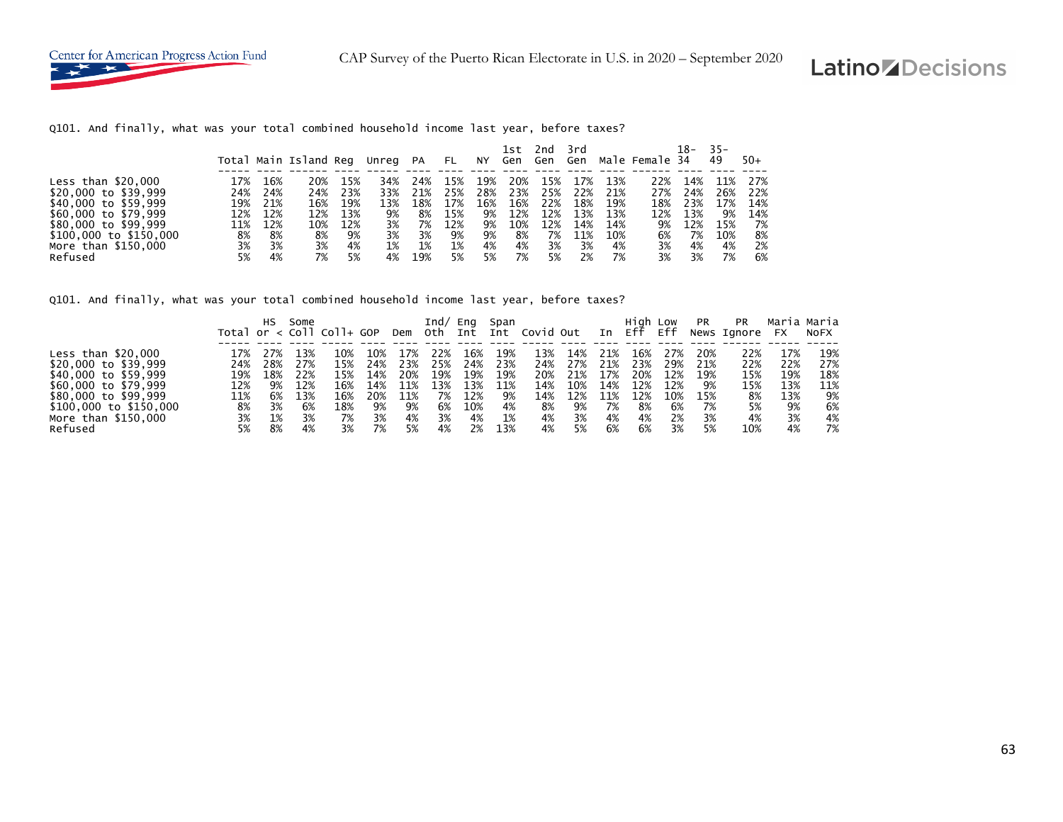Q101. And finally, what was your total combined household income last year, before taxes?

| | Total | Main | Island | Reg | Unreg | PA | FL | NY | 1st Gen | 2nd Gen | 3rd Gen | Male | Female | 18-34 | 35-49 | 50+ |
|---|---|---|---|---|---|---|---|---|---|---|---|---|---|---|---|---|
| Less than $20,000 | 17% | 16% | 20% | 15% | 34% | 24% | 15% | 19% | 20% | 15% | 17% | 13% | 22% | 14% | 11% | 27% |
| $20,000 to $39,999 | 24% | 24% | 24% | 23% | 33% | 21% | 25% | 28% | 23% | 25% | 22% | 21% | 27% | 24% | 26% | 22% |
| $40,000 to $59,999 | 19% | 21% | 16% | 19% | 13% | 18% | 17% | 16% | 16% | 22% | 18% | 19% | 18% | 23% | 17% | 14% |
| $60,000 to $79,999 | 12% | 12% | 12% | 13% | 9% | 8% | 15% | 9% | 12% | 12% | 13% | 13% | 12% | 13% | 9% | 14% |
| $80,000 to $99,999 | 11% | 12% | 10% | 12% | 3% | 7% | 12% | 9% | 10% | 12% | 14% | 14% | 9% | 12% | 15% | 7% |
| $100,000 to $150,000 | 8% | 8% | 8% | 9% | 3% | 3% | 9% | 9% | 8% | 7% | 11% | 10% | 6% | 7% | 10% | 8% |
| More than $150,000 | 3% | 3% | 3% | 4% | 1% | 1% | 1% | 4% | 4% | 3% | 3% | 4% | 3% | 4% | 4% | 2% |
| Refused | 5% | 4% | 7% | 5% | 4% | 19% | 5% | 5% | 7% | 5% | 2% | 7% | 3% | 3% | 7% | 6% |

Q101. And finally, what was your total combined household income last year, before taxes?

| | Total | HS or < | Some Coll | Coll+ | GOP | Dem | Ind/ Oth | Eng Int | Span Int | Covid | Out | In | High Eff | Low Eff | PR News | PR Ignore | Maria FX | Maria NoFX |
|---|---|---|---|---|---|---|---|---|---|---|---|---|---|---|---|---|---|---|
| Less than $20,000 | 17% | 27% | 13% | 10% | 10% | 17% | 22% | 16% | 19% | 13% | 14% | 21% | 16% | 27% | 20% | 22% | 17% | 19% |
| $20,000 to $39,999 | 24% | 28% | 27% | 15% | 24% | 23% | 25% | 24% | 23% | 24% | 27% | 21% | 23% | 29% | 21% | 22% | 22% | 27% |
| $40,000 to $59,999 | 19% | 18% | 22% | 15% | 14% | 20% | 19% | 19% | 19% | 20% | 21% | 17% | 20% | 12% | 19% | 15% | 19% | 18% |
| $60,000 to $79,999 | 12% | 9% | 12% | 16% | 14% | 11% | 13% | 13% | 11% | 14% | 10% | 14% | 12% | 12% | 9% | 15% | 13% | 11% |
| $80,000 to $99,999 | 11% | 6% | 13% | 16% | 20% | 11% | 7% | 12% | 9% | 14% | 12% | 11% | 12% | 10% | 15% | 8% | 13% | 9% |
| $100,000 to $150,000 | 8% | 3% | 6% | 18% | 9% | 9% | 6% | 10% | 4% | 8% | 9% | 7% | 8% | 6% | 7% | 5% | 9% | 6% |
| More than $150,000 | 3% | 1% | 3% | 7% | 3% | 4% | 3% | 4% | 1% | 4% | 3% | 4% | 4% | 2% | 3% | 4% | 3% | 4% |
| Refused | 5% | 8% | 4% | 3% | 7% | 5% | 4% | 2% | 13% | 4% | 5% | 6% | 6% | 3% | 5% | 10% | 4% | 7% |